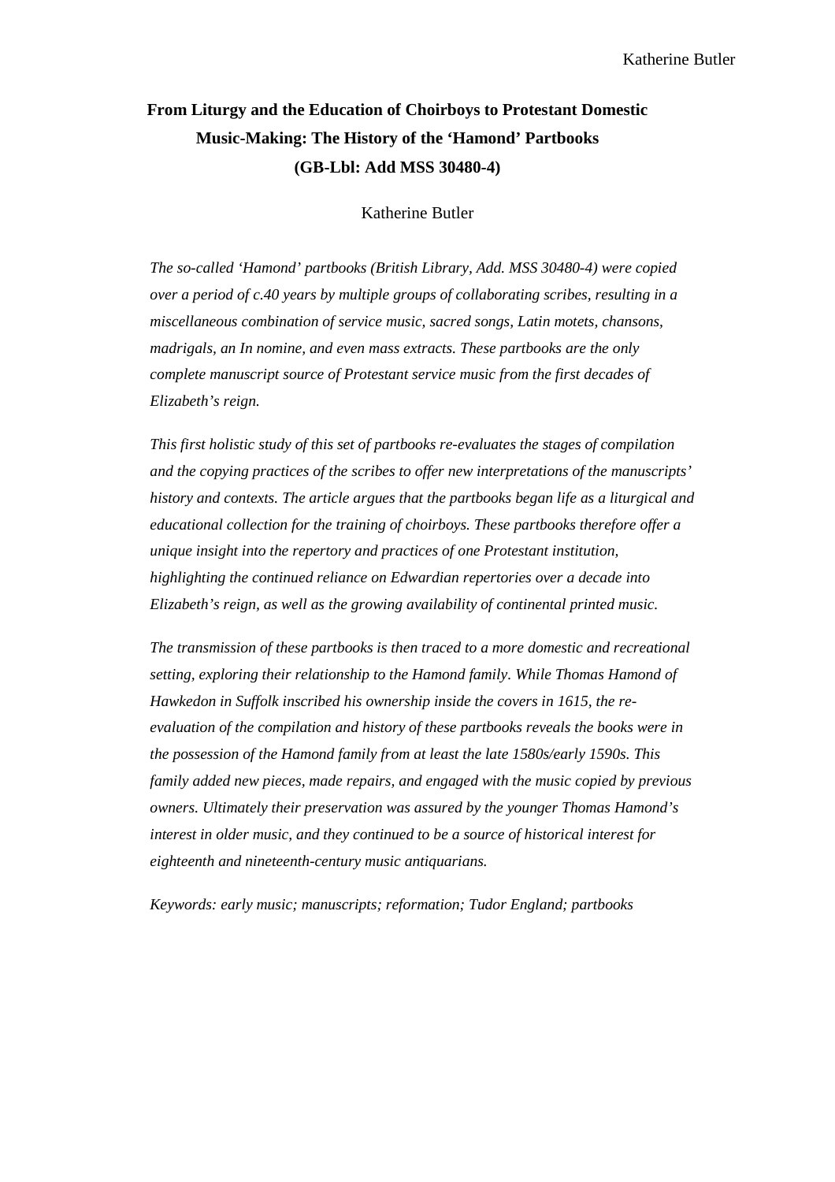# From Liturgy and the Education of Choirboys to Protestant Domestic Music-Making: The History of the 'Hamond' Partbooks (GB-Lbl: Add MSS 30480-4)

Katherine Butler

*The so-called 'Hamond' partbooks (British Library, Add. MSS 30480-4) were copied over a period of c.40 years by multiple groups of collaborating scribes, resulting in a miscellaneous combination of service music, sacred songs, Latin motets, chansons, madrigals, an In nomine, and even mass extracts. These partbooks are the only complete manuscript source of Protestant service music from the first decades of Elizabeth's reign.*

*This first holistic study of this set of partbooks re-evaluates the stages of compilation and the copying practices of the scribes to offer new interpretations of the manuscripts' history and contexts. The article argues that the partbooks began life as a liturgical and educational collection for the training of choirboys. These partbooks therefore offer a unique insight into the repertory and practices of one Protestant institution, highlighting the continued reliance on Edwardian repertories over a decade into Elizabeth's reign, as well as the growing availability of continental printed music.*

*The transmission of these partbooks is then traced to a more domestic and recreational setting, exploring their relationship to the Hamond family. While Thomas Hamond of Hawkedon in Suffolk inscribed his ownership inside the covers in 1615, the re-evaluation of the compilation and history of these partbooks reveals the books were in the possession of the Hamond family from at least the late 1580s/early 1590s. This family added new pieces, made repairs, and engaged with the music copied by previous owners. Ultimately their preservation was assured by the younger Thomas Hamond's interest in older music, and they continued to be a source of historical interest for eighteenth and nineteenth-century music antiquarians.*

*Keywords: early music; manuscripts; reformation; Tudor England; partbooks*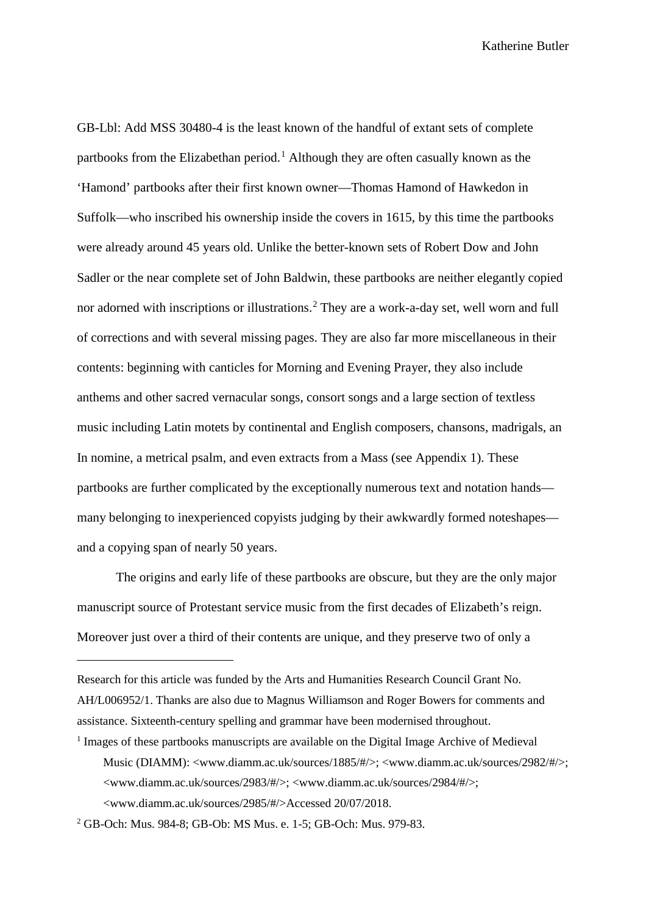GB-Lbl: Add MSS 30480-4 is the least known of the handful of extant sets of complete partbooks from the Elizabethan period.[1] Although they are often casually known as the 'Hamond' partbooks after their first known owner—Thomas Hamond of Hawkedon in Suffolk—who inscribed his ownership inside the covers in 1615, by this time the partbooks were already around 45 years old. Unlike the better-known sets of Robert Dow and John Sadler or the near complete set of John Baldwin, these partbooks are neither elegantly copied nor adorned with inscriptions or illustrations.[2] They are a work-a-day set, well worn and full of corrections and with several missing pages. They are also far more miscellaneous in their contents: beginning with canticles for Morning and Evening Prayer, they also include anthems and other sacred vernacular songs, consort songs and a large section of textless music including Latin motets by continental and English composers, chansons, madrigals, an In nomine, a metrical psalm, and even extracts from a Mass (see Appendix 1). These partbooks are further complicated by the exceptionally numerous text and notation hands—many belonging to inexperienced copyists judging by their awkwardly formed noteshapes—and a copying span of nearly 50 years.

The origins and early life of these partbooks are obscure, but they are the only major manuscript source of Protestant service music from the first decades of Elizabeth's reign. Moreover just over a third of their contents are unique, and they preserve two of only a

---

Research for this article was funded by the Arts and Humanities Research Council Grant No. AH/L006952/1. Thanks are also due to Magnus Williamson and Roger Bowers for comments and assistance. Sixteenth-century spelling and grammar have been modernised throughout.

[1] Images of these partbooks manuscripts are available on the Digital Image Archive of Medieval Music (DIAMM): <www.diamm.ac.uk/sources/1885/#/>; <www.diamm.ac.uk/sources/2982/#/>; <www.diamm.ac.uk/sources/2983/#/>; <www.diamm.ac.uk/sources/2984/#/>; <www.diamm.ac.uk/sources/2985/#/>Accessed 20/07/2018.

[2] GB-Och: Mus. 984-8; GB-Ob: MS Mus. e. 1-5; GB-Och: Mus. 979-83.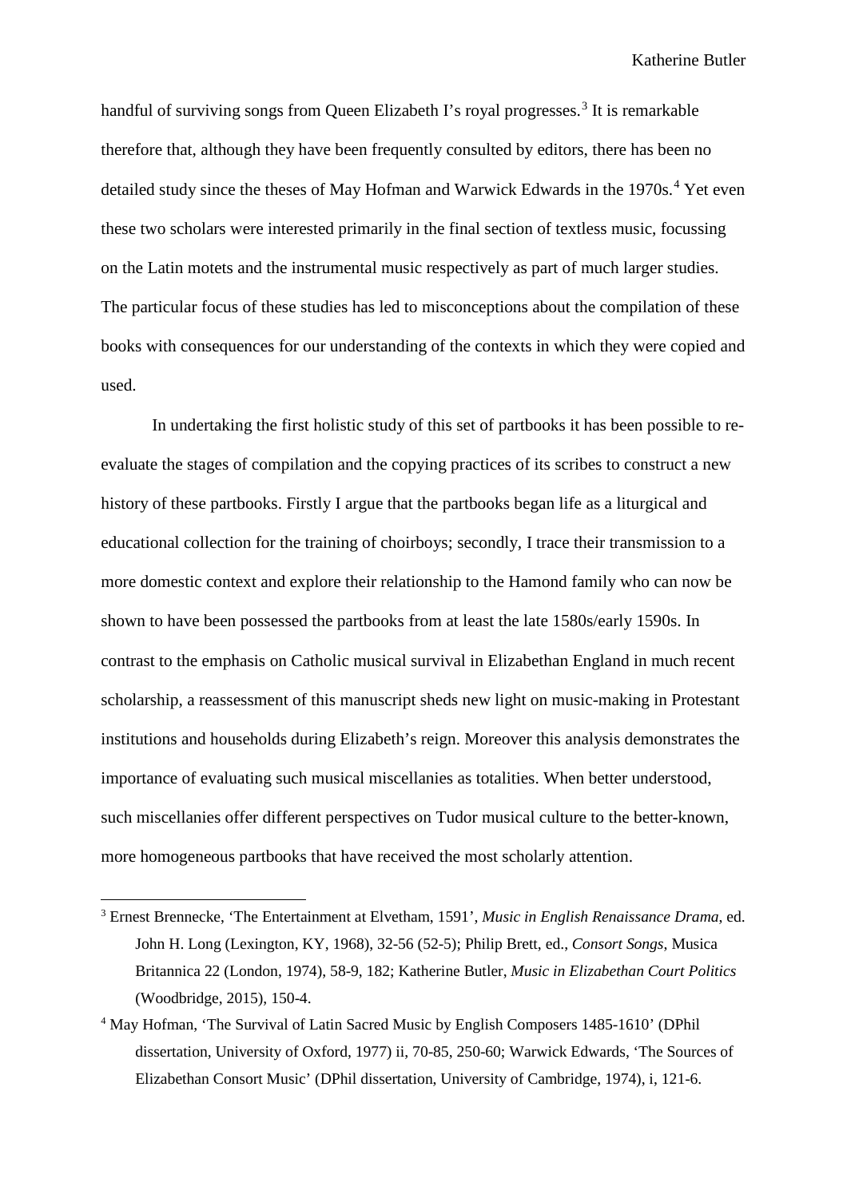handful of surviving songs from Queen Elizabeth I's royal progresses.[3] It is remarkable therefore that, although they have been frequently consulted by editors, there has been no detailed study since the theses of May Hofman and Warwick Edwards in the 1970s.[4] Yet even these two scholars were interested primarily in the final section of textless music, focussing on the Latin motets and the instrumental music respectively as part of much larger studies. The particular focus of these studies has led to misconceptions about the compilation of these books with consequences for our understanding of the contexts in which they were copied and used.

In undertaking the first holistic study of this set of partbooks it has been possible to re-evaluate the stages of compilation and the copying practices of its scribes to construct a new history of these partbooks. Firstly I argue that the partbooks began life as a liturgical and educational collection for the training of choirboys; secondly, I trace their transmission to a more domestic context and explore their relationship to the Hamond family who can now be shown to have been possessed the partbooks from at least the late 1580s/early 1590s. In contrast to the emphasis on Catholic musical survival in Elizabethan England in much recent scholarship, a reassessment of this manuscript sheds new light on music-making in Protestant institutions and households during Elizabeth's reign. Moreover this analysis demonstrates the importance of evaluating such musical miscellanies as totalities. When better understood, such miscellanies offer different perspectives on Tudor musical culture to the better-known, more homogeneous partbooks that have received the most scholarly attention.

---

[3] Ernest Brennecke, 'The Entertainment at Elvetham, 1591', *Music in English Renaissance Drama*, ed. John H. Long (Lexington, KY, 1968), 32-56 (52-5); Philip Brett, ed., *Consort Songs*, Musica Britannica 22 (London, 1974), 58-9, 182; Katherine Butler, *Music in Elizabethan Court Politics* (Woodbridge, 2015), 150-4.

[4] May Hofman, 'The Survival of Latin Sacred Music by English Composers 1485-1610' (DPhil dissertation, University of Oxford, 1977) ii, 70-85, 250-60; Warwick Edwards, 'The Sources of Elizabethan Consort Music' (DPhil dissertation, University of Cambridge, 1974), i, 121-6.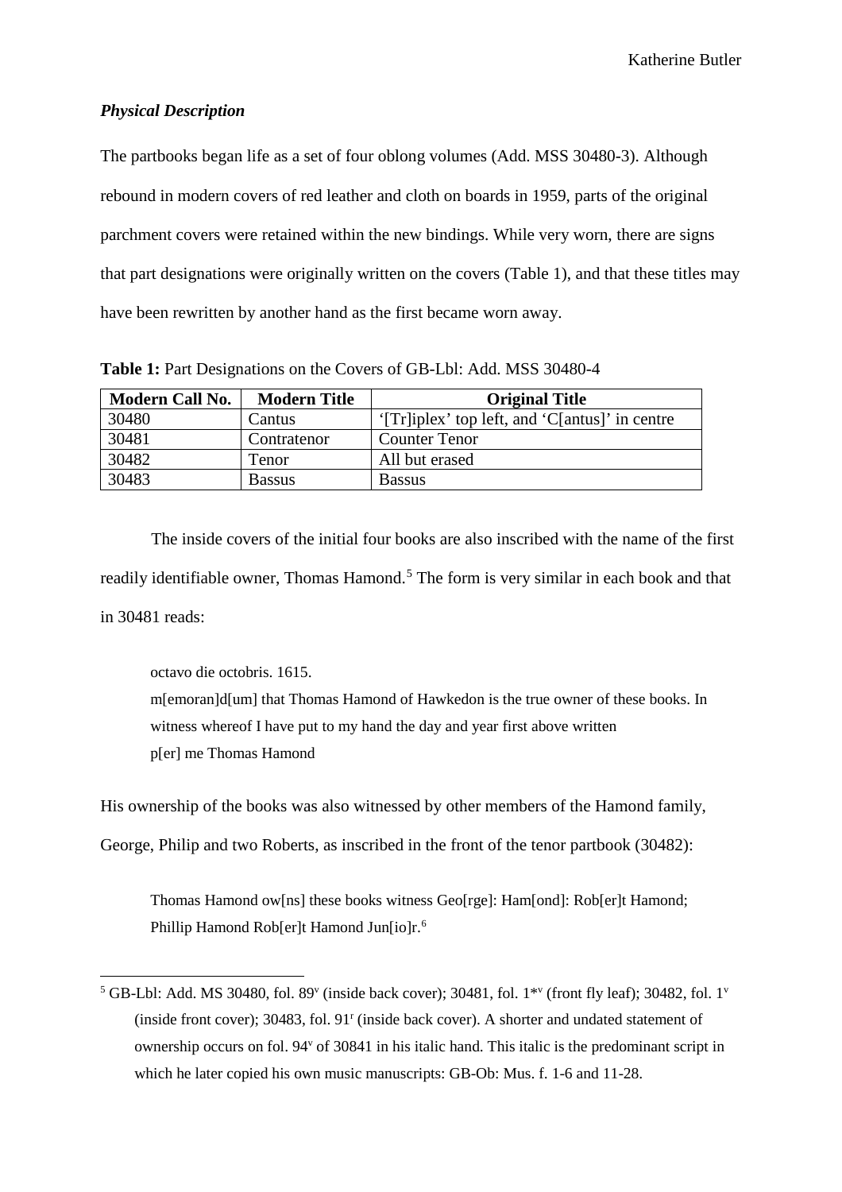### *Physical Description*

The partbooks began life as a set of four oblong volumes (Add. MSS 30480-3). Although rebound in modern covers of red leather and cloth on boards in 1959, parts of the original parchment covers were retained within the new bindings. While very worn, there are signs that part designations were originally written on the covers (Table 1), and that these titles may have been rewritten by another hand as the first became worn away.

**Table 1:** Part Designations on the Covers of GB-Lbl: Add. MSS 30480-4

| Modern Call No. | Modern Title | Original Title |
|---|---|---|
| 30480 | Cantus | '[Tr]iplex' top left, and 'C[antus]' in centre |
| 30481 | Contratenor | Counter Tenor |
| 30482 | Tenor | All but erased |
| 30483 | Bassus | Bassus |

The inside covers of the initial four books are also inscribed with the name of the first readily identifiable owner, Thomas Hamond.[5] The form is very similar in each book and that in 30481 reads:

> octavo die octobris. 1615.
> m[emoran]d[um] that Thomas Hamond of Hawkedon is the true owner of these books. In witness whereof I have put to my hand the day and year first above written
> p[er] me Thomas Hamond

His ownership of the books was also witnessed by other members of the Hamond family, George, Philip and two Roberts, as inscribed in the front of the tenor partbook (30482):

> Thomas Hamond ow[ns] these books witness Geo[rge]: Ham[ond]: Rob[er]t Hamond; Phillip Hamond Rob[er]t Hamond Jun[io]r.[6]

---

[5] GB-Lbl: Add. MS 30480, fol. 89ᵛ (inside back cover); 30481, fol. 1*ᵛ (front fly leaf); 30482, fol. 1ᵛ (inside front cover); 30483, fol. 91ʳ (inside back cover). A shorter and undated statement of ownership occurs on fol. 94ᵛ of 30841 in his italic hand. This italic is the predominant script in which he later copied his own music manuscripts: GB-Ob: Mus. f. 1-6 and 11-28.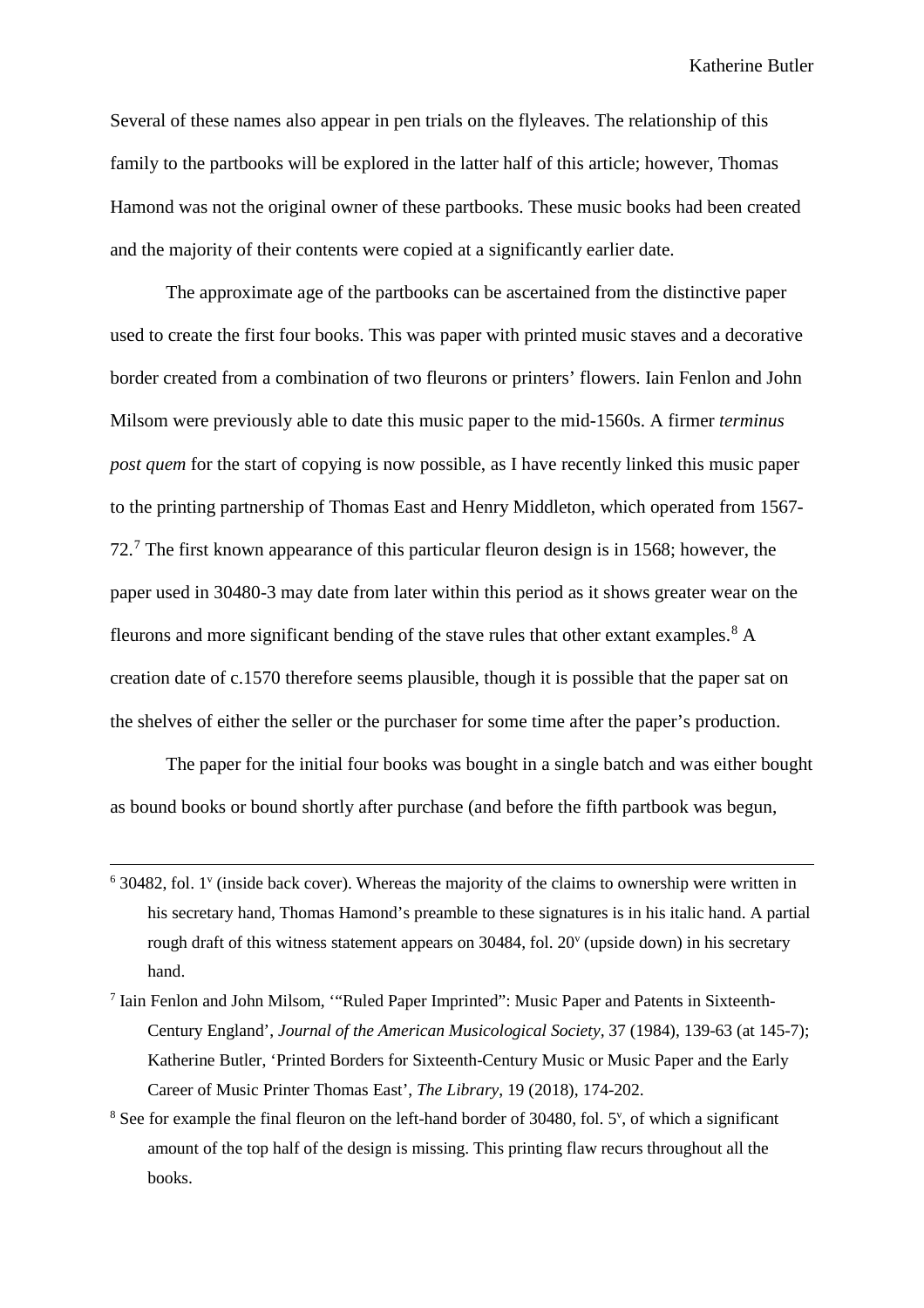Several of these names also appear in pen trials on the flyleaves. The relationship of this family to the partbooks will be explored in the latter half of this article; however, Thomas Hamond was not the original owner of these partbooks. These music books had been created and the majority of their contents were copied at a significantly earlier date.

The approximate age of the partbooks can be ascertained from the distinctive paper used to create the first four books. This was paper with printed music staves and a decorative border created from a combination of two fleurons or printers' flowers. Iain Fenlon and John Milsom were previously able to date this music paper to the mid-1560s. A firmer *terminus post quem* for the start of copying is now possible, as I have recently linked this music paper to the printing partnership of Thomas East and Henry Middleton, which operated from 1567-72.[7] The first known appearance of this particular fleuron design is in 1568; however, the paper used in 30480-3 may date from later within this period as it shows greater wear on the fleurons and more significant bending of the stave rules that other extant examples.[8] A creation date of c.1570 therefore seems plausible, though it is possible that the paper sat on the shelves of either the seller or the purchaser for some time after the paper's production.

The paper for the initial four books was bought in a single batch and was either bought as bound books or bound shortly after purchase (and before the fifth partbook was begun,

---

[6] 30482, fol. 1v (inside back cover). Whereas the majority of the claims to ownership were written in his secretary hand, Thomas Hamond's preamble to these signatures is in his italic hand. A partial rough draft of this witness statement appears on 30484, fol. 20v (upside down) in his secretary hand.

[7] Iain Fenlon and John Milsom, '"Ruled Paper Imprinted": Music Paper and Patents in Sixteenth-Century England', *Journal of the American Musicological Society*, 37 (1984), 139-63 (at 145-7); Katherine Butler, 'Printed Borders for Sixteenth-Century Music or Music Paper and the Early Career of Music Printer Thomas East', *The Library*, 19 (2018), 174-202.

[8] See for example the final fleuron on the left-hand border of 30480, fol. 5v, of which a significant amount of the top half of the design is missing. This printing flaw recurs throughout all the books.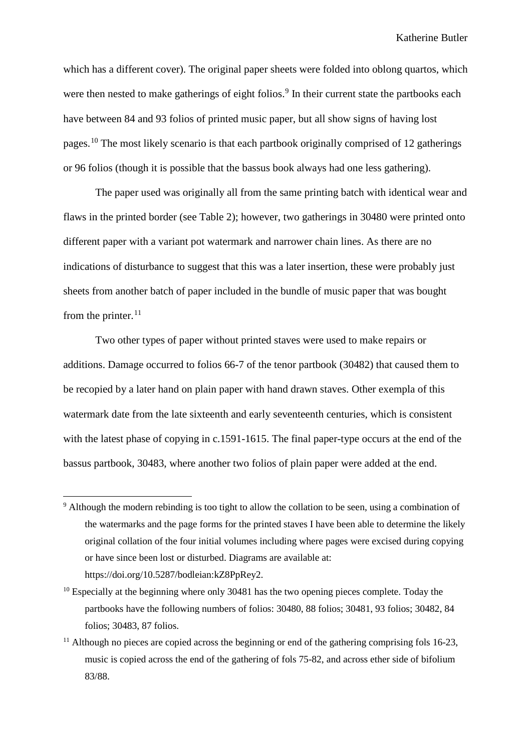which has a different cover). The original paper sheets were folded into oblong quartos, which were then nested to make gatherings of eight folios.[9] In their current state the partbooks each have between 84 and 93 folios of printed music paper, but all show signs of having lost pages.[10] The most likely scenario is that each partbook originally comprised of 12 gatherings or 96 folios (though it is possible that the bassus book always had one less gathering).

The paper used was originally all from the same printing batch with identical wear and flaws in the printed border (see Table 2); however, two gatherings in 30480 were printed onto different paper with a variant pot watermark and narrower chain lines. As there are no indications of disturbance to suggest that this was a later insertion, these were probably just sheets from another batch of paper included in the bundle of music paper that was bought from the printer.[11]

Two other types of paper without printed staves were used to make repairs or additions. Damage occurred to folios 66-7 of the tenor partbook (30482) that caused them to be recopied by a later hand on plain paper with hand drawn staves. Other exempla of this watermark date from the late sixteenth and early seventeenth centuries, which is consistent with the latest phase of copying in c.1591-1615. The final paper-type occurs at the end of the bassus partbook, 30483, where another two folios of plain paper were added at the end.

---

[9] Although the modern rebinding is too tight to allow the collation to be seen, using a combination of the watermarks and the page forms for the printed staves I have been able to determine the likely original collation of the four initial volumes including where pages were excised during copying or have since been lost or disturbed. Diagrams are available at: https://doi.org/10.5287/bodleian:kZ8PpRey2.

[10] Especially at the beginning where only 30481 has the two opening pieces complete. Today the partbooks have the following numbers of folios: 30480, 88 folios; 30481, 93 folios; 30482, 84 folios; 30483, 87 folios.

[11] Although no pieces are copied across the beginning or end of the gathering comprising fols 16-23, music is copied across the end of the gathering of fols 75-82, and across ether side of bifolium 83/88.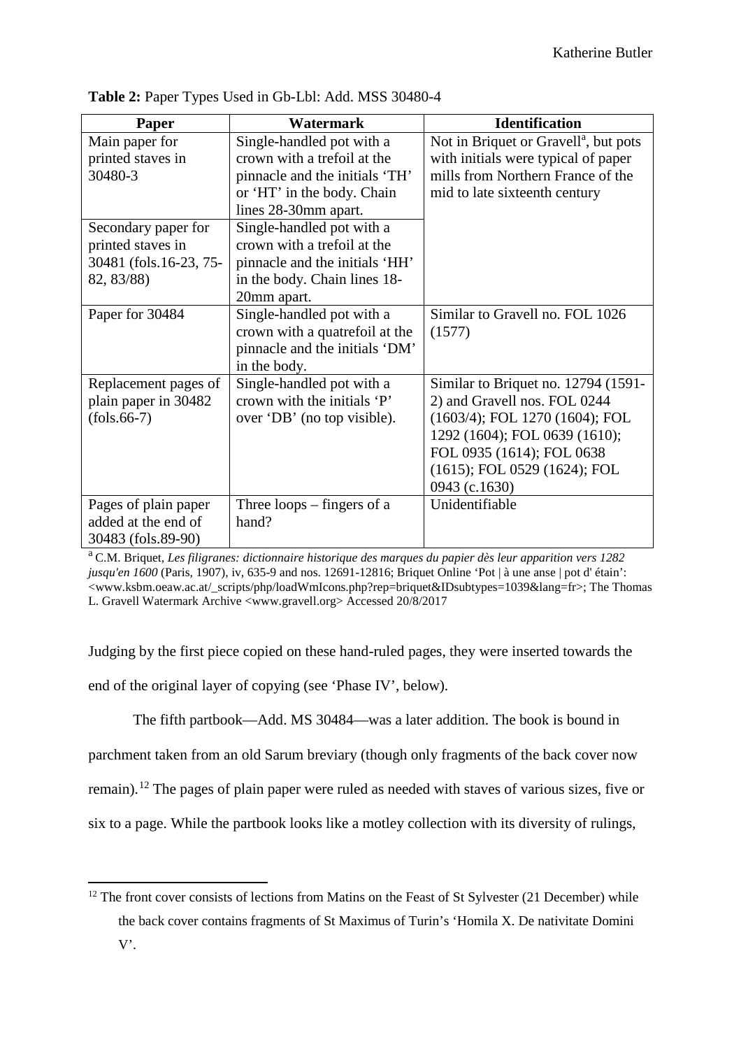**Table 2:** Paper Types Used in Gb-Lbl: Add. MSS 30480-4

| Paper | Watermark | Identification |
|---|---|---|
| Main paper for printed staves in 30480-3 | Single-handled pot with a crown with a trefoil at the pinnacle and the initials 'TH' or 'HT' in the body. Chain lines 28-30mm apart. | Not in Briquet or Gravell[a], but pots with initials were typical of paper mills from Northern France of the mid to late sixteenth century |
| Secondary paper for printed staves in 30481 (fols.16-23, 75-82, 83/88) | Single-handled pot with a crown with a trefoil at the pinnacle and the initials 'HH' in the body. Chain lines 18-20mm apart. | |
| Paper for 30484 | Single-handled pot with a crown with a quatrefoil at the pinnacle and the initials 'DM' in the body. | Similar to Gravell no. FOL 1026 (1577) |
| Replacement pages of plain paper in 30482 (fols.66-7) | Single-handled pot with a crown with the initials 'P' over 'DB' (no top visible). | Similar to Briquet no. 12794 (1591-2) and Gravell nos. FOL 0244 (1603/4); FOL 1270 (1604); FOL 1292 (1604); FOL 0639 (1610); FOL 0935 (1614); FOL 0638 (1615); FOL 0529 (1624); FOL 0943 (c.1630) |
| Pages of plain paper added at the end of 30483 (fols.89-90) | Three loops – fingers of a hand? | Unidentifiable |

[a] C.M. Briquet, *Les filigranes: dictionnaire historique des marques du papier dès leur apparition vers 1282 jusqu'en 1600* (Paris, 1907), iv, 635-9 and nos. 12691-12816; Briquet Online 'Pot | à une anse | pot d' étain': <www.ksbm.oeaw.ac.at/_scripts/php/loadWmIcons.php?rep=briquet&IDsubtypes=1039&lang=fr>; The Thomas L. Gravell Watermark Archive <www.gravell.org> Accessed 20/8/2017

Judging by the first piece copied on these hand-ruled pages, they were inserted towards the end of the original layer of copying (see 'Phase IV', below).

The fifth partbook—Add. MS 30484—was a later addition. The book is bound in parchment taken from an old Sarum breviary (though only fragments of the back cover now remain).[12] The pages of plain paper were ruled as needed with staves of various sizes, five or six to a page. While the partbook looks like a motley collection with its diversity of rulings,

[12] The front cover consists of lections from Matins on the Feast of St Sylvester (21 December) while the back cover contains fragments of St Maximus of Turin's 'Homila X. De nativitate Domini V'.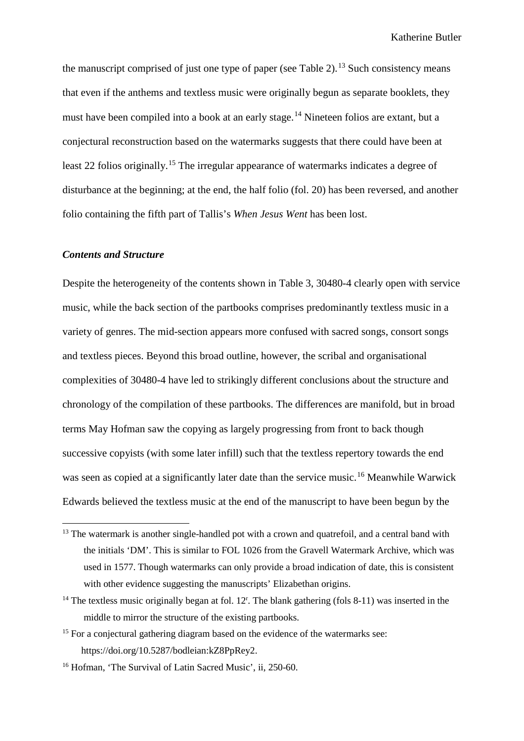the manuscript comprised of just one type of paper (see Table 2).[13] Such consistency means that even if the anthems and textless music were originally begun as separate booklets, they must have been compiled into a book at an early stage.[14] Nineteen folios are extant, but a conjectural reconstruction based on the watermarks suggests that there could have been at least 22 folios originally.[15] The irregular appearance of watermarks indicates a degree of disturbance at the beginning; at the end, the half folio (fol. 20) has been reversed, and another folio containing the fifth part of Tallis's *When Jesus Went* has been lost.

### *Contents and Structure*

Despite the heterogeneity of the contents shown in Table 3, 30480-4 clearly open with service music, while the back section of the partbooks comprises predominantly textless music in a variety of genres. The mid-section appears more confused with sacred songs, consort songs and textless pieces. Beyond this broad outline, however, the scribal and organisational complexities of 30480-4 have led to strikingly different conclusions about the structure and chronology of the compilation of these partbooks. The differences are manifold, but in broad terms May Hofman saw the copying as largely progressing from front to back though successive copyists (with some later infill) such that the textless repertory towards the end was seen as copied at a significantly later date than the service music.[16] Meanwhile Warwick Edwards believed the textless music at the end of the manuscript to have been begun by the

---

[13] The watermark is another single-handled pot with a crown and quatrefoil, and a central band with the initials 'DM'. This is similar to FOL 1026 from the Gravell Watermark Archive, which was used in 1577. Though watermarks can only provide a broad indication of date, this is consistent with other evidence suggesting the manuscripts' Elizabethan origins.

[14] The textless music originally began at fol. 12$^r$. The blank gathering (fols 8-11) was inserted in the middle to mirror the structure of the existing partbooks.

[15] For a conjectural gathering diagram based on the evidence of the watermarks see: https://doi.org/10.5287/bodleian:kZ8PpRey2.

[16] Hofman, 'The Survival of Latin Sacred Music', ii, 250-60.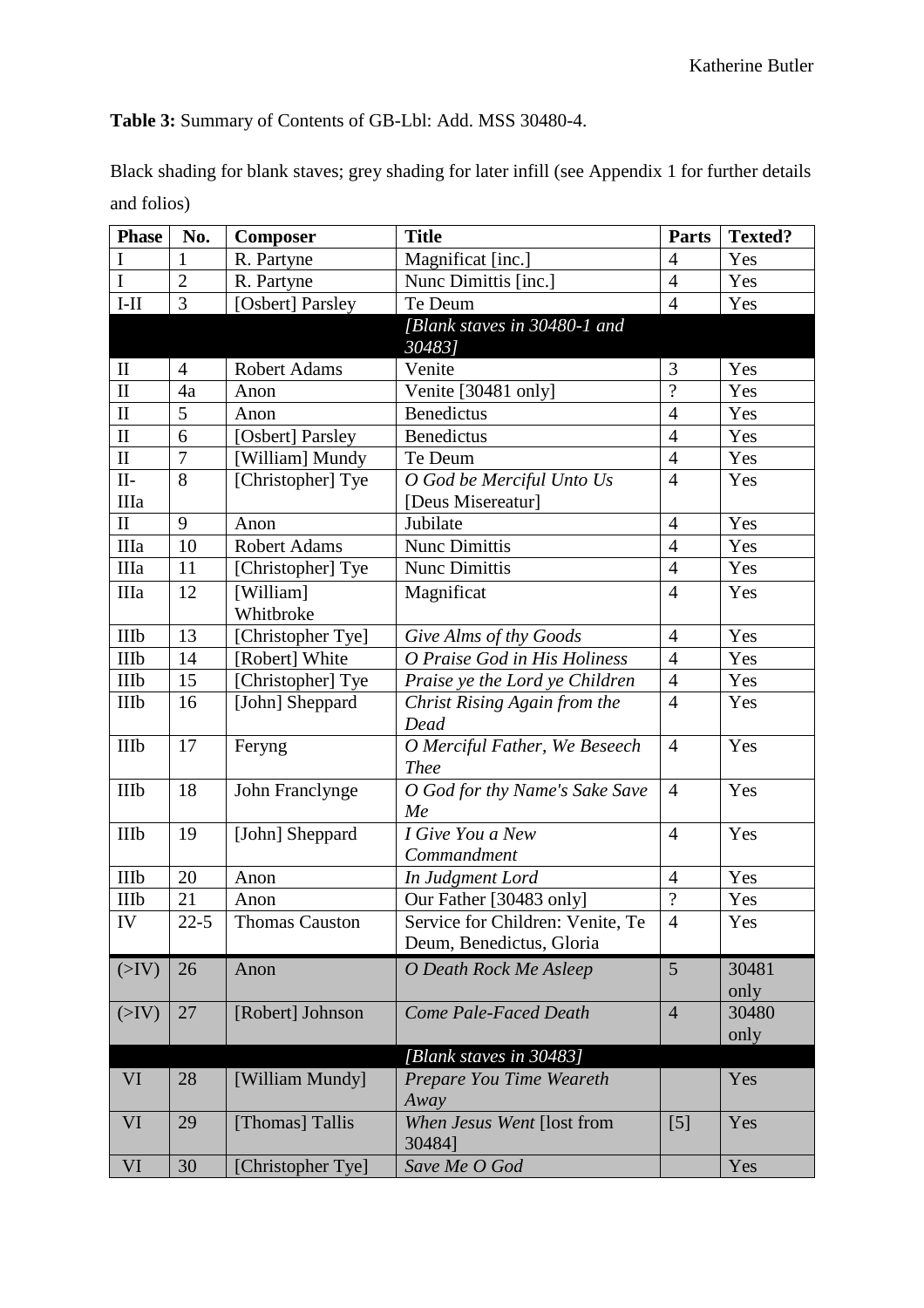**Table 3:** Summary of Contents of GB-Lbl: Add. MSS 30480-4.

Black shading for blank staves; grey shading for later infill (see Appendix 1 for further details and folios)

| Phase | No. | Composer | Title | Parts | Texted? |
|---|---|---|---|---|---|
| I | 1 | R. Partyne | Magnificat [inc.] | 4 | Yes |
| I | 2 | R. Partyne | Nunc Dimittis [inc.] | 4 | Yes |
| I-II | 3 | [Osbert] Parsley | Te Deum | 4 | Yes |
| | | | *[Blank staves in 30480-1 and 30483]* | | |
| II | 4 | Robert Adams | Venite | 3 | Yes |
| II | 4a | Anon | Venite [30481 only] | ? | Yes |
| II | 5 | Anon | Benedictus | 4 | Yes |
| II | 6 | [Osbert] Parsley | Benedictus | 4 | Yes |
| II | 7 | [William] Mundy | Te Deum | 4 | Yes |
| II-IIIa | 8 | [Christopher] Tye | *O God be Merciful Unto Us* [Deus Misereatur] | 4 | Yes |
| II | 9 | Anon | Jubilate | 4 | Yes |
| IIIa | 10 | Robert Adams | Nunc Dimittis | 4 | Yes |
| IIIa | 11 | [Christopher] Tye | Nunc Dimittis | 4 | Yes |
| IIIa | 12 | [William] Whitbroke | Magnificat | 4 | Yes |
| IIIb | 13 | [Christopher Tye] | *Give Alms of thy Goods* | 4 | Yes |
| IIIb | 14 | [Robert] White | *O Praise God in His Holiness* | 4 | Yes |
| IIIb | 15 | [Christopher] Tye | *Praise ye the Lord ye Children* | 4 | Yes |
| IIIb | 16 | [John] Sheppard | *Christ Rising Again from the Dead* | 4 | Yes |
| IIIb | 17 | Feryng | *O Merciful Father, We Beseech Thee* | 4 | Yes |
| IIIb | 18 | John Franclynge | *O God for thy Name's Sake Save Me* | 4 | Yes |
| IIIb | 19 | [John] Sheppard | *I Give You a New Commandment* | 4 | Yes |
| IIIb | 20 | Anon | *In Judgment Lord* | 4 | Yes |
| IIIb | 21 | Anon | Our Father [30483 only] | ? | Yes |
| IV | 22-5 | Thomas Causton | Service for Children: Venite, Te Deum, Benedictus, Gloria | 4 | Yes |
| (>IV) | 26 | Anon | *O Death Rock Me Asleep* | 5 | 30481 only |
| (>IV) | 27 | [Robert] Johnson | *Come Pale-Faced Death* | 4 | 30480 only |
| | | | *[Blank staves in 30483]* | | |
| VI | 28 | [William Mundy] | *Prepare You Time Weareth Away* | | Yes |
| VI | 29 | [Thomas] Tallis | *When Jesus Went* [lost from 30484] | [5] | Yes |
| VI | 30 | [Christopher Tye] | *Save Me O God* | | Yes |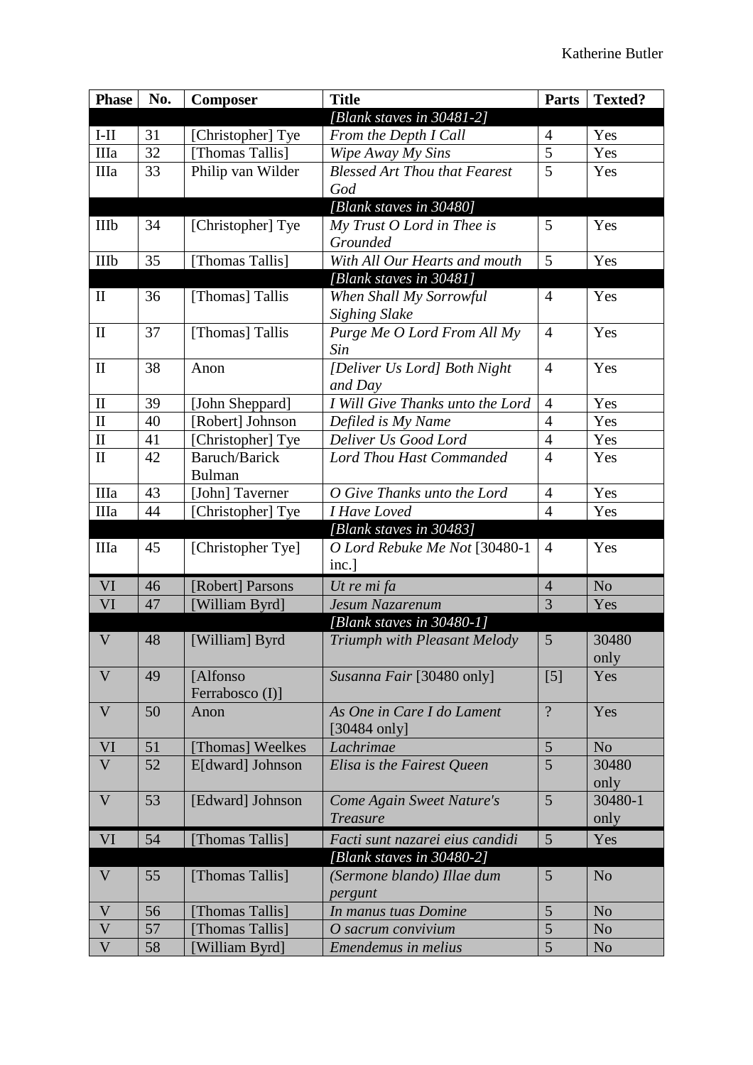| Phase | No. | Composer | Title | Parts | Texted? |
|---|---|---|---|---|---|
| | | | *[Blank staves in 30481-2]* | | |
| I-II | 31 | [Christopher] Tye | *From the Depth I Call* | 4 | Yes |
| IIIa | 32 | [Thomas Tallis] | *Wipe Away My Sins* | 5 | Yes |
| IIIa | 33 | Philip van Wilder | *Blessed Art Thou that Fearest God* | 5 | Yes |
| | | | *[Blank staves in 30480]* | | |
| IIIb | 34 | [Christopher] Tye | *My Trust O Lord in Thee is Grounded* | 5 | Yes |
| IIIb | 35 | [Thomas Tallis] | *With All Our Hearts and mouth* | 5 | Yes |
| | | | *[Blank staves in 30481]* | | |
| II | 36 | [Thomas] Tallis | *When Shall My Sorrowful Sighing Slake* | 4 | Yes |
| II | 37 | [Thomas] Tallis | *Purge Me O Lord From All My Sin* | 4 | Yes |
| II | 38 | Anon | *[Deliver Us Lord] Both Night and Day* | 4 | Yes |
| II | 39 | [John Sheppard] | *I Will Give Thanks unto the Lord* | 4 | Yes |
| II | 40 | [Robert] Johnson | *Defiled is My Name* | 4 | Yes |
| II | 41 | [Christopher] Tye | *Deliver Us Good Lord* | 4 | Yes |
| II | 42 | Baruch/Barick Bulman | *Lord Thou Hast Commanded* | 4 | Yes |
| IIIa | 43 | [John] Taverner | *O Give Thanks unto the Lord* | 4 | Yes |
| IIIa | 44 | [Christopher] Tye | *I Have Loved* | 4 | Yes |
| | | | *[Blank staves in 30483]* | | |
| IIIa | 45 | [Christopher Tye] | *O Lord Rebuke Me Not* [30480-1 inc.] | 4 | Yes |
| VI | 46 | [Robert] Parsons | *Ut re mi fa* | 4 | No |
| VI | 47 | [William Byrd] | *Jesum Nazarenum* | 3 | Yes |
| | | | *[Blank staves in 30480-1]* | | |
| V | 48 | [William] Byrd | *Triumph with Pleasant Melody* | 5 | 30480 only |
| V | 49 | [Alfonso Ferrabosco (I)] | *Susanna Fair* [30480 only] | [5] | Yes |
| V | 50 | Anon | *As One in Care I do Lament* [30484 only] | ? | Yes |
| VI | 51 | [Thomas] Weelkes | *Lachrimae* | 5 | No |
| V | 52 | E[dward] Johnson | *Elisa is the Fairest Queen* | 5 | 30480 only |
| V | 53 | [Edward] Johnson | *Come Again Sweet Nature's Treasure* | 5 | 30480-1 only |
| VI | 54 | [Thomas Tallis] | *Facti sunt nazarei eius candidi* | 5 | Yes |
| | | | *[Blank staves in 30480-2]* | | |
| V | 55 | [Thomas Tallis] | *(Sermone blando) Illae dum pergunt* | 5 | No |
| V | 56 | [Thomas Tallis] | *In manus tuas Domine* | 5 | No |
| V | 57 | [Thomas Tallis] | *O sacrum convivium* | 5 | No |
| V | 58 | [William Byrd] | *Emendemus in melius* | 5 | No |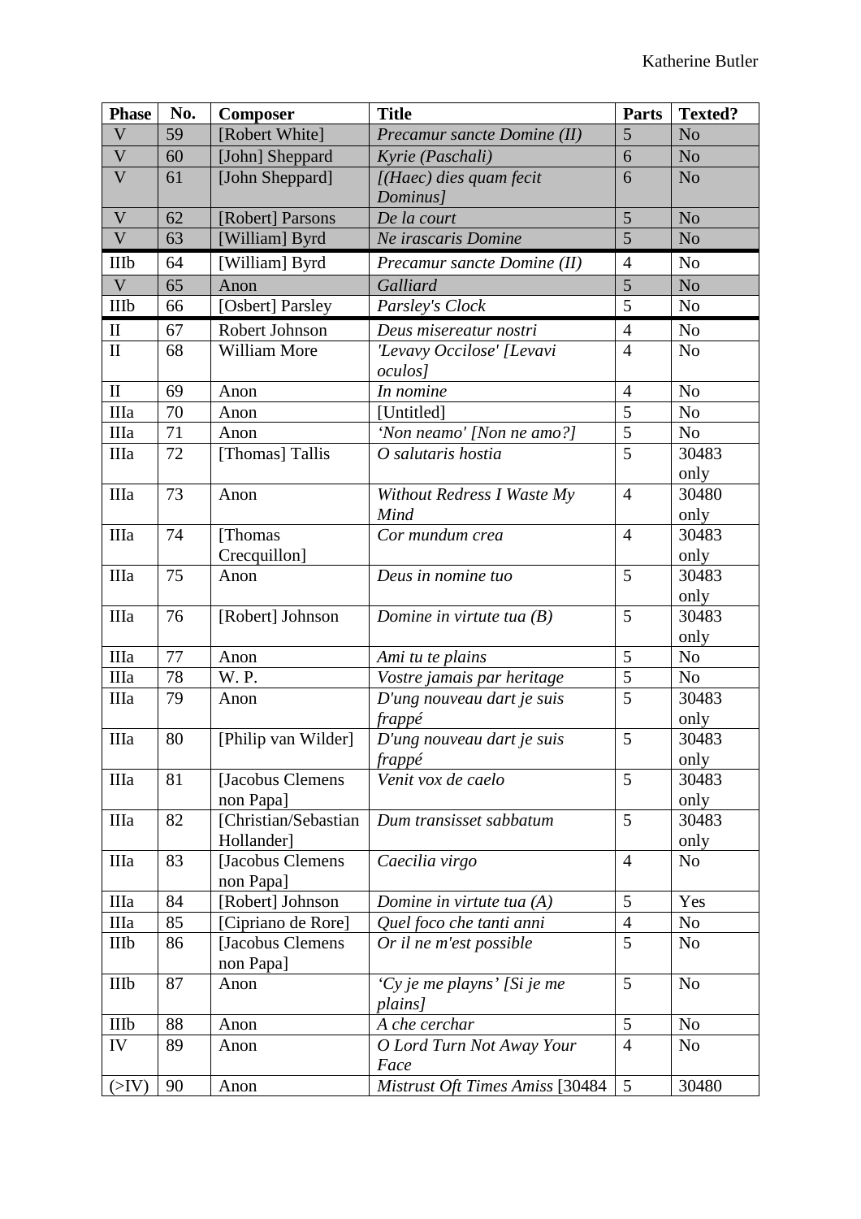| Phase | No. | Composer | Title | Parts | Texted? |
|---|---|---|---|---|---|
| V | 59 | [Robert White] | *Precamur sancte Domine (II)* | 5 | No |
| V | 60 | [John] Sheppard | *Kyrie (Paschali)* | 6 | No |
| V | 61 | [John Sheppard] | *[(Haec) dies quam fecit Dominus]* | 6 | No |
| V | 62 | [Robert] Parsons | *De la court* | 5 | No |
| V | 63 | [William] Byrd | *Ne irascaris Domine* | 5 | No |
| IIIb | 64 | [William] Byrd | *Precamur sancte Domine (II)* | 4 | No |
| V | 65 | Anon | *Galliard* | 5 | No |
| IIIb | 66 | [Osbert] Parsley | *Parsley's Clock* | 5 | No |
| II | 67 | Robert Johnson | *Deus misereatur nostri* | 4 | No |
| II | 68 | William More | *'Levavy Occilose' [Levavi oculos]* | 4 | No |
| II | 69 | Anon | *In nomine* | 4 | No |
| IIIa | 70 | Anon | [Untitled] | 5 | No |
| IIIa | 71 | Anon | *'Non neamo' [Non ne amo?]* | 5 | No |
| IIIa | 72 | [Thomas] Tallis | *O salutaris hostia* | 5 | 30483 only |
| IIIa | 73 | Anon | *Without Redress I Waste My Mind* | 4 | 30480 only |
| IIIa | 74 | [Thomas Crecquillon] | *Cor mundum crea* | 4 | 30483 only |
| IIIa | 75 | Anon | *Deus in nomine tuo* | 5 | 30483 only |
| IIIa | 76 | [Robert] Johnson | *Domine in virtute tua (B)* | 5 | 30483 only |
| IIIa | 77 | Anon | *Ami tu te plains* | 5 | No |
| IIIa | 78 | W. P. | *Vostre jamais par heritage* | 5 | No |
| IIIa | 79 | Anon | *D'ung nouveau dart je suis frappé* | 5 | 30483 only |
| IIIa | 80 | [Philip van Wilder] | *D'ung nouveau dart je suis frappé* | 5 | 30483 only |
| IIIa | 81 | [Jacobus Clemens non Papa] | *Venit vox de caelo* | 5 | 30483 only |
| IIIa | 82 | [Christian/Sebastian Hollander] | *Dum transisset sabbatum* | 5 | 30483 only |
| IIIa | 83 | [Jacobus Clemens non Papa] | *Caecilia virgo* | 4 | No |
| IIIa | 84 | [Robert] Johnson | *Domine in virtute tua (A)* | 5 | Yes |
| IIIa | 85 | [Cipriano de Rore] | *Quel foco che tanti anni* | 4 | No |
| IIIb | 86 | [Jacobus Clemens non Papa] | *Or il ne m'est possible* | 5 | No |
| IIIb | 87 | Anon | *'Cy je me playns' [Si je me plains]* | 5 | No |
| IIIb | 88 | Anon | *A che cerchar* | 5 | No |
| IV | 89 | Anon | *O Lord Turn Not Away Your Face* | 4 | No |
| (>IV) | 90 | Anon | *Mistrust Oft Times Amiss* [30484 | 5 | 30480 |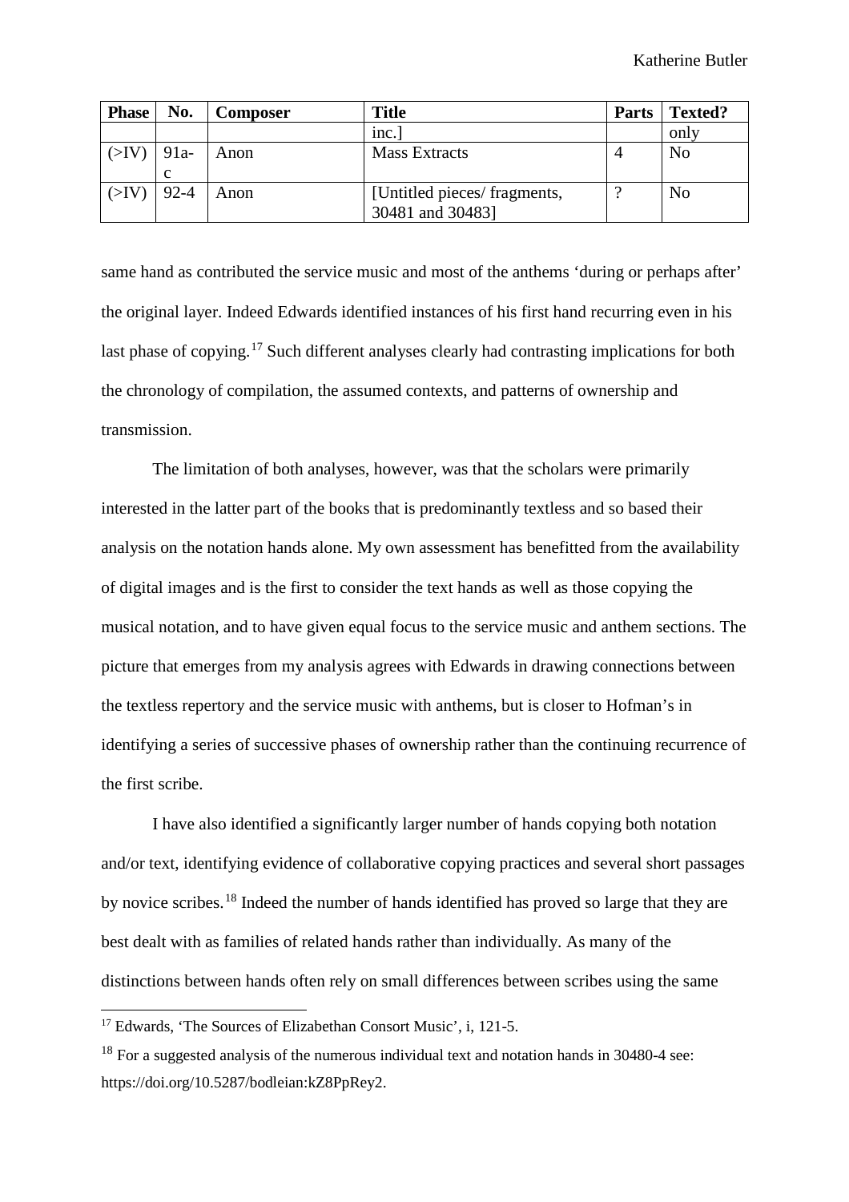| Phase | No. | Composer | Title | Parts | Texted? |
|---|---|---|---|---|---|
| | | | inc.] | | only |
| (>IV) | 91a-c | Anon | Mass Extracts | 4 | No |
| (>IV) | 92-4 | Anon | [Untitled pieces/ fragments, 30481 and 30483] | ? | No |

same hand as contributed the service music and most of the anthems 'during or perhaps after' the original layer. Indeed Edwards identified instances of his first hand recurring even in his last phase of copying.[17] Such different analyses clearly had contrasting implications for both the chronology of compilation, the assumed contexts, and patterns of ownership and transmission.

The limitation of both analyses, however, was that the scholars were primarily interested in the latter part of the books that is predominantly textless and so based their analysis on the notation hands alone. My own assessment has benefitted from the availability of digital images and is the first to consider the text hands as well as those copying the musical notation, and to have given equal focus to the service music and anthem sections. The picture that emerges from my analysis agrees with Edwards in drawing connections between the textless repertory and the service music with anthems, but is closer to Hofman's in identifying a series of successive phases of ownership rather than the continuing recurrence of the first scribe.

I have also identified a significantly larger number of hands copying both notation and/or text, identifying evidence of collaborative copying practices and several short passages by novice scribes.[18] Indeed the number of hands identified has proved so large that they are best dealt with as families of related hands rather than individually. As many of the distinctions between hands often rely on small differences between scribes using the same

[17] Edwards, 'The Sources of Elizabethan Consort Music', i, 121-5.

[18] For a suggested analysis of the numerous individual text and notation hands in 30480-4 see: https://doi.org/10.5287/bodleian:kZ8PpRey2.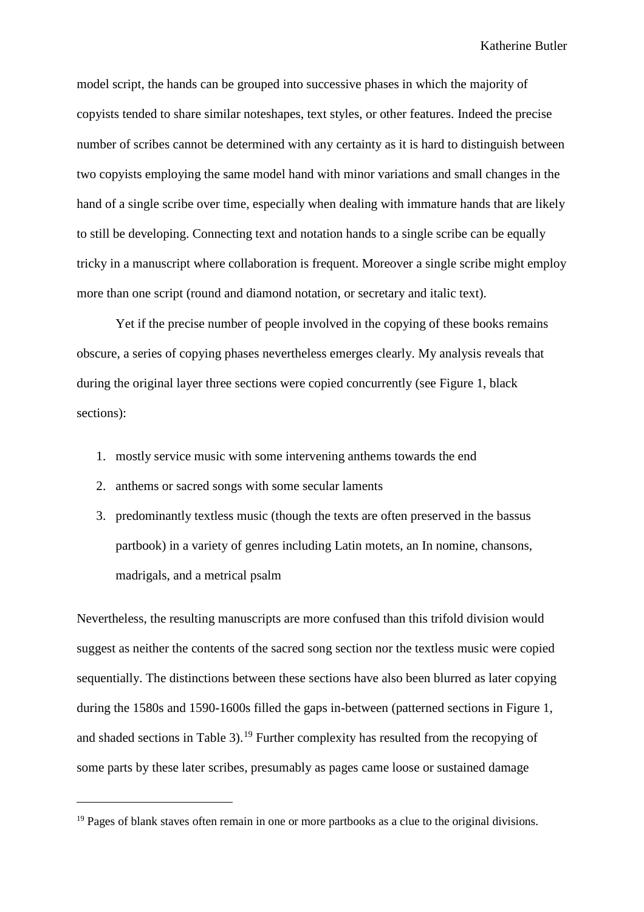model script, the hands can be grouped into successive phases in which the majority of copyists tended to share similar noteshapes, text styles, or other features. Indeed the precise number of scribes cannot be determined with any certainty as it is hard to distinguish between two copyists employing the same model hand with minor variations and small changes in the hand of a single scribe over time, especially when dealing with immature hands that are likely to still be developing. Connecting text and notation hands to a single scribe can be equally tricky in a manuscript where collaboration is frequent. Moreover a single scribe might employ more than one script (round and diamond notation, or secretary and italic text).

Yet if the precise number of people involved in the copying of these books remains obscure, a series of copying phases nevertheless emerges clearly. My analysis reveals that during the original layer three sections were copied concurrently (see Figure 1, black sections):

1. mostly service music with some intervening anthems towards the end
2. anthems or sacred songs with some secular laments
3. predominantly textless music (though the texts are often preserved in the bassus partbook) in a variety of genres including Latin motets, an In nomine, chansons, madrigals, and a metrical psalm

Nevertheless, the resulting manuscripts are more confused than this trifold division would suggest as neither the contents of the sacred song section nor the textless music were copied sequentially. The distinctions between these sections have also been blurred as later copying during the 1580s and 1590-1600s filled the gaps in-between (patterned sections in Figure 1, and shaded sections in Table 3).[19] Further complexity has resulted from the recopying of some parts by these later scribes, presumably as pages came loose or sustained damage

[19] Pages of blank staves often remain in one or more partbooks as a clue to the original divisions.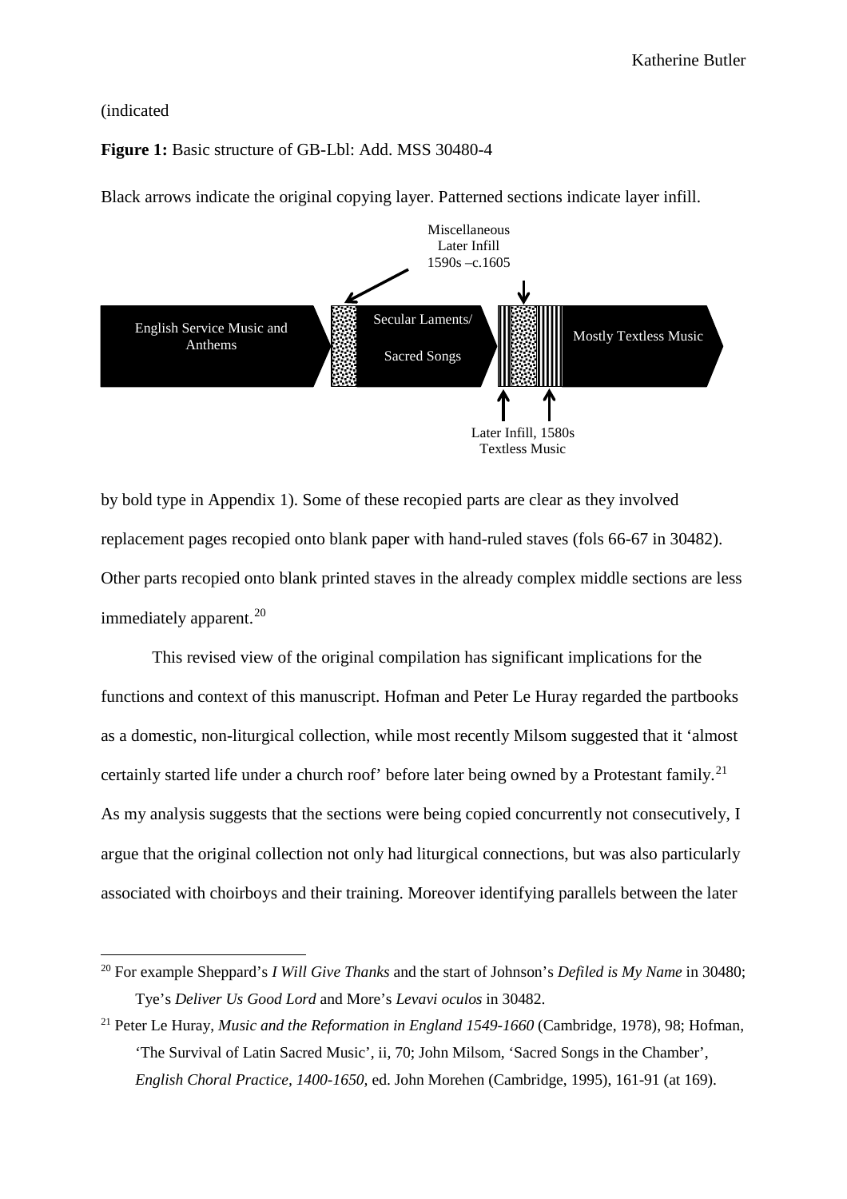(indicated

**Figure 1:** Basic structure of GB-Lbl: Add. MSS 30480-4

Black arrows indicate the original copying layer. Patterned sections indicate layer infill.

Miscellaneous Later Infill 1590s –c.1605

English Service Music and Anthems

Secular Laments/ Sacred Songs

Mostly Textless Music

Later Infill, 1580s Textless Music

by bold type in Appendix 1). Some of these recopied parts are clear as they involved replacement pages recopied onto blank paper with hand-ruled staves (fols 66-67 in 30482). Other parts recopied onto blank printed staves in the already complex middle sections are less immediately apparent.[20]

This revised view of the original compilation has significant implications for the functions and context of this manuscript. Hofman and Peter Le Huray regarded the partbooks as a domestic, non-liturgical collection, while most recently Milsom suggested that it 'almost certainly started life under a church roof' before later being owned by a Protestant family.[21] As my analysis suggests that the sections were being copied concurrently not consecutively, I argue that the original collection not only had liturgical connections, but was also particularly associated with choirboys and their training. Moreover identifying parallels between the later

---

[20] For example Sheppard's *I Will Give Thanks* and the start of Johnson's *Defiled is My Name* in 30480; Tye's *Deliver Us Good Lord* and More's *Levavi oculos* in 30482.

[21] Peter Le Huray, *Music and the Reformation in England 1549-1660* (Cambridge, 1978), 98; Hofman, 'The Survival of Latin Sacred Music', ii, 70; John Milsom, 'Sacred Songs in the Chamber', *English Choral Practice, 1400-1650*, ed. John Morehen (Cambridge, 1995), 161-91 (at 169).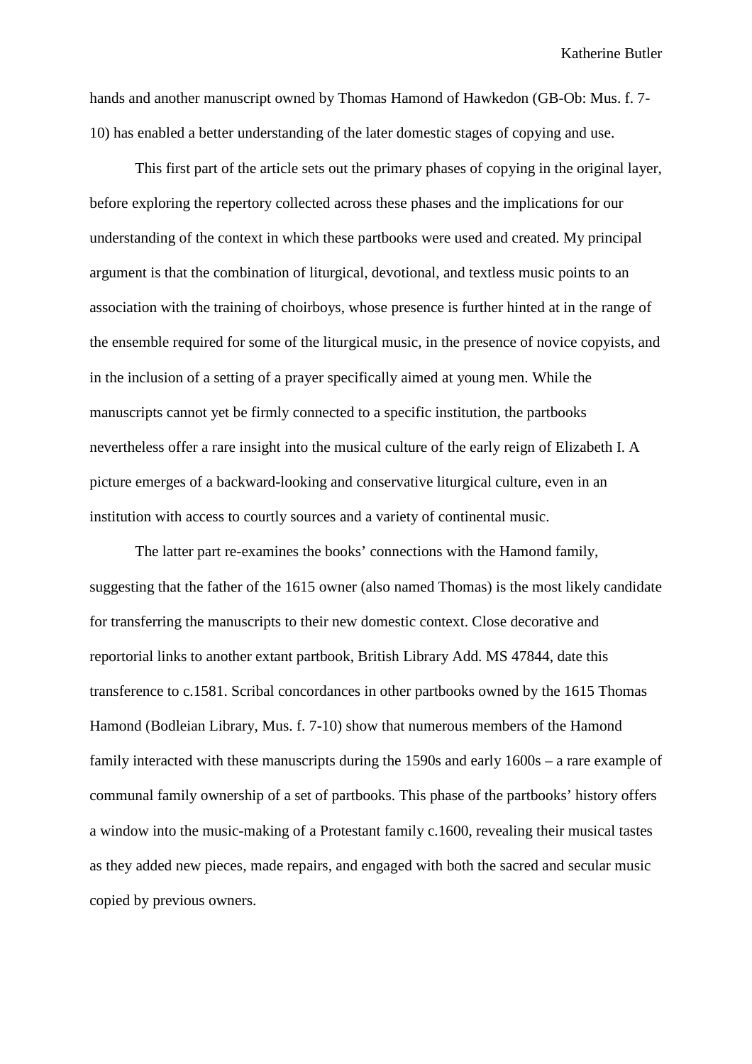hands and another manuscript owned by Thomas Hamond of Hawkedon (GB-Ob: Mus. f. 7-10) has enabled a better understanding of the later domestic stages of copying and use.

This first part of the article sets out the primary phases of copying in the original layer, before exploring the repertory collected across these phases and the implications for our understanding of the context in which these partbooks were used and created. My principal argument is that the combination of liturgical, devotional, and textless music points to an association with the training of choirboys, whose presence is further hinted at in the range of the ensemble required for some of the liturgical music, in the presence of novice copyists, and in the inclusion of a setting of a prayer specifically aimed at young men. While the manuscripts cannot yet be firmly connected to a specific institution, the partbooks nevertheless offer a rare insight into the musical culture of the early reign of Elizabeth I. A picture emerges of a backward-looking and conservative liturgical culture, even in an institution with access to courtly sources and a variety of continental music.

The latter part re-examines the books' connections with the Hamond family, suggesting that the father of the 1615 owner (also named Thomas) is the most likely candidate for transferring the manuscripts to their new domestic context. Close decorative and reportorial links to another extant partbook, British Library Add. MS 47844, date this transference to c.1581. Scribal concordances in other partbooks owned by the 1615 Thomas Hamond (Bodleian Library, Mus. f. 7-10) show that numerous members of the Hamond family interacted with these manuscripts during the 1590s and early 1600s – a rare example of communal family ownership of a set of partbooks. This phase of the partbooks' history offers a window into the music-making of a Protestant family c.1600, revealing their musical tastes as they added new pieces, made repairs, and engaged with both the sacred and secular music copied by previous owners.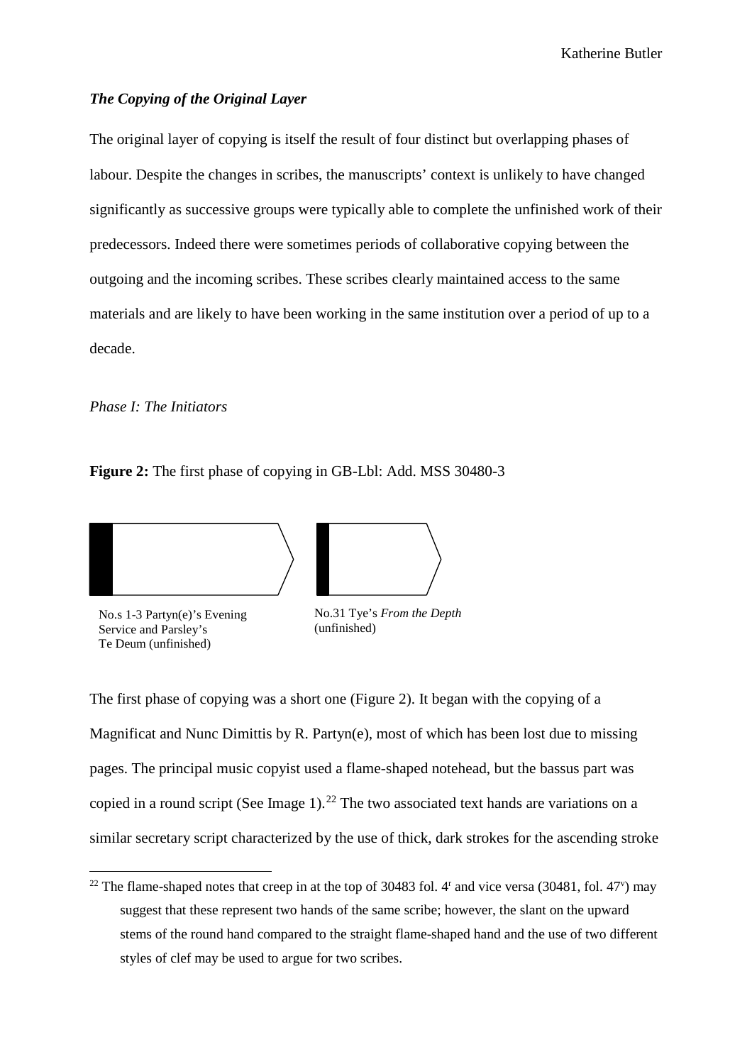### *The Copying of the Original Layer*

The original layer of copying is itself the result of four distinct but overlapping phases of labour. Despite the changes in scribes, the manuscripts' context is unlikely to have changed significantly as successive groups were typically able to complete the unfinished work of their predecessors. Indeed there were sometimes periods of collaborative copying between the outgoing and the incoming scribes. These scribes clearly maintained access to the same materials and are likely to have been working in the same institution over a period of up to a decade.

*Phase I: The Initiators*

**Figure 2:** The first phase of copying in GB-Lbl: Add. MSS 30480-3

No.s 1-3 Partyn(e)'s Evening Service and Parsley's Te Deum (unfinished)

No.31 Tye's *From the Depth* (unfinished)

The first phase of copying was a short one (Figure 2). It began with the copying of a Magnificat and Nunc Dimittis by R. Partyn(e), most of which has been lost due to missing pages. The principal music copyist used a flame-shaped notehead, but the bassus part was copied in a round script (See Image 1).[22] The two associated text hands are variations on a similar secretary script characterized by the use of thick, dark strokes for the ascending stroke

---

[22] The flame-shaped notes that creep in at the top of 30483 fol. 4r and vice versa (30481, fol. 47v) may suggest that these represent two hands of the same scribe; however, the slant on the upward stems of the round hand compared to the straight flame-shaped hand and the use of two different styles of clef may be used to argue for two scribes.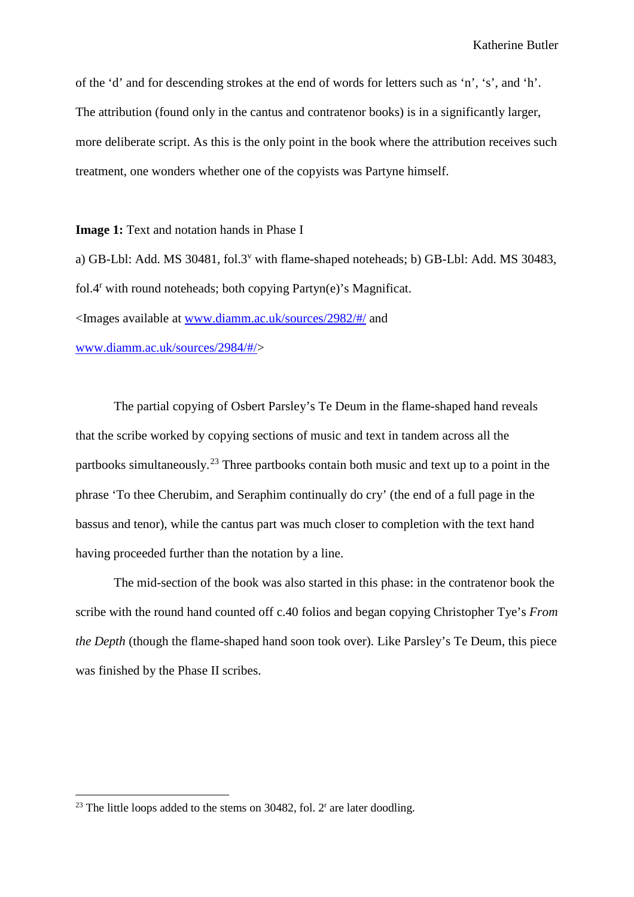of the 'd' and for descending strokes at the end of words for letters such as 'n', 's', and 'h'. The attribution (found only in the cantus and contratenor books) is in a significantly larger, more deliberate script. As this is the only point in the book where the attribution receives such treatment, one wonders whether one of the copyists was Partyne himself.

**Image 1:** Text and notation hands in Phase I

a) GB-Lbl: Add. MS 30481, fol.3$^{v}$ with flame-shaped noteheads; b) GB-Lbl: Add. MS 30483, fol.4$^{r}$ with round noteheads; both copying Partyn(e)'s Magnificat.

<Images available at [www.diamm.ac.uk/sources/2982/#/](www.diamm.ac.uk/sources/2982/#/) and [www.diamm.ac.uk/sources/2984/#/](www.diamm.ac.uk/sources/2984/#/)>

The partial copying of Osbert Parsley's Te Deum in the flame-shaped hand reveals that the scribe worked by copying sections of music and text in tandem across all the partbooks simultaneously.[23] Three partbooks contain both music and text up to a point in the phrase 'To thee Cherubim, and Seraphim continually do cry' (the end of a full page in the bassus and tenor), while the cantus part was much closer to completion with the text hand having proceeded further than the notation by a line.

The mid-section of the book was also started in this phase: in the contratenor book the scribe with the round hand counted off c.40 folios and began copying Christopher Tye's *From the Depth* (though the flame-shaped hand soon took over). Like Parsley's Te Deum, this piece was finished by the Phase II scribes.

---

[23] The little loops added to the stems on 30482, fol. 2$^{r}$ are later doodling.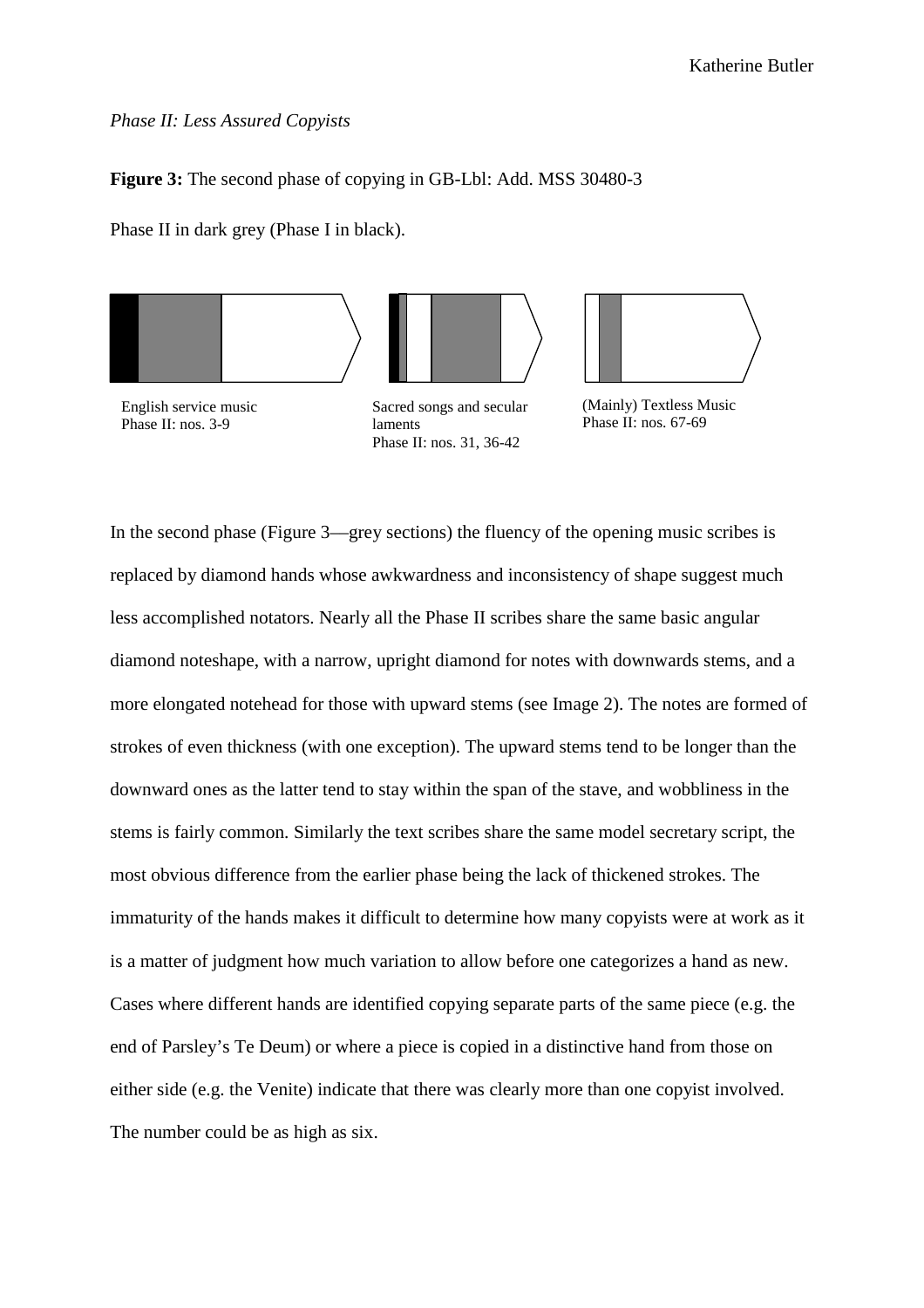*Phase II: Less Assured Copyists*

**Figure 3:** The second phase of copying in GB-Lbl: Add. MSS 30480-3

Phase II in dark grey (Phase I in black).

English service music
Phase II: nos. 3-9

Sacred songs and secular laments
Phase II: nos. 31, 36-42

(Mainly) Textless Music
Phase II: nos. 67-69

In the second phase (Figure 3—grey sections) the fluency of the opening music scribes is replaced by diamond hands whose awkwardness and inconsistency of shape suggest much less accomplished notators. Nearly all the Phase II scribes share the same basic angular diamond noteshape, with a narrow, upright diamond for notes with downwards stems, and a more elongated notehead for those with upward stems (see Image 2). The notes are formed of strokes of even thickness (with one exception). The upward stems tend to be longer than the downward ones as the latter tend to stay within the span of the stave, and wobbliness in the stems is fairly common. Similarly the text scribes share the same model secretary script, the most obvious difference from the earlier phase being the lack of thickened strokes. The immaturity of the hands makes it difficult to determine how many copyists were at work as it is a matter of judgment how much variation to allow before one categorizes a hand as new. Cases where different hands are identified copying separate parts of the same piece (e.g. the end of Parsley's Te Deum) or where a piece is copied in a distinctive hand from those on either side (e.g. the Venite) indicate that there was clearly more than one copyist involved. The number could be as high as six.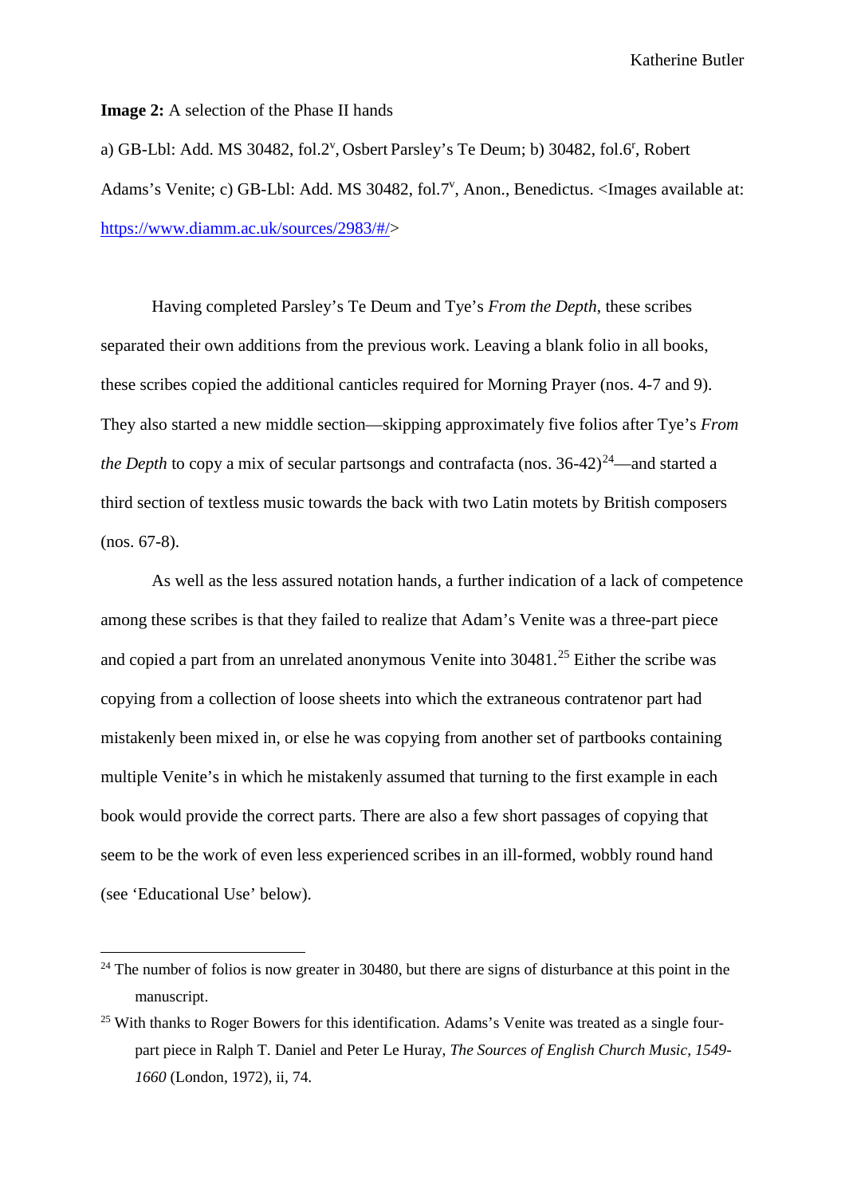**Image 2:** A selection of the Phase II hands

a) GB-Lbl: Add. MS 30482, fol.2^v^, Osbert Parsley's Te Deum; b) 30482, fol.6^r^, Robert Adams's Venite; c) GB-Lbl: Add. MS 30482, fol.7^v^, Anon., Benedictus. <Images available at: https://www.diamm.ac.uk/sources/2983/#/>

Having completed Parsley's Te Deum and Tye's *From the Depth*, these scribes separated their own additions from the previous work. Leaving a blank folio in all books, these scribes copied the additional canticles required for Morning Prayer (nos. 4-7 and 9). They also started a new middle section—skipping approximately five folios after Tye's *From the Depth* to copy a mix of secular partsongs and contrafacta (nos. 36-42)[24]—and started a third section of textless music towards the back with two Latin motets by British composers (nos. 67-8).

As well as the less assured notation hands, a further indication of a lack of competence among these scribes is that they failed to realize that Adam's Venite was a three-part piece and copied a part from an unrelated anonymous Venite into 30481.[25] Either the scribe was copying from a collection of loose sheets into which the extraneous contratenor part had mistakenly been mixed in, or else he was copying from another set of partbooks containing multiple Venite's in which he mistakenly assumed that turning to the first example in each book would provide the correct parts. There are also a few short passages of copying that seem to be the work of even less experienced scribes in an ill-formed, wobbly round hand (see 'Educational Use' below).

---

[24] The number of folios is now greater in 30480, but there are signs of disturbance at this point in the manuscript.

[25] With thanks to Roger Bowers for this identification. Adams's Venite was treated as a single four-part piece in Ralph T. Daniel and Peter Le Huray, *The Sources of English Church Music, 1549-1660* (London, 1972), ii, 74.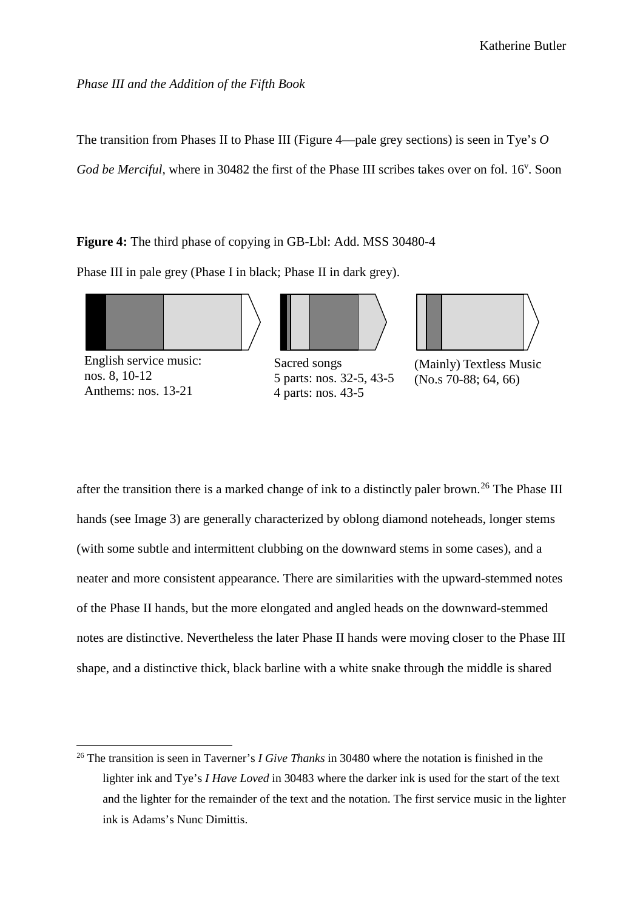*Phase III and the Addition of the Fifth Book*

The transition from Phases II to Phase III (Figure 4—pale grey sections) is seen in Tye's *O God be Merciful*, where in 30482 the first of the Phase III scribes takes over on fol. 16v. Soon

**Figure 4:** The third phase of copying in GB-Lbl: Add. MSS 30480-4

Phase III in pale grey (Phase I in black; Phase II in dark grey).

English service music:
nos. 8, 10-12
Anthems: nos. 13-21

Sacred songs
5 parts: nos. 32-5, 43-5
4 parts: nos. 43-5

(Mainly) Textless Music
(No.s 70-88; 64, 66)

after the transition there is a marked change of ink to a distinctly paler brown.[26] The Phase III hands (see Image 3) are generally characterized by oblong diamond noteheads, longer stems (with some subtle and intermittent clubbing on the downward stems in some cases), and a neater and more consistent appearance. There are similarities with the upward-stemmed notes of the Phase II hands, but the more elongated and angled heads on the downward-stemmed notes are distinctive. Nevertheless the later Phase II hands were moving closer to the Phase III shape, and a distinctive thick, black barline with a white snake through the middle is shared

[26] The transition is seen in Taverner's *I Give Thanks* in 30480 where the notation is finished in the lighter ink and Tye's *I Have Loved* in 30483 where the darker ink is used for the start of the text and the lighter for the remainder of the text and the notation. The first service music in the lighter ink is Adams's Nunc Dimittis.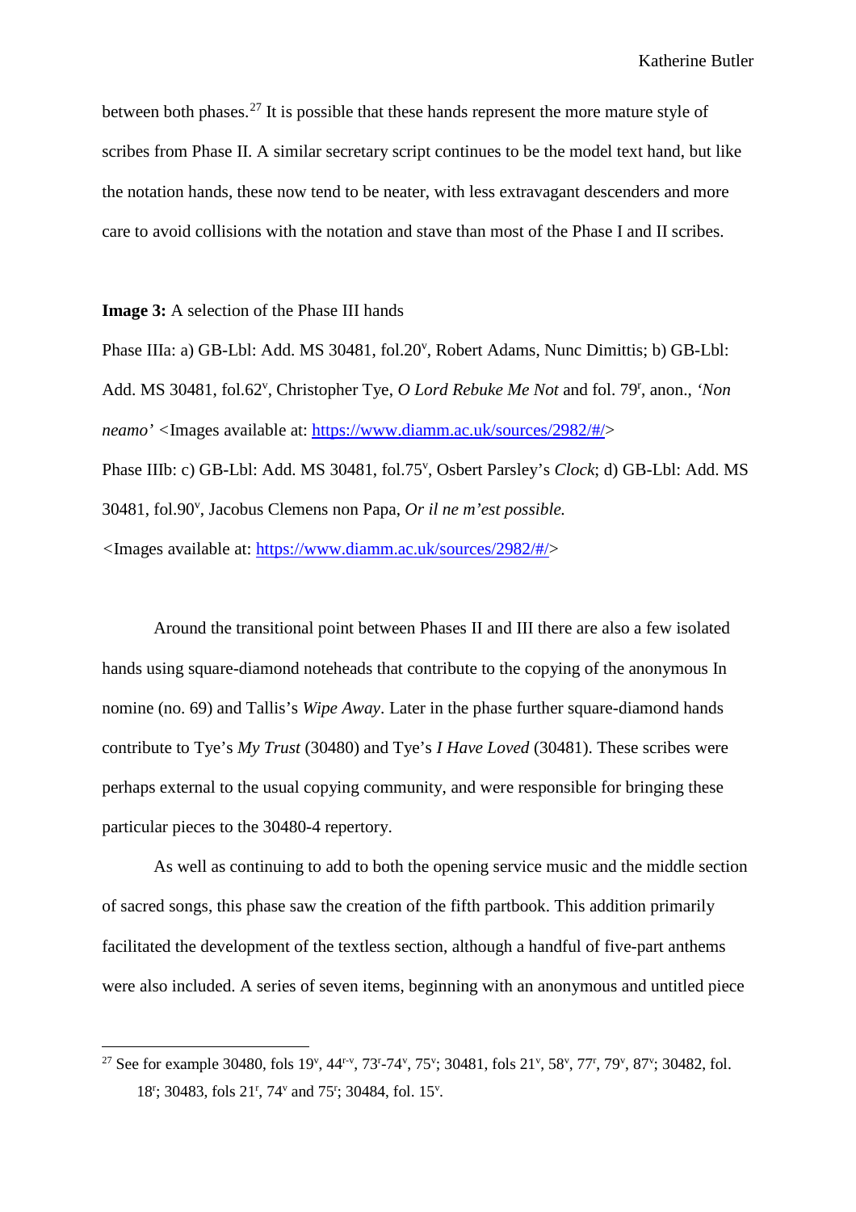between both phases.[27] It is possible that these hands represent the more mature style of scribes from Phase II. A similar secretary script continues to be the model text hand, but like the notation hands, these now tend to be neater, with less extravagant descenders and more care to avoid collisions with the notation and stave than most of the Phase I and II scribes.

**Image 3:** A selection of the Phase III hands

Phase IIIa: a) GB-Lbl: Add. MS 30481, fol.20[v], Robert Adams, Nunc Dimittis; b) GB-Lbl: Add. MS 30481, fol.62[v], Christopher Tye, *O Lord Rebuke Me Not* and fol. 79[r], anon., *'Non neamo'* <Images available at: https://www.diamm.ac.uk/sources/2982/#/>

Phase IIIb: c) GB-Lbl: Add. MS 30481, fol.75[v], Osbert Parsley's *Clock*; d) GB-Lbl: Add. MS 30481, fol.90[v], Jacobus Clemens non Papa, *Or il ne m'est possible.*

<Images available at: https://www.diamm.ac.uk/sources/2982/#/>

Around the transitional point between Phases II and III there are also a few isolated hands using square-diamond noteheads that contribute to the copying of the anonymous In nomine (no. 69) and Tallis's *Wipe Away*. Later in the phase further square-diamond hands contribute to Tye's *My Trust* (30480) and Tye's *I Have Loved* (30481). These scribes were perhaps external to the usual copying community, and were responsible for bringing these particular pieces to the 30480-4 repertory.

As well as continuing to add to both the opening service music and the middle section of sacred songs, this phase saw the creation of the fifth partbook. This addition primarily facilitated the development of the textless section, although a handful of five-part anthems were also included. A series of seven items, beginning with an anonymous and untitled piece

---

[27] See for example 30480, fols 19[v], 44[r-v], 73[r]-74[v], 75[v]; 30481, fols 21[v], 58[v], 77[r], 79[v], 87[v]; 30482, fol. 18[r]; 30483, fols 21[r], 74[v] and 75[r]; 30484, fol. 15[v].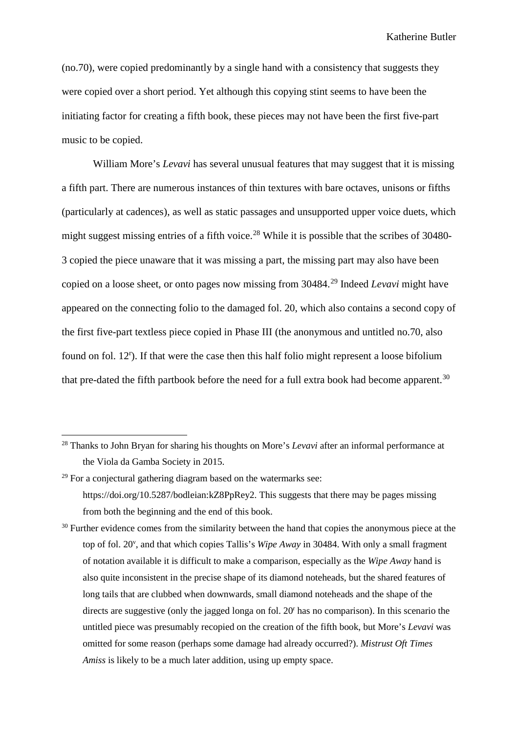(no.70), were copied predominantly by a single hand with a consistency that suggests they were copied over a short period. Yet although this copying stint seems to have been the initiating factor for creating a fifth book, these pieces may not have been the first five-part music to be copied.

William More's *Levavi* has several unusual features that may suggest that it is missing a fifth part. There are numerous instances of thin textures with bare octaves, unisons or fifths (particularly at cadences), as well as static passages and unsupported upper voice duets, which might suggest missing entries of a fifth voice.[28] While it is possible that the scribes of 30480-3 copied the piece unaware that it was missing a part, the missing part may also have been copied on a loose sheet, or onto pages now missing from 30484.[29] Indeed *Levavi* might have appeared on the connecting folio to the damaged fol. 20, which also contains a second copy of the first five-part textless piece copied in Phase III (the anonymous and untitled no.70, also found on fol. 12r). If that were the case then this half folio might represent a loose bifolium that pre-dated the fifth partbook before the need for a full extra book had become apparent.[30]

---

[28] Thanks to John Bryan for sharing his thoughts on More's *Levavi* after an informal performance at the Viola da Gamba Society in 2015.

[29] For a conjectural gathering diagram based on the watermarks see: https://doi.org/10.5287/bodleian:kZ8PpRey2. This suggests that there may be pages missing from both the beginning and the end of this book.

[30] Further evidence comes from the similarity between the hand that copies the anonymous piece at the top of fol. 20v, and that which copies Tallis's *Wipe Away* in 30484. With only a small fragment of notation available it is difficult to make a comparison, especially as the *Wipe Away* hand is also quite inconsistent in the precise shape of its diamond noteheads, but the shared features of long tails that are clubbed when downwards, small diamond noteheads and the shape of the directs are suggestive (only the jagged longa on fol. 20r has no comparison). In this scenario the untitled piece was presumably recopied on the creation of the fifth book, but More's *Levavi* was omitted for some reason (perhaps some damage had already occurred?). *Mistrust Oft Times Amiss* is likely to be a much later addition, using up empty space.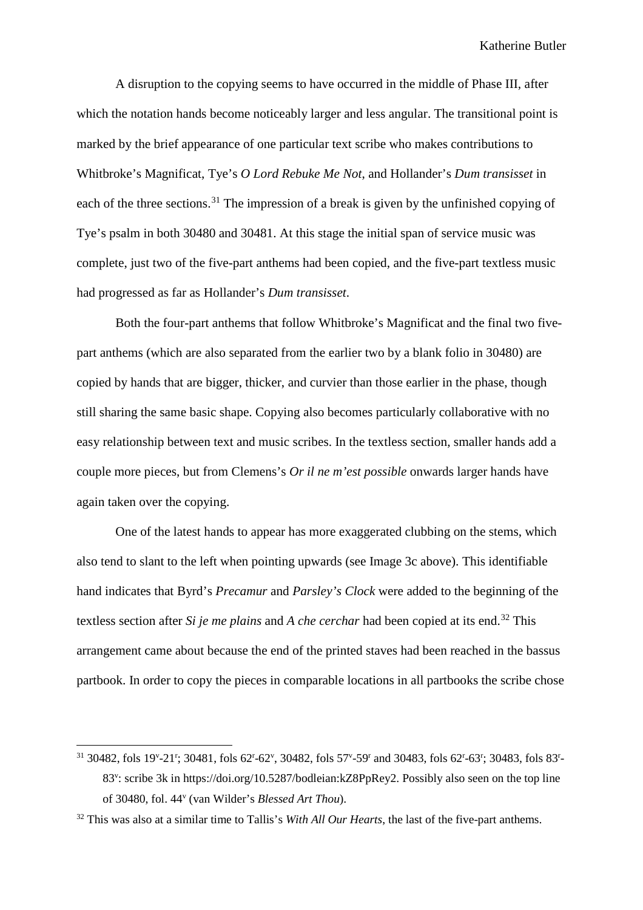A disruption to the copying seems to have occurred in the middle of Phase III, after which the notation hands become noticeably larger and less angular. The transitional point is marked by the brief appearance of one particular text scribe who makes contributions to Whitbroke's Magnificat, Tye's *O Lord Rebuke Me Not*, and Hollander's *Dum transisset* in each of the three sections.[31] The impression of a break is given by the unfinished copying of Tye's psalm in both 30480 and 30481. At this stage the initial span of service music was complete, just two of the five-part anthems had been copied, and the five-part textless music had progressed as far as Hollander's *Dum transisset*.

Both the four-part anthems that follow Whitbroke's Magnificat and the final two five-part anthems (which are also separated from the earlier two by a blank folio in 30480) are copied by hands that are bigger, thicker, and curvier than those earlier in the phase, though still sharing the same basic shape. Copying also becomes particularly collaborative with no easy relationship between text and music scribes. In the textless section, smaller hands add a couple more pieces, but from Clemens's *Or il ne m'est possible* onwards larger hands have again taken over the copying.

One of the latest hands to appear has more exaggerated clubbing on the stems, which also tend to slant to the left when pointing upwards (see Image 3c above). This identifiable hand indicates that Byrd's *Precamur* and *Parsley's Clock* were added to the beginning of the textless section after *Si je me plains* and *A che cerchar* had been copied at its end.[32] This arrangement came about because the end of the printed staves had been reached in the bassus partbook. In order to copy the pieces in comparable locations in all partbooks the scribe chose

---

[31] 30482, fols 19v-21r; 30481, fols 62r-62v, 30482, fols 57v-59r and 30483, fols 62r-63r; 30483, fols 83r-83v: scribe 3k in https://doi.org/10.5287/bodleian:kZ8PpRey2. Possibly also seen on the top line of 30480, fol. 44v (van Wilder's *Blessed Art Thou*).

[32] This was also at a similar time to Tallis's *With All Our Hearts*, the last of the five-part anthems.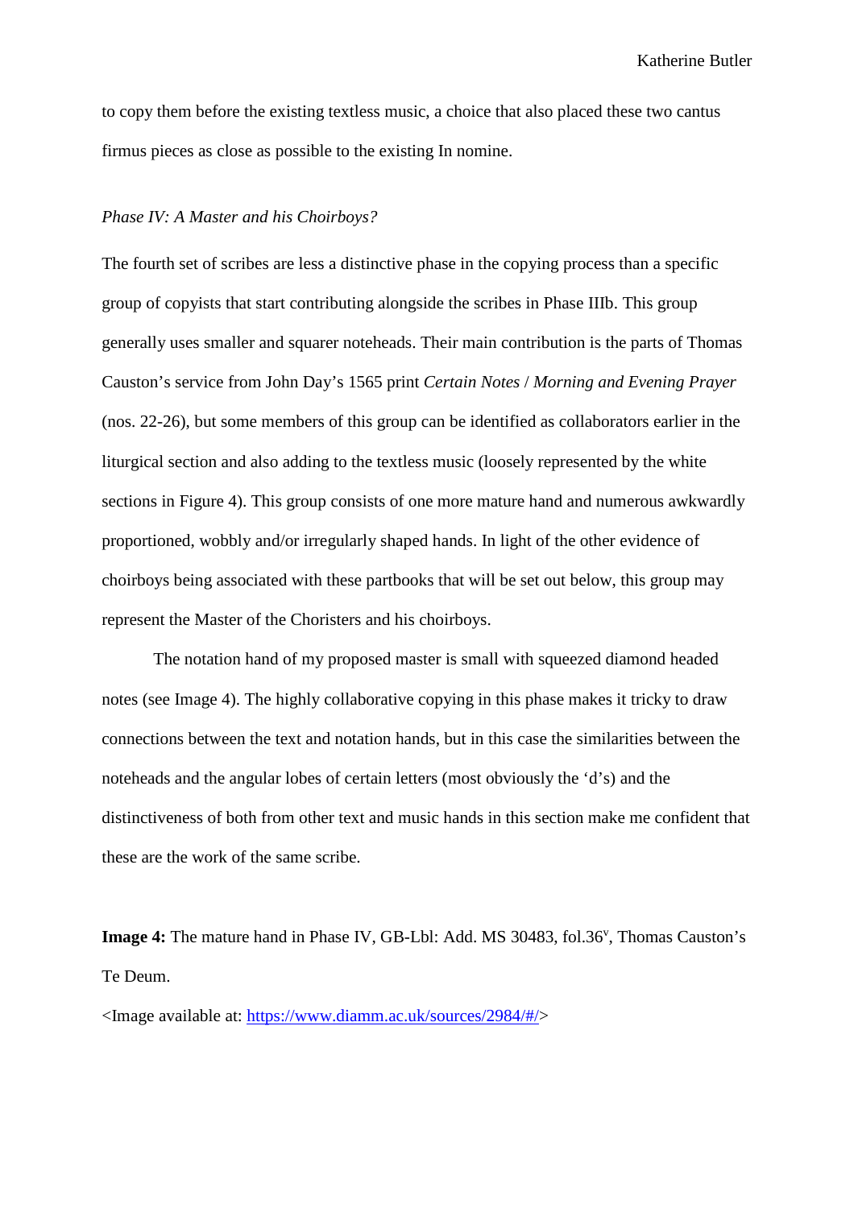to copy them before the existing textless music, a choice that also placed these two cantus firmus pieces as close as possible to the existing In nomine.

### *Phase IV: A Master and his Choirboys?*

The fourth set of scribes are less a distinctive phase in the copying process than a specific group of copyists that start contributing alongside the scribes in Phase IIIb. This group generally uses smaller and squarer noteheads. Their main contribution is the parts of Thomas Causton's service from John Day's 1565 print *Certain Notes* / *Morning and Evening Prayer* (nos. 22-26), but some members of this group can be identified as collaborators earlier in the liturgical section and also adding to the textless music (loosely represented by the white sections in Figure 4). This group consists of one more mature hand and numerous awkwardly proportioned, wobbly and/or irregularly shaped hands. In light of the other evidence of choirboys being associated with these partbooks that will be set out below, this group may represent the Master of the Choristers and his choirboys.

The notation hand of my proposed master is small with squeezed diamond headed notes (see Image 4). The highly collaborative copying in this phase makes it tricky to draw connections between the text and notation hands, but in this case the similarities between the noteheads and the angular lobes of certain letters (most obviously the 'd's) and the distinctiveness of both from other text and music hands in this section make me confident that these are the work of the same scribe.

**Image 4:** The mature hand in Phase IV, GB-Lbl: Add. MS 30483, fol.36$^{v}$, Thomas Causton's Te Deum.

<Image available at: https://www.diamm.ac.uk/sources/2984/#/>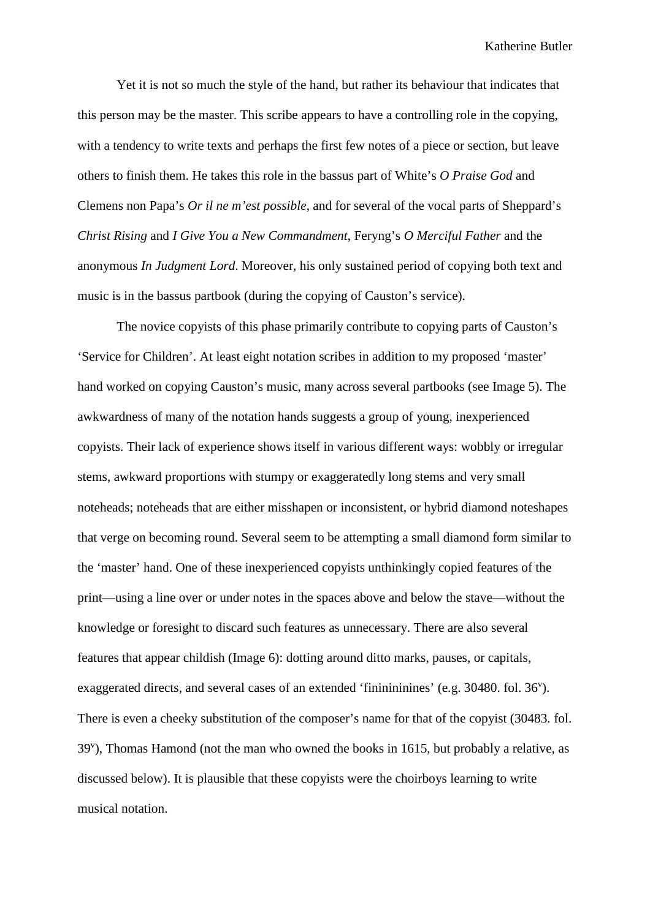Yet it is not so much the style of the hand, but rather its behaviour that indicates that this person may be the master. This scribe appears to have a controlling role in the copying, with a tendency to write texts and perhaps the first few notes of a piece or section, but leave others to finish them. He takes this role in the bassus part of White's *O Praise God* and Clemens non Papa's *Or il ne m'est possible*, and for several of the vocal parts of Sheppard's *Christ Rising* and *I Give You a New Commandment*, Feryng's *O Merciful Father* and the anonymous *In Judgment Lord*. Moreover, his only sustained period of copying both text and music is in the bassus partbook (during the copying of Causton's service).

The novice copyists of this phase primarily contribute to copying parts of Causton's 'Service for Children'. At least eight notation scribes in addition to my proposed 'master' hand worked on copying Causton's music, many across several partbooks (see Image 5). The awkwardness of many of the notation hands suggests a group of young, inexperienced copyists. Their lack of experience shows itself in various different ways: wobbly or irregular stems, awkward proportions with stumpy or exaggeratedly long stems and very small noteheads; noteheads that are either misshapen or inconsistent, or hybrid diamond noteshapes that verge on becoming round. Several seem to be attempting a small diamond form similar to the 'master' hand. One of these inexperienced copyists unthinkingly copied features of the print—using a line over or under notes in the spaces above and below the stave—without the knowledge or foresight to discard such features as unnecessary. There are also several features that appear childish (Image 6): dotting around ditto marks, pauses, or capitals, exaggerated directs, and several cases of an extended 'fininininines' (e.g. 30480. fol. 36ᵛ). There is even a cheeky substitution of the composer's name for that of the copyist (30483. fol. 39ᵛ), Thomas Hamond (not the man who owned the books in 1615, but probably a relative, as discussed below). It is plausible that these copyists were the choirboys learning to write musical notation.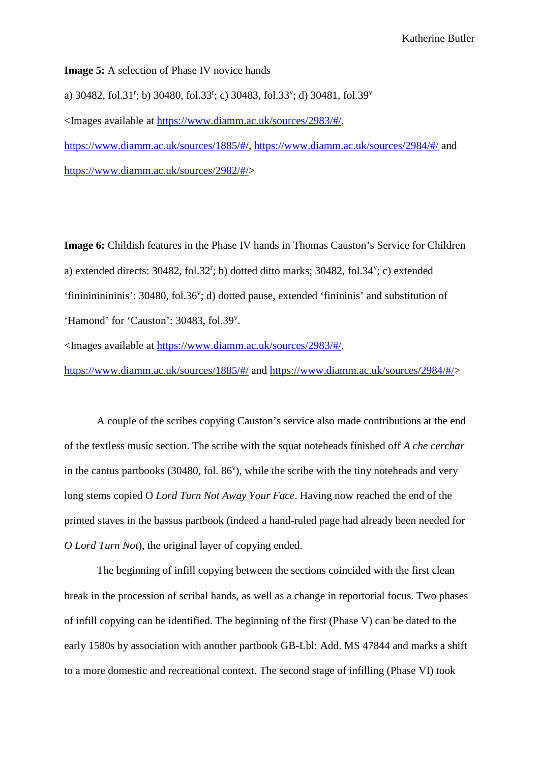**Image 5:** A selection of Phase IV novice hands

a) 30482, fol.31[r]; b) 30480, fol.33[r]; c) 30483, fol.33[v]; d) 30481, fol.39[v]

<Images available at https://www.diamm.ac.uk/sources/2983/#/,

https://www.diamm.ac.uk/sources/1885/#/, https://www.diamm.ac.uk/sources/2984/#/ and

https://www.diamm.ac.uk/sources/2982/#/>

**Image 6:** Childish features in the Phase IV hands in Thomas Causton's Service for Children

a) extended directs: 30482, fol.32[r]; b) dotted ditto marks; 30482, fol.34[v]; c) extended 'finininininininis': 30480, fol.36[v]; d) dotted pause, extended 'fininiinis' and substitution of 'Hamond' for 'Causton': 30483, fol.39[v].

<Images available at https://www.diamm.ac.uk/sources/2983/#/,

https://www.diamm.ac.uk/sources/1885/#/ and https://www.diamm.ac.uk/sources/2984/#/>

A couple of the scribes copying Causton's service also made contributions at the end of the textless music section. The scribe with the squat noteheads finished off *A che cerchar* in the cantus partbooks (30480, fol. 86[v]), while the scribe with the tiny noteheads and very long stems copied O *Lord Turn Not Away Your Face*. Having now reached the end of the printed staves in the bassus partbook (indeed a hand-ruled page had already been needed for *O Lord Turn Not*), the original layer of copying ended.

The beginning of infill copying between the sections coincided with the first clean break in the procession of scribal hands, as well as a change in reportorial focus. Two phases of infill copying can be identified. The beginning of the first (Phase V) can be dated to the early 1580s by association with another partbook GB-Lbl: Add. MS 47844 and marks a shift to a more domestic and recreational context. The second stage of infilling (Phase VI) took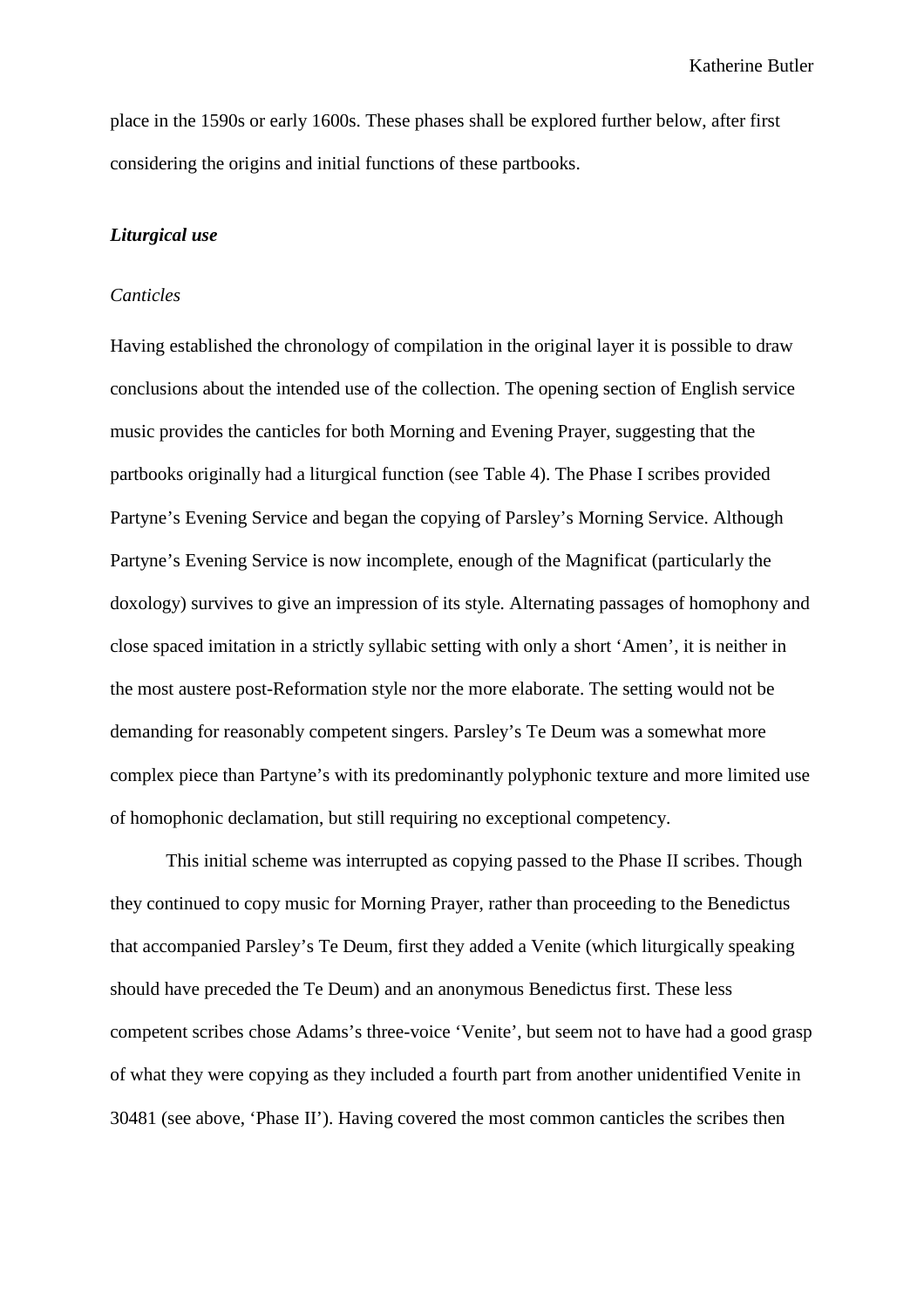place in the 1590s or early 1600s. These phases shall be explored further below, after first considering the origins and initial functions of these partbooks.

### ***Liturgical use***

#### *Canticles*

Having established the chronology of compilation in the original layer it is possible to draw conclusions about the intended use of the collection. The opening section of English service music provides the canticles for both Morning and Evening Prayer, suggesting that the partbooks originally had a liturgical function (see Table 4). The Phase I scribes provided Partyne's Evening Service and began the copying of Parsley's Morning Service. Although Partyne's Evening Service is now incomplete, enough of the Magnificat (particularly the doxology) survives to give an impression of its style. Alternating passages of homophony and close spaced imitation in a strictly syllabic setting with only a short 'Amen', it is neither in the most austere post-Reformation style nor the more elaborate. The setting would not be demanding for reasonably competent singers. Parsley's Te Deum was a somewhat more complex piece than Partyne's with its predominantly polyphonic texture and more limited use of homophonic declamation, but still requiring no exceptional competency.

This initial scheme was interrupted as copying passed to the Phase II scribes. Though they continued to copy music for Morning Prayer, rather than proceeding to the Benedictus that accompanied Parsley's Te Deum, first they added a Venite (which liturgically speaking should have preceded the Te Deum) and an anonymous Benedictus first. These less competent scribes chose Adams's three-voice 'Venite', but seem not to have had a good grasp of what they were copying as they included a fourth part from another unidentified Venite in 30481 (see above, 'Phase II'). Having covered the most common canticles the scribes then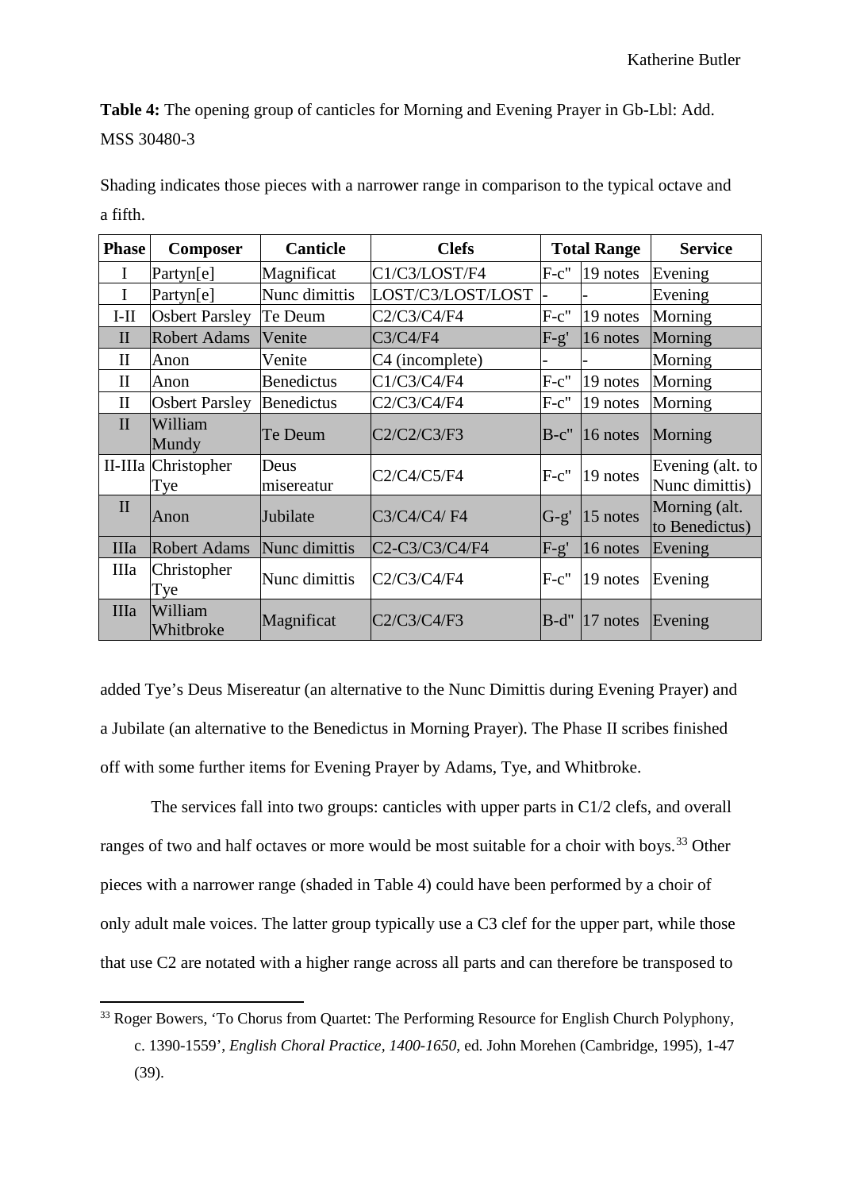**Table 4:** The opening group of canticles for Morning and Evening Prayer in Gb-Lbl: Add. MSS 30480-3

Shading indicates those pieces with a narrower range in comparison to the typical octave and a fifth.

| Phase | Composer | Canticle | Clefs | Total Range | | Service |
|---|---|---|---|---|---|---|
| I | Partyn[e] | Magnificat | C1/C3/LOST/F4 | F-c" | 19 notes | Evening |
| I | Partyn[e] | Nunc dimittis | LOST/C3/LOST/LOST | - | - | Evening |
| I-II | Osbert Parsley | Te Deum | C2/C3/C4/F4 | F-c" | 19 notes | Morning |
| II | Robert Adams | Venite | C3/C4/F4 | F-g' | 16 notes | Morning |
| II | Anon | Venite | C4 (incomplete) | - | - | Morning |
| II | Anon | Benedictus | C1/C3/C4/F4 | F-c" | 19 notes | Morning |
| II | Osbert Parsley | Benedictus | C2/C3/C4/F4 | F-c" | 19 notes | Morning |
| II | William Mundy | Te Deum | C2/C2/C3/F3 | B-c" | 16 notes | Morning |
| II-IIIa | Christopher Tye | Deus misereatur | C2/C4/C5/F4 | F-c" | 19 notes | Evening (alt. to Nunc dimittis) |
| II | Anon | Jubilate | C3/C4/C4/ F4 | G-g' | 15 notes | Morning (alt. to Benedictus) |
| IIIa | Robert Adams | Nunc dimittis | C2-C3/C3/C4/F4 | F-g' | 16 notes | Evening |
| IIIa | Christopher Tye | Nunc dimittis | C2/C3/C4/F4 | F-c" | 19 notes | Evening |
| IIIa | William Whitbroke | Magnificat | C2/C3/C4/F3 | B-d" | 17 notes | Evening |

added Tye's Deus Misereatur (an alternative to the Nunc Dimittis during Evening Prayer) and a Jubilate (an alternative to the Benedictus in Morning Prayer). The Phase II scribes finished off with some further items for Evening Prayer by Adams, Tye, and Whitbroke.

The services fall into two groups: canticles with upper parts in C1/2 clefs, and overall ranges of two and half octaves or more would be most suitable for a choir with boys.[33] Other pieces with a narrower range (shaded in Table 4) could have been performed by a choir of only adult male voices. The latter group typically use a C3 clef for the upper part, while those that use C2 are notated with a higher range across all parts and can therefore be transposed to

[33] Roger Bowers, 'To Chorus from Quartet: The Performing Resource for English Church Polyphony, c. 1390-1559', *English Choral Practice, 1400-1650*, ed. John Morehen (Cambridge, 1995), 1-47 (39).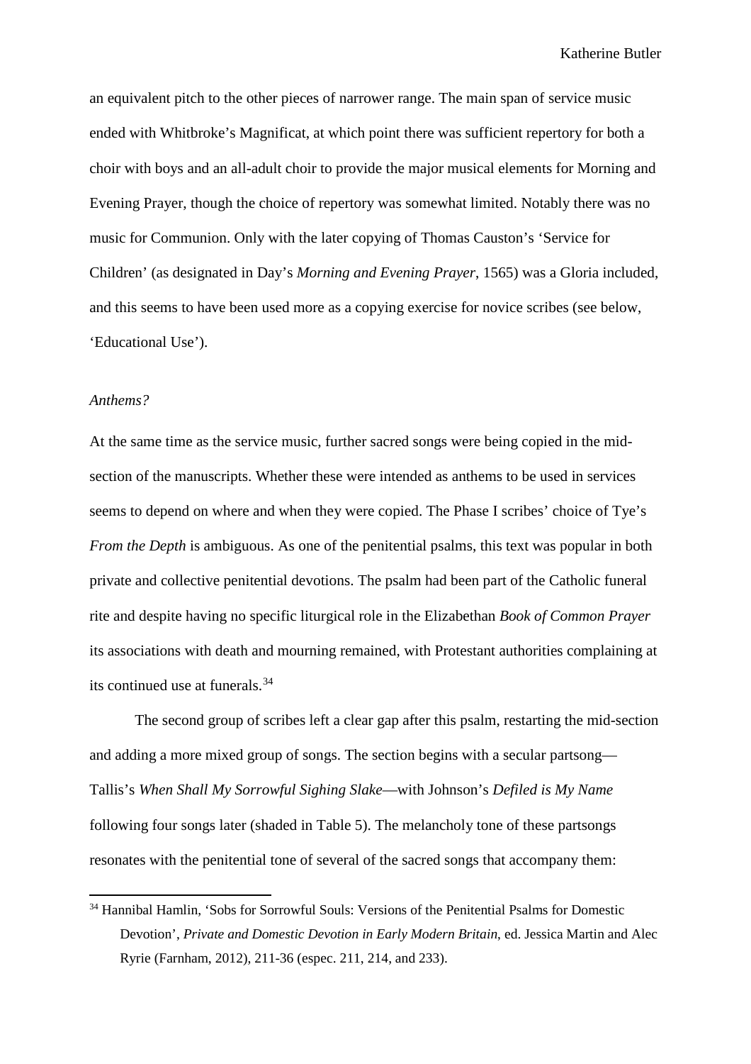an equivalent pitch to the other pieces of narrower range. The main span of service music ended with Whitbroke's Magnificat, at which point there was sufficient repertory for both a choir with boys and an all-adult choir to provide the major musical elements for Morning and Evening Prayer, though the choice of repertory was somewhat limited. Notably there was no music for Communion. Only with the later copying of Thomas Causton's 'Service for Children' (as designated in Day's *Morning and Evening Prayer*, 1565) was a Gloria included, and this seems to have been used more as a copying exercise for novice scribes (see below, 'Educational Use').

*Anthems?*

At the same time as the service music, further sacred songs were being copied in the mid-section of the manuscripts. Whether these were intended as anthems to be used in services seems to depend on where and when they were copied. The Phase I scribes' choice of Tye's *From the Depth* is ambiguous. As one of the penitential psalms, this text was popular in both private and collective penitential devotions. The psalm had been part of the Catholic funeral rite and despite having no specific liturgical role in the Elizabethan *Book of Common Prayer* its associations with death and mourning remained, with Protestant authorities complaining at its continued use at funerals.[34]

The second group of scribes left a clear gap after this psalm, restarting the mid-section and adding a more mixed group of songs. The section begins with a secular partsong—Tallis's *When Shall My Sorrowful Sighing Slake*—with Johnson's *Defiled is My Name* following four songs later (shaded in Table 5). The melancholy tone of these partsongs resonates with the penitential tone of several of the sacred songs that accompany them:

[34] Hannibal Hamlin, 'Sobs for Sorrowful Souls: Versions of the Penitential Psalms for Domestic Devotion', *Private and Domestic Devotion in Early Modern Britain*, ed. Jessica Martin and Alec Ryrie (Farnham, 2012), 211-36 (espec. 211, 214, and 233).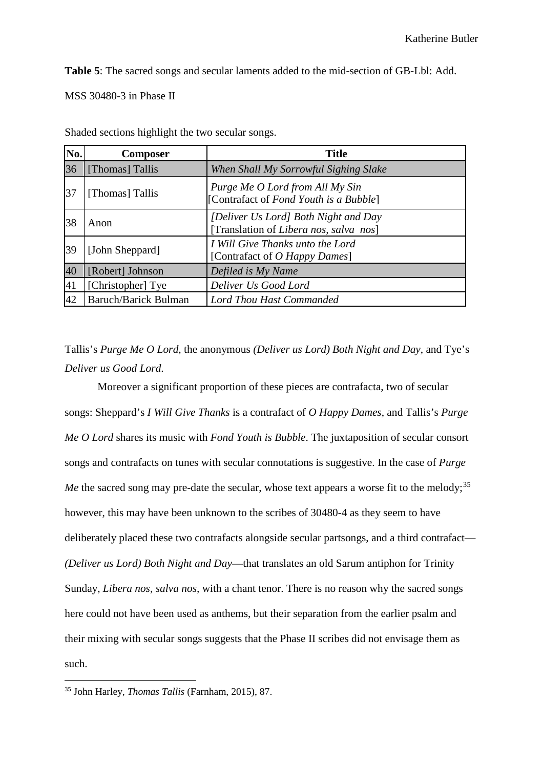**Table 5**: The sacred songs and secular laments added to the mid-section of GB-Lbl: Add. MSS 30480-3 in Phase II

Shaded sections highlight the two secular songs.

| No. | Composer | Title |
|---|---|---|
| 36 | [Thomas] Tallis | *When Shall My Sorrowful Sighing Slake* |
| 37 | [Thomas] Tallis | *Purge Me O Lord from All My Sin* [Contrafact of *Fond Youth is a Bubble*] |
| 38 | Anon | *[Deliver Us Lord] Both Night and Day* [Translation of *Libera nos, salva nos*] |
| 39 | [John Sheppard] | *I Will Give Thanks unto the Lord* [Contrafact of *O Happy Dames*] |
| 40 | [Robert] Johnson | *Defiled is My Name* |
| 41 | [Christopher] Tye | *Deliver Us Good Lord* |
| 42 | Baruch/Barick Bulman | *Lord Thou Hast Commanded* |

Tallis's *Purge Me O Lord*, the anonymous *(Deliver us Lord) Both Night and Day*, and Tye's *Deliver us Good Lord*.

Moreover a significant proportion of these pieces are contrafacta, two of secular songs: Sheppard's *I Will Give Thanks* is a contrafact of *O Happy Dames*, and Tallis's *Purge Me O Lord* shares its music with *Fond Youth is Bubble*. The juxtaposition of secular consort songs and contrafacts on tunes with secular connotations is suggestive. In the case of *Purge Me* the sacred song may pre-date the secular, whose text appears a worse fit to the melody;[35] however, this may have been unknown to the scribes of 30480-4 as they seem to have deliberately placed these two contrafacts alongside secular partsongs, and a third contrafact—*(Deliver us Lord) Both Night and Day*—that translates an old Sarum antiphon for Trinity Sunday, *Libera nos, salva nos,* with a chant tenor. There is no reason why the sacred songs here could not have been used as anthems, but their separation from the earlier psalm and their mixing with secular songs suggests that the Phase II scribes did not envisage them as such.

[35] John Harley, *Thomas Tallis* (Farnham, 2015), 87.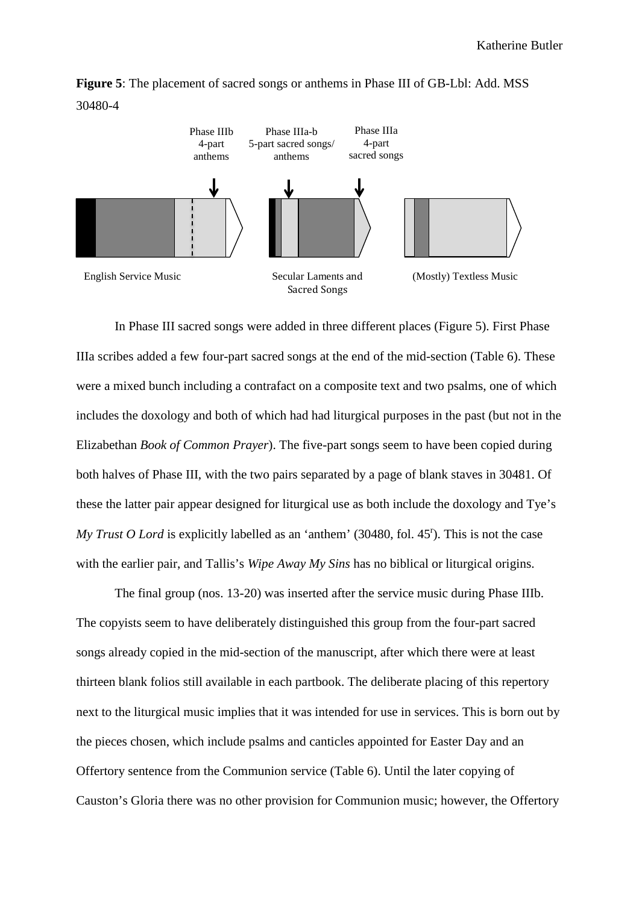**Figure 5**: The placement of sacred songs or anthems in Phase III of GB-Lbl: Add. MSS 30480-4

Phase IIIb 4-part anthems

Phase IIIa-b 5-part sacred songs/ anthems

Phase IIIa 4-part sacred songs

English Service Music

Secular Laments and Sacred Songs

(Mostly) Textless Music

In Phase III sacred songs were added in three different places (Figure 5). First Phase IIIa scribes added a few four-part sacred songs at the end of the mid-section (Table 6). These were a mixed bunch including a contrafact on a composite text and two psalms, one of which includes the doxology and both of which had had liturgical purposes in the past (but not in the Elizabethan *Book of Common Prayer*). The five-part songs seem to have been copied during both halves of Phase III, with the two pairs separated by a page of blank staves in 30481. Of these the latter pair appear designed for liturgical use as both include the doxology and Tye's *My Trust O Lord* is explicitly labelled as an 'anthem' (30480, fol. 45r). This is not the case with the earlier pair, and Tallis's *Wipe Away My Sins* has no biblical or liturgical origins.

The final group (nos. 13-20) was inserted after the service music during Phase IIIb. The copyists seem to have deliberately distinguished this group from the four-part sacred songs already copied in the mid-section of the manuscript, after which there were at least thirteen blank folios still available in each partbook. The deliberate placing of this repertory next to the liturgical music implies that it was intended for use in services. This is born out by the pieces chosen, which include psalms and canticles appointed for Easter Day and an Offertory sentence from the Communion service (Table 6). Until the later copying of Causton's Gloria there was no other provision for Communion music; however, the Offertory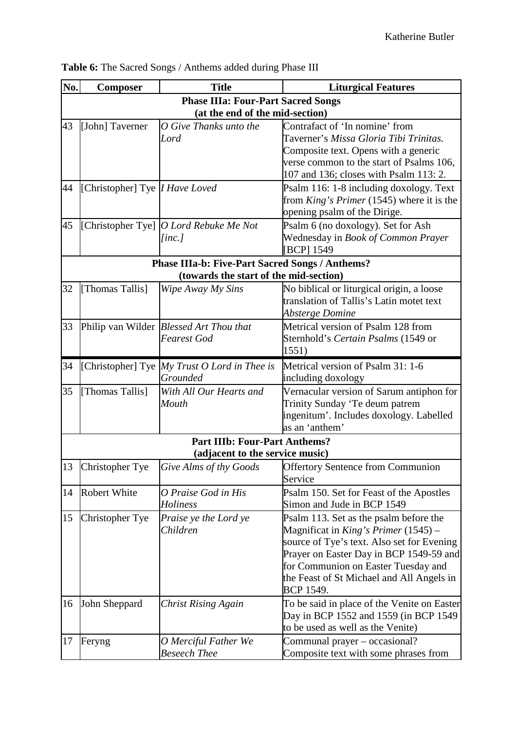**Table 6:** The Sacred Songs / Anthems added during Phase III

| No. | Composer | Title | Liturgical Features |
|---|---|---|---|
| **Phase IIIa: Four-Part Sacred Songs (at the end of the mid-section)** | | | |
| 43 | [John] Taverner | *O Give Thanks unto the Lord* | Contrafact of 'In nomine' from Taverner's *Missa Gloria Tibi Trinitas.* Composite text. Opens with a generic verse common to the start of Psalms 106, 107 and 136; closes with Psalm 113: 2. |
| 44 | [Christopher] Tye | *I Have Loved* | Psalm 116: 1-8 including doxology. Text from *King's Primer* (1545) where it is the opening psalm of the Dirige. |
| 45 | [Christopher Tye] | *O Lord Rebuke Me Not [inc.]* | Psalm 6 (no doxology). Set for Ash Wednesday in *Book of Common Prayer* [BCP] 1549 |
| **Phase IIIa-b: Five-Part Sacred Songs / Anthems? (towards the start of the mid-section)** | | | |
| 32 | [Thomas Tallis] | *Wipe Away My Sins* | No biblical or liturgical origin, a loose translation of Tallis's Latin motet text *Absterge Domine* |
| 33 | Philip van Wilder | *Blessed Art Thou that Fearest God* | Metrical version of Psalm 128 from Sternhold's *Certain Psalms* (1549 or 1551) |
| 34 | [Christopher] Tye | *My Trust O Lord in Thee is Grounded* | Metrical version of Psalm 31: 1-6 including doxology |
| 35 | [Thomas Tallis] | *With All Our Hearts and Mouth* | Vernacular version of Sarum antiphon for Trinity Sunday 'Te deum patrem ingenitum'. Includes doxology. Labelled as an 'anthem' |
| **Part IIIb: Four-Part Anthems? (adjacent to the service music)** | | | |
| 13 | Christopher Tye | *Give Alms of thy Goods* | Offertory Sentence from Communion Service |
| 14 | Robert White | *O Praise God in His Holiness* | Psalm 150. Set for Feast of the Apostles Simon and Jude in BCP 1549 |
| 15 | Christopher Tye | *Praise ye the Lord ye Children* | Psalm 113. Set as the psalm before the Magnificat in *King's Primer* (1545) – source of Tye's text. Also set for Evening Prayer on Easter Day in BCP 1549-59 and for Communion on Easter Tuesday and the Feast of St Michael and All Angels in BCP 1549. |
| 16 | John Sheppard | *Christ Rising Again* | To be said in place of the Venite on Easter Day in BCP 1552 and 1559 (in BCP 1549 to be used as well as the Venite) |
| 17 | Feryng | *O Merciful Father We Beseech Thee* | Communal prayer – occasional? Composite text with some phrases from |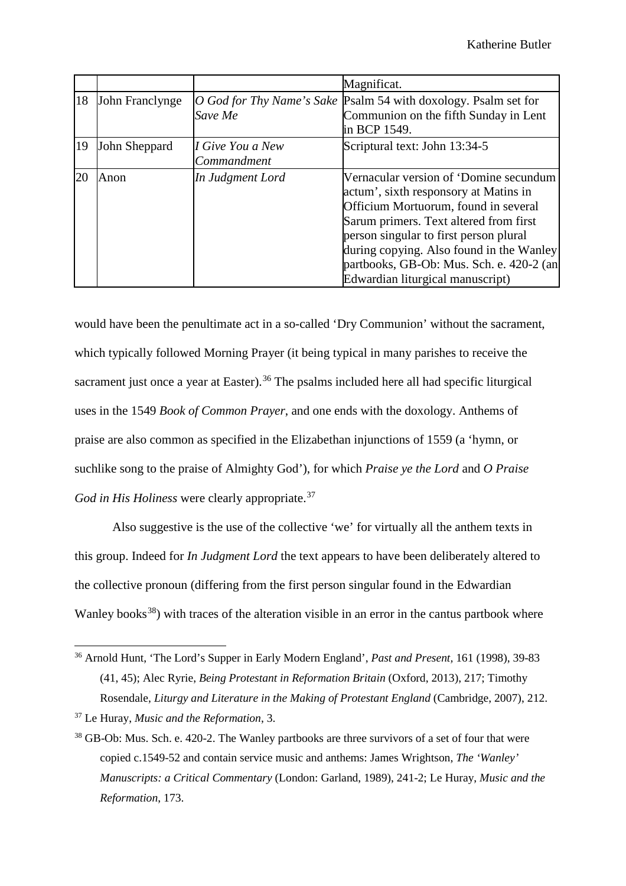| | | | |
|---|---|---|---|
| | | | Magnificat. |
| 18 | John Franclynge | *O God for Thy Name's Sake Save Me* | Psalm 54 with doxology. Psalm set for Communion on the fifth Sunday in Lent in BCP 1549. |
| 19 | John Sheppard | *I Give You a New Commandment* | Scriptural text: John 13:34-5 |
| 20 | Anon | *In Judgment Lord* | Vernacular version of 'Domine secundum actum', sixth responsory at Matins in Officium Mortuorum, found in several Sarum primers. Text altered from first person singular to first person plural during copying. Also found in the Wanley partbooks, GB-Ob: Mus. Sch. e. 420-2 (an Edwardian liturgical manuscript) |

would have been the penultimate act in a so-called 'Dry Communion' without the sacrament, which typically followed Morning Prayer (it being typical in many parishes to receive the sacrament just once a year at Easter).[36] The psalms included here all had specific liturgical uses in the 1549 *Book of Common Prayer*, and one ends with the doxology. Anthems of praise are also common as specified in the Elizabethan injunctions of 1559 (a 'hymn, or suchlike song to the praise of Almighty God'), for which *Praise ye the Lord* and *O Praise God in His Holiness* were clearly appropriate.[37]

Also suggestive is the use of the collective 'we' for virtually all the anthem texts in this group. Indeed for *In Judgment Lord* the text appears to have been deliberately altered to the collective pronoun (differing from the first person singular found in the Edwardian Wanley books[38]) with traces of the alteration visible in an error in the cantus partbook where

[36] Arnold Hunt, 'The Lord's Supper in Early Modern England', *Past and Present*, 161 (1998), 39-83 (41, 45); Alec Ryrie, *Being Protestant in Reformation Britain* (Oxford, 2013), 217; Timothy Rosendale, *Liturgy and Literature in the Making of Protestant England* (Cambridge, 2007), 212.

[37] Le Huray, *Music and the Reformation*, 3.

[38] GB-Ob: Mus. Sch. e. 420-2. The Wanley partbooks are three survivors of a set of four that were copied c.1549-52 and contain service music and anthems: James Wrightson, *The 'Wanley' Manuscripts: a Critical Commentary* (London: Garland, 1989), 241-2; Le Huray, *Music and the Reformation*, 173.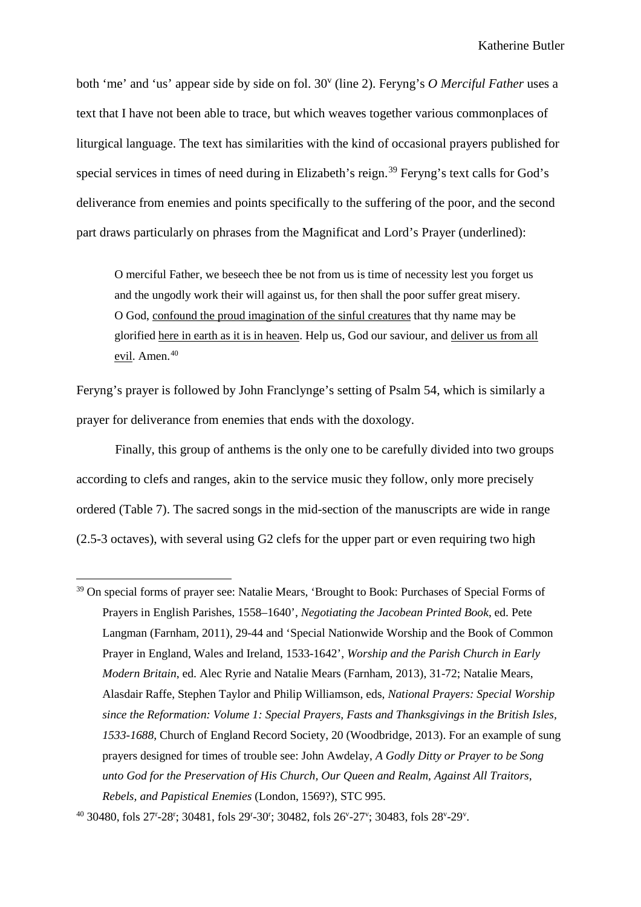both 'me' and 'us' appear side by side on fol. 30v (line 2). Feryng's *O Merciful Father* uses a text that I have not been able to trace, but which weaves together various commonplaces of liturgical language. The text has similarities with the kind of occasional prayers published for special services in times of need during in Elizabeth's reign.[39] Feryng's text calls for God's deliverance from enemies and points specifically to the suffering of the poor, and the second part draws particularly on phrases from the Magnificat and Lord's Prayer (underlined):

> O merciful Father, we beseech thee be not from us is time of necessity lest you forget us and the ungodly work their will against us, for then shall the poor suffer great misery. O God, <u>confound the proud imagination of the sinful creatures</u> that thy name may be glorified <u>here in earth as it is in heaven</u>. Help us, God our saviour, and <u>deliver us from all evil</u>. Amen.[40]

Feryng's prayer is followed by John Franclynge's setting of Psalm 54, which is similarly a prayer for deliverance from enemies that ends with the doxology.

Finally, this group of anthems is the only one to be carefully divided into two groups according to clefs and ranges, akin to the service music they follow, only more precisely ordered (Table 7). The sacred songs in the mid-section of the manuscripts are wide in range (2.5-3 octaves), with several using G2 clefs for the upper part or even requiring two high

---

[39] On special forms of prayer see: Natalie Mears, 'Brought to Book: Purchases of Special Forms of Prayers in English Parishes, 1558–1640', *Negotiating the Jacobean Printed Book*, ed. Pete Langman (Farnham, 2011), 29-44 and 'Special Nationwide Worship and the Book of Common Prayer in England, Wales and Ireland, 1533-1642', *Worship and the Parish Church in Early Modern Britain*, ed. Alec Ryrie and Natalie Mears (Farnham, 2013), 31-72; Natalie Mears, Alasdair Raffe, Stephen Taylor and Philip Williamson, eds, *National Prayers: Special Worship since the Reformation: Volume 1: Special Prayers, Fasts and Thanksgivings in the British Isles, 1533-1688*, Church of England Record Society, 20 (Woodbridge, 2013). For an example of sung prayers designed for times of trouble see: John Awdelay, *A Godly Ditty or Prayer to be Song unto God for the Preservation of His Church, Our Queen and Realm, Against All Traitors, Rebels, and Papistical Enemies* (London, 1569?), STC 995.

[40] 30480, fols 27r-28r; 30481, fols 29r-30r; 30482, fols 26v-27v; 30483, fols 28v-29v.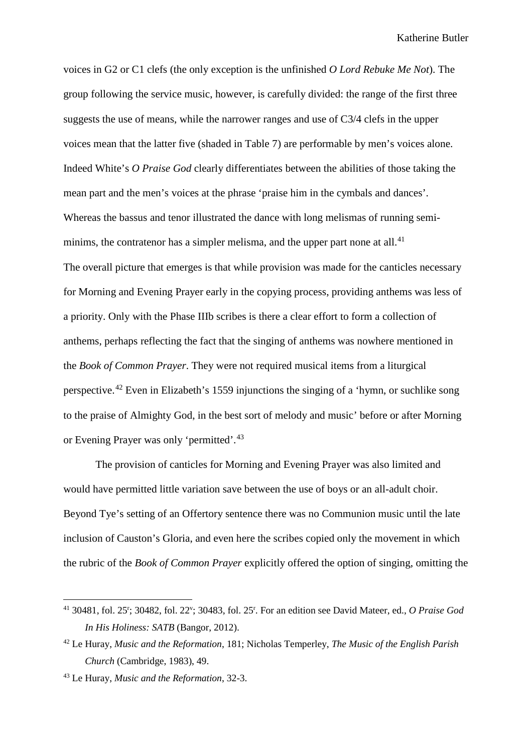voices in G2 or C1 clefs (the only exception is the unfinished *O Lord Rebuke Me Not*). The group following the service music, however, is carefully divided: the range of the first three suggests the use of means, while the narrower ranges and use of C3/4 clefs in the upper voices mean that the latter five (shaded in Table 7) are performable by men's voices alone. Indeed White's *O Praise God* clearly differentiates between the abilities of those taking the mean part and the men's voices at the phrase 'praise him in the cymbals and dances'. Whereas the bassus and tenor illustrated the dance with long melismas of running semi-minims, the contratenor has a simpler melisma, and the upper part none at all.[41]

The overall picture that emerges is that while provision was made for the canticles necessary for Morning and Evening Prayer early in the copying process, providing anthems was less of a priority. Only with the Phase IIIb scribes is there a clear effort to form a collection of anthems, perhaps reflecting the fact that the singing of anthems was nowhere mentioned in the *Book of Common Prayer*. They were not required musical items from a liturgical perspective.[42] Even in Elizabeth's 1559 injunctions the singing of a 'hymn, or suchlike song to the praise of Almighty God, in the best sort of melody and music' before or after Morning or Evening Prayer was only 'permitted'.[43]

The provision of canticles for Morning and Evening Prayer was also limited and would have permitted little variation save between the use of boys or an all-adult choir. Beyond Tye's setting of an Offertory sentence there was no Communion music until the late inclusion of Causton's Gloria, and even here the scribes copied only the movement in which the rubric of the *Book of Common Prayer* explicitly offered the option of singing, omitting the

---

[41] 30481, fol. 25r; 30482, fol. 22v; 30483, fol. 25r. For an edition see David Mateer, ed., *O Praise God In His Holiness: SATB* (Bangor, 2012).

[42] Le Huray, *Music and the Reformation*, 181; Nicholas Temperley, *The Music of the English Parish Church* (Cambridge, 1983), 49.

[43] Le Huray, *Music and the Reformation*, 32-3.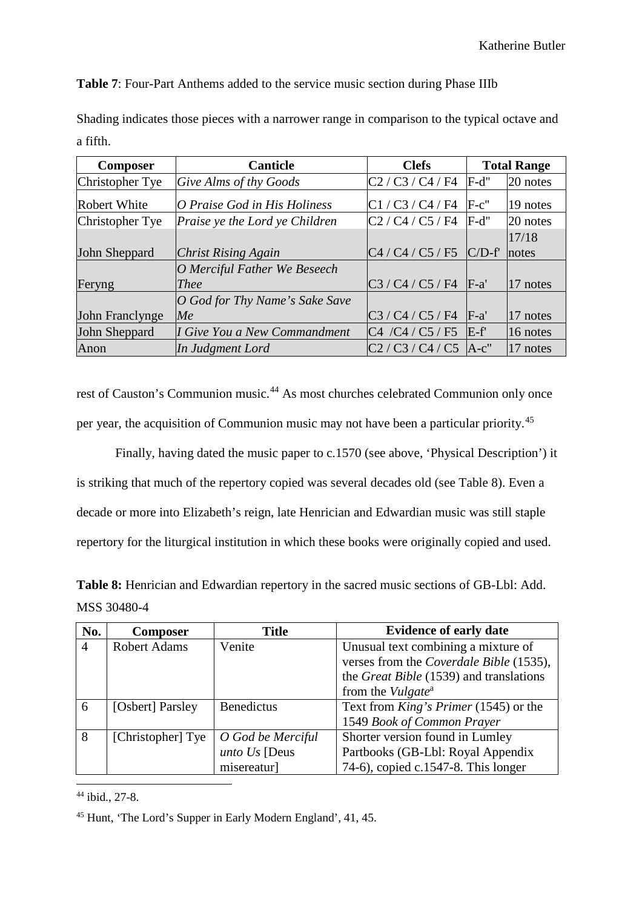**Table 7**: Four-Part Anthems added to the service music section during Phase IIIb

Shading indicates those pieces with a narrower range in comparison to the typical octave and a fifth.

| Composer | Canticle | Clefs | Total Range | |
|---|---|---|---|---|
| Christopher Tye | *Give Alms of thy Goods* | C2 / C3 / C4 / F4 | F-d'' | 20 notes |
| Robert White | *O Praise God in His Holiness* | C1 / C3 / C4 / F4 | F-c'' | 19 notes |
| Christopher Tye | *Praise ye the Lord ye Children* | C2 / C4 / C5 / F4 | F-d'' | 20 notes |
| John Sheppard | *Christ Rising Again* | C4 / C4 / C5 / F5 | C/D-f' | 17/18 notes |
| Feryng | *O Merciful Father We Beseech Thee* | C3 / C4 / C5 / F4 | F-a' | 17 notes |
| John Franclynge | *O God for Thy Name's Sake Save Me* | C3 / C4 / C5 / F4 | F-a' | 17 notes |
| John Sheppard | *I Give You a New Commandment* | C4 /C4 / C5 / F5 | E-f' | 16 notes |
| Anon | *In Judgment Lord* | C2 / C3 / C4 / C5 | A-c'' | 17 notes |

rest of Causton's Communion music.[44] As most churches celebrated Communion only once per year, the acquisition of Communion music may not have been a particular priority.[45]

Finally, having dated the music paper to c.1570 (see above, 'Physical Description') it is striking that much of the repertory copied was several decades old (see Table 8). Even a decade or more into Elizabeth's reign, late Henrician and Edwardian music was still staple repertory for the liturgical institution in which these books were originally copied and used.

**Table 8:** Henrician and Edwardian repertory in the sacred music sections of GB-Lbl: Add. MSS 30480-4

| No. | Composer | Title | Evidence of early date |
|---|---|---|---|
| 4 | Robert Adams | Venite | Unusual text combining a mixture of verses from the *Coverdale Bible* (1535), the *Great Bible* (1539) and translations from the *Vulgate*[a] |
| 6 | [Osbert] Parsley | Benedictus | Text from *King's Primer* (1545) or the 1549 *Book of Common Prayer* |
| 8 | [Christopher] Tye | *O God be Merciful unto Us* [Deus misereatur] | Shorter version found in Lumley Partbooks (GB-Lbl: Royal Appendix 74-6), copied c.1547-8. This longer |

[44] ibid., 27-8.

[45] Hunt, 'The Lord's Supper in Early Modern England', 41, 45.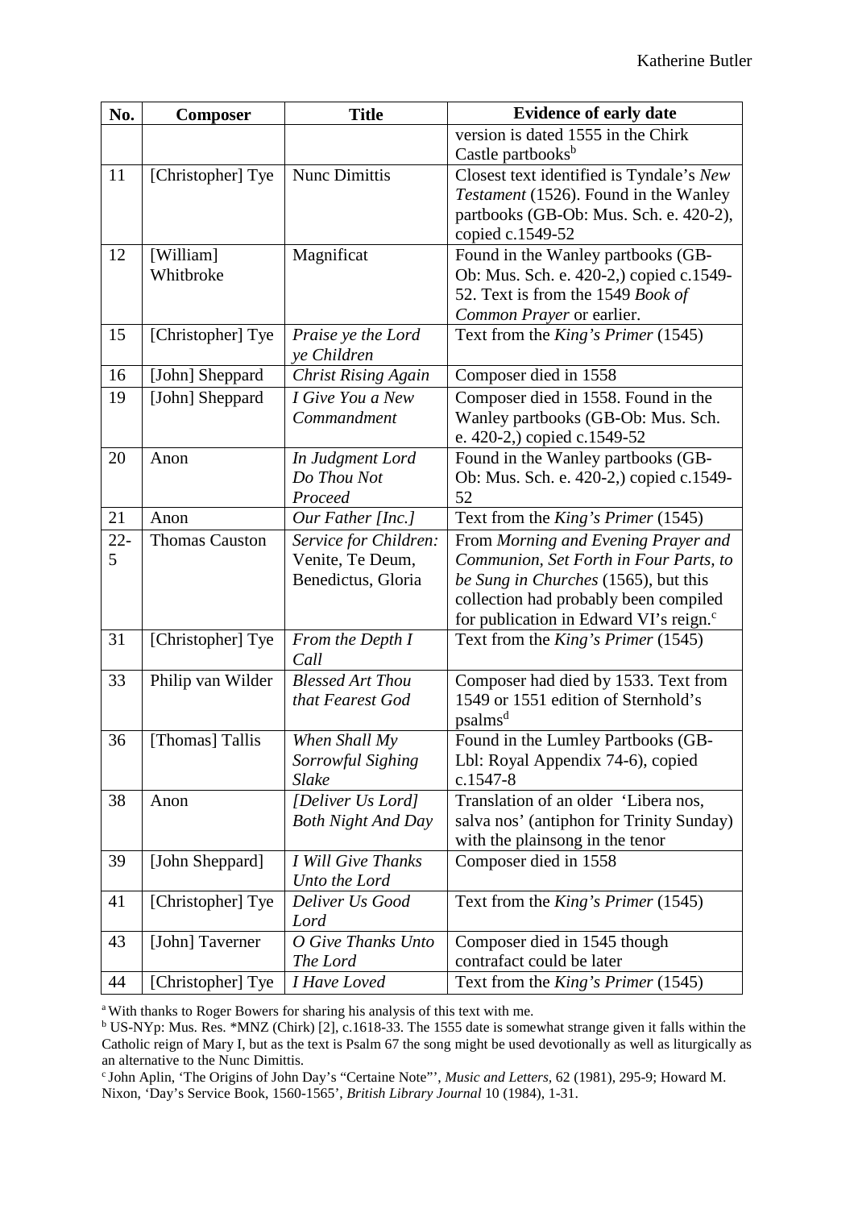| No. | Composer | Title | Evidence of early date |
|---|---|---|---|
| | | | version is dated 1555 in the Chirk Castle partbooks[b] |
| 11 | [Christopher] Tye | Nunc Dimittis | Closest text identified is Tyndale's *New Testament* (1526). Found in the Wanley partbooks (GB-Ob: Mus. Sch. e. 420-2), copied c.1549-52 |
| 12 | [William] Whitbroke | Magnificat | Found in the Wanley partbooks (GB-Ob: Mus. Sch. e. 420-2,) copied c.1549-52. Text is from the 1549 *Book of Common Prayer* or earlier. |
| 15 | [Christopher] Tye | *Praise ye the Lord ye Children* | Text from the *King's Primer* (1545) |
| 16 | [John] Sheppard | *Christ Rising Again* | Composer died in 1558 |
| 19 | [John] Sheppard | *I Give You a New Commandment* | Composer died in 1558. Found in the Wanley partbooks (GB-Ob: Mus. Sch. e. 420-2,) copied c.1549-52 |
| 20 | Anon | *In Judgment Lord Do Thou Not Proceed* | Found in the Wanley partbooks (GB-Ob: Mus. Sch. e. 420-2,) copied c.1549-52 |
| 21 | Anon | *Our Father [Inc.]* | Text from the *King's Primer* (1545) |
| 22-5 | Thomas Causton | *Service for Children:* Venite, Te Deum, Benedictus, Gloria | From *Morning and Evening Prayer and Communion, Set Forth in Four Parts, to be Sung in Churches* (1565), but this collection had probably been compiled for publication in Edward VI's reign.[c] |
| 31 | [Christopher] Tye | *From the Depth I Call* | Text from the *King's Primer* (1545) |
| 33 | Philip van Wilder | *Blessed Art Thou that Fearest God* | Composer had died by 1533. Text from 1549 or 1551 edition of Sternhold's psalms[d] |
| 36 | [Thomas] Tallis | *When Shall My Sorrowful Sighing Slake* | Found in the Lumley Partbooks (GB-Lbl: Royal Appendix 74-6), copied c.1547-8 |
| 38 | Anon | *[Deliver Us Lord] Both Night And Day* | Translation of an older 'Libera nos, salva nos' (antiphon for Trinity Sunday) with the plainsong in the tenor |
| 39 | [John Sheppard] | *I Will Give Thanks Unto the Lord* | Composer died in 1558 |
| 41 | [Christopher] Tye | *Deliver Us Good Lord* | Text from the *King's Primer* (1545) |
| 43 | [John] Taverner | *O Give Thanks Unto The Lord* | Composer died in 1545 though contrafact could be later |
| 44 | [Christopher] Tye | *I Have Loved* | Text from the *King's Primer* (1545) |

[a] With thanks to Roger Bowers for sharing his analysis of this text with me.

[b] US-NYp: Mus. Res. *MNZ (Chirk) [2], c.1618-33. The 1555 date is somewhat strange given it falls within the Catholic reign of Mary I, but as the text is Psalm 67 the song might be used devotionally as well as liturgically as an alternative to the Nunc Dimittis.

[c] John Aplin, 'The Origins of John Day's "Certaine Note"', *Music and Letters*, 62 (1981), 295-9; Howard M. Nixon, 'Day's Service Book, 1560-1565', *British Library Journal* 10 (1984), 1-31.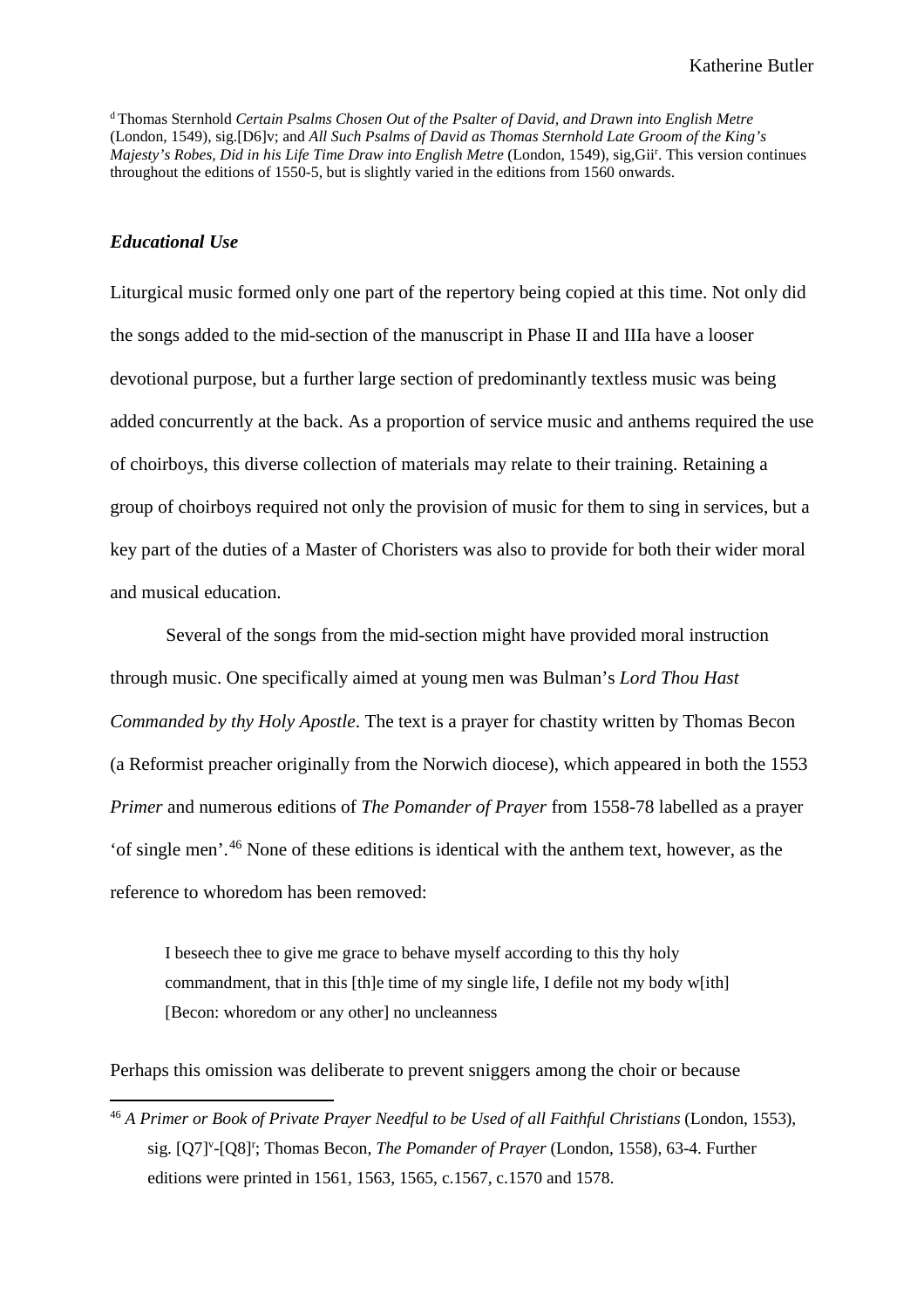[d] Thomas Sternhold *Certain Psalms Chosen Out of the Psalter of David, and Drawn into English Metre* (London, 1549), sig.[D6]v; and *All Such Psalms of David as Thomas Sternhold Late Groom of the King's Majesty's Robes, Did in his Life Time Draw into English Metre* (London, 1549), sig,Gii[r]. This version continues throughout the editions of 1550-5, but is slightly varied in the editions from 1560 onwards.

### *Educational Use*

Liturgical music formed only one part of the repertory being copied at this time. Not only did the songs added to the mid-section of the manuscript in Phase II and IIIa have a looser devotional purpose, but a further large section of predominantly textless music was being added concurrently at the back. As a proportion of service music and anthems required the use of choirboys, this diverse collection of materials may relate to their training. Retaining a group of choirboys required not only the provision of music for them to sing in services, but a key part of the duties of a Master of Choristers was also to provide for both their wider moral and musical education.

Several of the songs from the mid-section might have provided moral instruction through music. One specifically aimed at young men was Bulman's *Lord Thou Hast Commanded by thy Holy Apostle*. The text is a prayer for chastity written by Thomas Becon (a Reformist preacher originally from the Norwich diocese), which appeared in both the 1553 *Primer* and numerous editions of *The Pomander of Prayer* from 1558-78 labelled as a prayer 'of single men'.[46] None of these editions is identical with the anthem text, however, as the reference to whoredom has been removed:

> I beseech thee to give me grace to behave myself according to this thy holy commandment, that in this [th]e time of my single life, I defile not my body w[ith] [Becon: whoredom or any other] no uncleanness

Perhaps this omission was deliberate to prevent sniggers among the choir or because

[46] *A Primer or Book of Private Prayer Needful to be Used of all Faithful Christians* (London, 1553), sig. [Q7][v]-[Q8][r]; Thomas Becon, *The Pomander of Prayer* (London, 1558), 63-4. Further editions were printed in 1561, 1563, 1565, c.1567, c.1570 and 1578.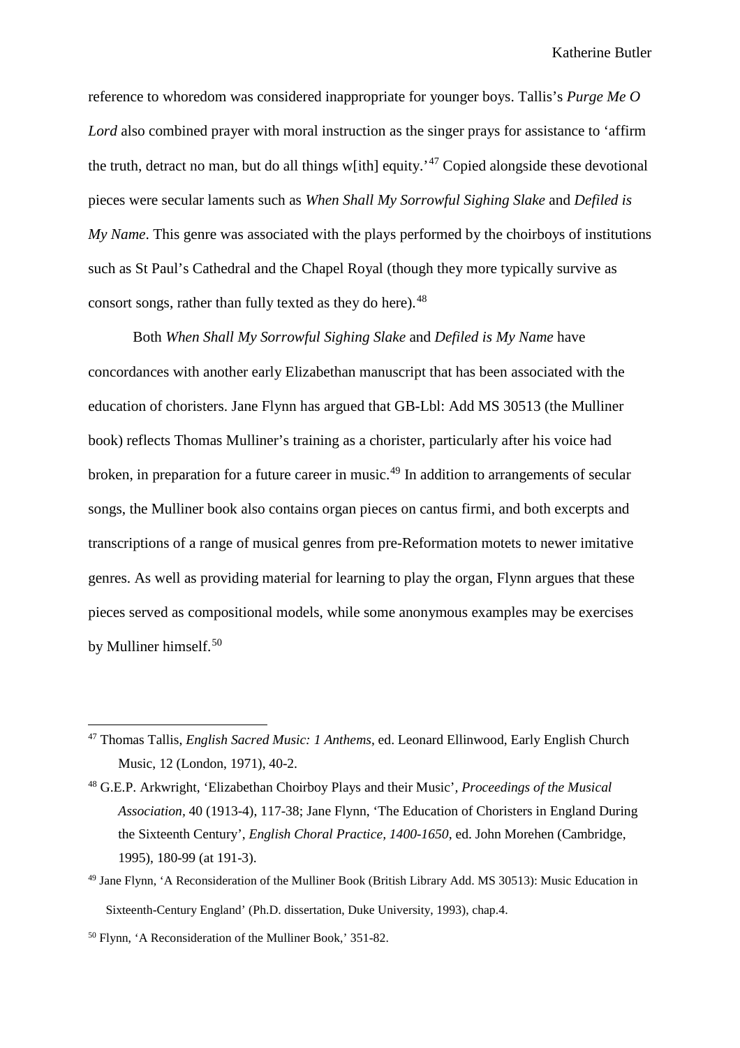reference to whoredom was considered inappropriate for younger boys. Tallis's *Purge Me O Lord* also combined prayer with moral instruction as the singer prays for assistance to 'affirm the truth, detract no man, but do all things w[ith] equity.'[47] Copied alongside these devotional pieces were secular laments such as *When Shall My Sorrowful Sighing Slake* and *Defiled is My Name*. This genre was associated with the plays performed by the choirboys of institutions such as St Paul's Cathedral and the Chapel Royal (though they more typically survive as consort songs, rather than fully texted as they do here).[48]

Both *When Shall My Sorrowful Sighing Slake* and *Defiled is My Name* have concordances with another early Elizabethan manuscript that has been associated with the education of choristers. Jane Flynn has argued that GB-Lbl: Add MS 30513 (the Mulliner book) reflects Thomas Mulliner's training as a chorister, particularly after his voice had broken, in preparation for a future career in music.[49] In addition to arrangements of secular songs, the Mulliner book also contains organ pieces on cantus firmi, and both excerpts and transcriptions of a range of musical genres from pre-Reformation motets to newer imitative genres. As well as providing material for learning to play the organ, Flynn argues that these pieces served as compositional models, while some anonymous examples may be exercises by Mulliner himself.[50]

---

[47] Thomas Tallis, *English Sacred Music: 1 Anthems*, ed. Leonard Ellinwood, Early English Church Music, 12 (London, 1971), 40-2.

[48] G.E.P. Arkwright, 'Elizabethan Choirboy Plays and their Music', *Proceedings of the Musical Association*, 40 (1913-4), 117-38; Jane Flynn, 'The Education of Choristers in England During the Sixteenth Century', *English Choral Practice, 1400-1650*, ed. John Morehen (Cambridge, 1995), 180-99 (at 191-3).

[49] Jane Flynn, 'A Reconsideration of the Mulliner Book (British Library Add. MS 30513): Music Education in Sixteenth-Century England' (Ph.D. dissertation, Duke University, 1993), chap.4.

[50] Flynn, 'A Reconsideration of the Mulliner Book,' 351-82.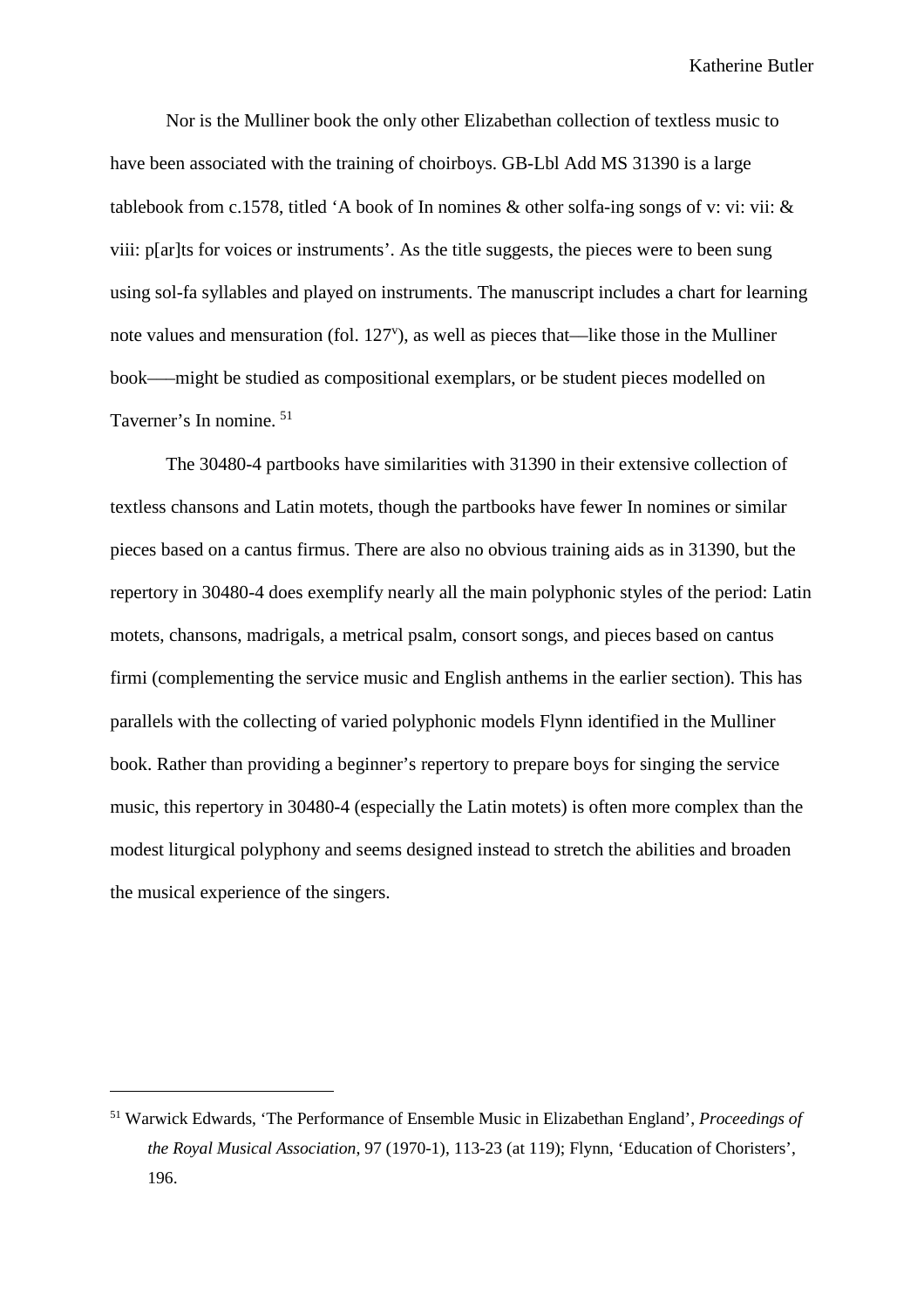Nor is the Mulliner book the only other Elizabethan collection of textless music to have been associated with the training of choirboys. GB-Lbl Add MS 31390 is a large tablebook from c.1578, titled ‘A book of In nomines & other solfa-ing songs of v: vi: vii: & viii: p[ar]ts for voices or instruments’. As the title suggests, the pieces were to been sung using sol-fa syllables and played on instruments. The manuscript includes a chart for learning note values and mensuration (fol. 127ᵛ), as well as pieces that—like those in the Mulliner book—–might be studied as compositional exemplars, or be student pieces modelled on Taverner’s In nomine. [51]

The 30480-4 partbooks have similarities with 31390 in their extensive collection of textless chansons and Latin motets, though the partbooks have fewer In nomines or similar pieces based on a cantus firmus. There are also no obvious training aids as in 31390, but the repertory in 30480-4 does exemplify nearly all the main polyphonic styles of the period: Latin motets, chansons, madrigals, a metrical psalm, consort songs, and pieces based on cantus firmi (complementing the service music and English anthems in the earlier section). This has parallels with the collecting of varied polyphonic models Flynn identified in the Mulliner book. Rather than providing a beginner’s repertory to prepare boys for singing the service music, this repertory in 30480-4 (especially the Latin motets) is often more complex than the modest liturgical polyphony and seems designed instead to stretch the abilities and broaden the musical experience of the singers.

---

[51] Warwick Edwards, ‘The Performance of Ensemble Music in Elizabethan England’, *Proceedings of the Royal Musical Association*, 97 (1970-1), 113-23 (at 119); Flynn, ‘Education of Choristers’, 196.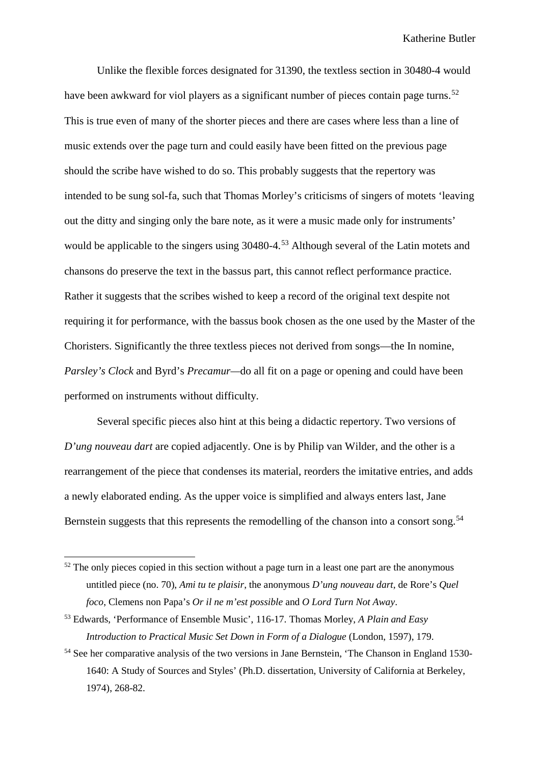Unlike the flexible forces designated for 31390, the textless section in 30480-4 would have been awkward for viol players as a significant number of pieces contain page turns.[52] This is true even of many of the shorter pieces and there are cases where less than a line of music extends over the page turn and could easily have been fitted on the previous page should the scribe have wished to do so. This probably suggests that the repertory was intended to be sung sol-fa, such that Thomas Morley's criticisms of singers of motets 'leaving out the ditty and singing only the bare note, as it were a music made only for instruments' would be applicable to the singers using 30480-4.[53] Although several of the Latin motets and chansons do preserve the text in the bassus part, this cannot reflect performance practice. Rather it suggests that the scribes wished to keep a record of the original text despite not requiring it for performance, with the bassus book chosen as the one used by the Master of the Choristers. Significantly the three textless pieces not derived from songs—the In nomine, *Parsley's Clock* and Byrd's *Precamur*—do all fit on a page or opening and could have been performed on instruments without difficulty.

Several specific pieces also hint at this being a didactic repertory. Two versions of *D'ung nouveau dart* are copied adjacently. One is by Philip van Wilder, and the other is a rearrangement of the piece that condenses its material, reorders the imitative entries, and adds a newly elaborated ending. As the upper voice is simplified and always enters last, Jane Bernstein suggests that this represents the remodelling of the chanson into a consort song.[54]

---

[52] The only pieces copied in this section without a page turn in a least one part are the anonymous untitled piece (no. 70), *Ami tu te plaisir*, the anonymous *D'ung nouveau dart*, de Rore's *Quel foco*, Clemens non Papa's *Or il ne m'est possible* and *O Lord Turn Not Away*.

[53] Edwards, 'Performance of Ensemble Music', 116-17. Thomas Morley, *A Plain and Easy Introduction to Practical Music Set Down in Form of a Dialogue* (London, 1597), 179.

[54] See her comparative analysis of the two versions in Jane Bernstein, 'The Chanson in England 1530-1640: A Study of Sources and Styles' (Ph.D. dissertation, University of California at Berkeley, 1974), 268-82.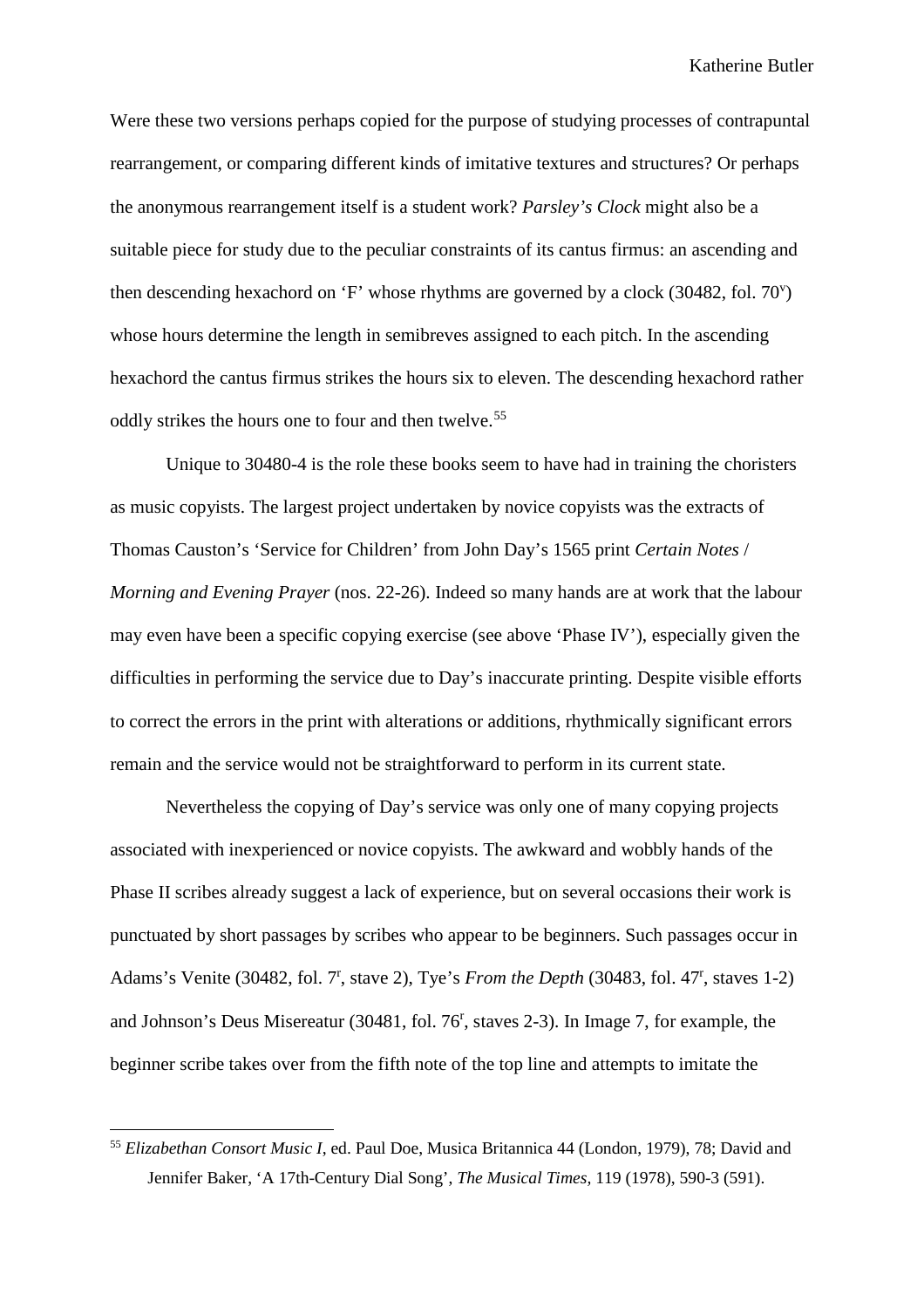Were these two versions perhaps copied for the purpose of studying processes of contrapuntal rearrangement, or comparing different kinds of imitative textures and structures? Or perhaps the anonymous rearrangement itself is a student work? *Parsley's Clock* might also be a suitable piece for study due to the peculiar constraints of its cantus firmus: an ascending and then descending hexachord on 'F' whose rhythms are governed by a clock (30482, fol. 70$^{v}$) whose hours determine the length in semibreves assigned to each pitch. In the ascending hexachord the cantus firmus strikes the hours six to eleven. The descending hexachord rather oddly strikes the hours one to four and then twelve.[55]

Unique to 30480-4 is the role these books seem to have had in training the choristers as music copyists. The largest project undertaken by novice copyists was the extracts of Thomas Causton's 'Service for Children' from John Day's 1565 print *Certain Notes / Morning and Evening Prayer* (nos. 22-26). Indeed so many hands are at work that the labour may even have been a specific copying exercise (see above 'Phase IV'), especially given the difficulties in performing the service due to Day's inaccurate printing. Despite visible efforts to correct the errors in the print with alterations or additions, rhythmically significant errors remain and the service would not be straightforward to perform in its current state.

Nevertheless the copying of Day's service was only one of many copying projects associated with inexperienced or novice copyists. The awkward and wobbly hands of the Phase II scribes already suggest a lack of experience, but on several occasions their work is punctuated by short passages by scribes who appear to be beginners. Such passages occur in Adams's Venite (30482, fol. 7$^{r}$, stave 2), Tye's *From the Depth* (30483, fol. 47$^{r}$, staves 1-2) and Johnson's Deus Misereatur (30481, fol. 76$^{r}$, staves 2-3). In Image 7, for example, the beginner scribe takes over from the fifth note of the top line and attempts to imitate the

[55] *Elizabethan Consort Music I*, ed. Paul Doe, Musica Britannica 44 (London, 1979), 78; David and Jennifer Baker, 'A 17th-Century Dial Song', *The Musical Times*, 119 (1978), 590-3 (591).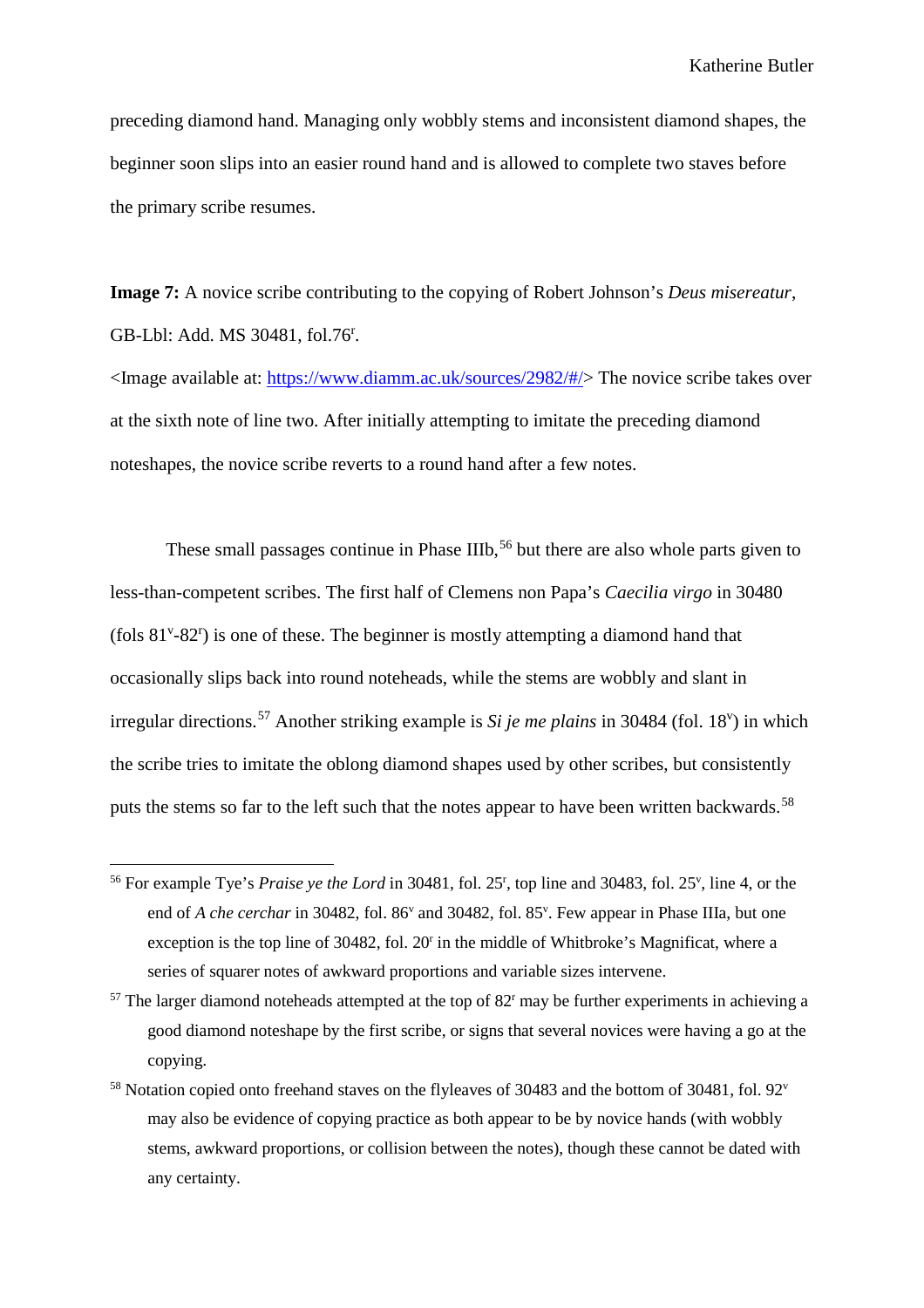preceding diamond hand. Managing only wobbly stems and inconsistent diamond shapes, the beginner soon slips into an easier round hand and is allowed to complete two staves before the primary scribe resumes.

**Image 7:** A novice scribe contributing to the copying of Robert Johnson's *Deus misereatur*, GB-Lbl: Add. MS 30481, fol.76r.

<Image available at: https://www.diamm.ac.uk/sources/2982/#/> The novice scribe takes over at the sixth note of line two. After initially attempting to imitate the preceding diamond noteshapes, the novice scribe reverts to a round hand after a few notes.

These small passages continue in Phase IIIb,[56] but there are also whole parts given to less-than-competent scribes. The first half of Clemens non Papa's *Caecilia virgo* in 30480 (fols 81v-82r) is one of these. The beginner is mostly attempting a diamond hand that occasionally slips back into round noteheads, while the stems are wobbly and slant in irregular directions.[57] Another striking example is *Si je me plains* in 30484 (fol. 18v) in which the scribe tries to imitate the oblong diamond shapes used by other scribes, but consistently puts the stems so far to the left such that the notes appear to have been written backwards.[58]

---

[56] For example Tye's *Praise ye the Lord* in 30481, fol. 25r, top line and 30483, fol. 25v, line 4, or the end of *A che cerchar* in 30482, fol. 86v and 30482, fol. 85v. Few appear in Phase IIIa, but one exception is the top line of 30482, fol. 20r in the middle of Whitbroke's Magnificat, where a series of squarer notes of awkward proportions and variable sizes intervene.

[57] The larger diamond noteheads attempted at the top of 82r may be further experiments in achieving a good diamond noteshape by the first scribe, or signs that several novices were having a go at the copying.

[58] Notation copied onto freehand staves on the flyleaves of 30483 and the bottom of 30481, fol. 92v may also be evidence of copying practice as both appear to be by novice hands (with wobbly stems, awkward proportions, or collision between the notes), though these cannot be dated with any certainty.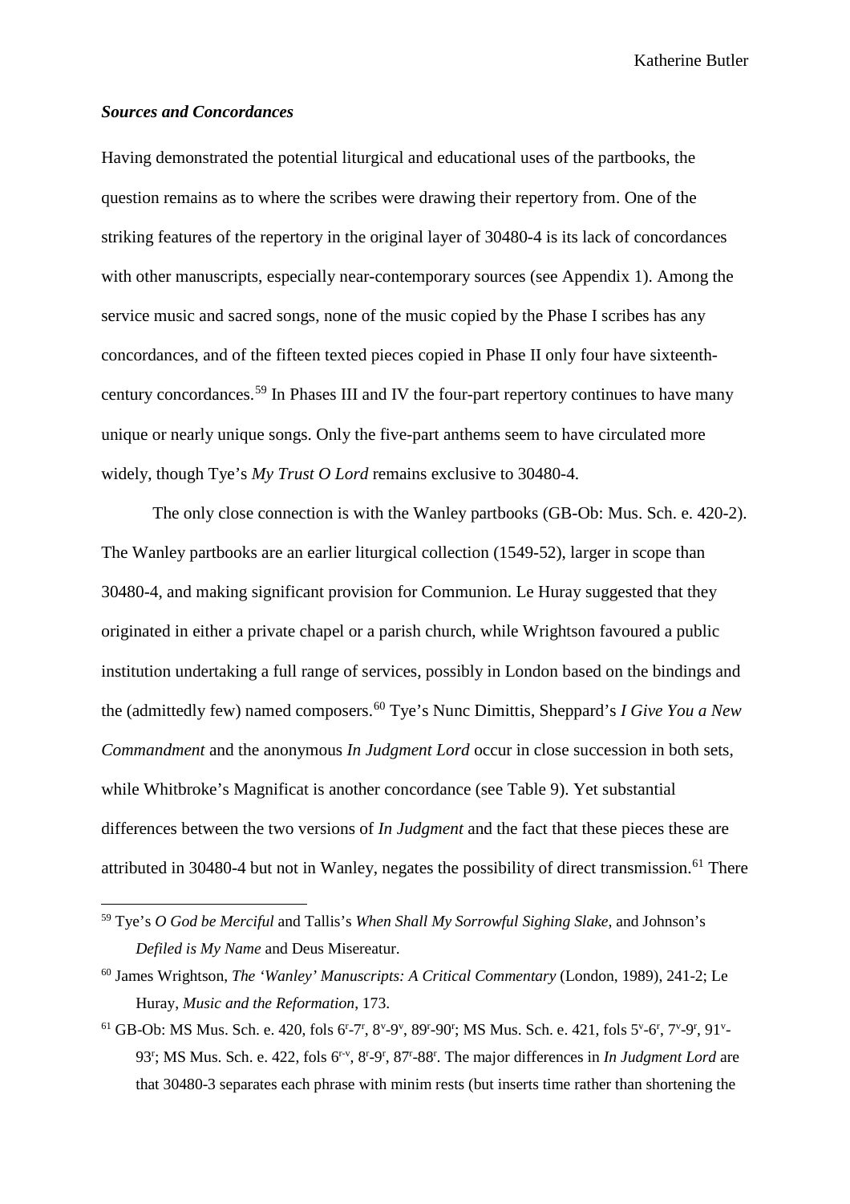### *Sources and Concordances*

Having demonstrated the potential liturgical and educational uses of the partbooks, the question remains as to where the scribes were drawing their repertory from. One of the striking features of the repertory in the original layer of 30480-4 is its lack of concordances with other manuscripts, especially near-contemporary sources (see Appendix 1). Among the service music and sacred songs, none of the music copied by the Phase I scribes has any concordances, and of the fifteen texted pieces copied in Phase II only four have sixteenth-century concordances.[59] In Phases III and IV the four-part repertory continues to have many unique or nearly unique songs. Only the five-part anthems seem to have circulated more widely, though Tye's *My Trust O Lord* remains exclusive to 30480-4.

The only close connection is with the Wanley partbooks (GB-Ob: Mus. Sch. e. 420-2). The Wanley partbooks are an earlier liturgical collection (1549-52), larger in scope than 30480-4, and making significant provision for Communion. Le Huray suggested that they originated in either a private chapel or a parish church, while Wrightson favoured a public institution undertaking a full range of services, possibly in London based on the bindings and the (admittedly few) named composers.[60] Tye's Nunc Dimittis, Sheppard's *I Give You a New Commandment* and the anonymous *In Judgment Lord* occur in close succession in both sets, while Whitbroke's Magnificat is another concordance (see Table 9). Yet substantial differences between the two versions of *In Judgment* and the fact that these pieces these are attributed in 30480-4 but not in Wanley, negates the possibility of direct transmission.[61] There

---

[59] Tye's *O God be Merciful* and Tallis's *When Shall My Sorrowful Sighing Slake*, and Johnson's *Defiled is My Name* and Deus Misereatur.

[60] James Wrightson, *The 'Wanley' Manuscripts: A Critical Commentary* (London, 1989), 241-2; Le Huray, *Music and the Reformation*, 173.

[61] GB-Ob: MS Mus. Sch. e. 420, fols 6r-7r, 8v-9v, 89r-90r; MS Mus. Sch. e. 421, fols 5v-6r, 7v-9r, 91v-93r; MS Mus. Sch. e. 422, fols 6r-v, 8r-9r, 87r-88r. The major differences in *In Judgment Lord* are that 30480-3 separates each phrase with minim rests (but inserts time rather than shortening the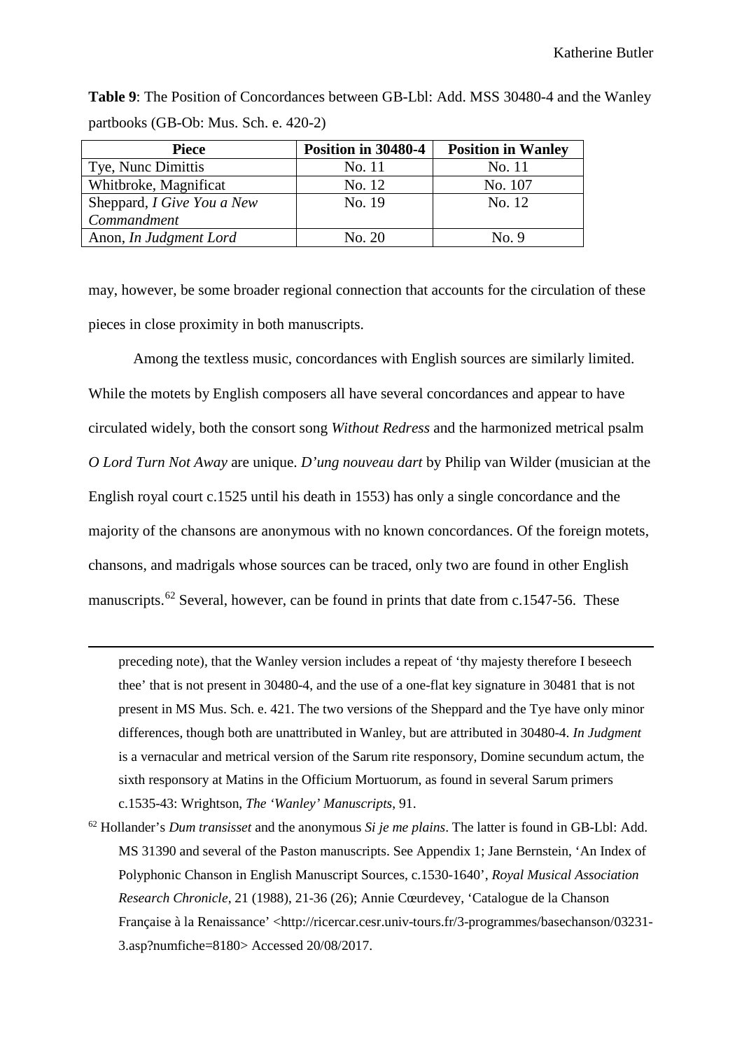**Table 9**: The Position of Concordances between GB-Lbl: Add. MSS 30480-4 and the Wanley partbooks (GB-Ob: Mus. Sch. e. 420-2)

| Piece | Position in 30480-4 | Position in Wanley |
|---|---|---|
| Tye, Nunc Dimittis | No. 11 | No. 11 |
| Whitbroke, Magnificat | No. 12 | No. 107 |
| Sheppard, *I Give You a New Commandment* | No. 19 | No. 12 |
| Anon, *In Judgment Lord* | No. 20 | No. 9 |

may, however, be some broader regional connection that accounts for the circulation of these pieces in close proximity in both manuscripts.

Among the textless music, concordances with English sources are similarly limited. While the motets by English composers all have several concordances and appear to have circulated widely, both the consort song *Without Redress* and the harmonized metrical psalm *O Lord Turn Not Away* are unique. *D'ung nouveau dart* by Philip van Wilder (musician at the English royal court c.1525 until his death in 1553) has only a single concordance and the majority of the chansons are anonymous with no known concordances. Of the foreign motets, chansons, and madrigals whose sources can be traced, only two are found in other English manuscripts.[62] Several, however, can be found in prints that date from c.1547-56. These

preceding note), that the Wanley version includes a repeat of 'thy majesty therefore I beseech thee' that is not present in 30480-4, and the use of a one-flat key signature in 30481 that is not present in MS Mus. Sch. e. 421. The two versions of the Sheppard and the Tye have only minor differences, though both are unattributed in Wanley, but are attributed in 30480-4. *In Judgment* is a vernacular and metrical version of the Sarum rite responsory, Domine secundum actum, the sixth responsory at Matins in the Officium Mortuorum, as found in several Sarum primers c.1535-43: Wrightson, *The 'Wanley' Manuscripts*, 91.

[62] Hollander's *Dum transisset* and the anonymous *Si je me plains*. The latter is found in GB-Lbl: Add. MS 31390 and several of the Paston manuscripts. See Appendix 1; Jane Bernstein, 'An Index of Polyphonic Chanson in English Manuscript Sources, c.1530-1640', *Royal Musical Association Research Chronicle*, 21 (1988), 21-36 (26); Annie Cœurdevey, 'Catalogue de la Chanson Française à la Renaissance' <http://ricercar.cesr.univ-tours.fr/3-programmes/basechanson/03231-3.asp?numfiche=8180> Accessed 20/08/2017.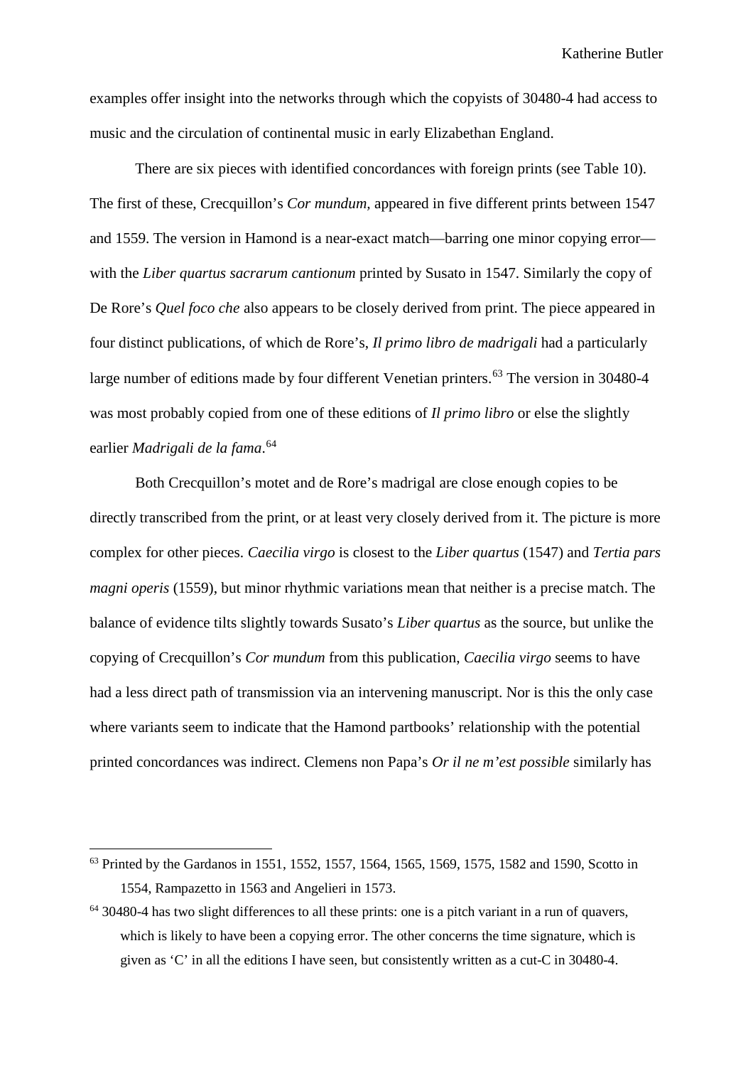examples offer insight into the networks through which the copyists of 30480-4 had access to music and the circulation of continental music in early Elizabethan England.

There are six pieces with identified concordances with foreign prints (see Table 10). The first of these, Crecquillon's *Cor mundum*, appeared in five different prints between 1547 and 1559. The version in Hamond is a near-exact match—barring one minor copying error—with the *Liber quartus sacrarum cantionum* printed by Susato in 1547. Similarly the copy of De Rore's *Quel foco che* also appears to be closely derived from print. The piece appeared in four distinct publications, of which de Rore's, *Il primo libro de madrigali* had a particularly large number of editions made by four different Venetian printers.[63] The version in 30480-4 was most probably copied from one of these editions of *Il primo libro* or else the slightly earlier *Madrigali de la fama*.[64]

Both Crecquillon's motet and de Rore's madrigal are close enough copies to be directly transcribed from the print, or at least very closely derived from it. The picture is more complex for other pieces. *Caecilia virgo* is closest to the *Liber quartus* (1547) and *Tertia pars magni operis* (1559), but minor rhythmic variations mean that neither is a precise match. The balance of evidence tilts slightly towards Susato's *Liber quartus* as the source, but unlike the copying of Crecquillon's *Cor mundum* from this publication, *Caecilia virgo* seems to have had a less direct path of transmission via an intervening manuscript. Nor is this the only case where variants seem to indicate that the Hamond partbooks' relationship with the potential printed concordances was indirect. Clemens non Papa's *Or il ne m'est possible* similarly has

---

[63] Printed by the Gardanos in 1551, 1552, 1557, 1564, 1565, 1569, 1575, 1582 and 1590, Scotto in 1554, Rampazetto in 1563 and Angelieri in 1573.

[64] 30480-4 has two slight differences to all these prints: one is a pitch variant in a run of quavers, which is likely to have been a copying error. The other concerns the time signature, which is given as 'C' in all the editions I have seen, but consistently written as a cut-C in 30480-4.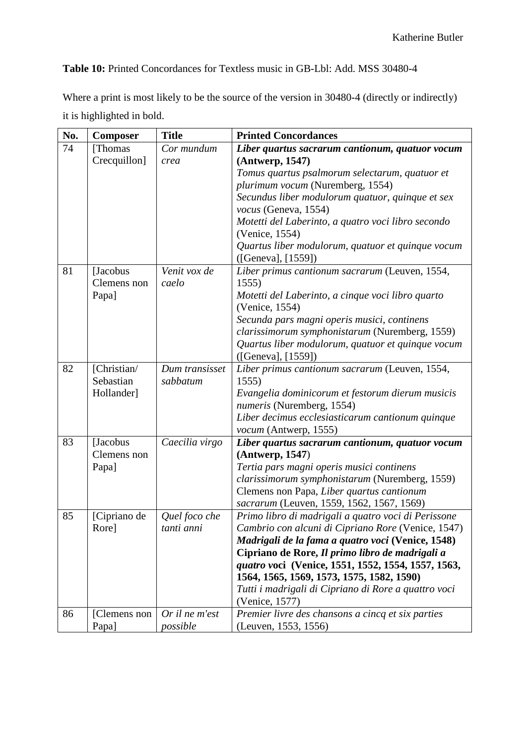**Table 10:** Printed Concordances for Textless music in GB-Lbl: Add. MSS 30480-4

Where a print is most likely to be the source of the version in 30480-4 (directly or indirectly) it is highlighted in bold.

| No. | Composer | Title | Printed Concordances |
|---|---|---|---|
| 74 | [Thomas Crecquillon] | *Cor mundum crea* | ***Liber quartus sacrarum cantionum, quatuor vocum* (Antwerp, 1547)**<br>*Tomus quartus psalmorum selectarum, quatuor et plurimum vocum* (Nuremberg, 1554)<br>*Secundus liber modulorum quatuor, quinque et sex vocus* (Geneva, 1554)<br>*Motetti del Laberinto, a quatro voci libro secondo* (Venice, 1554)<br>*Quartus liber modulorum, quatuor et quinque vocum* ([Geneva], [1559]) |
| 81 | [Jacobus Clemens non Papa] | *Venit vox de caelo* | *Liber primus cantionum sacrarum* (Leuven, 1554, 1555)<br>*Motetti del Laberinto, a cinque voci libro quarto* (Venice, 1554)<br>*Secunda pars magni operis musici, continens clarissimorum symphonistarum* (Nuremberg, 1559)<br>*Quartus liber modulorum, quatuor et quinque vocum* ([Geneva], [1559]) |
| 82 | [Christian/ Sebastian Hollander] | *Dum transisset sabbatum* | *Liber primus cantionum sacrarum* (Leuven, 1554, 1555)<br>*Evangelia dominicorum et festorum dierum musicis numeris* (Nuremberg, 1554)<br>*Liber decimus ecclesiasticarum cantionum quinque vocum* (Antwerp, 1555) |
| 83 | [Jacobus Clemens non Papa] | *Caecilia virgo* | ***Liber quartus sacrarum cantionum, quatuor vocum* (Antwerp, 1547**)<br>*Tertia pars magni operis musici continens clarissimorum symphonistarum* (Nuremberg, 1559)<br>Clemens non Papa, *Liber quartus cantionum sacrarum* (Leuven, 1559, 1562, 1567, 1569) |
| 85 | [Cipriano de Rore] | *Quel foco che tanti anni* | *Primo libro di madrigali a quatro voci di Perissone Cambrio con alcuni di Cipriano Rore* (Venice, 1547)<br>***Madrigali de la fama a quatro voci* (Venice, 1548)**<br>**Cipriano de Rore, *Il primo libro de madrigali a quatro* voci (Venice, 1551, 1552, 1554, 1557, 1563, 1564, 1565, 1569, 1573, 1575, 1582, 1590)**<br>*Tutti i madrigali di Cipriano di Rore a quattro voci* (Venice, 1577) |
| 86 | [Clemens non Papa] | *Or il ne m'est possible* | *Premier livre des chansons a cincq et six parties* (Leuven, 1553, 1556) |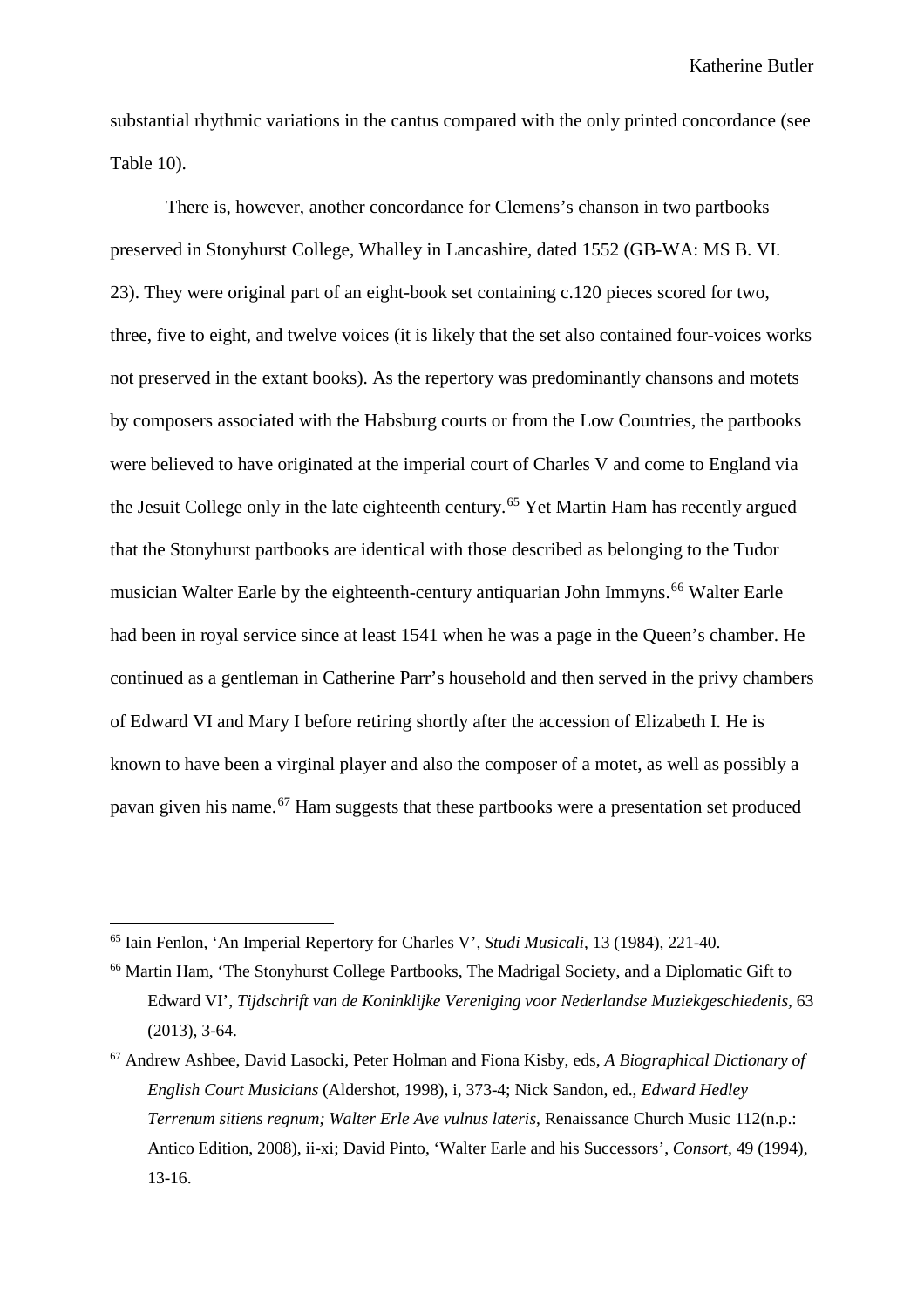substantial rhythmic variations in the cantus compared with the only printed concordance (see Table 10).

There is, however, another concordance for Clemens's chanson in two partbooks preserved in Stonyhurst College, Whalley in Lancashire, dated 1552 (GB-WA: MS B. VI. 23). They were original part of an eight-book set containing c.120 pieces scored for two, three, five to eight, and twelve voices (it is likely that the set also contained four-voices works not preserved in the extant books). As the repertory was predominantly chansons and motets by composers associated with the Habsburg courts or from the Low Countries, the partbooks were believed to have originated at the imperial court of Charles V and come to England via the Jesuit College only in the late eighteenth century.[65] Yet Martin Ham has recently argued that the Stonyhurst partbooks are identical with those described as belonging to the Tudor musician Walter Earle by the eighteenth-century antiquarian John Immyns.[66] Walter Earle had been in royal service since at least 1541 when he was a page in the Queen's chamber. He continued as a gentleman in Catherine Parr's household and then served in the privy chambers of Edward VI and Mary I before retiring shortly after the accession of Elizabeth I. He is known to have been a virginal player and also the composer of a motet, as well as possibly a pavan given his name.[67] Ham suggests that these partbooks were a presentation set produced

---

[65] Iain Fenlon, 'An Imperial Repertory for Charles V', *Studi Musicali*, 13 (1984), 221-40.

[66] Martin Ham, 'The Stonyhurst College Partbooks, The Madrigal Society, and a Diplomatic Gift to Edward VI', *Tijdschrift van de Koninklijke Vereniging voor Nederlandse Muziekgeschiedenis*, 63 (2013), 3-64.

[67] Andrew Ashbee, David Lasocki, Peter Holman and Fiona Kisby, eds, *A Biographical Dictionary of English Court Musicians* (Aldershot, 1998), i, 373-4; Nick Sandon, ed., *Edward Hedley Terrenum sitiens regnum; Walter Erle Ave vulnus lateris*, Renaissance Church Music 112(n.p.: Antico Edition, 2008), ii-xi; David Pinto, 'Walter Earle and his Successors', *Consort*, 49 (1994), 13-16.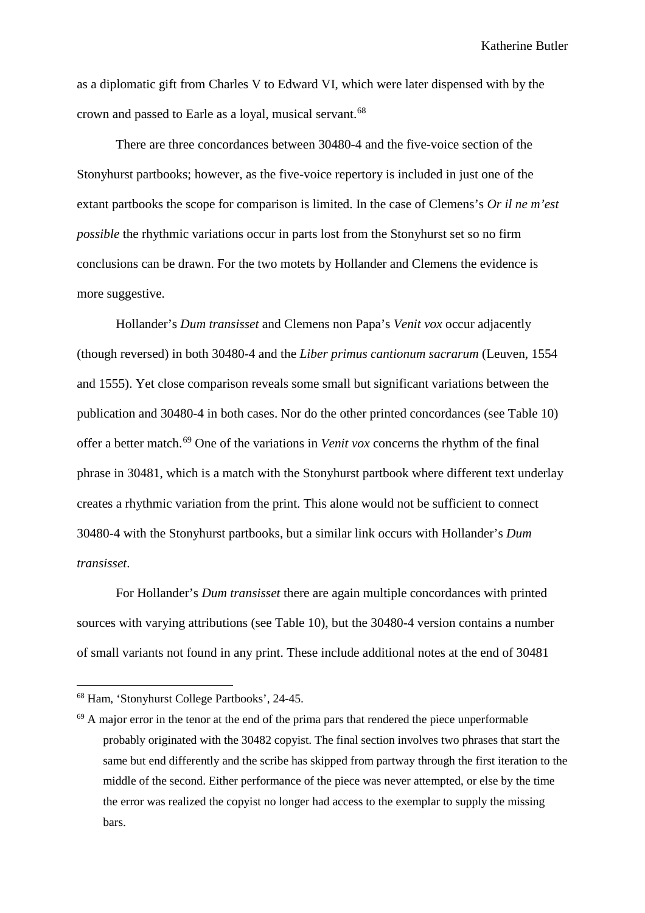as a diplomatic gift from Charles V to Edward VI, which were later dispensed with by the crown and passed to Earle as a loyal, musical servant.[68]

There are three concordances between 30480-4 and the five-voice section of the Stonyhurst partbooks; however, as the five-voice repertory is included in just one of the extant partbooks the scope for comparison is limited. In the case of Clemens's *Or il ne m'est possible* the rhythmic variations occur in parts lost from the Stonyhurst set so no firm conclusions can be drawn. For the two motets by Hollander and Clemens the evidence is more suggestive.

Hollander's *Dum transisset* and Clemens non Papa's *Venit vox* occur adjacently (though reversed) in both 30480-4 and the *Liber primus cantionum sacrarum* (Leuven, 1554 and 1555). Yet close comparison reveals some small but significant variations between the publication and 30480-4 in both cases. Nor do the other printed concordances (see Table 10) offer a better match.[69] One of the variations in *Venit vox* concerns the rhythm of the final phrase in 30481, which is a match with the Stonyhurst partbook where different text underlay creates a rhythmic variation from the print. This alone would not be sufficient to connect 30480-4 with the Stonyhurst partbooks, but a similar link occurs with Hollander's *Dum transisset*.

For Hollander's *Dum transisset* there are again multiple concordances with printed sources with varying attributions (see Table 10), but the 30480-4 version contains a number of small variants not found in any print. These include additional notes at the end of 30481

---

[68] Ham, 'Stonyhurst College Partbooks', 24-45.

[69] A major error in the tenor at the end of the prima pars that rendered the piece unperformable probably originated with the 30482 copyist. The final section involves two phrases that start the same but end differently and the scribe has skipped from partway through the first iteration to the middle of the second. Either performance of the piece was never attempted, or else by the time the error was realized the copyist no longer had access to the exemplar to supply the missing bars.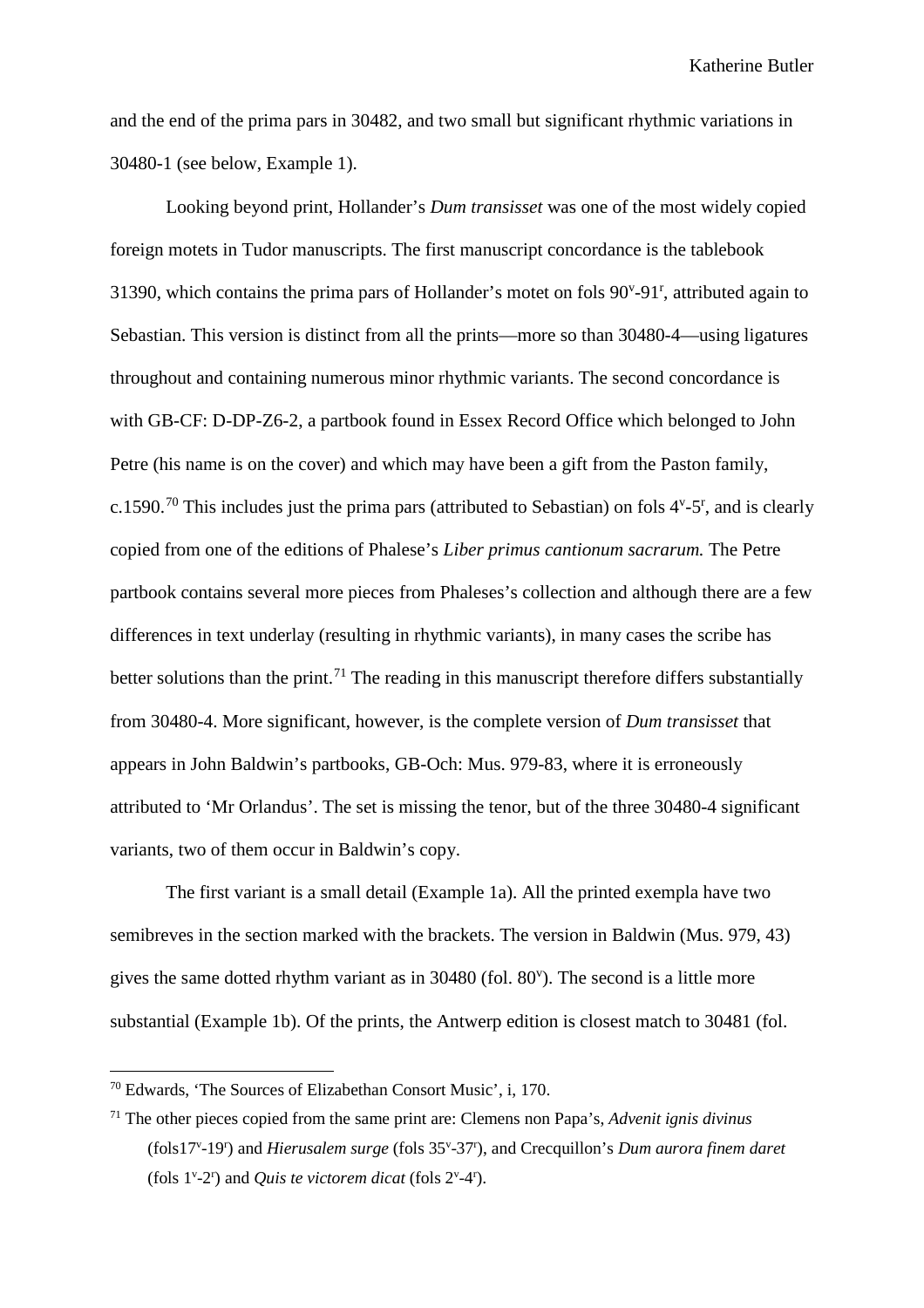and the end of the prima pars in 30482, and two small but significant rhythmic variations in 30480-1 (see below, Example 1).

Looking beyond print, Hollander's *Dum transisset* was one of the most widely copied foreign motets in Tudor manuscripts. The first manuscript concordance is the tablebook 31390, which contains the prima pars of Hollander's motet on fols 90$^{v}$-91$^{r}$, attributed again to Sebastian. This version is distinct from all the prints—more so than 30480-4—using ligatures throughout and containing numerous minor rhythmic variants. The second concordance is with GB-CF: D-DP-Z6-2, a partbook found in Essex Record Office which belonged to John Petre (his name is on the cover) and which may have been a gift from the Paston family, c.1590.[70] This includes just the prima pars (attributed to Sebastian) on fols 4$^{v}$-5$^{r}$, and is clearly copied from one of the editions of Phalese's *Liber primus cantionum sacrarum.* The Petre partbook contains several more pieces from Phaleses's collection and although there are a few differences in text underlay (resulting in rhythmic variants), in many cases the scribe has better solutions than the print.[71] The reading in this manuscript therefore differs substantially from 30480-4. More significant, however, is the complete version of *Dum transisset* that appears in John Baldwin's partbooks, GB-Och: Mus. 979-83, where it is erroneously attributed to 'Mr Orlandus'. The set is missing the tenor, but of the three 30480-4 significant variants, two of them occur in Baldwin's copy.

The first variant is a small detail (Example 1a). All the printed exempla have two semibreves in the section marked with the brackets. The version in Baldwin (Mus. 979, 43) gives the same dotted rhythm variant as in 30480 (fol. 80$^{v}$). The second is a little more substantial (Example 1b). Of the prints, the Antwerp edition is closest match to 30481 (fol.

---

[70] Edwards, 'The Sources of Elizabethan Consort Music', i, 170.

[71] The other pieces copied from the same print are: Clemens non Papa's, *Advenit ignis divinus* (fols17$^{v}$-19$^{r}$) and *Hierusalem surge* (fols 35$^{v}$-37$^{r}$), and Crecquillon's *Dum aurora finem daret* (fols 1$^{v}$-2$^{r}$) and *Quis te victorem dicat* (fols 2$^{v}$-4$^{r}$).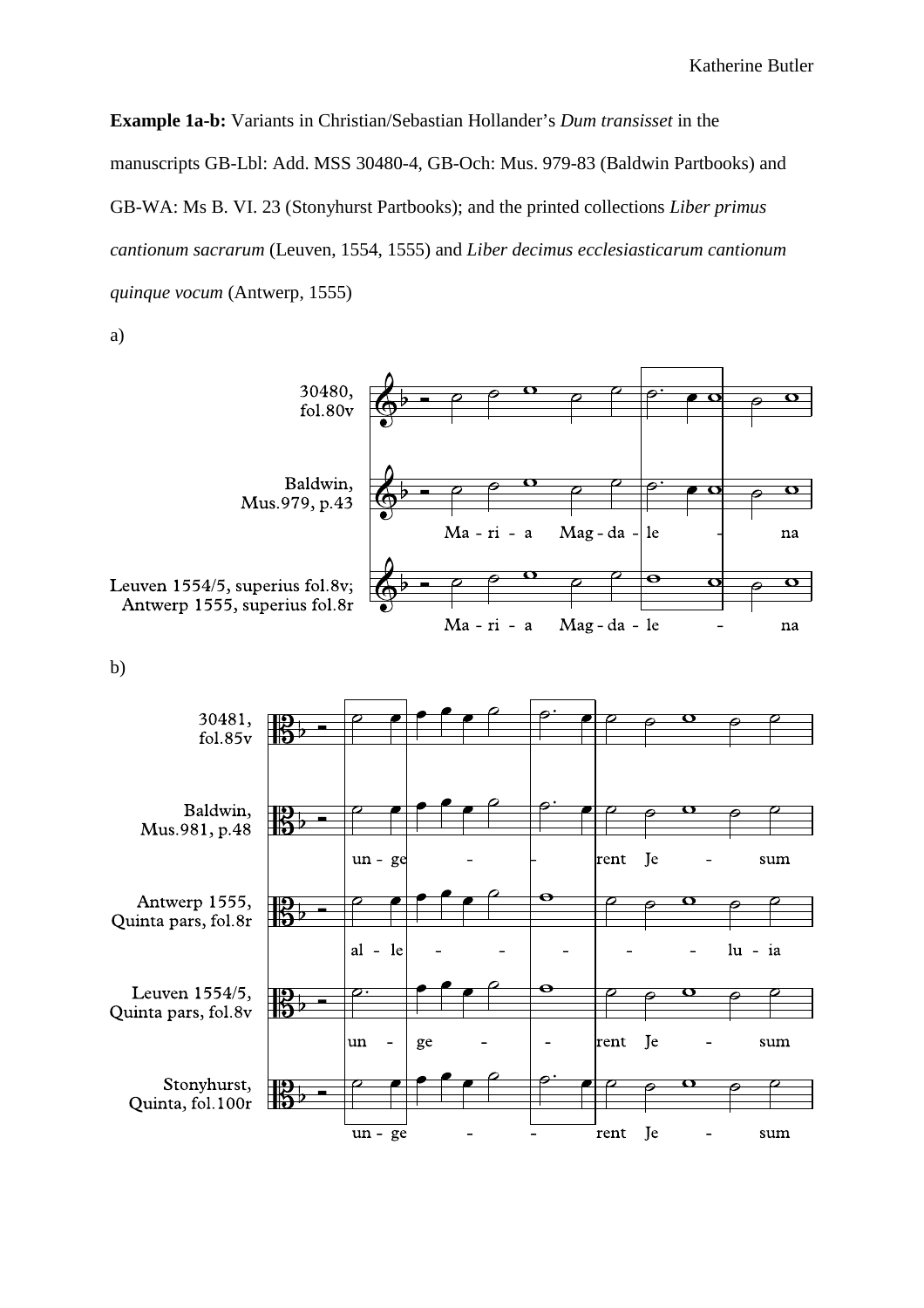**Example 1a-b:** Variants in Christian/Sebastian Hollander's *Dum transisset* in the manuscripts GB-Lbl: Add. MSS 30480-4, GB-Och: Mus. 979-83 (Baldwin Partbooks) and GB-WA: Ms B. VI. 23 (Stonyhurst Partbooks); and the printed collections *Liber primus cantionum sacrarum* (Leuven, 1554, 1555) and *Liber decimus ecclesiasticarum cantionum quinque vocum* (Antwerp, 1555)

a)

b)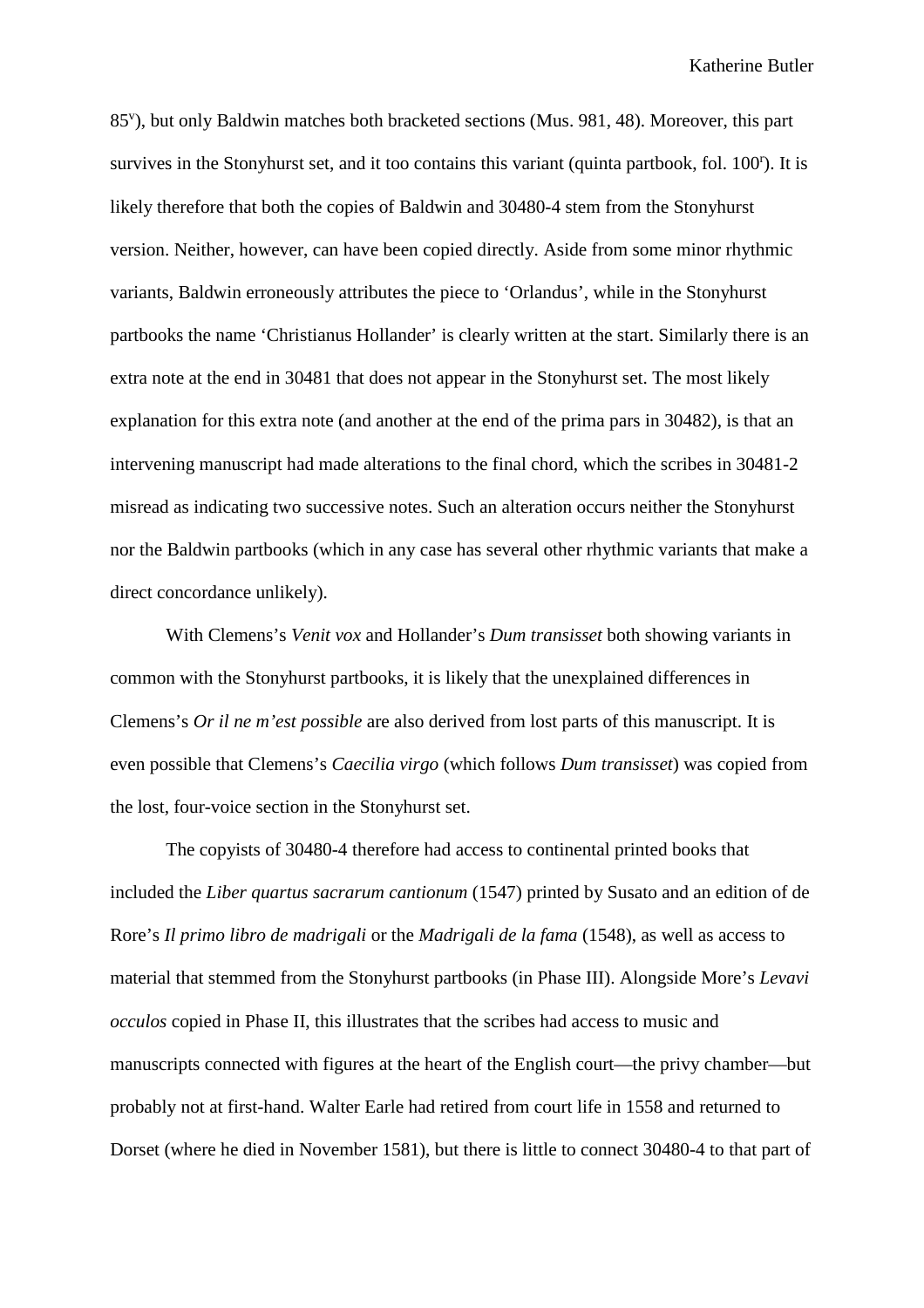85v), but only Baldwin matches both bracketed sections (Mus. 981, 48). Moreover, this part survives in the Stonyhurst set, and it too contains this variant (quinta partbook, fol. 100r). It is likely therefore that both the copies of Baldwin and 30480-4 stem from the Stonyhurst version. Neither, however, can have been copied directly. Aside from some minor rhythmic variants, Baldwin erroneously attributes the piece to 'Orlandus', while in the Stonyhurst partbooks the name 'Christianus Hollander' is clearly written at the start. Similarly there is an extra note at the end in 30481 that does not appear in the Stonyhurst set. The most likely explanation for this extra note (and another at the end of the prima pars in 30482), is that an intervening manuscript had made alterations to the final chord, which the scribes in 30481-2 misread as indicating two successive notes. Such an alteration occurs neither the Stonyhurst nor the Baldwin partbooks (which in any case has several other rhythmic variants that make a direct concordance unlikely).

With Clemens's *Venit vox* and Hollander's *Dum transisset* both showing variants in common with the Stonyhurst partbooks, it is likely that the unexplained differences in Clemens's *Or il ne m'est possible* are also derived from lost parts of this manuscript. It is even possible that Clemens's *Caecilia virgo* (which follows *Dum transisset*) was copied from the lost, four-voice section in the Stonyhurst set.

The copyists of 30480-4 therefore had access to continental printed books that included the *Liber quartus sacrarum cantionum* (1547) printed by Susato and an edition of de Rore's *Il primo libro de madrigali* or the *Madrigali de la fama* (1548), as well as access to material that stemmed from the Stonyhurst partbooks (in Phase III). Alongside More's *Levavi occulos* copied in Phase II, this illustrates that the scribes had access to music and manuscripts connected with figures at the heart of the English court—the privy chamber—but probably not at first-hand. Walter Earle had retired from court life in 1558 and returned to Dorset (where he died in November 1581), but there is little to connect 30480-4 to that part of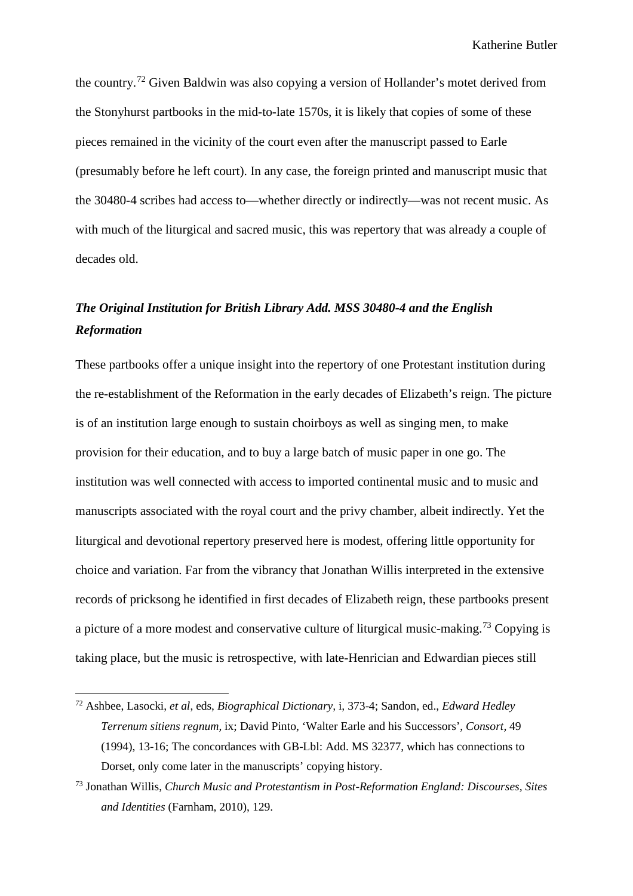the country.[72] Given Baldwin was also copying a version of Hollander's motet derived from the Stonyhurst partbooks in the mid-to-late 1570s, it is likely that copies of some of these pieces remained in the vicinity of the court even after the manuscript passed to Earle (presumably before he left court). In any case, the foreign printed and manuscript music that the 30480-4 scribes had access to—whether directly or indirectly—was not recent music. As with much of the liturgical and sacred music, this was repertory that was already a couple of decades old.

### *The Original Institution for British Library Add. MSS 30480-4 and the English Reformation*

These partbooks offer a unique insight into the repertory of one Protestant institution during the re-establishment of the Reformation in the early decades of Elizabeth's reign. The picture is of an institution large enough to sustain choirboys as well as singing men, to make provision for their education, and to buy a large batch of music paper in one go. The institution was well connected with access to imported continental music and to music and manuscripts associated with the royal court and the privy chamber, albeit indirectly. Yet the liturgical and devotional repertory preserved here is modest, offering little opportunity for choice and variation. Far from the vibrancy that Jonathan Willis interpreted in the extensive records of pricksong he identified in first decades of Elizabeth reign, these partbooks present a picture of a more modest and conservative culture of liturgical music-making.[73] Copying is taking place, but the music is retrospective, with late-Henrician and Edwardian pieces still

---

[72] Ashbee, Lasocki, *et al*, eds, *Biographical Dictionary*, i, 373-4; Sandon, ed., *Edward Hedley Terrenum sitiens regnum,* ix; David Pinto, 'Walter Earle and his Successors', *Consort,* 49 (1994), 13-16; The concordances with GB-Lbl: Add. MS 32377, which has connections to Dorset, only come later in the manuscripts' copying history.

[73] Jonathan Willis, *Church Music and Protestantism in Post-Reformation England: Discourses, Sites and Identities* (Farnham, 2010), 129.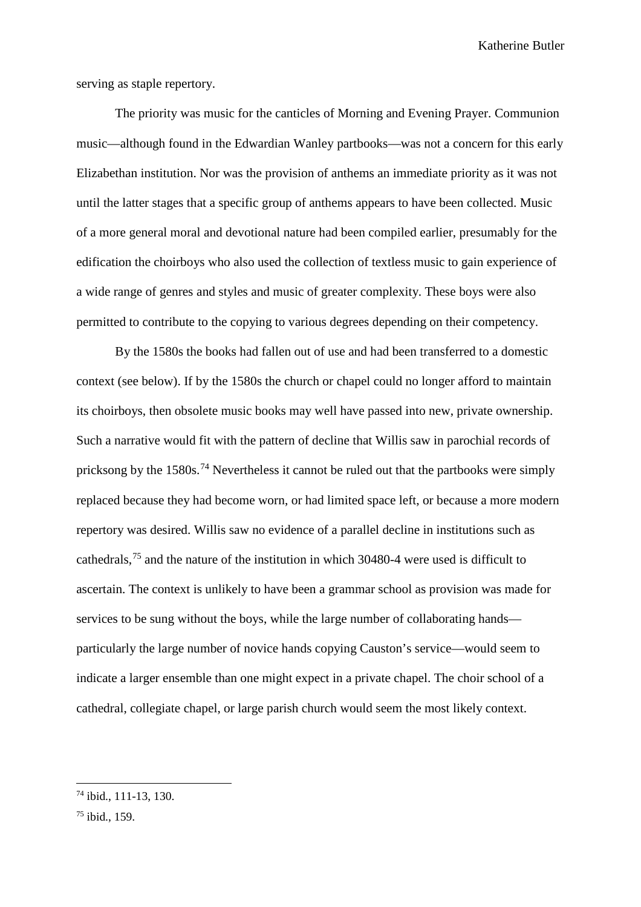serving as staple repertory.

The priority was music for the canticles of Morning and Evening Prayer. Communion music—although found in the Edwardian Wanley partbooks—was not a concern for this early Elizabethan institution. Nor was the provision of anthems an immediate priority as it was not until the latter stages that a specific group of anthems appears to have been collected. Music of a more general moral and devotional nature had been compiled earlier, presumably for the edification the choirboys who also used the collection of textless music to gain experience of a wide range of genres and styles and music of greater complexity. These boys were also permitted to contribute to the copying to various degrees depending on their competency.

By the 1580s the books had fallen out of use and had been transferred to a domestic context (see below). If by the 1580s the church or chapel could no longer afford to maintain its choirboys, then obsolete music books may well have passed into new, private ownership. Such a narrative would fit with the pattern of decline that Willis saw in parochial records of pricksong by the 1580s.[74] Nevertheless it cannot be ruled out that the partbooks were simply replaced because they had become worn, or had limited space left, or because a more modern repertory was desired. Willis saw no evidence of a parallel decline in institutions such as cathedrals,[75] and the nature of the institution in which 30480-4 were used is difficult to ascertain. The context is unlikely to have been a grammar school as provision was made for services to be sung without the boys, while the large number of collaborating hands—particularly the large number of novice hands copying Causton's service—would seem to indicate a larger ensemble than one might expect in a private chapel. The choir school of a cathedral, collegiate chapel, or large parish church would seem the most likely context.

---

[74] ibid., 111-13, 130.

[75] ibid., 159.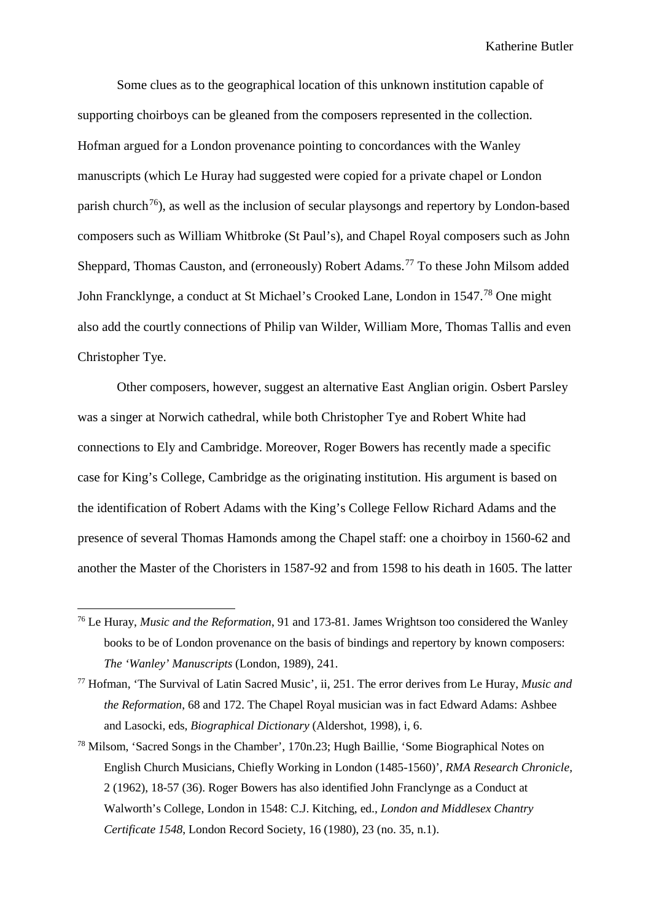Some clues as to the geographical location of this unknown institution capable of supporting choirboys can be gleaned from the composers represented in the collection. Hofman argued for a London provenance pointing to concordances with the Wanley manuscripts (which Le Huray had suggested were copied for a private chapel or London parish church[76]), as well as the inclusion of secular playsongs and repertory by London-based composers such as William Whitbroke (St Paul's), and Chapel Royal composers such as John Sheppard, Thomas Causton, and (erroneously) Robert Adams.[77] To these John Milsom added John Francklynge, a conduct at St Michael's Crooked Lane, London in 1547.[78] One might also add the courtly connections of Philip van Wilder, William More, Thomas Tallis and even Christopher Tye.

Other composers, however, suggest an alternative East Anglian origin. Osbert Parsley was a singer at Norwich cathedral, while both Christopher Tye and Robert White had connections to Ely and Cambridge. Moreover, Roger Bowers has recently made a specific case for King's College, Cambridge as the originating institution. His argument is based on the identification of Robert Adams with the King's College Fellow Richard Adams and the presence of several Thomas Hamonds among the Chapel staff: one a choirboy in 1560-62 and another the Master of the Choristers in 1587-92 and from 1598 to his death in 1605. The latter

---

[76] Le Huray, *Music and the Reformation*, 91 and 173-81. James Wrightson too considered the Wanley books to be of London provenance on the basis of bindings and repertory by known composers: *The 'Wanley' Manuscripts* (London, 1989), 241.

[77] Hofman, 'The Survival of Latin Sacred Music', ii, 251. The error derives from Le Huray, *Music and the Reformation*, 68 and 172. The Chapel Royal musician was in fact Edward Adams: Ashbee and Lasocki, eds, *Biographical Dictionary* (Aldershot, 1998), i, 6.

[78] Milsom, 'Sacred Songs in the Chamber', 170n.23; Hugh Baillie, 'Some Biographical Notes on English Church Musicians, Chiefly Working in London (1485-1560)', *RMA Research Chronicle*, 2 (1962), 18-57 (36). Roger Bowers has also identified John Franclynge as a Conduct at Walworth's College, London in 1548: C.J. Kitching, ed., *London and Middlesex Chantry Certificate 1548*, London Record Society, 16 (1980), 23 (no. 35, n.1).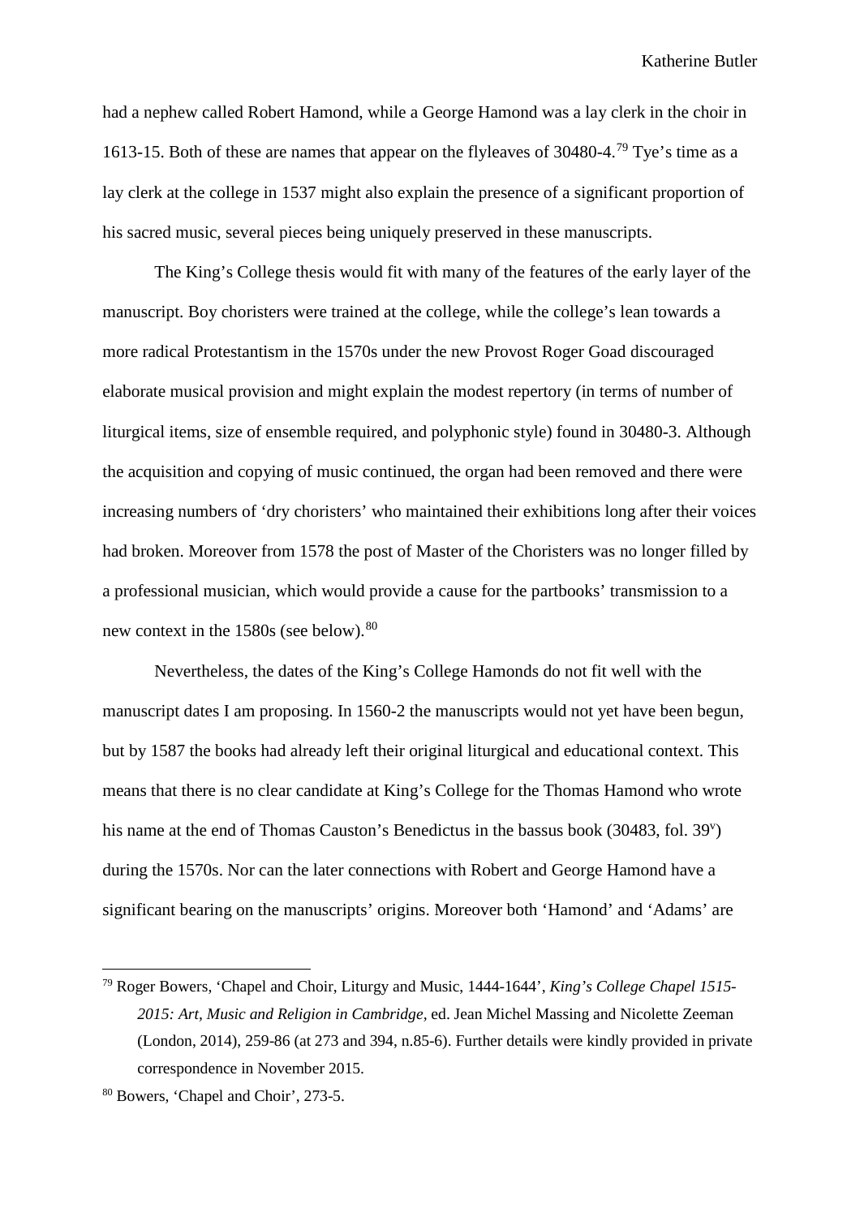had a nephew called Robert Hamond, while a George Hamond was a lay clerk in the choir in 1613-15. Both of these are names that appear on the flyleaves of 30480-4.[79] Tye's time as a lay clerk at the college in 1537 might also explain the presence of a significant proportion of his sacred music, several pieces being uniquely preserved in these manuscripts.

The King's College thesis would fit with many of the features of the early layer of the manuscript. Boy choristers were trained at the college, while the college's lean towards a more radical Protestantism in the 1570s under the new Provost Roger Goad discouraged elaborate musical provision and might explain the modest repertory (in terms of number of liturgical items, size of ensemble required, and polyphonic style) found in 30480-3. Although the acquisition and copying of music continued, the organ had been removed and there were increasing numbers of 'dry choristers' who maintained their exhibitions long after their voices had broken. Moreover from 1578 the post of Master of the Choristers was no longer filled by a professional musician, which would provide a cause for the partbooks' transmission to a new context in the 1580s (see below).[80]

Nevertheless, the dates of the King's College Hamonds do not fit well with the manuscript dates I am proposing. In 1560-2 the manuscripts would not yet have been begun, but by 1587 the books had already left their original liturgical and educational context. This means that there is no clear candidate at King's College for the Thomas Hamond who wrote his name at the end of Thomas Causton's Benedictus in the bassus book (30483, fol. 39$^{v}$) during the 1570s. Nor can the later connections with Robert and George Hamond have a significant bearing on the manuscripts' origins. Moreover both 'Hamond' and 'Adams' are

---

[79] Roger Bowers, 'Chapel and Choir, Liturgy and Music, 1444-1644', *King's College Chapel 1515-2015: Art, Music and Religion in Cambridge*, ed. Jean Michel Massing and Nicolette Zeeman (London, 2014), 259-86 (at 273 and 394, n.85-6). Further details were kindly provided in private correspondence in November 2015.

[80] Bowers, 'Chapel and Choir', 273-5.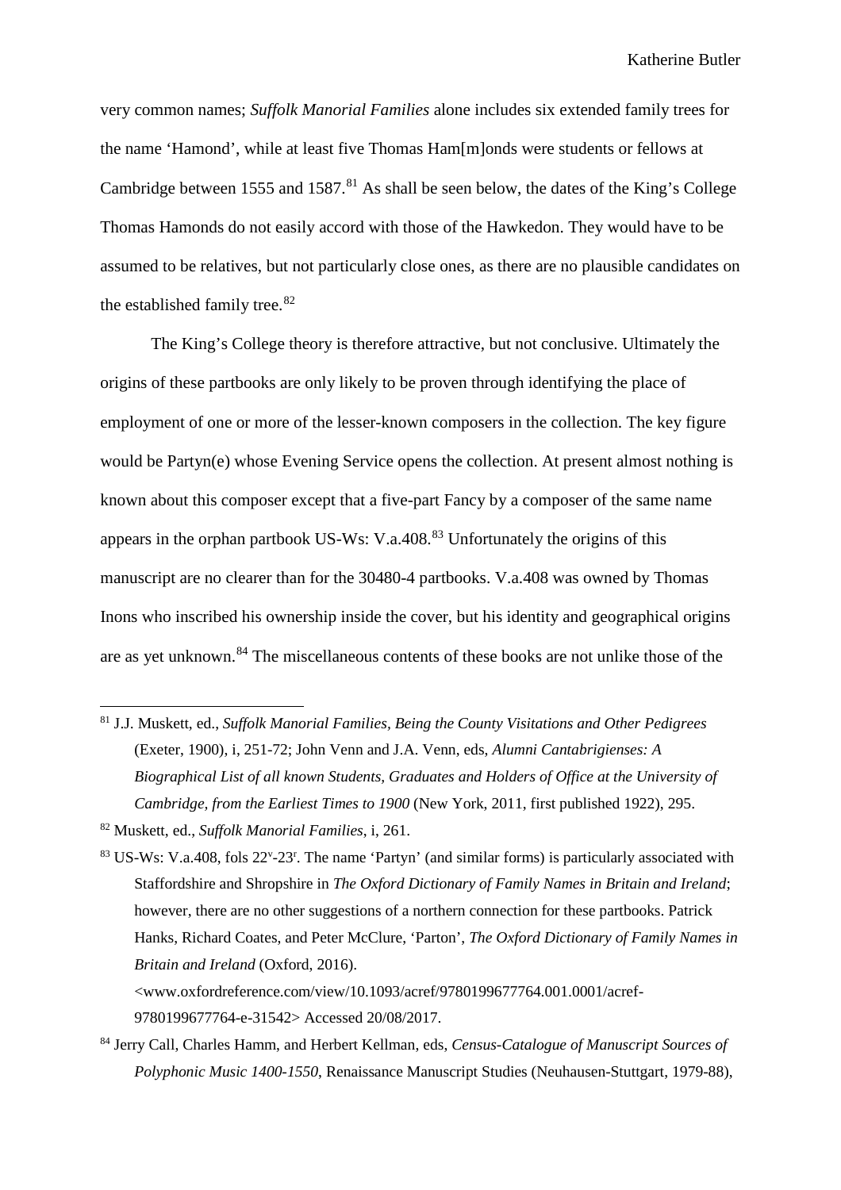very common names; *Suffolk Manorial Families* alone includes six extended family trees for the name 'Hamond', while at least five Thomas Ham[m]onds were students or fellows at Cambridge between 1555 and 1587.[81] As shall be seen below, the dates of the King's College Thomas Hamonds do not easily accord with those of the Hawkedon. They would have to be assumed to be relatives, but not particularly close ones, as there are no plausible candidates on the established family tree.[82]

The King's College theory is therefore attractive, but not conclusive. Ultimately the origins of these partbooks are only likely to be proven through identifying the place of employment of one or more of the lesser-known composers in the collection. The key figure would be Partyn(e) whose Evening Service opens the collection. At present almost nothing is known about this composer except that a five-part Fancy by a composer of the same name appears in the orphan partbook US-Ws: V.a.408.[83] Unfortunately the origins of this manuscript are no clearer than for the 30480-4 partbooks. V.a.408 was owned by Thomas Inons who inscribed his ownership inside the cover, but his identity and geographical origins are as yet unknown.[84] The miscellaneous contents of these books are not unlike those of the

---

[81] J.J. Muskett, ed., *Suffolk Manorial Families, Being the County Visitations and Other Pedigrees* (Exeter, 1900), i, 251-72; John Venn and J.A. Venn, eds, *Alumni Cantabrigienses: A Biographical List of all known Students, Graduates and Holders of Office at the University of Cambridge, from the Earliest Times to 1900* (New York, 2011, first published 1922), 295.

[82] Muskett, ed., *Suffolk Manorial Families*, i, 261.

[83] US-Ws: V.a.408, fols 22v-23r. The name 'Partyn' (and similar forms) is particularly associated with Staffordshire and Shropshire in *The Oxford Dictionary of Family Names in Britain and Ireland*; however, there are no other suggestions of a northern connection for these partbooks. Patrick Hanks, Richard Coates, and Peter McClure, 'Parton', *The Oxford Dictionary of Family Names in Britain and Ireland* (Oxford, 2016). <www.oxfordreference.com/view/10.1093/acref/9780199677764.001.0001/acref-9780199677764-e-31542> Accessed 20/08/2017.

[84] Jerry Call, Charles Hamm, and Herbert Kellman, eds, *Census-Catalogue of Manuscript Sources of Polyphonic Music 1400-1550*, Renaissance Manuscript Studies (Neuhausen-Stuttgart, 1979-88),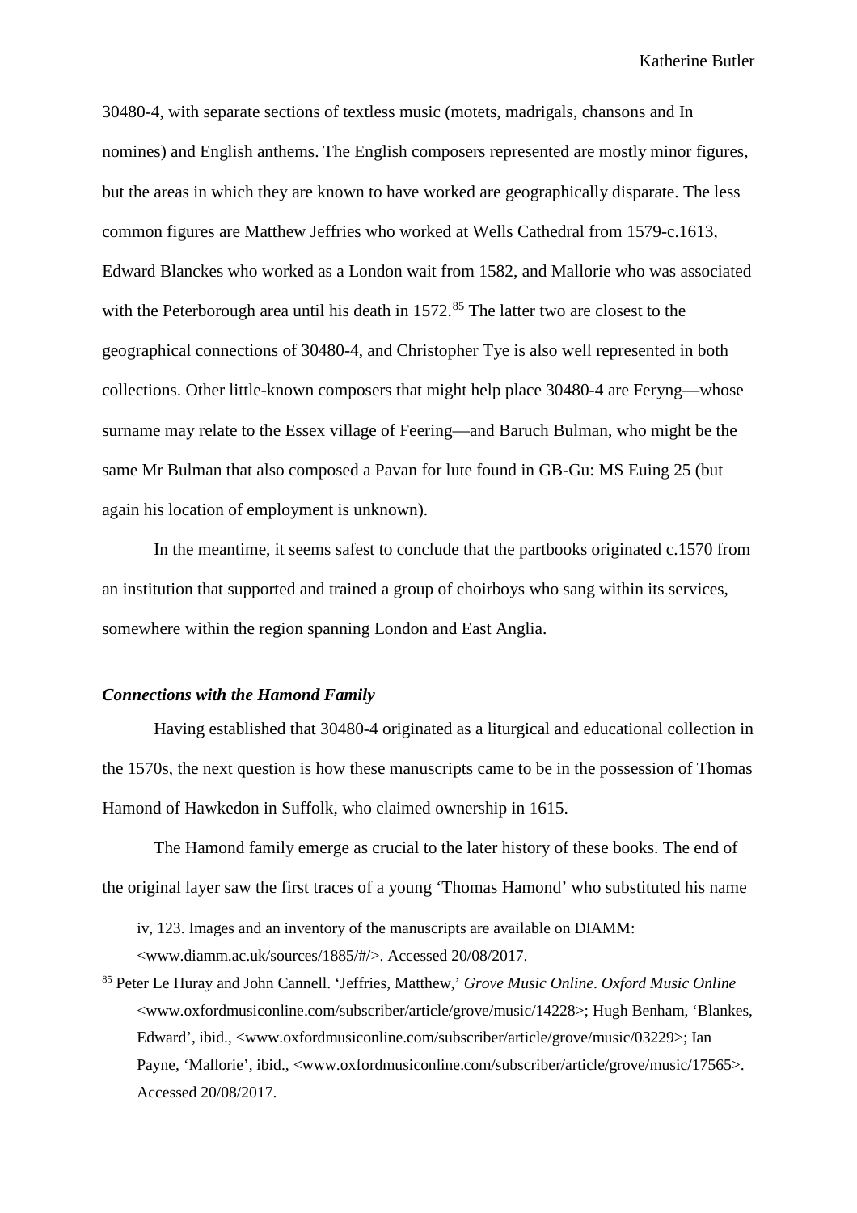30480-4, with separate sections of textless music (motets, madrigals, chansons and In nomines) and English anthems. The English composers represented are mostly minor figures, but the areas in which they are known to have worked are geographically disparate. The less common figures are Matthew Jeffries who worked at Wells Cathedral from 1579-c.1613, Edward Blanckes who worked as a London wait from 1582, and Mallorie who was associated with the Peterborough area until his death in 1572.[85] The latter two are closest to the geographical connections of 30480-4, and Christopher Tye is also well represented in both collections. Other little-known composers that might help place 30480-4 are Feryng—whose surname may relate to the Essex village of Feering—and Baruch Bulman, who might be the same Mr Bulman that also composed a Pavan for lute found in GB-Gu: MS Euing 25 (but again his location of employment is unknown).

In the meantime, it seems safest to conclude that the partbooks originated c.1570 from an institution that supported and trained a group of choirboys who sang within its services, somewhere within the region spanning London and East Anglia.

### *Connections with the Hamond Family*

Having established that 30480-4 originated as a liturgical and educational collection in the 1570s, the next question is how these manuscripts came to be in the possession of Thomas Hamond of Hawkedon in Suffolk, who claimed ownership in 1615.

The Hamond family emerge as crucial to the later history of these books. The end of the original layer saw the first traces of a young 'Thomas Hamond' who substituted his name

---

iv, 123. Images and an inventory of the manuscripts are available on DIAMM: <www.diamm.ac.uk/sources/1885/#/>. Accessed 20/08/2017.

[85] Peter Le Huray and John Cannell. 'Jeffries, Matthew,' *Grove Music Online*. *Oxford Music Online* <www.oxfordmusiconline.com/subscriber/article/grove/music/14228>; Hugh Benham, 'Blankes, Edward', ibid., <www.oxfordmusiconline.com/subscriber/article/grove/music/03229>; Ian Payne, 'Mallorie', ibid., <www.oxfordmusiconline.com/subscriber/article/grove/music/17565>. Accessed 20/08/2017.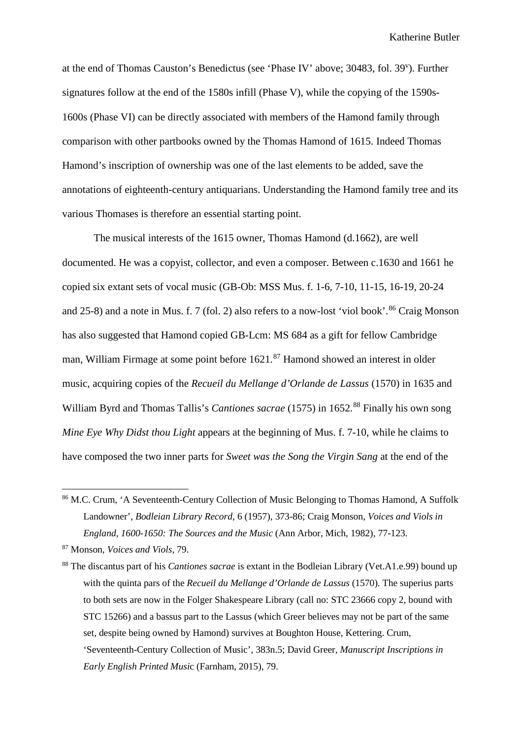at the end of Thomas Causton's Benedictus (see 'Phase IV' above; 30483, fol. 39$^{v}$). Further signatures follow at the end of the 1580s infill (Phase V), while the copying of the 1590s-1600s (Phase VI) can be directly associated with members of the Hamond family through comparison with other partbooks owned by the Thomas Hamond of 1615. Indeed Thomas Hamond's inscription of ownership was one of the last elements to be added, save the annotations of eighteenth-century antiquarians. Understanding the Hamond family tree and its various Thomases is therefore an essential starting point.

The musical interests of the 1615 owner, Thomas Hamond (d.1662), are well documented. He was a copyist, collector, and even a composer. Between c.1630 and 1661 he copied six extant sets of vocal music (GB-Ob: MSS Mus. f. 1-6, 7-10, 11-15, 16-19, 20-24 and 25-8) and a note in Mus. f. 7 (fol. 2) also refers to a now-lost 'viol book'.[86] Craig Monson has also suggested that Hamond copied GB-Lcm: MS 684 as a gift for fellow Cambridge man, William Firmage at some point before 1621.[87] Hamond showed an interest in older music, acquiring copies of the *Recueil du Mellange d'Orlande de Lassus* (1570) in 1635 and William Byrd and Thomas Tallis's *Cantiones sacrae* (1575) in 1652.[88] Finally his own song *Mine Eye Why Didst thou Light* appears at the beginning of Mus. f. 7-10, while he claims to have composed the two inner parts for *Sweet was the Song the Virgin Sang* at the end of the

---

[86] M.C. Crum, 'A Seventeenth-Century Collection of Music Belonging to Thomas Hamond, A Suffolk Landowner', *Bodleian Library Record*, 6 (1957), 373-86; Craig Monson, *Voices and Viols in England, 1600-1650: The Sources and the Music* (Ann Arbor, Mich, 1982), 77-123.

[87] Monson, *Voices and Viols*, 79.

[88] The discantus part of his *Cantiones sacrae* is extant in the Bodleian Library (Vet.A1.e.99) bound up with the quinta pars of the *Recueil du Mellange d'Orlande de Lassus* (1570). The superius parts to both sets are now in the Folger Shakespeare Library (call no: STC 23666 copy 2, bound with STC 15266) and a bassus part to the Lassus (which Greer believes may not be part of the same set, despite being owned by Hamond) survives at Boughton House, Kettering. Crum, 'Seventeenth-Century Collection of Music', 383n.5; David Greer, *Manuscript Inscriptions in Early English Printed Music* (Farnham, 2015), 79.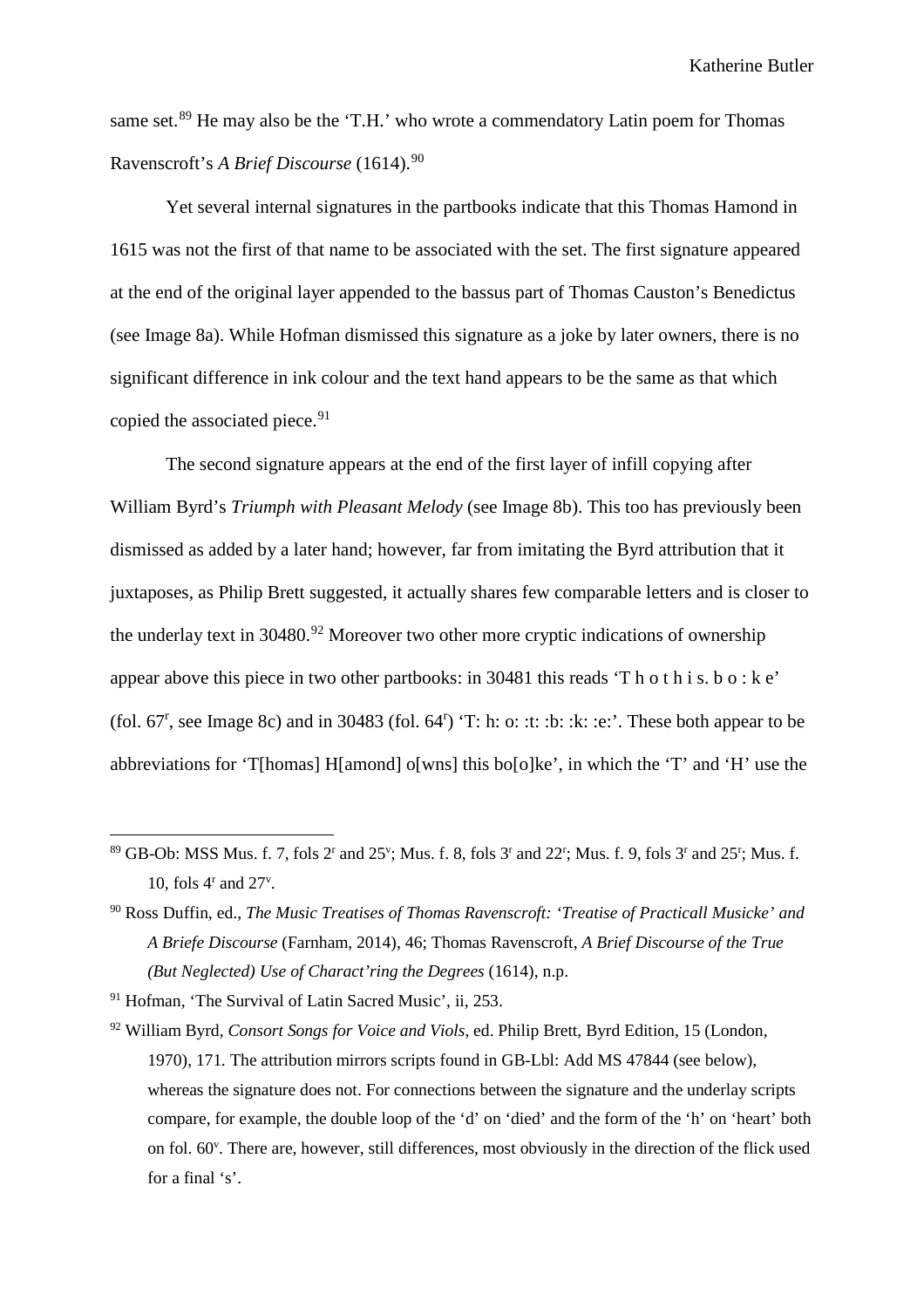same set.[89] He may also be the 'T.H.' who wrote a commendatory Latin poem for Thomas Ravenscroft's *A Brief Discourse* (1614).[90]

Yet several internal signatures in the partbooks indicate that this Thomas Hamond in 1615 was not the first of that name to be associated with the set. The first signature appeared at the end of the original layer appended to the bassus part of Thomas Causton's Benedictus (see Image 8a). While Hofman dismissed this signature as a joke by later owners, there is no significant difference in ink colour and the text hand appears to be the same as that which copied the associated piece.[91]

The second signature appears at the end of the first layer of infill copying after William Byrd's *Triumph with Pleasant Melody* (see Image 8b). This too has previously been dismissed as added by a later hand; however, far from imitating the Byrd attribution that it juxtaposes, as Philip Brett suggested, it actually shares few comparable letters and is closer to the underlay text in 30480.[92] Moreover two other more cryptic indications of ownership appear above this piece in two other partbooks: in 30481 this reads 'T h o t h i s. b o : k e' (fol. 67r, see Image 8c) and in 30483 (fol. 64r) 'T: h: o: :t: :b: :k: :e:'. These both appear to be abbreviations for 'T[homas] H[amond] o[wns] this bo[o]ke', in which the 'T' and 'H' use the

---

[89] GB-Ob: MSS Mus. f. 7, fols 2r and 25v; Mus. f. 8, fols 3r and 22r; Mus. f. 9, fols 3r and 25r; Mus. f. 10, fols 4r and 27v.

[90] Ross Duffin, ed., *The Music Treatises of Thomas Ravenscroft: 'Treatise of Practicall Musicke' and A Briefe Discourse* (Farnham, 2014), 46; Thomas Ravenscroft, *A Brief Discourse of the True (But Neglected) Use of Charact'ring the Degrees* (1614), n.p.

[91] Hofman, 'The Survival of Latin Sacred Music', ii, 253.

[92] William Byrd, *Consort Songs for Voice and Viols*, ed. Philip Brett, Byrd Edition, 15 (London, 1970), 171. The attribution mirrors scripts found in GB-Lbl: Add MS 47844 (see below), whereas the signature does not. For connections between the signature and the underlay scripts compare, for example, the double loop of the 'd' on 'died' and the form of the 'h' on 'heart' both on fol. 60v. There are, however, still differences, most obviously in the direction of the flick used for a final 's'.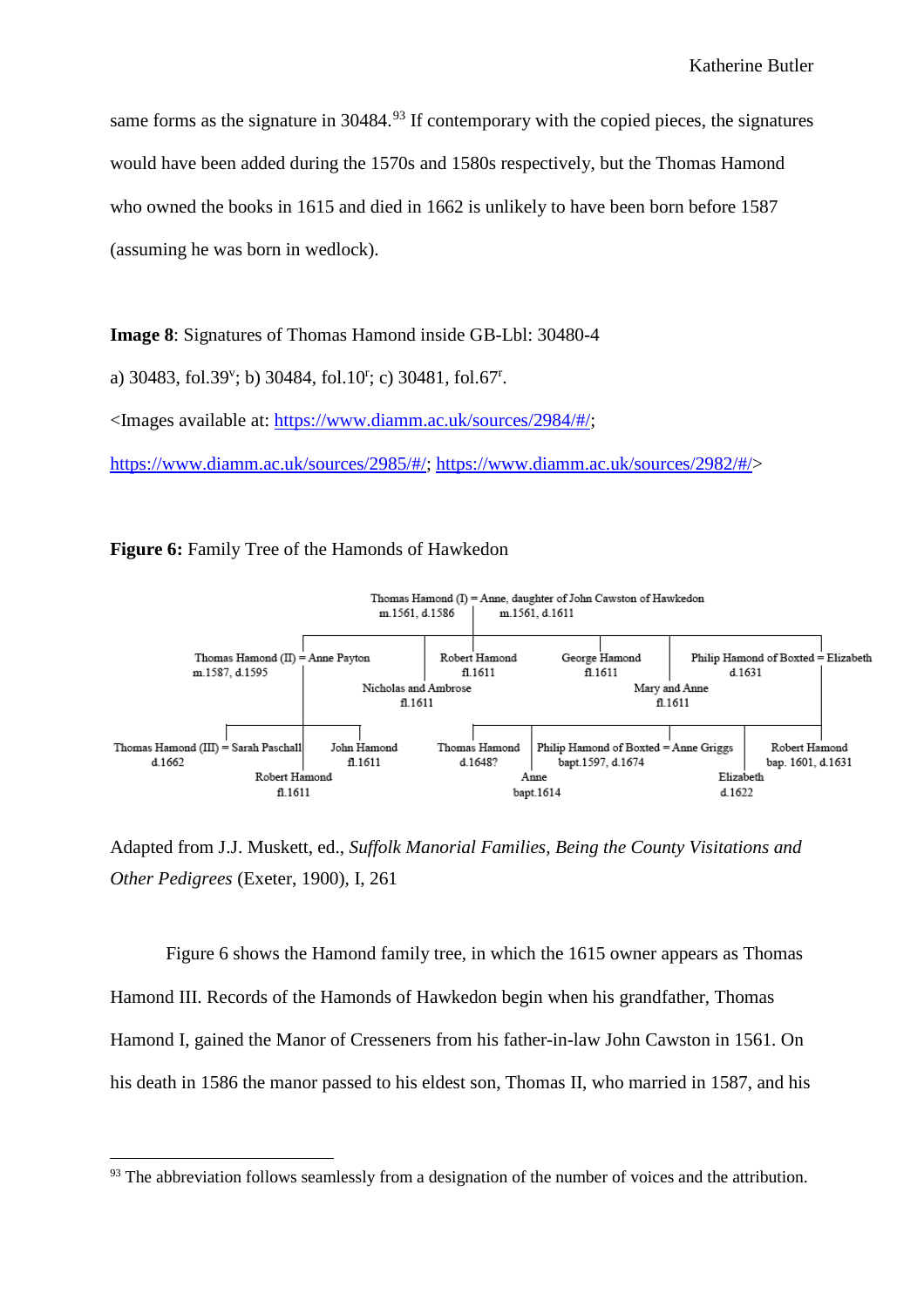same forms as the signature in 30484.[93] If contemporary with the copied pieces, the signatures would have been added during the 1570s and 1580s respectively, but the Thomas Hamond who owned the books in 1615 and died in 1662 is unlikely to have been born before 1587 (assuming he was born in wedlock).

**Image 8**: Signatures of Thomas Hamond inside GB-Lbl: 30480-4

a) 30483, fol.39$^{v}$; b) 30484, fol.10$^{r}$; c) 30481, fol.67$^{r}$.

<Images available at: https://www.diamm.ac.uk/sources/2984/#/; https://www.diamm.ac.uk/sources/2985/#/; https://www.diamm.ac.uk/sources/2982/#/>

**Figure 6:** Family Tree of the Hamonds of Hawkedon

- Thomas Hamond (I), m.1561, d.1586 = Anne, daughter of John Cawston of Hawkedon, m.1561, d.1611
  - Thomas Hamond (II), m.1587, d.1595 = Anne Payton
    - Thomas Hamond (III), d.1662 = Sarah Paschall
    - Robert Hamond, fl.1611
    - John Hamond, fl.1611
  - Nicholas and Ambrose, fl.1611
  - Robert Hamond, fl.1611
  - George Hamond, fl.1611
  - Mary and Anne, fl.1611
  - Philip Hamond of Boxted, d.1631 = Elizabeth
    - Thomas Hamond, d.1648?
    - Anne, bapt.1614
    - Philip Hamond of Boxted, bapt.1597, d.1674 = Anne Griggs
    - Elizabeth, d.1622
    - Robert Hamond, bap. 1601, d.1631

Adapted from J.J. Muskett, ed., *Suffolk Manorial Families, Being the County Visitations and Other Pedigrees* (Exeter, 1900), I, 261

Figure 6 shows the Hamond family tree, in which the 1615 owner appears as Thomas Hamond III. Records of the Hamonds of Hawkedon begin when his grandfather, Thomas Hamond I, gained the Manor of Cresseners from his father-in-law John Cawston in 1561. On his death in 1586 the manor passed to his eldest son, Thomas II, who married in 1587, and his

[93] The abbreviation follows seamlessly from a designation of the number of voices and the attribution.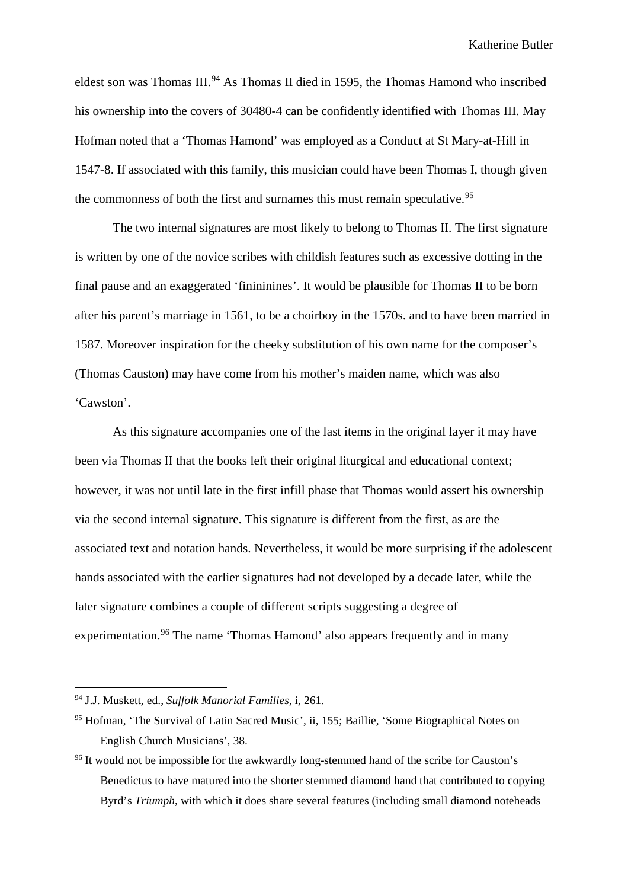eldest son was Thomas III.[94] As Thomas II died in 1595, the Thomas Hamond who inscribed his ownership into the covers of 30480-4 can be confidently identified with Thomas III. May Hofman noted that a 'Thomas Hamond' was employed as a Conduct at St Mary-at-Hill in 1547-8. If associated with this family, this musician could have been Thomas I, though given the commonness of both the first and surnames this must remain speculative.[95]

The two internal signatures are most likely to belong to Thomas II. The first signature is written by one of the novice scribes with childish features such as excessive dotting in the final pause and an exaggerated 'finininines'. It would be plausible for Thomas II to be born after his parent's marriage in 1561, to be a choirboy in the 1570s. and to have been married in 1587. Moreover inspiration for the cheeky substitution of his own name for the composer's (Thomas Causton) may have come from his mother's maiden name, which was also 'Cawston'.

As this signature accompanies one of the last items in the original layer it may have been via Thomas II that the books left their original liturgical and educational context; however, it was not until late in the first infill phase that Thomas would assert his ownership via the second internal signature. This signature is different from the first, as are the associated text and notation hands. Nevertheless, it would be more surprising if the adolescent hands associated with the earlier signatures had not developed by a decade later, while the later signature combines a couple of different scripts suggesting a degree of experimentation.[96] The name 'Thomas Hamond' also appears frequently and in many

---

[94] J.J. Muskett, ed., *Suffolk Manorial Families*, i, 261.

[95] Hofman, 'The Survival of Latin Sacred Music', ii, 155; Baillie, 'Some Biographical Notes on English Church Musicians', 38.

[96] It would not be impossible for the awkwardly long-stemmed hand of the scribe for Causton's Benedictus to have matured into the shorter stemmed diamond hand that contributed to copying Byrd's *Triumph*, with which it does share several features (including small diamond noteheads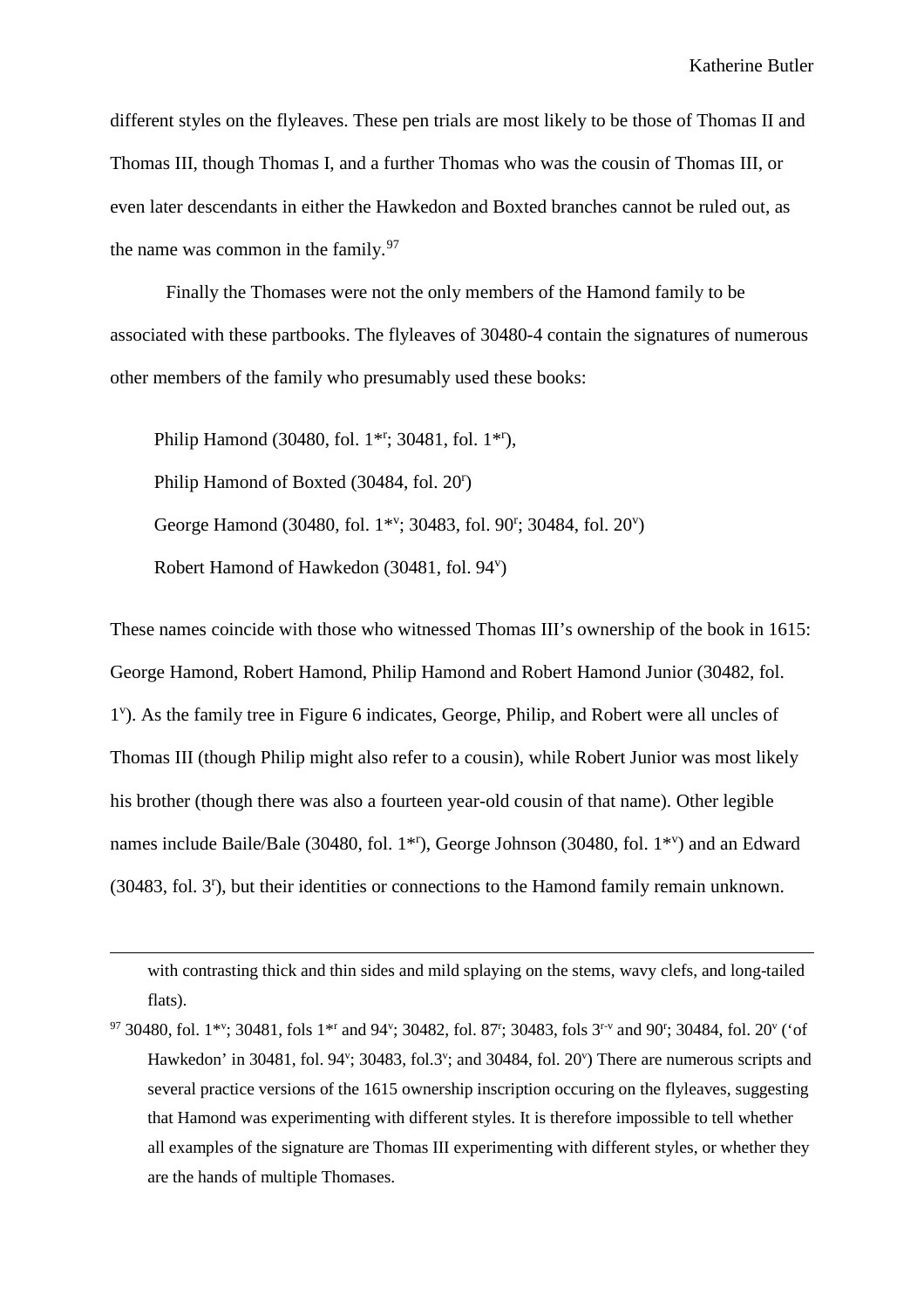different styles on the flyleaves. These pen trials are most likely to be those of Thomas II and Thomas III, though Thomas I, and a further Thomas who was the cousin of Thomas III, or even later descendants in either the Hawkedon and Boxted branches cannot be ruled out, as the name was common in the family.[97]

Finally the Thomases were not the only members of the Hamond family to be associated with these partbooks. The flyleaves of 30480-4 contain the signatures of numerous other members of the family who presumably used these books:

Philip Hamond (30480, fol. 1*ʳ; 30481, fol. 1*ʳ),

Philip Hamond of Boxted (30484, fol. 20ʳ)

George Hamond (30480, fol. 1*ᵛ; 30483, fol. 90ʳ; 30484, fol. 20ᵛ)

Robert Hamond of Hawkedon (30481, fol. 94ᵛ)

These names coincide with those who witnessed Thomas III's ownership of the book in 1615: George Hamond, Robert Hamond, Philip Hamond and Robert Hamond Junior (30482, fol. 1ᵛ). As the family tree in Figure 6 indicates, George, Philip, and Robert were all uncles of Thomas III (though Philip might also refer to a cousin), while Robert Junior was most likely his brother (though there was also a fourteen year-old cousin of that name). Other legible names include Baile/Bale (30480, fol. 1*ʳ), George Johnson (30480, fol. 1*ᵛ) and an Edward (30483, fol. 3ʳ), but their identities or connections to the Hamond family remain unknown.

---

with contrasting thick and thin sides and mild splaying on the stems, wavy clefs, and long-tailed flats).

[97] 30480, fol. 1*ᵛ; 30481, fols 1*ʳ and 94ᵛ; 30482, fol. 87ʳ; 30483, fols 3ʳ⁻ᵛ and 90ʳ; 30484, fol. 20ᵛ ('of Hawkedon' in 30481, fol. 94ᵛ; 30483, fol.3ᵛ; and 30484, fol. 20ᵛ) There are numerous scripts and several practice versions of the 1615 ownership inscription occuring on the flyleaves, suggesting that Hamond was experimenting with different styles. It is therefore impossible to tell whether all examples of the signature are Thomas III experimenting with different styles, or whether they are the hands of multiple Thomases.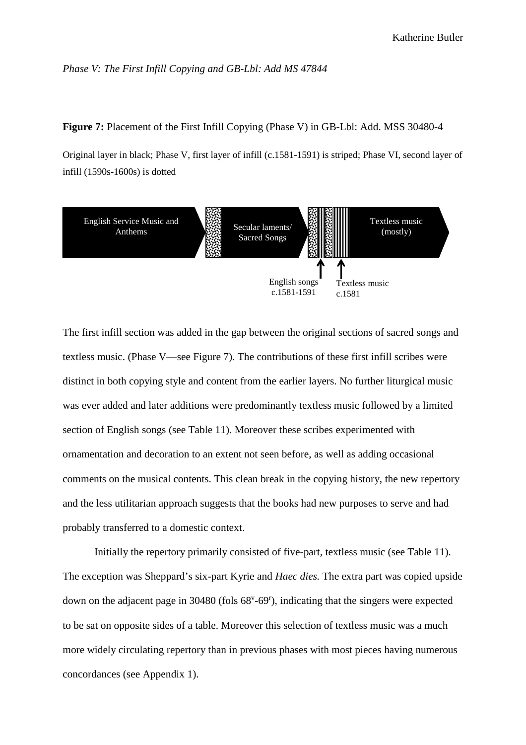*Phase V: The First Infill Copying and GB-Lbl: Add MS 47844*

**Figure 7:** Placement of the First Infill Copying (Phase V) in GB-Lbl: Add. MSS 30480-4

Original layer in black; Phase V, first layer of infill (c.1581-1591) is striped; Phase VI, second layer of infill (1590s-1600s) is dotted

English Service Music and Anthems | Secular laments/ Sacred Songs | Textless music (mostly)

English songs c.1581-1591 | Textless music c.1581

The first infill section was added in the gap between the original sections of sacred songs and textless music. (Phase V—see Figure 7). The contributions of these first infill scribes were distinct in both copying style and content from the earlier layers. No further liturgical music was ever added and later additions were predominantly textless music followed by a limited section of English songs (see Table 11). Moreover these scribes experimented with ornamentation and decoration to an extent not seen before, as well as adding occasional comments on the musical contents. This clean break in the copying history, the new repertory and the less utilitarian approach suggests that the books had new purposes to serve and had probably transferred to a domestic context.

Initially the repertory primarily consisted of five-part, textless music (see Table 11). The exception was Sheppard's six-part Kyrie and *Haec dies.* The extra part was copied upside down on the adjacent page in 30480 (fols 68v-69r), indicating that the singers were expected to be sat on opposite sides of a table. Moreover this selection of textless music was a much more widely circulating repertory than in previous phases with most pieces having numerous concordances (see Appendix 1).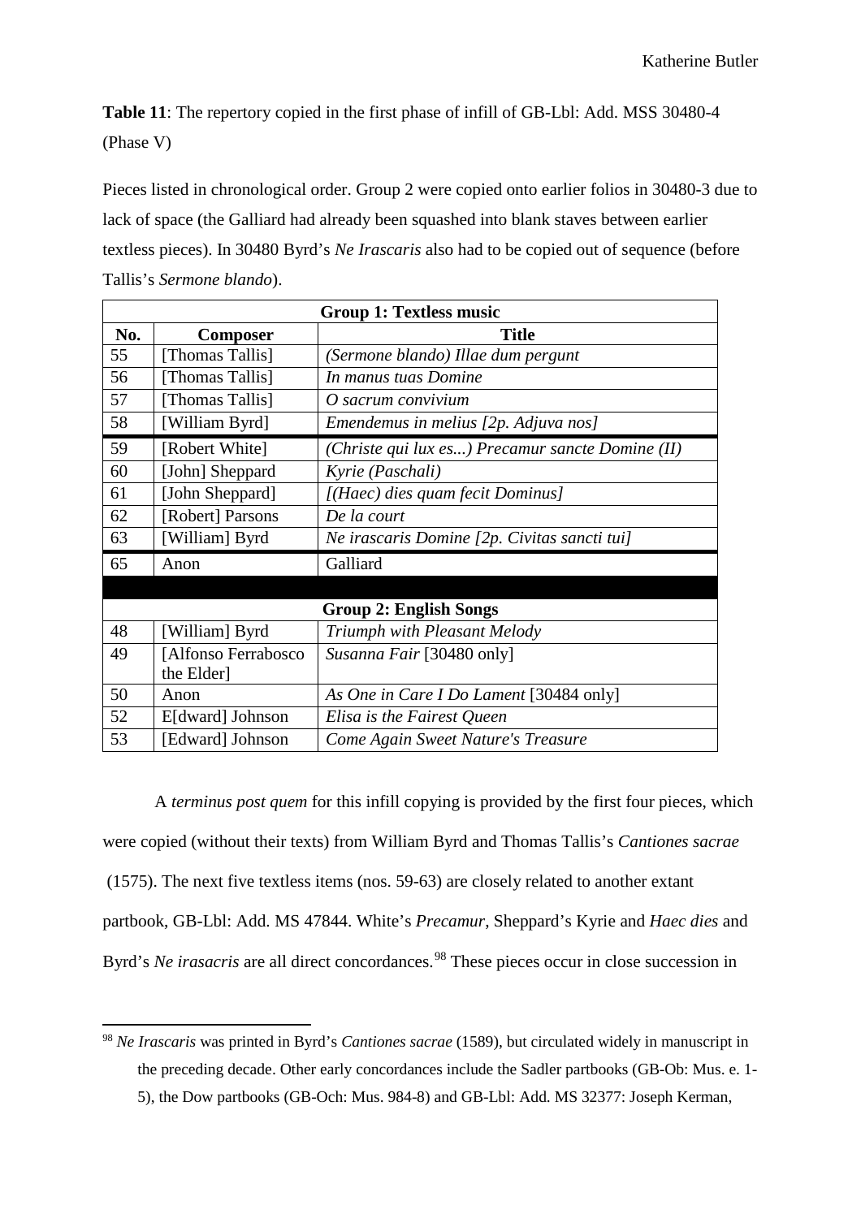**Table 11**: The repertory copied in the first phase of infill of GB-Lbl: Add. MSS 30480-4 (Phase V)

Pieces listed in chronological order. Group 2 were copied onto earlier folios in 30480-3 due to lack of space (the Galliard had already been squashed into blank staves between earlier textless pieces). In 30480 Byrd's *Ne Irascaris* also had to be copied out of sequence (before Tallis's *Sermone blando*).

| Group 1: Textless music | | |
|---|---|---|
| **No.** | **Composer** | **Title** |
| 55 | [Thomas Tallis] | *(Sermone blando) Illae dum pergunt* |
| 56 | [Thomas Tallis] | *In manus tuas Domine* |
| 57 | [Thomas Tallis] | *O sacrum convivium* |
| 58 | [William Byrd] | *Emendemus in melius [2p. Adjuva nos]* |
| 59 | [Robert White] | *(Christe qui lux es...) Precamur sancte Domine (II)* |
| 60 | [John] Sheppard | *Kyrie (Paschali)* |
| 61 | [John Sheppard] | *[(Haec) dies quam fecit Dominus]* |
| 62 | [Robert] Parsons | *De la court* |
| 63 | [William] Byrd | *Ne irascaris Domine [2p. Civitas sancti tui]* |
| 65 | Anon | Galliard |
| | | |
| **Group 2: English Songs** | | |
| 48 | [William] Byrd | *Triumph with Pleasant Melody* |
| 49 | [Alfonso Ferrabosco the Elder] | *Susanna Fair* [30480 only] |
| 50 | Anon | *As One in Care I Do Lament* [30484 only] |
| 52 | E[dward] Johnson | *Elisa is the Fairest Queen* |
| 53 | [Edward] Johnson | *Come Again Sweet Nature's Treasure* |

A *terminus post quem* for this infill copying is provided by the first four pieces, which were copied (without their texts) from William Byrd and Thomas Tallis's *Cantiones sacrae* (1575). The next five textless items (nos. 59-63) are closely related to another extant partbook, GB-Lbl: Add. MS 47844. White's *Precamur*, Sheppard's Kyrie and *Haec dies* and Byrd's *Ne irasacris* are all direct concordances.[98] These pieces occur in close succession in

[98] *Ne Irascaris* was printed in Byrd's *Cantiones sacrae* (1589), but circulated widely in manuscript in the preceding decade. Other early concordances include the Sadler partbooks (GB-Ob: Mus. e. 1-5), the Dow partbooks (GB-Och: Mus. 984-8) and GB-Lbl: Add. MS 32377: Joseph Kerman,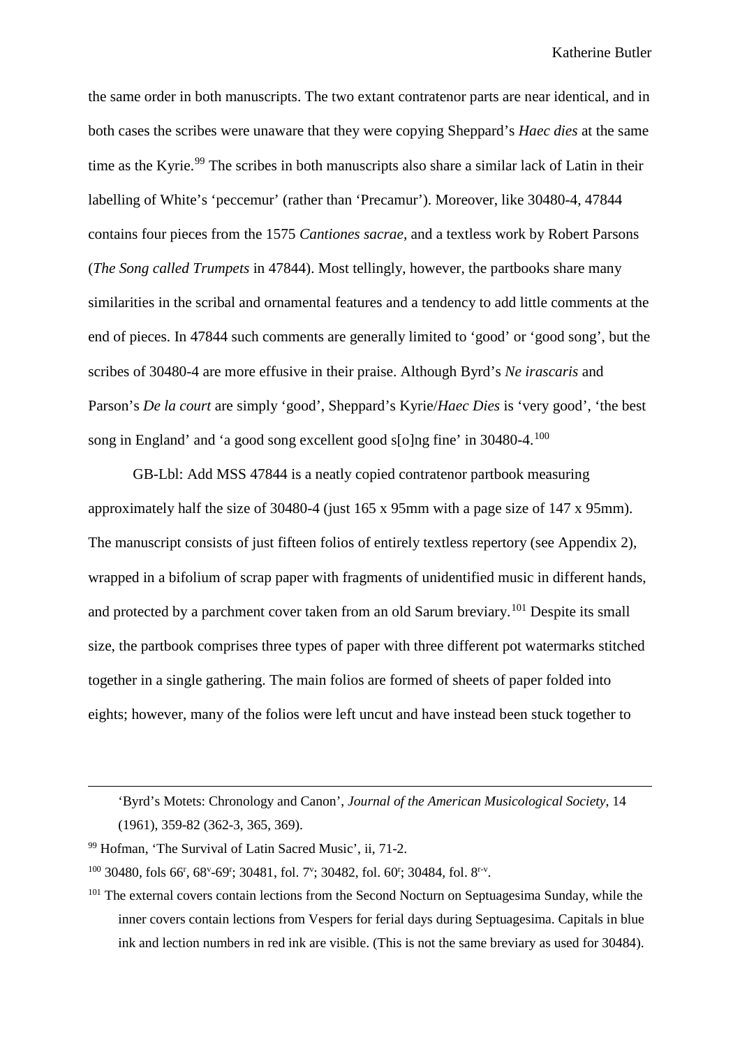the same order in both manuscripts. The two extant contratenor parts are near identical, and in both cases the scribes were unaware that they were copying Sheppard's *Haec dies* at the same time as the Kyrie.[99] The scribes in both manuscripts also share a similar lack of Latin in their labelling of White's 'peccemur' (rather than 'Precamur'). Moreover, like 30480-4, 47844 contains four pieces from the 1575 *Cantiones sacrae*, and a textless work by Robert Parsons (*The Song called Trumpets* in 47844). Most tellingly, however, the partbooks share many similarities in the scribal and ornamental features and a tendency to add little comments at the end of pieces. In 47844 such comments are generally limited to 'good' or 'good song', but the scribes of 30480-4 are more effusive in their praise. Although Byrd's *Ne irascaris* and Parson's *De la court* are simply 'good', Sheppard's Kyrie/*Haec Dies* is 'very good', 'the best song in England' and 'a good song excellent good s[o]ng fine' in 30480-4.[100]

GB-Lbl: Add MSS 47844 is a neatly copied contratenor partbook measuring approximately half the size of 30480-4 (just 165 x 95mm with a page size of 147 x 95mm). The manuscript consists of just fifteen folios of entirely textless repertory (see Appendix 2), wrapped in a bifolium of scrap paper with fragments of unidentified music in different hands, and protected by a parchment cover taken from an old Sarum breviary.[101] Despite its small size, the partbook comprises three types of paper with three different pot watermarks stitched together in a single gathering. The main folios are formed of sheets of paper folded into eighths; however, many of the folios were left uncut and have instead been stuck together to

---

'Byrd's Motets: Chronology and Canon', *Journal of the American Musicological Society*, 14 (1961), 359-82 (362-3, 365, 369).

[99] Hofman, 'The Survival of Latin Sacred Music', ii, 71-2.

[100] 30480, fols 66r, 68v-69r; 30481, fol. 7v; 30482, fol. 60r; 30484, fol. 8r-v.

[101] The external covers contain lections from the Second Nocturn on Septuagesima Sunday, while the inner covers contain lections from Vespers for ferial days during Septuagesima. Capitals in blue ink and lection numbers in red ink are visible. (This is not the same breviary as used for 30484).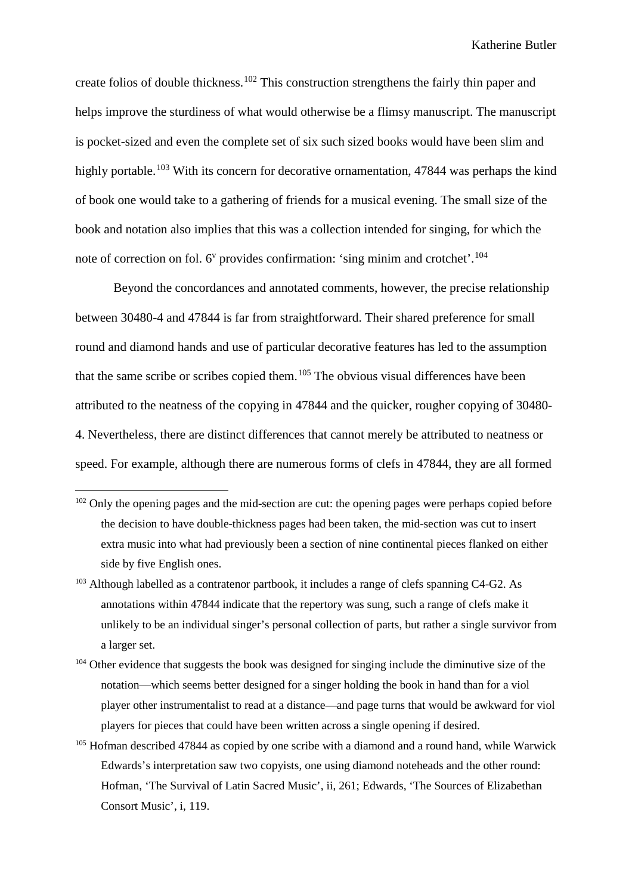create folios of double thickness.[102] This construction strengthens the fairly thin paper and helps improve the sturdiness of what would otherwise be a flimsy manuscript. The manuscript is pocket-sized and even the complete set of six such sized books would have been slim and highly portable.[103] With its concern for decorative ornamentation, 47844 was perhaps the kind of book one would take to a gathering of friends for a musical evening. The small size of the book and notation also implies that this was a collection intended for singing, for which the note of correction on fol. 6$^{v}$ provides confirmation: 'sing minim and crotchet'.[104]

Beyond the concordances and annotated comments, however, the precise relationship between 30480-4 and 47844 is far from straightforward. Their shared preference for small round and diamond hands and use of particular decorative features has led to the assumption that the same scribe or scribes copied them.[105] The obvious visual differences have been attributed to the neatness of the copying in 47844 and the quicker, rougher copying of 30480-4. Nevertheless, there are distinct differences that cannot merely be attributed to neatness or speed. For example, although there are numerous forms of clefs in 47844, they are all formed

---

[102] Only the opening pages and the mid-section are cut: the opening pages were perhaps copied before the decision to have double-thickness pages had been taken, the mid-section was cut to insert extra music into what had previously been a section of nine continental pieces flanked on either side by five English ones.

[103] Although labelled as a contratenor partbook, it includes a range of clefs spanning C4-G2. As annotations within 47844 indicate that the repertory was sung, such a range of clefs make it unlikely to be an individual singer's personal collection of parts, but rather a single survivor from a larger set.

[104] Other evidence that suggests the book was designed for singing include the diminutive size of the notation—which seems better designed for a singer holding the book in hand than for a viol player other instrumentalist to read at a distance—and page turns that would be awkward for viol players for pieces that could have been written across a single opening if desired.

[105] Hofman described 47844 as copied by one scribe with a diamond and a round hand, while Warwick Edwards's interpretation saw two copyists, one using diamond noteheads and the other round: Hofman, 'The Survival of Latin Sacred Music', ii, 261; Edwards, 'The Sources of Elizabethan Consort Music', i, 119.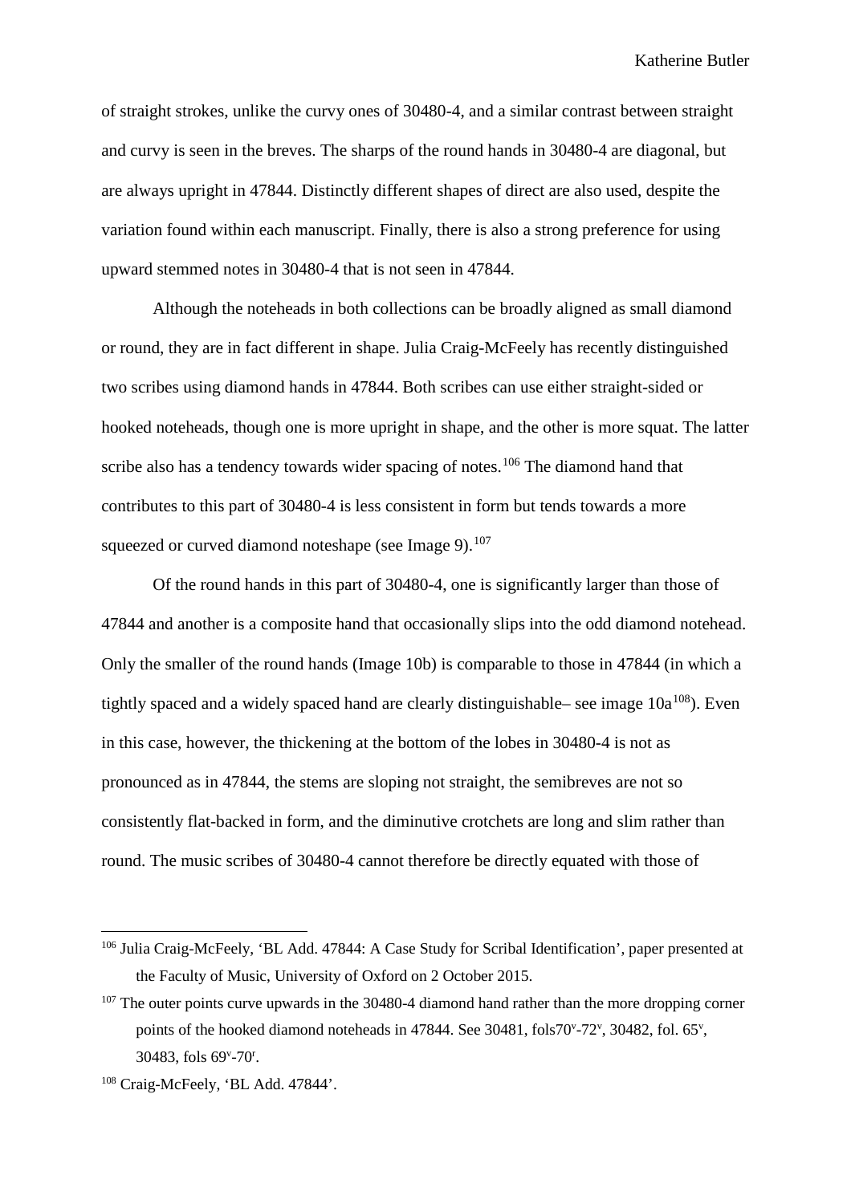of straight strokes, unlike the curvy ones of 30480-4, and a similar contrast between straight and curvy is seen in the breves. The sharps of the round hands in 30480-4 are diagonal, but are always upright in 47844. Distinctly different shapes of direct are also used, despite the variation found within each manuscript. Finally, there is also a strong preference for using upward stemmed notes in 30480-4 that is not seen in 47844.

Although the noteheads in both collections can be broadly aligned as small diamond or round, they are in fact different in shape. Julia Craig-McFeely has recently distinguished two scribes using diamond hands in 47844. Both scribes can use either straight-sided or hooked noteheads, though one is more upright in shape, and the other is more squat. The latter scribe also has a tendency towards wider spacing of notes.[106] The diamond hand that contributes to this part of 30480-4 is less consistent in form but tends towards a more squeezed or curved diamond noteshape (see Image 9).[107]

Of the round hands in this part of 30480-4, one is significantly larger than those of 47844 and another is a composite hand that occasionally slips into the odd diamond notehead. Only the smaller of the round hands (Image 10b) is comparable to those in 47844 (in which a tightly spaced and a widely spaced hand are clearly distinguishable– see image 10a[108]). Even in this case, however, the thickening at the bottom of the lobes in 30480-4 is not as pronounced as in 47844, the stems are sloping not straight, the semibreves are not so consistently flat-backed in form, and the diminutive crotchets are long and slim rather than round. The music scribes of 30480-4 cannot therefore be directly equated with those of

---

[106] Julia Craig-McFeely, 'BL Add. 47844: A Case Study for Scribal Identification', paper presented at the Faculty of Music, University of Oxford on 2 October 2015.

[107] The outer points curve upwards in the 30480-4 diamond hand rather than the more dropping corner points of the hooked diamond noteheads in 47844. See 30481, fols70v-72v, 30482, fol. 65v, 30483, fols 69v-70r.

[108] Craig-McFeely, 'BL Add. 47844'.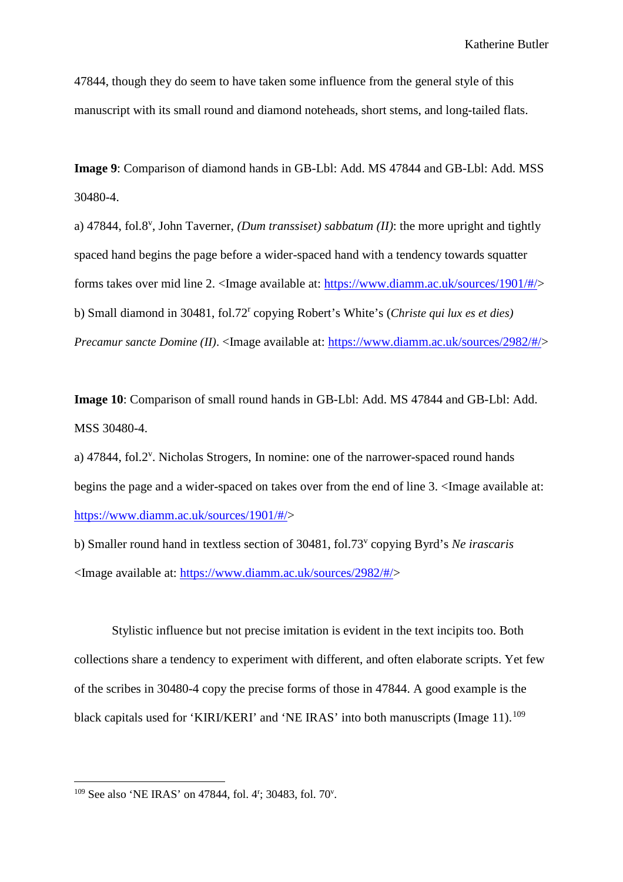47844, though they do seem to have taken some influence from the general style of this manuscript with its small round and diamond noteheads, short stems, and long-tailed flats.

**Image 9**: Comparison of diamond hands in GB-Lbl: Add. MS 47844 and GB-Lbl: Add. MSS 30480-4.

a) 47844, fol.8v, John Taverner, *(Dum transsiset) sabbatum (II)*: the more upright and tightly spaced hand begins the page before a wider-spaced hand with a tendency towards squatter forms takes over mid line 2. <Image available at: https://www.diamm.ac.uk/sources/1901/#/>

b) Small diamond in 30481, fol.72r copying Robert's White's (*Christe qui lux es et dies) Precamur sancte Domine (II)*. <Image available at: https://www.diamm.ac.uk/sources/2982/#/>

**Image 10**: Comparison of small round hands in GB-Lbl: Add. MS 47844 and GB-Lbl: Add. MSS 30480-4.

a) 47844, fol.2v. Nicholas Strogers, In nomine: one of the narrower-spaced round hands begins the page and a wider-spaced on takes over from the end of line 3. <Image available at: https://www.diamm.ac.uk/sources/1901/#/>

b) Smaller round hand in textless section of 30481, fol.73v copying Byrd's *Ne irascaris* <Image available at: https://www.diamm.ac.uk/sources/2982/#/>

Stylistic influence but not precise imitation is evident in the text incipits too. Both collections share a tendency to experiment with different, and often elaborate scripts. Yet few of the scribes in 30480-4 copy the precise forms of those in 47844. A good example is the black capitals used for 'KIRI/KERI' and 'NE IRAS' into both manuscripts (Image 11).[109]

---

[109] See also 'NE IRAS' on 47844, fol. 4r; 30483, fol. 70v.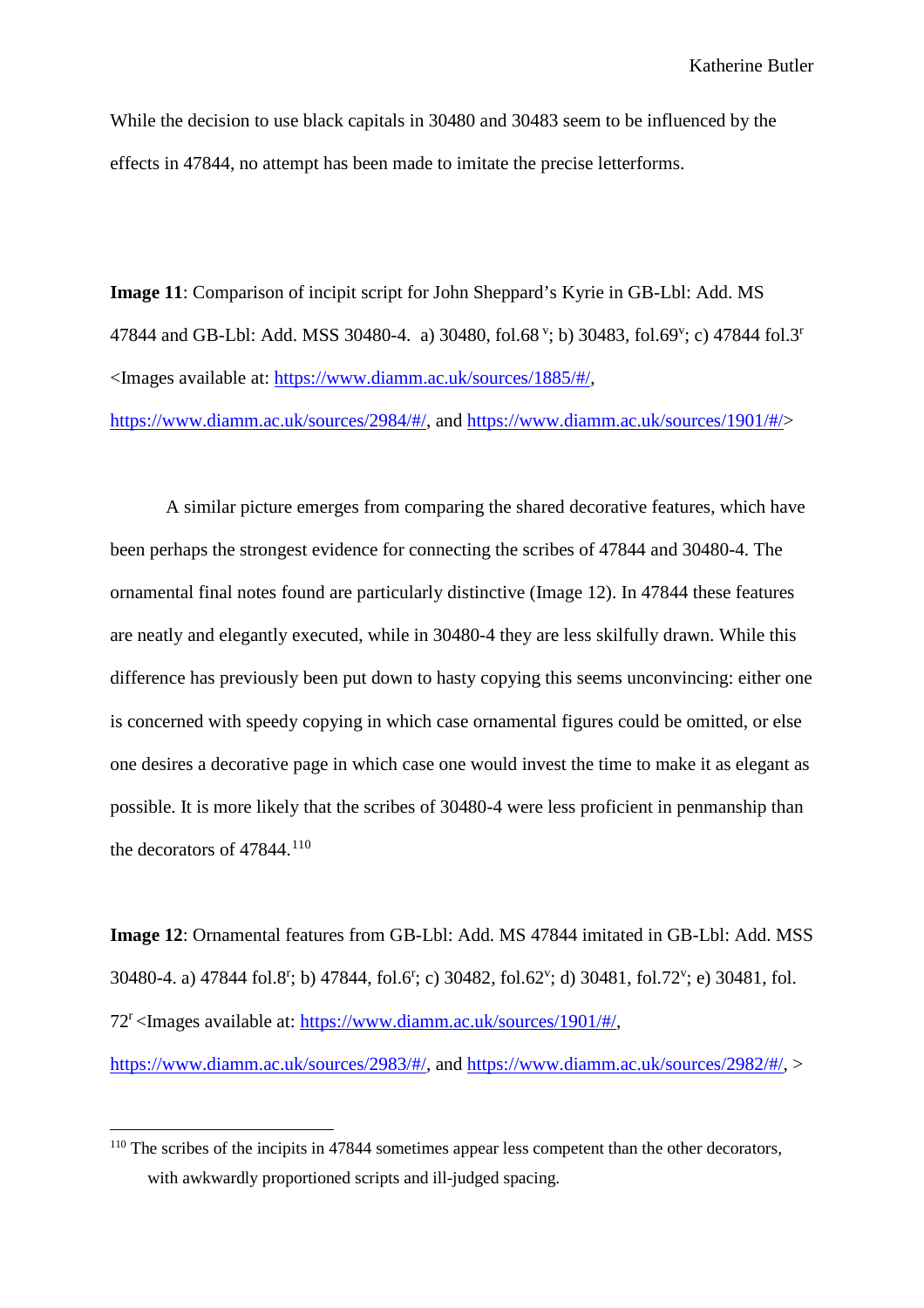While the decision to use black capitals in 30480 and 30483 seem to be influenced by the effects in 47844, no attempt has been made to imitate the precise letterforms.

**Image 11**: Comparison of incipit script for John Sheppard's Kyrie in GB-Lbl: Add. MS 47844 and GB-Lbl: Add. MSS 30480-4. a) 30480, fol.68 $^{v}$; b) 30483, fol.69$^{v}$; c) 47844 fol.3$^{r}$ <Images available at: https://www.diamm.ac.uk/sources/1885/#/, https://www.diamm.ac.uk/sources/2984/#/, and https://www.diamm.ac.uk/sources/1901/#/>

A similar picture emerges from comparing the shared decorative features, which have been perhaps the strongest evidence for connecting the scribes of 47844 and 30480-4. The ornamental final notes found are particularly distinctive (Image 12). In 47844 these features are neatly and elegantly executed, while in 30480-4 they are less skilfully drawn. While this difference has previously been put down to hasty copying this seems unconvincing: either one is concerned with speedy copying in which case ornamental figures could be omitted, or else one desires a decorative page in which case one would invest the time to make it as elegant as possible. It is more likely that the scribes of 30480-4 were less proficient in penmanship than the decorators of 47844.[110]

**Image 12**: Ornamental features from GB-Lbl: Add. MS 47844 imitated in GB-Lbl: Add. MSS 30480-4. a) 47844 fol.8$^{r}$; b) 47844, fol.6$^{r}$; c) 30482, fol.62$^{v}$; d) 30481, fol.72$^{v}$; e) 30481, fol. 72$^{r}$ <Images available at: https://www.diamm.ac.uk/sources/1901/#/, https://www.diamm.ac.uk/sources/2983/#/, and https://www.diamm.ac.uk/sources/2982/#/, >

[110] The scribes of the incipits in 47844 sometimes appear less competent than the other decorators, with awkwardly proportioned scripts and ill-judged spacing.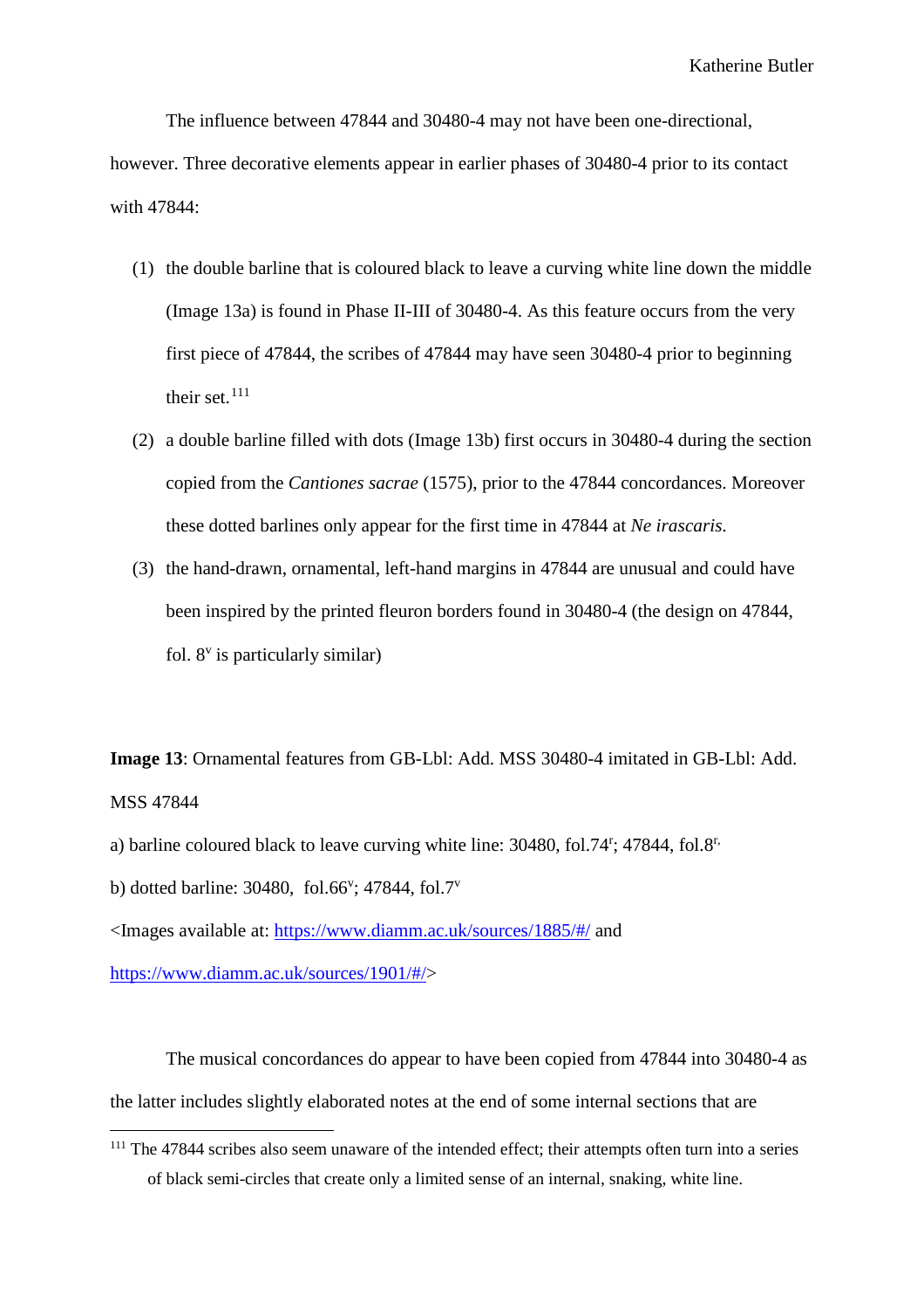The influence between 47844 and 30480-4 may not have been one-directional, however. Three decorative elements appear in earlier phases of 30480-4 prior to its contact with 47844:

1. the double barline that is coloured black to leave a curving white line down the middle (Image 13a) is found in Phase II-III of 30480-4. As this feature occurs from the very first piece of 47844, the scribes of 47844 may have seen 30480-4 prior to beginning their set.[111]
2. a double barline filled with dots (Image 13b) first occurs in 30480-4 during the section copied from the *Cantiones sacrae* (1575), prior to the 47844 concordances. Moreover these dotted barlines only appear for the first time in 47844 at *Ne irascaris.*
3. the hand-drawn, ornamental, left-hand margins in 47844 are unusual and could have been inspired by the printed fleuron borders found in 30480-4 (the design on 47844, fol. 8$^{v}$ is particularly similar)

**Image 13**: Ornamental features from GB-Lbl: Add. MSS 30480-4 imitated in GB-Lbl: Add. MSS 47844

a) barline coloured black to leave curving white line: 30480, fol.74$^{r}$; 47844, fol.8$^{r,}$

b) dotted barline: 30480, fol.66$^{v}$; 47844, fol.7$^{v}$

<Images available at: https://www.diamm.ac.uk/sources/1885/#/ and https://www.diamm.ac.uk/sources/1901/#/>

The musical concordances do appear to have been copied from 47844 into 30480-4 as the latter includes slightly elaborated notes at the end of some internal sections that are

---

[111] The 47844 scribes also seem unaware of the intended effect; their attempts often turn into a series of black semi-circles that create only a limited sense of an internal, snaking, white line.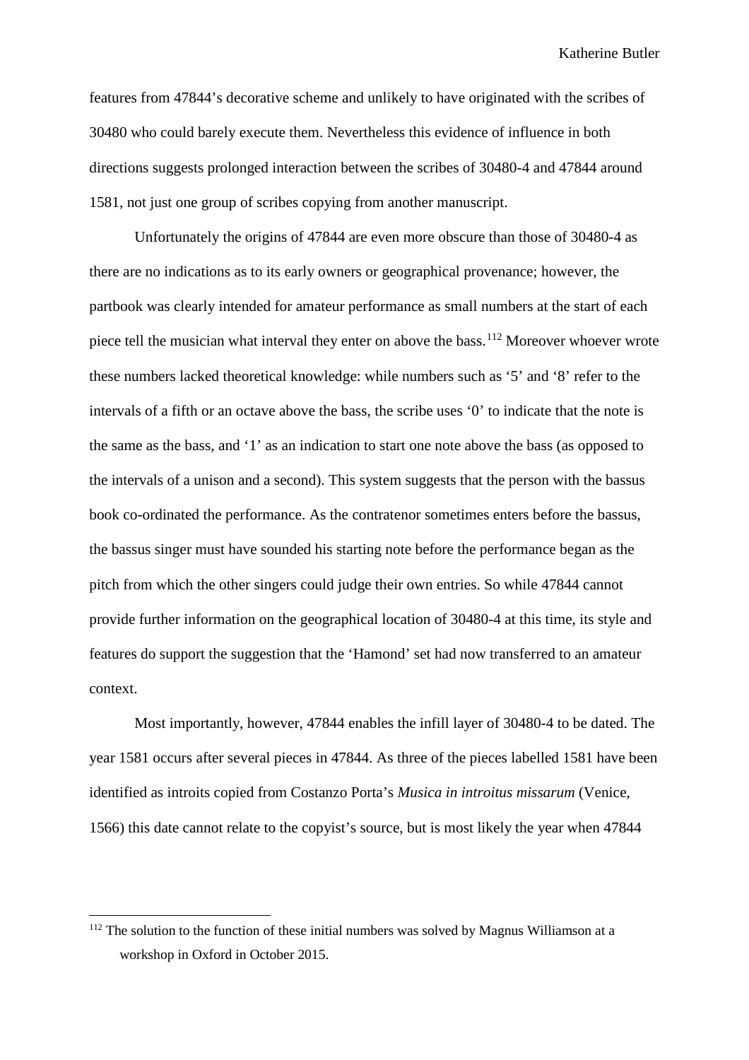features from 47844's decorative scheme and unlikely to have originated with the scribes of 30480 who could barely execute them. Nevertheless this evidence of influence in both directions suggests prolonged interaction between the scribes of 30480-4 and 47844 around 1581, not just one group of scribes copying from another manuscript.

Unfortunately the origins of 47844 are even more obscure than those of 30480-4 as there are no indications as to its early owners or geographical provenance; however, the partbook was clearly intended for amateur performance as small numbers at the start of each piece tell the musician what interval they enter on above the bass.[112] Moreover whoever wrote these numbers lacked theoretical knowledge: while numbers such as '5' and '8' refer to the intervals of a fifth or an octave above the bass, the scribe uses '0' to indicate that the note is the same as the bass, and '1' as an indication to start one note above the bass (as opposed to the intervals of a unison and a second). This system suggests that the person with the bassus book co-ordinated the performance. As the contratenor sometimes enters before the bassus, the bassus singer must have sounded his starting note before the performance began as the pitch from which the other singers could judge their own entries. So while 47844 cannot provide further information on the geographical location of 30480-4 at this time, its style and features do support the suggestion that the 'Hamond' set had now transferred to an amateur context.

Most importantly, however, 47844 enables the infill layer of 30480-4 to be dated. The year 1581 occurs after several pieces in 47844. As three of the pieces labelled 1581 have been identified as introits copied from Costanzo Porta's *Musica in introitus missarum* (Venice, 1566) this date cannot relate to the copyist's source, but is most likely the year when 47844

---

[112] The solution to the function of these initial numbers was solved by Magnus Williamson at a workshop in Oxford in October 2015.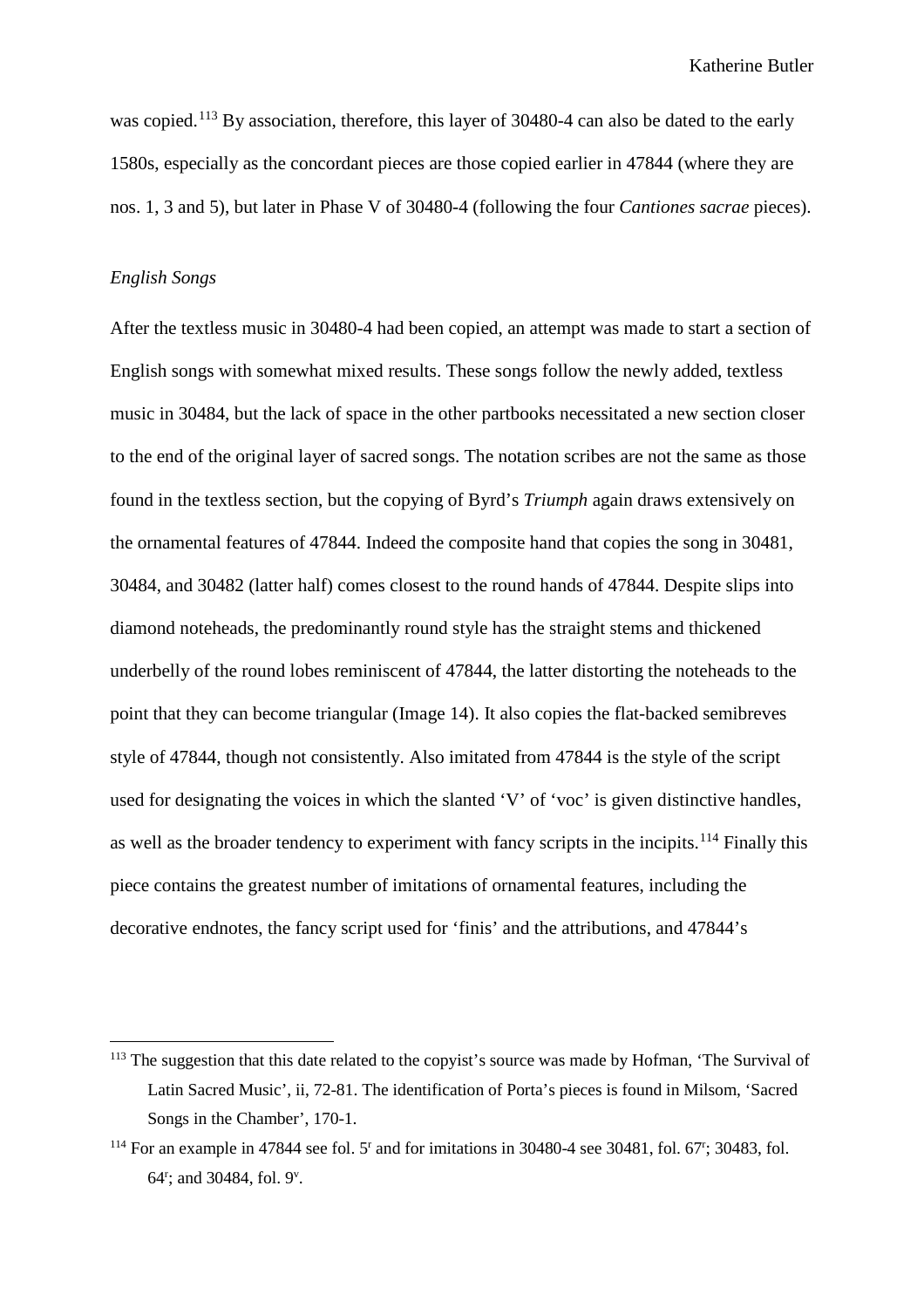was copied.[113] By association, therefore, this layer of 30480-4 can also be dated to the early 1580s, especially as the concordant pieces are those copied earlier in 47844 (where they are nos. 1, 3 and 5), but later in Phase V of 30480-4 (following the four *Cantiones sacrae* pieces).

*English Songs*

After the textless music in 30480-4 had been copied, an attempt was made to start a section of English songs with somewhat mixed results. These songs follow the newly added, textless music in 30484, but the lack of space in the other partbooks necessitated a new section closer to the end of the original layer of sacred songs. The notation scribes are not the same as those found in the textless section, but the copying of Byrd's *Triumph* again draws extensively on the ornamental features of 47844. Indeed the composite hand that copies the song in 30481, 30484, and 30482 (latter half) comes closest to the round hands of 47844. Despite slips into diamond noteheads, the predominantly round style has the straight stems and thickened underbelly of the round lobes reminiscent of 47844, the latter distorting the noteheads to the point that they can become triangular (Image 14). It also copies the flat-backed semibreves style of 47844, though not consistently. Also imitated from 47844 is the style of the script used for designating the voices in which the slanted 'V' of 'voc' is given distinctive handles, as well as the broader tendency to experiment with fancy scripts in the incipits.[114] Finally this piece contains the greatest number of imitations of ornamental features, including the decorative endnotes, the fancy script used for 'finis' and the attributions, and 47844's

[113] The suggestion that this date related to the copyist's source was made by Hofman, 'The Survival of Latin Sacred Music', ii, 72-81. The identification of Porta's pieces is found in Milsom, 'Sacred Songs in the Chamber', 170-1.

[114] For an example in 47844 see fol. 5r and for imitations in 30480-4 see 30481, fol. 67r; 30483, fol. 64r; and 30484, fol. 9v.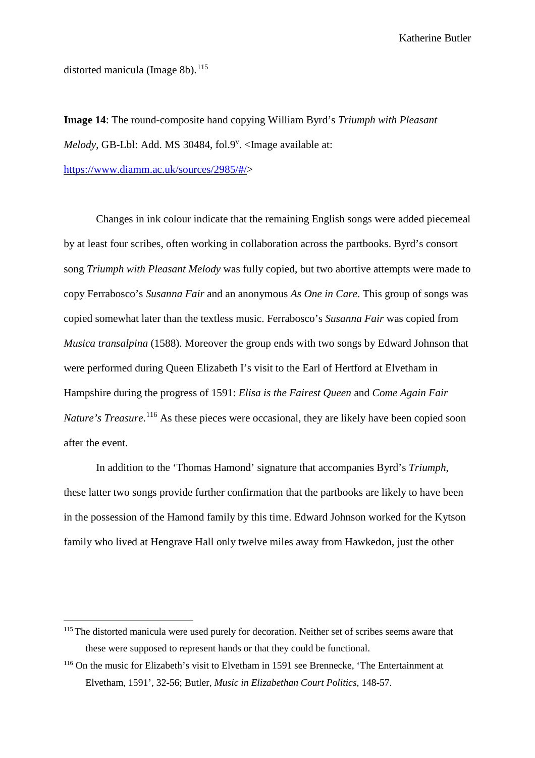distorted manicula (Image 8b).[115]

**Image 14**: The round-composite hand copying William Byrd's *Triumph with Pleasant Melody*, GB-Lbl: Add. MS 30484, fol.9v. <Image available at: https://www.diamm.ac.uk/sources/2985/#/>

Changes in ink colour indicate that the remaining English songs were added piecemeal by at least four scribes, often working in collaboration across the partbooks. Byrd's consort song *Triumph with Pleasant Melody* was fully copied, but two abortive attempts were made to copy Ferrabosco's *Susanna Fair* and an anonymous *As One in Care*. This group of songs was copied somewhat later than the textless music. Ferrabosco's *Susanna Fair* was copied from *Musica transalpina* (1588). Moreover the group ends with two songs by Edward Johnson that were performed during Queen Elizabeth I's visit to the Earl of Hertford at Elvetham in Hampshire during the progress of 1591: *Elisa is the Fairest Queen* and *Come Again Fair Nature's Treasure*.[116] As these pieces were occasional, they are likely have been copied soon after the event.

In addition to the 'Thomas Hamond' signature that accompanies Byrd's *Triumph*, these latter two songs provide further confirmation that the partbooks are likely to have been in the possession of the Hamond family by this time. Edward Johnson worked for the Kytson family who lived at Hengrave Hall only twelve miles away from Hawkedon, just the other

---

[115] The distorted manicula were used purely for decoration. Neither set of scribes seems aware that these were supposed to represent hands or that they could be functional.

[116] On the music for Elizabeth's visit to Elvetham in 1591 see Brennecke, 'The Entertainment at Elvetham, 1591', 32-56; Butler, *Music in Elizabethan Court Politics*, 148-57.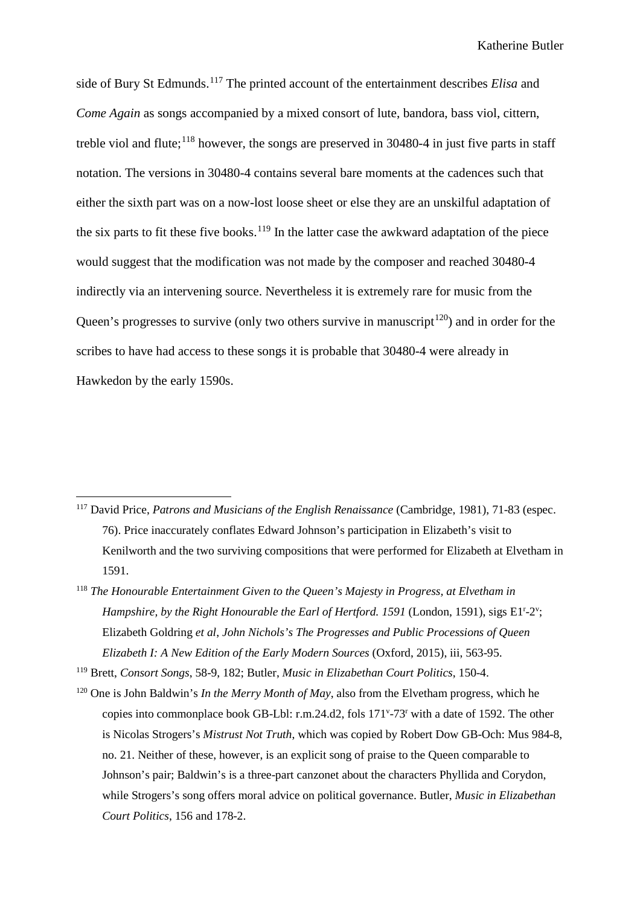side of Bury St Edmunds.[117] The printed account of the entertainment describes *Elisa* and *Come Again* as songs accompanied by a mixed consort of lute, bandora, bass viol, cittern, treble viol and flute;[118] however, the songs are preserved in 30480-4 in just five parts in staff notation. The versions in 30480-4 contains several bare moments at the cadences such that either the sixth part was on a now-lost loose sheet or else they are an unskilful adaptation of the six parts to fit these five books.[119] In the latter case the awkward adaptation of the piece would suggest that the modification was not made by the composer and reached 30480-4 indirectly via an intervening source. Nevertheless it is extremely rare for music from the Queen's progresses to survive (only two others survive in manuscript[120]) and in order for the scribes to have had access to these songs it is probable that 30480-4 were already in Hawkedon by the early 1590s.

---

[117] David Price, *Patrons and Musicians of the English Renaissance* (Cambridge, 1981), 71-83 (espec. 76). Price inaccurately conflates Edward Johnson's participation in Elizabeth's visit to Kenilworth and the two surviving compositions that were performed for Elizabeth at Elvetham in 1591.

[118] *The Honourable Entertainment Given to the Queen's Majesty in Progress, at Elvetham in Hampshire, by the Right Honourable the Earl of Hertford. 1591* (London, 1591), sigs E1r-2v; Elizabeth Goldring *et al*, *John Nichols's The Progresses and Public Processions of Queen Elizabeth I: A New Edition of the Early Modern Sources* (Oxford, 2015), iii, 563-95.

[119] Brett, *Consort Songs*, 58-9, 182; Butler, *Music in Elizabethan Court Politics*, 150-4.

[120] One is John Baldwin's *In the Merry Month of May*, also from the Elvetham progress, which he copies into commonplace book GB-Lbl: r.m.24.d2, fols 171v-73r with a date of 1592. The other is Nicolas Strogers's *Mistrust Not Truth*, which was copied by Robert Dow GB-Och: Mus 984-8, no. 21. Neither of these, however, is an explicit song of praise to the Queen comparable to Johnson's pair; Baldwin's is a three-part canzonet about the characters Phyllida and Corydon, while Strogers's song offers moral advice on political governance. Butler, *Music in Elizabethan Court Politics*, 156 and 178-2.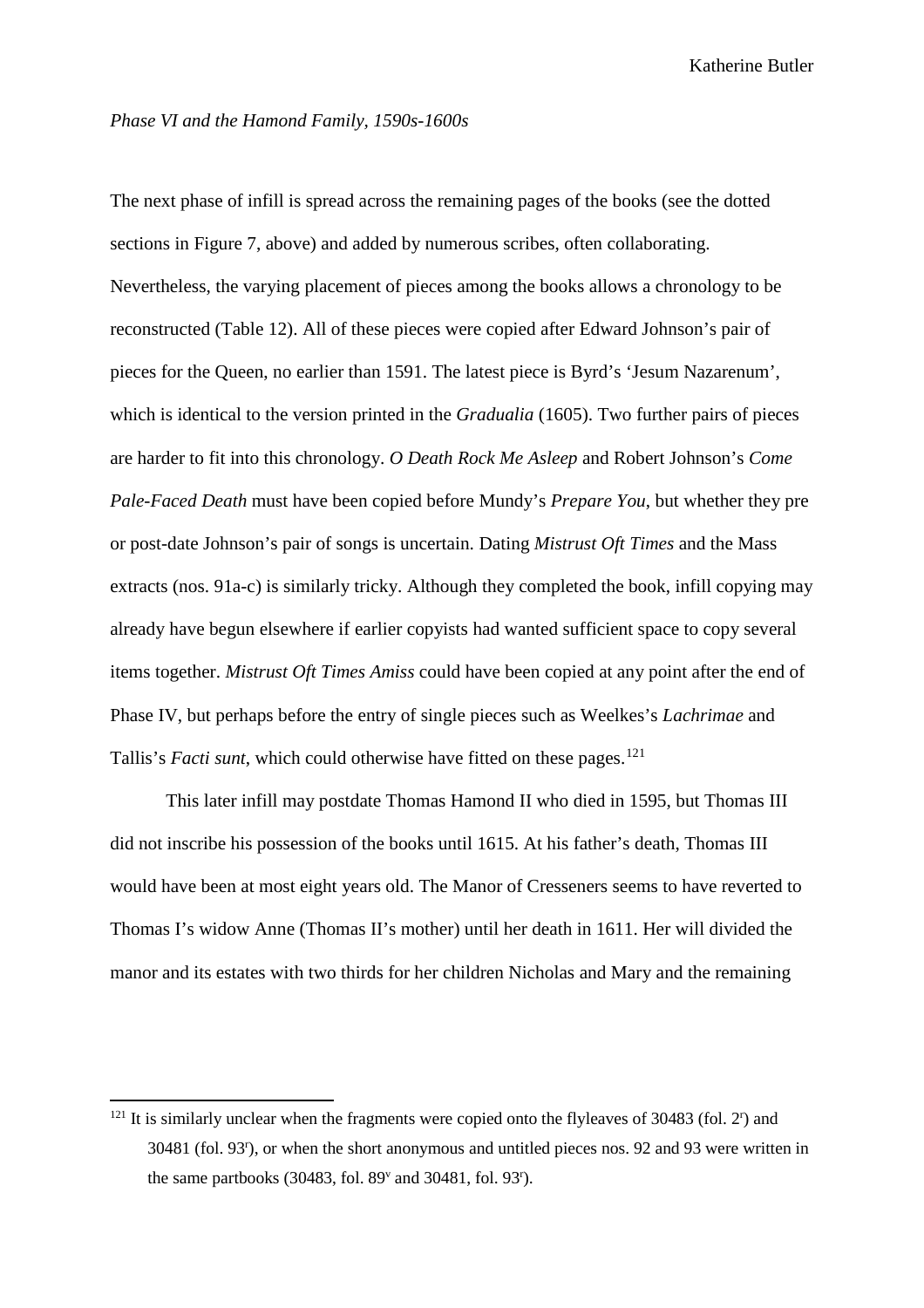*Phase VI and the Hamond Family, 1590s-1600s*

The next phase of infill is spread across the remaining pages of the books (see the dotted sections in Figure 7, above) and added by numerous scribes, often collaborating. Nevertheless, the varying placement of pieces among the books allows a chronology to be reconstructed (Table 12). All of these pieces were copied after Edward Johnson's pair of pieces for the Queen, no earlier than 1591. The latest piece is Byrd's 'Jesum Nazarenum', which is identical to the version printed in the *Gradualia* (1605). Two further pairs of pieces are harder to fit into this chronology. *O Death Rock Me Asleep* and Robert Johnson's *Come Pale-Faced Death* must have been copied before Mundy's *Prepare You*, but whether they pre or post-date Johnson's pair of songs is uncertain. Dating *Mistrust Oft Times* and the Mass extracts (nos. 91a-c) is similarly tricky. Although they completed the book, infill copying may already have begun elsewhere if earlier copyists had wanted sufficient space to copy several items together. *Mistrust Oft Times Amiss* could have been copied at any point after the end of Phase IV, but perhaps before the entry of single pieces such as Weelkes's *Lachrimae* and Tallis's *Facti sunt*, which could otherwise have fitted on these pages.[121]

This later infill may postdate Thomas Hamond II who died in 1595, but Thomas III did not inscribe his possession of the books until 1615. At his father's death, Thomas III would have been at most eight years old. The Manor of Cresseners seems to have reverted to Thomas I's widow Anne (Thomas II's mother) until her death in 1611. Her will divided the manor and its estates with two thirds for her children Nicholas and Mary and the remaining

[121] It is similarly unclear when the fragments were copied onto the flyleaves of 30483 (fol. 2r) and 30481 (fol. 93r), or when the short anonymous and untitled pieces nos. 92 and 93 were written in the same partbooks (30483, fol. 89v and 30481, fol. 93r).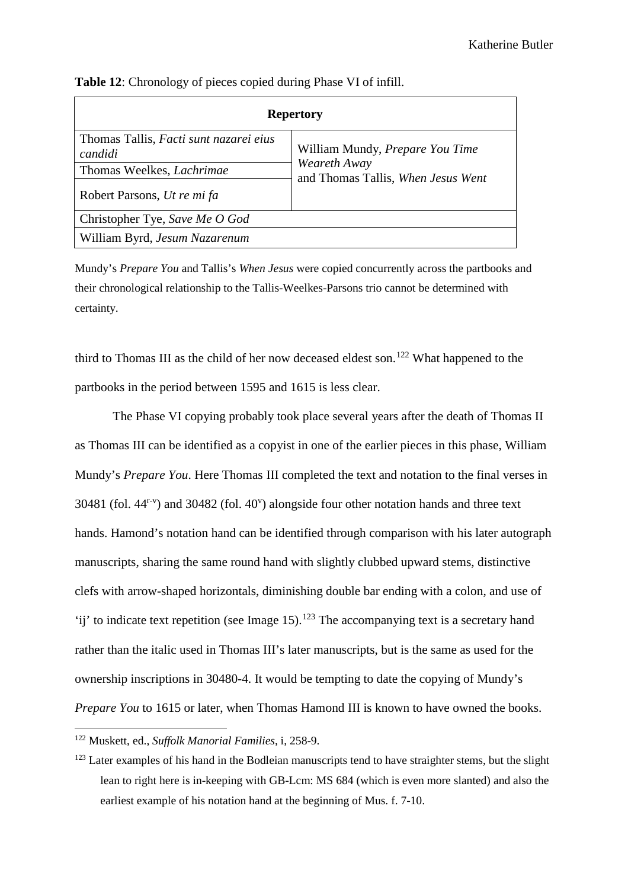**Table 12**: Chronology of pieces copied during Phase VI of infill.

| Repertory | |
|---|---|
| Thomas Tallis, *Facti sunt nazarei eius candidi* | William Mundy, *Prepare You Time Weareth Away* and Thomas Tallis, *When Jesus Went* |
| Thomas Weelkes, *Lachrimae* | |
| Robert Parsons, *Ut re mi fa* | |
| Christopher Tye, *Save Me O God* | |
| William Byrd, *Jesum Nazarenum* | |

Mundy's *Prepare You* and Tallis's *When Jesus* were copied concurrently across the partbooks and their chronological relationship to the Tallis-Weelkes-Parsons trio cannot be determined with certainty.

third to Thomas III as the child of her now deceased eldest son.[122] What happened to the partbooks in the period between 1595 and 1615 is less clear.

The Phase VI copying probably took place several years after the death of Thomas II as Thomas III can be identified as a copyist in one of the earlier pieces in this phase, William Mundy's *Prepare You*. Here Thomas III completed the text and notation to the final verses in 30481 (fol. 44$^{r-v}$) and 30482 (fol. 40$^{v}$) alongside four other notation hands and three text hands. Hamond's notation hand can be identified through comparison with his later autograph manuscripts, sharing the same round hand with slightly clubbed upward stems, distinctive clefs with arrow-shaped horizontals, diminishing double bar ending with a colon, and use of 'ij' to indicate text repetition (see Image 15).[123] The accompanying text is a secretary hand rather than the italic used in Thomas III's later manuscripts, but is the same as used for the ownership inscriptions in 30480-4. It would be tempting to date the copying of Mundy's *Prepare You* to 1615 or later, when Thomas Hamond III is known to have owned the books.

---

[122] Muskett, ed., *Suffolk Manorial Families*, i, 258-9.

[123] Later examples of his hand in the Bodleian manuscripts tend to have straighter stems, but the slight lean to right here is in-keeping with GB-Lcm: MS 684 (which is even more slanted) and also the earliest example of his notation hand at the beginning of Mus. f. 7-10.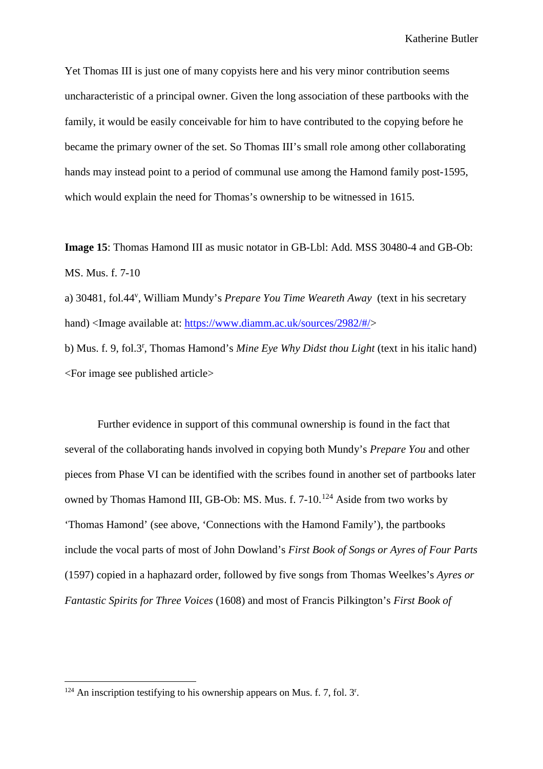Yet Thomas III is just one of many copyists here and his very minor contribution seems uncharacteristic of a principal owner. Given the long association of these partbooks with the family, it would be easily conceivable for him to have contributed to the copying before he became the primary owner of the set. So Thomas III's small role among other collaborating hands may instead point to a period of communal use among the Hamond family post-1595, which would explain the need for Thomas's ownership to be witnessed in 1615.

**Image 15**: Thomas Hamond III as music notator in GB-Lbl: Add. MSS 30480-4 and GB-Ob: MS. Mus. f. 7-10

a) 30481, fol.44$^{v}$, William Mundy's *Prepare You Time Weareth Away* (text in his secretary hand) <Image available at: https://www.diamm.ac.uk/sources/2982/#/>

b) Mus. f. 9, fol.3$^{r}$, Thomas Hamond's *Mine Eye Why Didst thou Light* (text in his italic hand) <For image see published article>

Further evidence in support of this communal ownership is found in the fact that several of the collaborating hands involved in copying both Mundy's *Prepare You* and other pieces from Phase VI can be identified with the scribes found in another set of partbooks later owned by Thomas Hamond III, GB-Ob: MS. Mus. f. 7-10.[124] Aside from two works by 'Thomas Hamond' (see above, 'Connections with the Hamond Family'), the partbooks include the vocal parts of most of John Dowland's *First Book of Songs or Ayres of Four Parts* (1597) copied in a haphazard order, followed by five songs from Thomas Weelkes's *Ayres or Fantastic Spirits for Three Voices* (1608) and most of Francis Pilkington's *First Book of*

[124] An inscription testifying to his ownership appears on Mus. f. 7, fol. 3$^{r}$.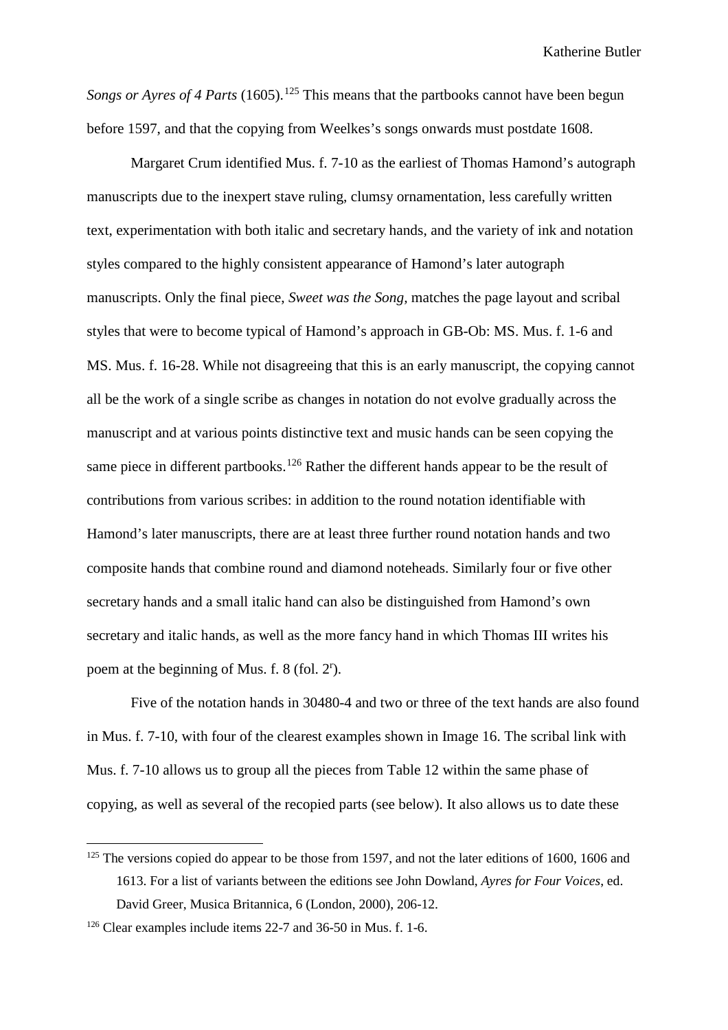*Songs or Ayres of 4 Parts* (1605).[125] This means that the partbooks cannot have been begun before 1597, and that the copying from Weelkes's songs onwards must postdate 1608.

Margaret Crum identified Mus. f. 7-10 as the earliest of Thomas Hamond's autograph manuscripts due to the inexpert stave ruling, clumsy ornamentation, less carefully written text, experimentation with both italic and secretary hands, and the variety of ink and notation styles compared to the highly consistent appearance of Hamond's later autograph manuscripts. Only the final piece, *Sweet was the Song*, matches the page layout and scribal styles that were to become typical of Hamond's approach in GB-Ob: MS. Mus. f. 1-6 and MS. Mus. f. 16-28. While not disagreeing that this is an early manuscript, the copying cannot all be the work of a single scribe as changes in notation do not evolve gradually across the manuscript and at various points distinctive text and music hands can be seen copying the same piece in different partbooks.[126] Rather the different hands appear to be the result of contributions from various scribes: in addition to the round notation identifiable with Hamond's later manuscripts, there are at least three further round notation hands and two composite hands that combine round and diamond noteheads. Similarly four or five other secretary hands and a small italic hand can also be distinguished from Hamond's own secretary and italic hands, as well as the more fancy hand in which Thomas III writes his poem at the beginning of Mus. f. 8 (fol. 2^r).

Five of the notation hands in 30480-4 and two or three of the text hands are also found in Mus. f. 7-10, with four of the clearest examples shown in Image 16. The scribal link with Mus. f. 7-10 allows us to group all the pieces from Table 12 within the same phase of copying, as well as several of the recopied parts (see below). It also allows us to date these

---

[125] The versions copied do appear to be those from 1597, and not the later editions of 1600, 1606 and 1613. For a list of variants between the editions see John Dowland, *Ayres for Four Voices*, ed. David Greer, Musica Britannica, 6 (London, 2000), 206-12.

[126] Clear examples include items 22-7 and 36-50 in Mus. f. 1-6.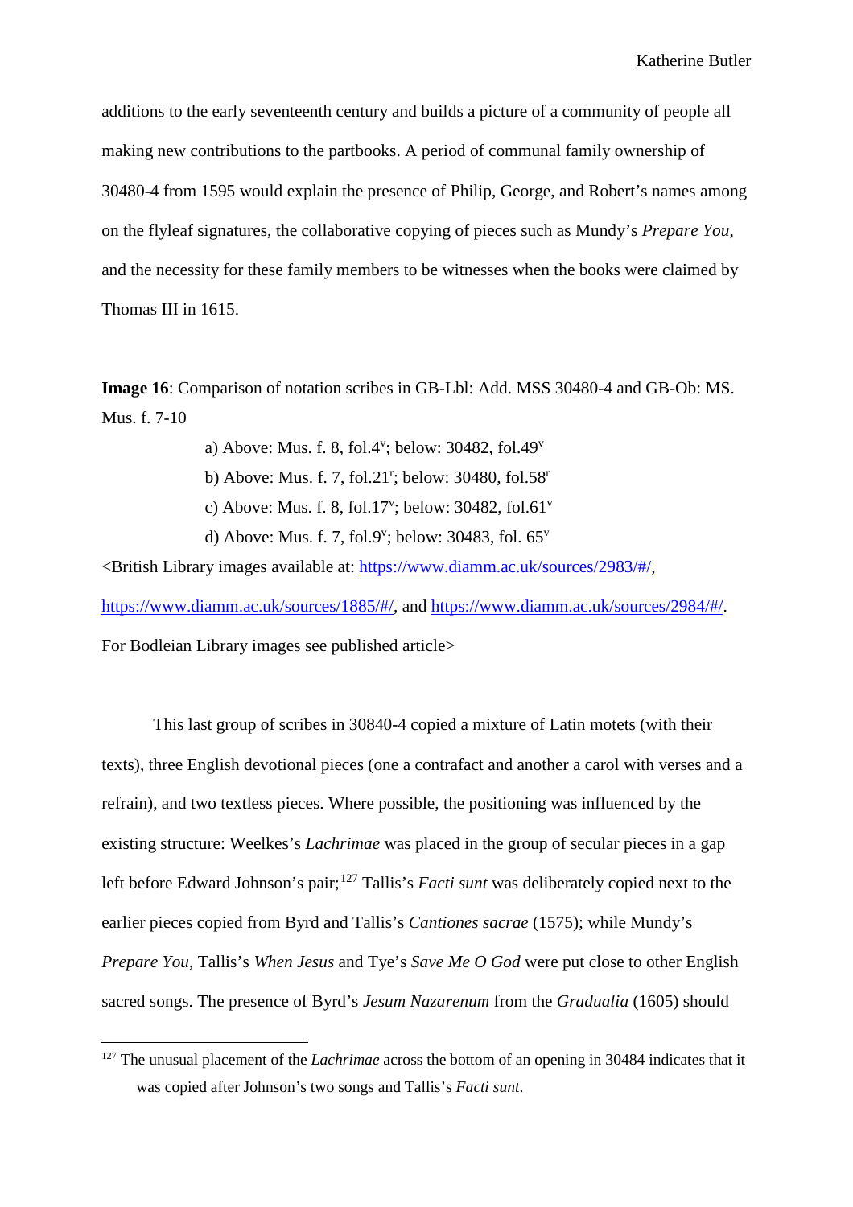additions to the early seventeenth century and builds a picture of a community of people all making new contributions to the partbooks. A period of communal family ownership of 30480-4 from 1595 would explain the presence of Philip, George, and Robert's names among on the flyleaf signatures, the collaborative copying of pieces such as Mundy's *Prepare You*, and the necessity for these family members to be witnesses when the books were claimed by Thomas III in 1615.

**Image 16**: Comparison of notation scribes in GB-Lbl: Add. MSS 30480-4 and GB-Ob: MS. Mus. f. 7-10

a) Above: Mus. f. 8, fol.4$^{v}$; below: 30482, fol.49$^{v}$

b) Above: Mus. f. 7, fol.21$^{r}$; below: 30480, fol.58$^{r}$

c) Above: Mus. f. 8, fol.17$^{v}$; below: 30482, fol.61$^{v}$

d) Above: Mus. f. 7, fol.9$^{v}$; below: 30483, fol. 65$^{v}$

<British Library images available at: https://www.diamm.ac.uk/sources/2983/#/, https://www.diamm.ac.uk/sources/1885/#/, and https://www.diamm.ac.uk/sources/2984/#/. For Bodleian Library images see published article>

This last group of scribes in 30840-4 copied a mixture of Latin motets (with their texts), three English devotional pieces (one a contrafact and another a carol with verses and a refrain), and two textless pieces. Where possible, the positioning was influenced by the existing structure: Weelkes's *Lachrimae* was placed in the group of secular pieces in a gap left before Edward Johnson's pair;[127] Tallis's *Facti sunt* was deliberately copied next to the earlier pieces copied from Byrd and Tallis's *Cantiones sacrae* (1575); while Mundy's *Prepare You*, Tallis's *When Jesus* and Tye's *Save Me O God* were put close to other English sacred songs. The presence of Byrd's *Jesum Nazarenum* from the *Gradualia* (1605) should

[127] The unusual placement of the *Lachrimae* across the bottom of an opening in 30484 indicates that it was copied after Johnson's two songs and Tallis's *Facti sunt*.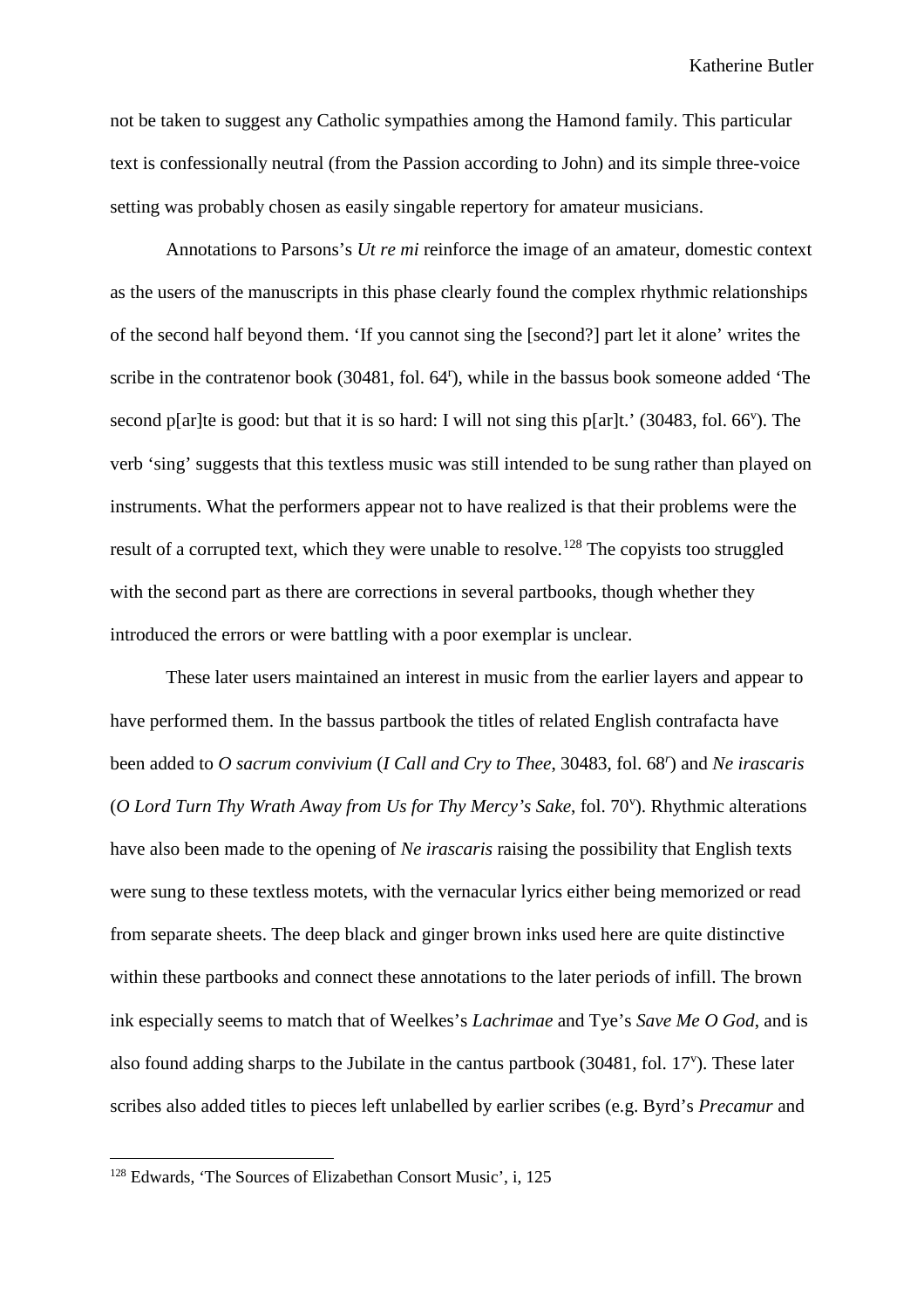not be taken to suggest any Catholic sympathies among the Hamond family. This particular text is confessionally neutral (from the Passion according to John) and its simple three-voice setting was probably chosen as easily singable repertory for amateur musicians.

Annotations to Parsons's *Ut re mi* reinforce the image of an amateur, domestic context as the users of the manuscripts in this phase clearly found the complex rhythmic relationships of the second half beyond them. 'If you cannot sing the [second?] part let it alone' writes the scribe in the contratenor book (30481, fol. 64r), while in the bassus book someone added 'The second p[ar]te is good: but that it is so hard: I will not sing this p[ar]t.' (30483, fol. 66v). The verb 'sing' suggests that this textless music was still intended to be sung rather than played on instruments. What the performers appear not to have realized is that their problems were the result of a corrupted text, which they were unable to resolve.[128] The copyists too struggled with the second part as there are corrections in several partbooks, though whether they introduced the errors or were battling with a poor exemplar is unclear.

These later users maintained an interest in music from the earlier layers and appear to have performed them. In the bassus partbook the titles of related English contrafacta have been added to *O sacrum convivium* (*I Call and Cry to Thee*, 30483, fol. 68r) and *Ne irascaris* (*O Lord Turn Thy Wrath Away from Us for Thy Mercy's Sake*, fol. 70v). Rhythmic alterations have also been made to the opening of *Ne irascaris* raising the possibility that English texts were sung to these textless motets, with the vernacular lyrics either being memorized or read from separate sheets. The deep black and ginger brown inks used here are quite distinctive within these partbooks and connect these annotations to the later periods of infill. The brown ink especially seems to match that of Weelkes's *Lachrimae* and Tye's *Save Me O God*, and is also found adding sharps to the Jubilate in the cantus partbook (30481, fol. 17v). These later scribes also added titles to pieces left unlabelled by earlier scribes (e.g. Byrd's *Precamur* and

---

[128] Edwards, 'The Sources of Elizabethan Consort Music', i, 125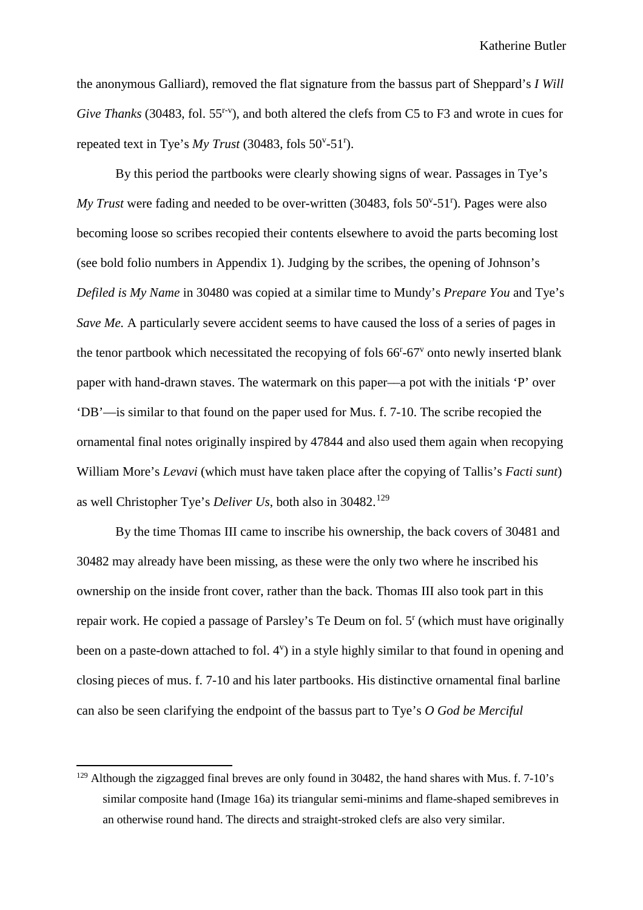the anonymous Galliard), removed the flat signature from the bassus part of Sheppard's *I Will Give Thanks* (30483, fol. 55$^{r-v}$), and both altered the clefs from C5 to F3 and wrote in cues for repeated text in Tye's *My Trust* (30483, fols 50$^{v}$-51$^{r}$).

By this period the partbooks were clearly showing signs of wear. Passages in Tye's *My Trust* were fading and needed to be over-written (30483, fols 50$^{v}$-51$^{r}$). Pages were also becoming loose so scribes recopied their contents elsewhere to avoid the parts becoming lost (see bold folio numbers in Appendix 1). Judging by the scribes, the opening of Johnson's *Defiled is My Name* in 30480 was copied at a similar time to Mundy's *Prepare You* and Tye's *Save Me.* A particularly severe accident seems to have caused the loss of a series of pages in the tenor partbook which necessitated the recopying of fols 66$^{r}$-67$^{v}$ onto newly inserted blank paper with hand-drawn staves. The watermark on this paper—a pot with the initials 'P' over 'DB'—is similar to that found on the paper used for Mus. f. 7-10. The scribe recopied the ornamental final notes originally inspired by 47844 and also used them again when recopying William More's *Levavi* (which must have taken place after the copying of Tallis's *Facti sunt*) as well Christopher Tye's *Deliver Us*, both also in 30482.[129]

By the time Thomas III came to inscribe his ownership, the back covers of 30481 and 30482 may already have been missing, as these were the only two where he inscribed his ownership on the inside front cover, rather than the back. Thomas III also took part in this repair work. He copied a passage of Parsley's Te Deum on fol. 5$^{r}$ (which must have originally been on a paste-down attached to fol. 4$^{v}$) in a style highly similar to that found in opening and closing pieces of mus. f. 7-10 and his later partbooks. His distinctive ornamental final barline can also be seen clarifying the endpoint of the bassus part to Tye's *O God be Merciful*

---

[129] Although the zigzagged final breves are only found in 30482, the hand shares with Mus. f. 7-10's similar composite hand (Image 16a) its triangular semi-minims and flame-shaped semibreves in an otherwise round hand. The directs and straight-stroked clefs are also very similar.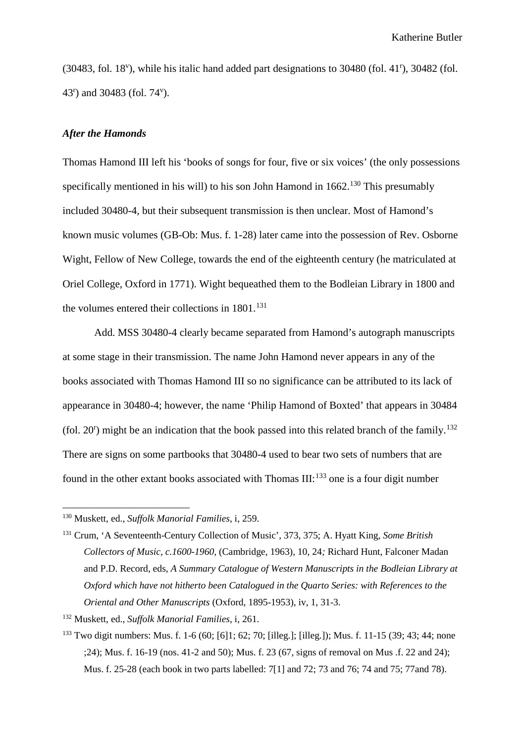(30483, fol. 18v), while his italic hand added part designations to 30480 (fol. 41r), 30482 (fol. 43r) and 30483 (fol. 74v).

### *After the Hamonds*

Thomas Hamond III left his 'books of songs for four, five or six voices' (the only possessions specifically mentioned in his will) to his son John Hamond in 1662.[130] This presumably included 30480-4, but their subsequent transmission is then unclear. Most of Hamond's known music volumes (GB-Ob: Mus. f. 1-28) later came into the possession of Rev. Osborne Wight, Fellow of New College, towards the end of the eighteenth century (he matriculated at Oriel College, Oxford in 1771). Wight bequeathed them to the Bodleian Library in 1800 and the volumes entered their collections in 1801.[131]

Add. MSS 30480-4 clearly became separated from Hamond's autograph manuscripts at some stage in their transmission. The name John Hamond never appears in any of the books associated with Thomas Hamond III so no significance can be attributed to its lack of appearance in 30480-4; however, the name 'Philip Hamond of Boxted' that appears in 30484 (fol. 20r) might be an indication that the book passed into this related branch of the family.[132] There are signs on some partbooks that 30480-4 used to bear two sets of numbers that are found in the other extant books associated with Thomas III:[133] one is a four digit number

---

[130] Muskett, ed., *Suffolk Manorial Families*, i, 259.

[131] Crum, 'A Seventeenth-Century Collection of Music', 373, 375; A. Hyatt King, *Some British Collectors of Music, c.1600-1960*, (Cambridge, 1963), 10, 24*;* Richard Hunt, Falconer Madan and P.D. Record, eds, *A Summary Catalogue of Western Manuscripts in the Bodleian Library at Oxford which have not hitherto been Catalogued in the Quarto Series: with References to the Oriental and Other Manuscripts* (Oxford, 1895-1953), iv, 1, 31-3.

[132] Muskett, ed., *Suffolk Manorial Families*, i, 261.

[133] Two digit numbers: Mus. f. 1-6 (60; [6]1; 62; 70; [illeg.]; [illeg.]); Mus. f. 11-15 (39; 43; 44; none ;24); Mus. f. 16-19 (nos. 41-2 and 50); Mus. f. 23 (67, signs of removal on Mus .f. 22 and 24); Mus. f. 25-28 (each book in two parts labelled: 7[1] and 72; 73 and 76; 74 and 75; 77and 78).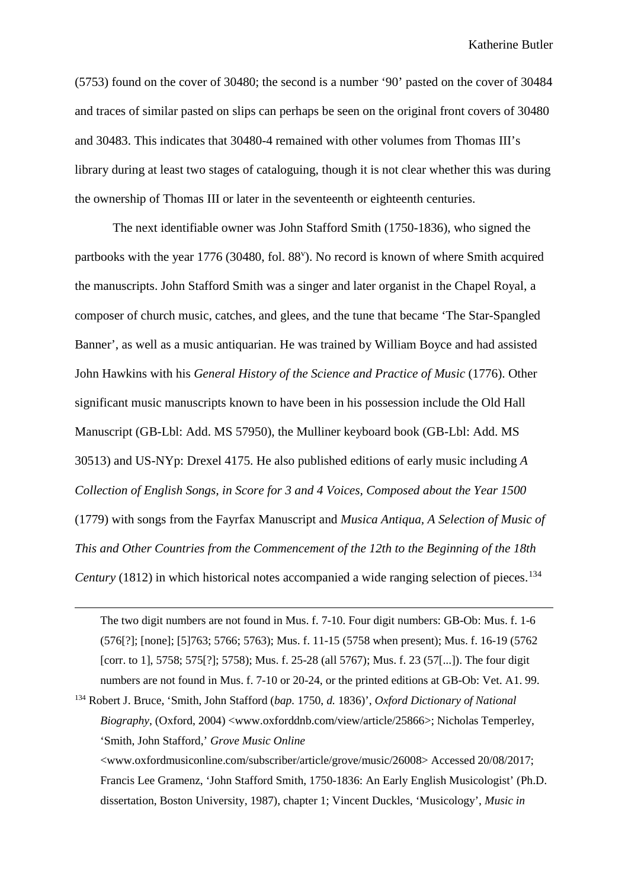(5753) found on the cover of 30480; the second is a number '90' pasted on the cover of 30484 and traces of similar pasted on slips can perhaps be seen on the original front covers of 30480 and 30483. This indicates that 30480-4 remained with other volumes from Thomas III's library during at least two stages of cataloguing, though it is not clear whether this was during the ownership of Thomas III or later in the seventeenth or eighteenth centuries.

The next identifiable owner was John Stafford Smith (1750-1836), who signed the partbooks with the year 1776 (30480, fol. 88v). No record is known of where Smith acquired the manuscripts. John Stafford Smith was a singer and later organist in the Chapel Royal, a composer of church music, catches, and glees, and the tune that became 'The Star-Spangled Banner', as well as a music antiquarian. He was trained by William Boyce and had assisted John Hawkins with his *General History of the Science and Practice of Music* (1776). Other significant music manuscripts known to have been in his possession include the Old Hall Manuscript (GB-Lbl: Add. MS 57950), the Mulliner keyboard book (GB-Lbl: Add. MS 30513) and US-NYp: Drexel 4175. He also published editions of early music including *A Collection of English Songs, in Score for 3 and 4 Voices, Composed about the Year 1500* (1779) with songs from the Fayrfax Manuscript and *Musica Antiqua, A Selection of Music of This and Other Countries from the Commencement of the 12th to the Beginning of the 18th Century* (1812) in which historical notes accompanied a wide ranging selection of pieces.[134]

---

The two digit numbers are not found in Mus. f. 7-10. Four digit numbers: GB-Ob: Mus. f. 1-6 (576[?]; [none]; [5]763; 5766; 5763); Mus. f. 11-15 (5758 when present); Mus. f. 16-19 (5762 [corr. to 1], 5758; 575[?]; 5758); Mus. f. 25-28 (all 5767); Mus. f. 23 (57[...]). The four digit numbers are not found in Mus. f. 7-10 or 20-24, or the printed editions at GB-Ob: Vet. A1. 99.

[134] Robert J. Bruce, 'Smith, John Stafford (*bap.* 1750, *d.* 1836)', *Oxford Dictionary of National Biography*, (Oxford, 2004) <www.oxforddnb.com/view/article/25866>; Nicholas Temperley, 'Smith, John Stafford,' *Grove Music Online* <www.oxfordmusiconline.com/subscriber/article/grove/music/26008> Accessed 20/08/2017; Francis Lee Gramenz, 'John Stafford Smith, 1750-1836: An Early English Musicologist' (Ph.D. dissertation, Boston University, 1987), chapter 1; Vincent Duckles, 'Musicology', *Music in*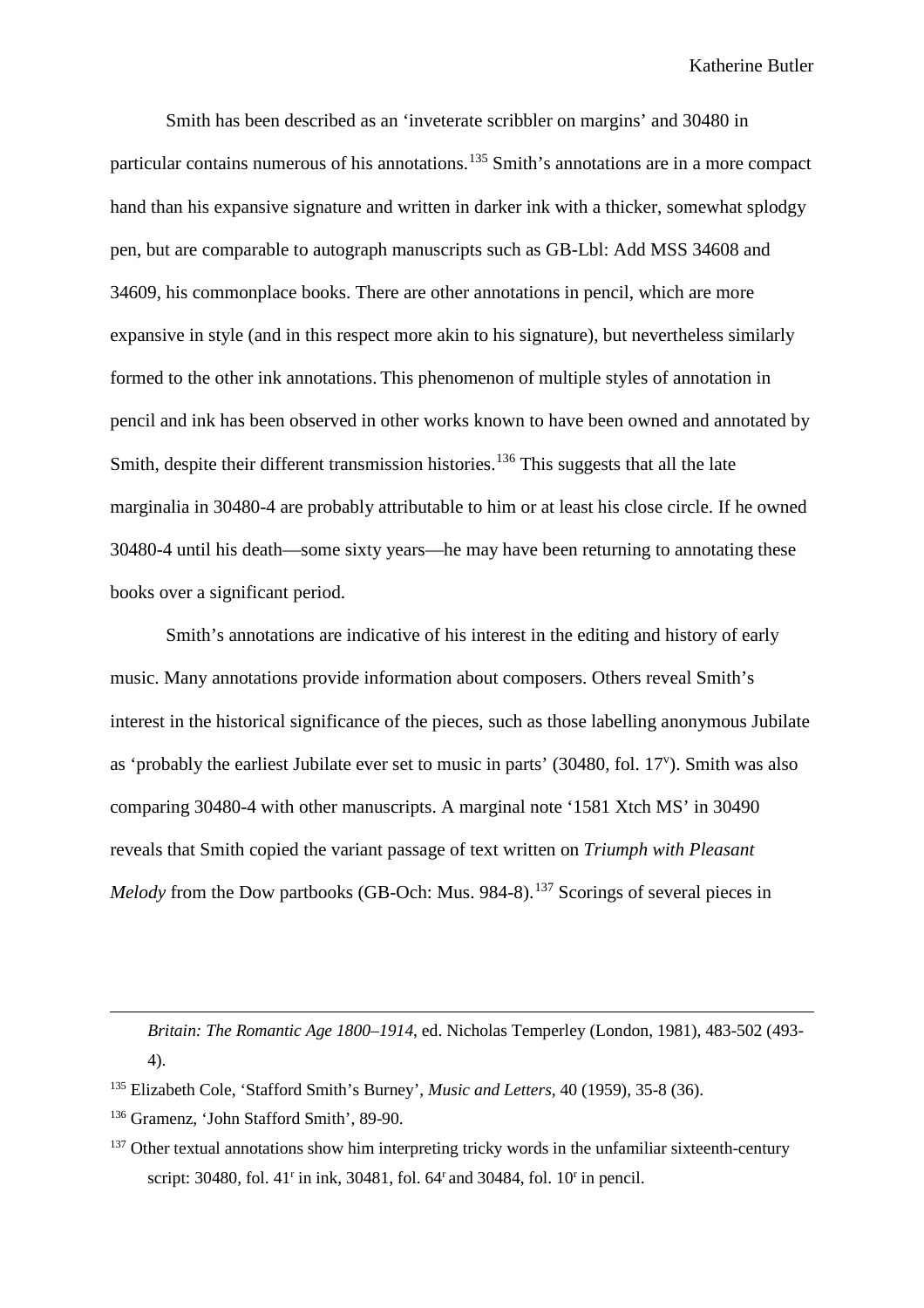Smith has been described as an 'inveterate scribbler on margins' and 30480 in particular contains numerous of his annotations.[135] Smith's annotations are in a more compact hand than his expansive signature and written in darker ink with a thicker, somewhat splodgy pen, but are comparable to autograph manuscripts such as GB-Lbl: Add MSS 34608 and 34609, his commonplace books. There are other annotations in pencil, which are more expansive in style (and in this respect more akin to his signature), but nevertheless similarly formed to the other ink annotations. This phenomenon of multiple styles of annotation in pencil and ink has been observed in other works known to have been owned and annotated by Smith, despite their different transmission histories.[136] This suggests that all the late marginalia in 30480-4 are probably attributable to him or at least his close circle. If he owned 30480-4 until his death—some sixty years—he may have been returning to annotating these books over a significant period.

Smith's annotations are indicative of his interest in the editing and history of early music. Many annotations provide information about composers. Others reveal Smith's interest in the historical significance of the pieces, such as those labelling anonymous Jubilate as 'probably the earliest Jubilate ever set to music in parts' (30480, fol. 17v). Smith was also comparing 30480-4 with other manuscripts. A marginal note '1581 Xtch MS' in 30490 reveals that Smith copied the variant passage of text written on *Triumph with Pleasant Melody* from the Dow partbooks (GB-Och: Mus. 984-8).[137] Scorings of several pieces in

---

*Britain: The Romantic Age 1800–1914*, ed. Nicholas Temperley (London, 1981), 483-502 (493-4).

[135] Elizabeth Cole, 'Stafford Smith's Burney', *Music and Letters*, 40 (1959), 35-8 (36).

[136] Gramenz, 'John Stafford Smith', 89-90.

[137] Other textual annotations show him interpreting tricky words in the unfamiliar sixteenth-century script: 30480, fol. 41r in ink, 30481, fol. 64r and 30484, fol. 10r in pencil.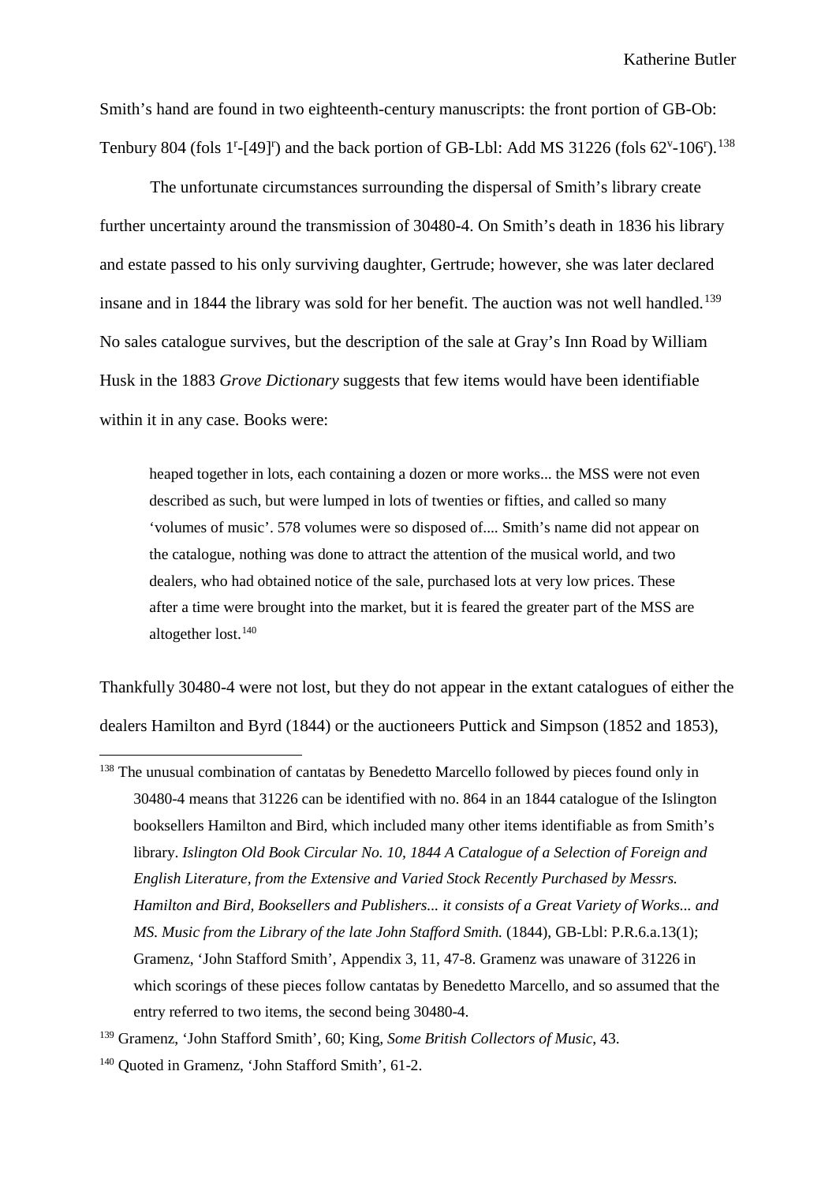Smith's hand are found in two eighteenth-century manuscripts: the front portion of GB-Ob: Tenbury 804 (fols 1$^{r}$-[49]$^{r}$) and the back portion of GB-Lbl: Add MS 31226 (fols 62$^{v}$-106$^{r}$).[138]

The unfortunate circumstances surrounding the dispersal of Smith's library create further uncertainty around the transmission of 30480-4. On Smith's death in 1836 his library and estate passed to his only surviving daughter, Gertrude; however, she was later declared insane and in 1844 the library was sold for her benefit. The auction was not well handled.[139] No sales catalogue survives, but the description of the sale at Gray's Inn Road by William Husk in the 1883 *Grove Dictionary* suggests that few items would have been identifiable within it in any case. Books were:

> heaped together in lots, each containing a dozen or more works... the MSS were not even described as such, but were lumped in lots of twenties or fifties, and called so many 'volumes of music'. 578 volumes were so disposed of.... Smith's name did not appear on the catalogue, nothing was done to attract the attention of the musical world, and two dealers, who had obtained notice of the sale, purchased lots at very low prices. These after a time were brought into the market, but it is feared the greater part of the MSS are altogether lost.[140]

Thankfully 30480-4 were not lost, but they do not appear in the extant catalogues of either the dealers Hamilton and Byrd (1844) or the auctioneers Puttick and Simpson (1852 and 1853),

---

[138] The unusual combination of cantatas by Benedetto Marcello followed by pieces found only in 30480-4 means that 31226 can be identified with no. 864 in an 1844 catalogue of the Islington booksellers Hamilton and Bird, which included many other items identifiable as from Smith's library. *Islington Old Book Circular No. 10, 1844 A Catalogue of a Selection of Foreign and English Literature, from the Extensive and Varied Stock Recently Purchased by Messrs. Hamilton and Bird, Booksellers and Publishers... it consists of a Great Variety of Works... and MS. Music from the Library of the late John Stafford Smith.* (1844), GB-Lbl: P.R.6.a.13(1); Gramenz, 'John Stafford Smith', Appendix 3, 11, 47-8. Gramenz was unaware of 31226 in which scorings of these pieces follow cantatas by Benedetto Marcello, and so assumed that the entry referred to two items, the second being 30480-4.

[139] Gramenz, 'John Stafford Smith', 60; King, *Some British Collectors of Music*, 43.

[140] Quoted in Gramenz, 'John Stafford Smith', 61-2.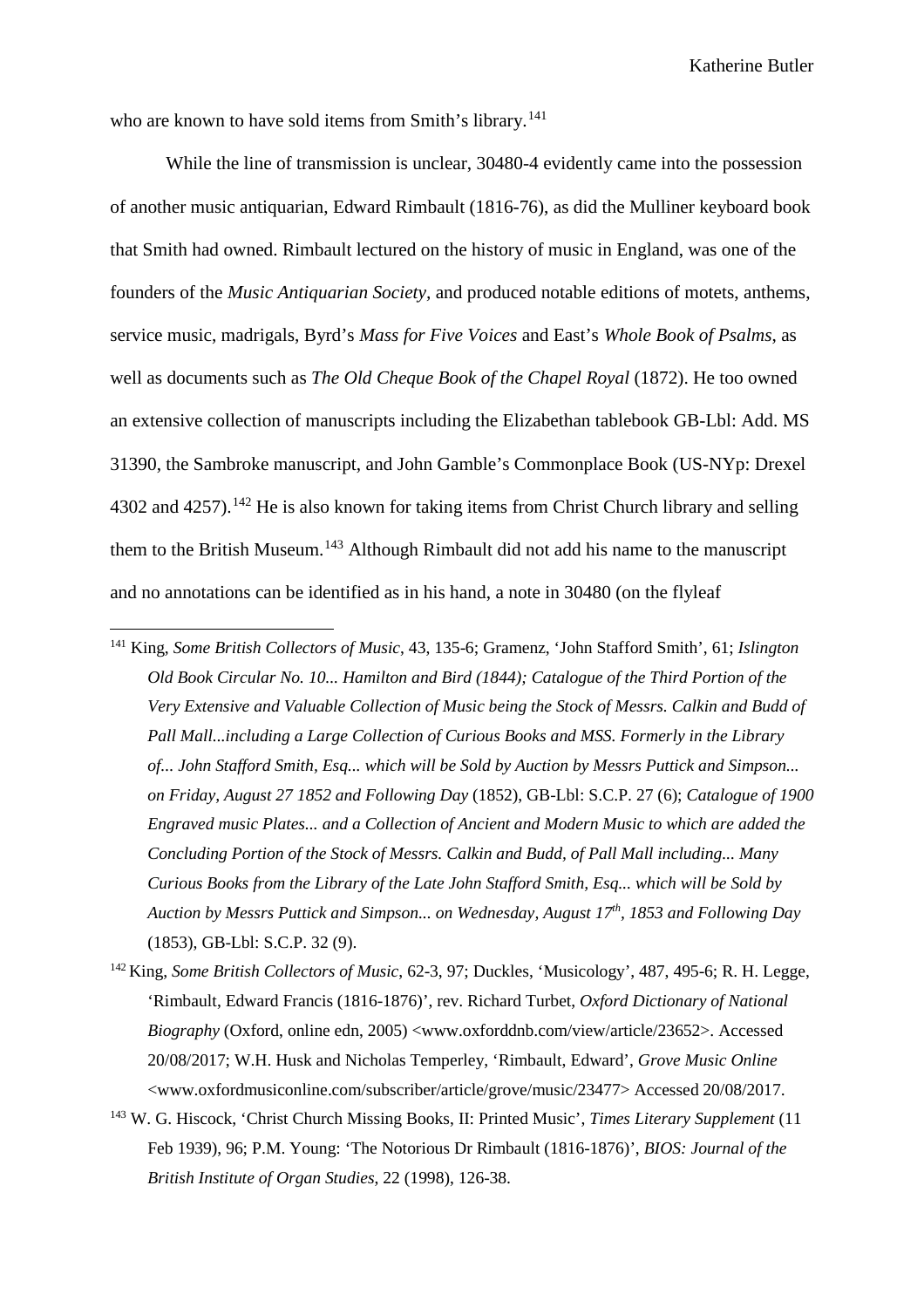who are known to have sold items from Smith's library.[141]

While the line of transmission is unclear, 30480-4 evidently came into the possession of another music antiquarian, Edward Rimbault (1816-76), as did the Mulliner keyboard book that Smith had owned. Rimbault lectured on the history of music in England, was one of the founders of the *Music Antiquarian Society*, and produced notable editions of motets, anthems, service music, madrigals, Byrd's *Mass for Five Voices* and East's *Whole Book of Psalms*, as well as documents such as *The Old Cheque Book of the Chapel Royal* (1872). He too owned an extensive collection of manuscripts including the Elizabethan tablebook GB-Lbl: Add. MS 31390, the Sambroke manuscript, and John Gamble's Commonplace Book (US-NYp: Drexel 4302 and 4257).[142] He is also known for taking items from Christ Church library and selling them to the British Museum.[143] Although Rimbault did not add his name to the manuscript and no annotations can be identified as in his hand, a note in 30480 (on the flyleaf

---

[141] King, *Some British Collectors of Music*, 43, 135-6; Gramenz, 'John Stafford Smith', 61; *Islington Old Book Circular No. 10... Hamilton and Bird (1844); Catalogue of the Third Portion of the Very Extensive and Valuable Collection of Music being the Stock of Messrs. Calkin and Budd of Pall Mall...including a Large Collection of Curious Books and MSS. Formerly in the Library of... John Stafford Smith, Esq... which will be Sold by Auction by Messrs Puttick and Simpson... on Friday, August 27 1852 and Following Day* (1852), GB-Lbl: S.C.P. 27 (6); *Catalogue of 1900 Engraved music Plates... and a Collection of Ancient and Modern Music to which are added the Concluding Portion of the Stock of Messrs. Calkin and Budd, of Pall Mall including... Many Curious Books from the Library of the Late John Stafford Smith, Esq... which will be Sold by Auction by Messrs Puttick and Simpson... on Wednesday, August 17th, 1853 and Following Day* (1853), GB-Lbl: S.C.P. 32 (9).

[142] King, *Some British Collectors of Music*, 62-3, 97; Duckles, 'Musicology', 487, 495-6; R. H. Legge, 'Rimbault, Edward Francis (1816-1876)', rev. Richard Turbet, *Oxford Dictionary of National Biography* (Oxford, online edn, 2005) <www.oxforddnb.com/view/article/23652>. Accessed 20/08/2017; W.H. Husk and Nicholas Temperley, 'Rimbault, Edward', *Grove Music Online* <www.oxfordmusiconline.com/subscriber/article/grove/music/23477> Accessed 20/08/2017.

[143] W. G. Hiscock, 'Christ Church Missing Books, II: Printed Music', *Times Literary Supplement* (11 Feb 1939), 96; P.M. Young: 'The Notorious Dr Rimbault (1816-1876)', *BIOS: Journal of the British Institute of Organ Studies*, 22 (1998), 126-38.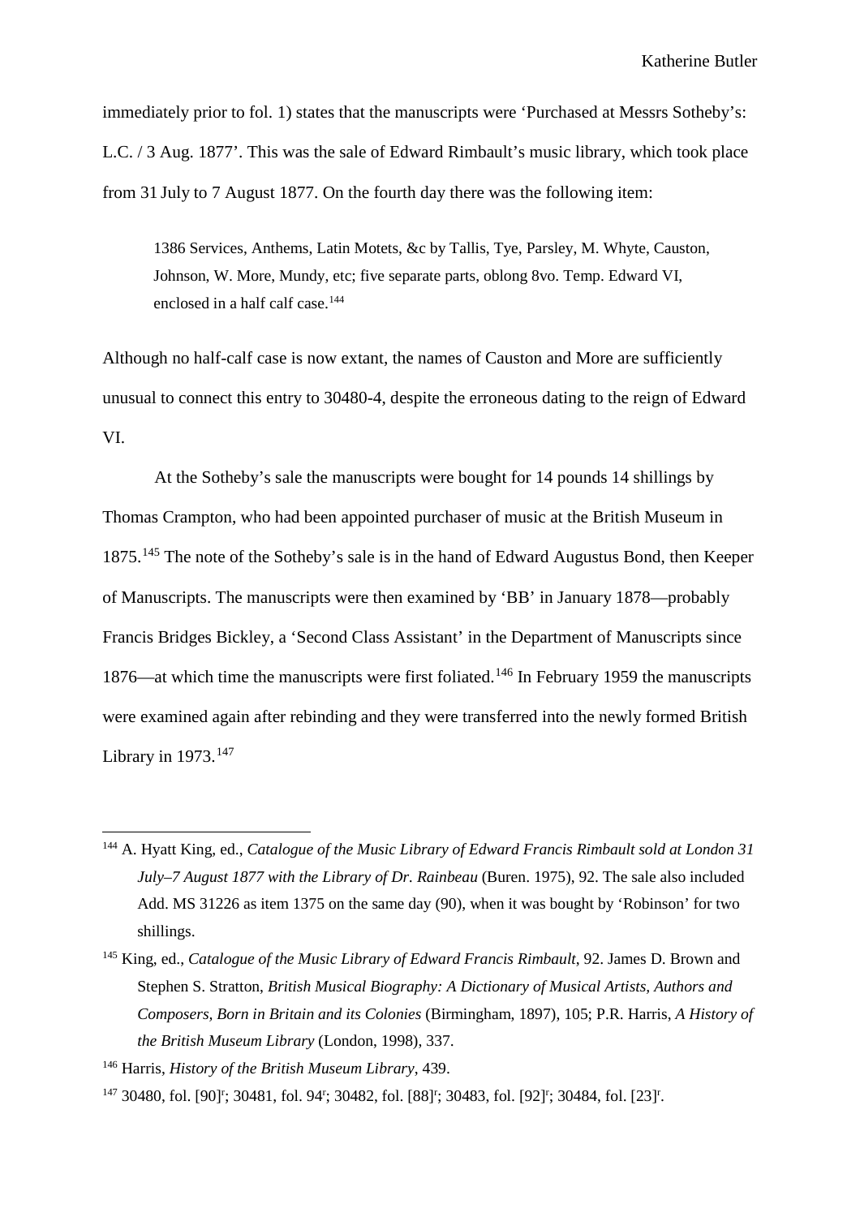immediately prior to fol. 1) states that the manuscripts were 'Purchased at Messrs Sotheby's: L.C. / 3 Aug. 1877'. This was the sale of Edward Rimbault's music library, which took place from 31 July to 7 August 1877. On the fourth day there was the following item:

> 1386 Services, Anthems, Latin Motets, &c by Tallis, Tye, Parsley, M. Whyte, Causton, Johnson, W. More, Mundy, etc; five separate parts, oblong 8vo. Temp. Edward VI, enclosed in a half calf case.[144]

Although no half-calf case is now extant, the names of Causton and More are sufficiently unusual to connect this entry to 30480-4, despite the erroneous dating to the reign of Edward VI.

At the Sotheby's sale the manuscripts were bought for 14 pounds 14 shillings by Thomas Crampton, who had been appointed purchaser of music at the British Museum in 1875.[145] The note of the Sotheby's sale is in the hand of Edward Augustus Bond, then Keeper of Manuscripts. The manuscripts were then examined by 'BB' in January 1878—probably Francis Bridges Bickley, a 'Second Class Assistant' in the Department of Manuscripts since 1876—at which time the manuscripts were first foliated.[146] In February 1959 the manuscripts were examined again after rebinding and they were transferred into the newly formed British Library in 1973.[147]

---

[144] A. Hyatt King, ed., *Catalogue of the Music Library of Edward Francis Rimbault sold at London 31 July–7 August 1877 with the Library of Dr. Rainbeau* (Buren. 1975), 92. The sale also included Add. MS 31226 as item 1375 on the same day (90), when it was bought by 'Robinson' for two shillings.

[145] King, ed., *Catalogue of the Music Library of Edward Francis Rimbault*, 92. James D. Brown and Stephen S. Stratton, *British Musical Biography: A Dictionary of Musical Artists, Authors and Composers, Born in Britain and its Colonies* (Birmingham, 1897), 105; P.R. Harris, *A History of the British Museum Library* (London, 1998), 337.

[146] Harris, *History of the British Museum Library*, 439.

[147] 30480, fol. [90]$^r$; 30481, fol. 94$^r$; 30482, fol. [88]$^r$; 30483, fol. [92]$^r$; 30484, fol. [23]$^r$.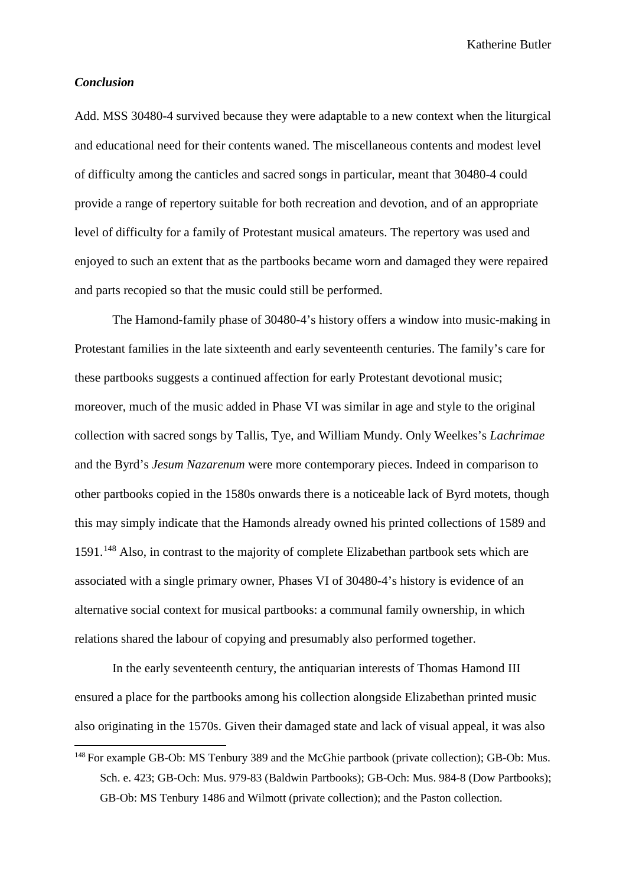### *Conclusion*

Add. MSS 30480-4 survived because they were adaptable to a new context when the liturgical and educational need for their contents waned. The miscellaneous contents and modest level of difficulty among the canticles and sacred songs in particular, meant that 30480-4 could provide a range of repertory suitable for both recreation and devotion, and of an appropriate level of difficulty for a family of Protestant musical amateurs. The repertory was used and enjoyed to such an extent that as the partbooks became worn and damaged they were repaired and parts recopied so that the music could still be performed.

The Hamond-family phase of 30480-4's history offers a window into music-making in Protestant families in the late sixteenth and early seventeenth centuries. The family's care for these partbooks suggests a continued affection for early Protestant devotional music; moreover, much of the music added in Phase VI was similar in age and style to the original collection with sacred songs by Tallis, Tye, and William Mundy. Only Weelkes's *Lachrimae* and the Byrd's *Jesum Nazarenum* were more contemporary pieces. Indeed in comparison to other partbooks copied in the 1580s onwards there is a noticeable lack of Byrd motets, though this may simply indicate that the Hamonds already owned his printed collections of 1589 and 1591.[148] Also, in contrast to the majority of complete Elizabethan partbook sets which are associated with a single primary owner, Phases VI of 30480-4's history is evidence of an alternative social context for musical partbooks: a communal family ownership, in which relations shared the labour of copying and presumably also performed together.

In the early seventeenth century, the antiquarian interests of Thomas Hamond III ensured a place for the partbooks among his collection alongside Elizabethan printed music also originating in the 1570s. Given their damaged state and lack of visual appeal, it was also

[148] For example GB-Ob: MS Tenbury 389 and the McGhie partbook (private collection); GB-Ob: Mus. Sch. e. 423; GB-Och: Mus. 979-83 (Baldwin Partbooks); GB-Och: Mus. 984-8 (Dow Partbooks); GB-Ob: MS Tenbury 1486 and Wilmott (private collection); and the Paston collection.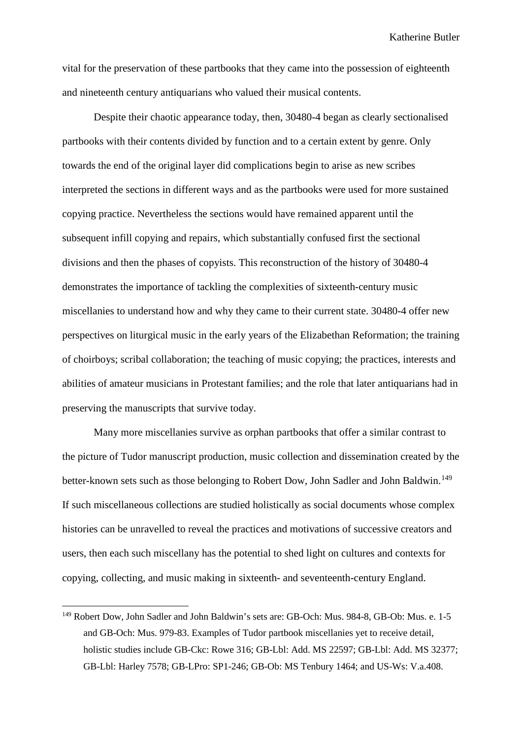vital for the preservation of these partbooks that they came into the possession of eighteenth and nineteenth century antiquarians who valued their musical contents.

Despite their chaotic appearance today, then, 30480-4 began as clearly sectionalised partbooks with their contents divided by function and to a certain extent by genre. Only towards the end of the original layer did complications begin to arise as new scribes interpreted the sections in different ways and as the partbooks were used for more sustained copying practice. Nevertheless the sections would have remained apparent until the subsequent infill copying and repairs, which substantially confused first the sectional divisions and then the phases of copyists. This reconstruction of the history of 30480-4 demonstrates the importance of tackling the complexities of sixteenth-century music miscellanies to understand how and why they came to their current state. 30480-4 offer new perspectives on liturgical music in the early years of the Elizabethan Reformation; the training of choirboys; scribal collaboration; the teaching of music copying; the practices, interests and abilities of amateur musicians in Protestant families; and the role that later antiquarians had in preserving the manuscripts that survive today.

Many more miscellanies survive as orphan partbooks that offer a similar contrast to the picture of Tudor manuscript production, music collection and dissemination created by the better-known sets such as those belonging to Robert Dow, John Sadler and John Baldwin.[149] If such miscellaneous collections are studied holistically as social documents whose complex histories can be unravelled to reveal the practices and motivations of successive creators and users, then each such miscellany has the potential to shed light on cultures and contexts for copying, collecting, and music making in sixteenth- and seventeenth-century England.

---

[149] Robert Dow, John Sadler and John Baldwin's sets are: GB-Och: Mus. 984-8, GB-Ob: Mus. e. 1-5 and GB-Och: Mus. 979-83. Examples of Tudor partbook miscellanies yet to receive detail, holistic studies include GB-Ckc: Rowe 316; GB-Lbl: Add. MS 22597; GB-Lbl: Add. MS 32377; GB-Lbl: Harley 7578; GB-LPro: SP1-246; GB-Ob: MS Tenbury 1464; and US-Ws: V.a.408.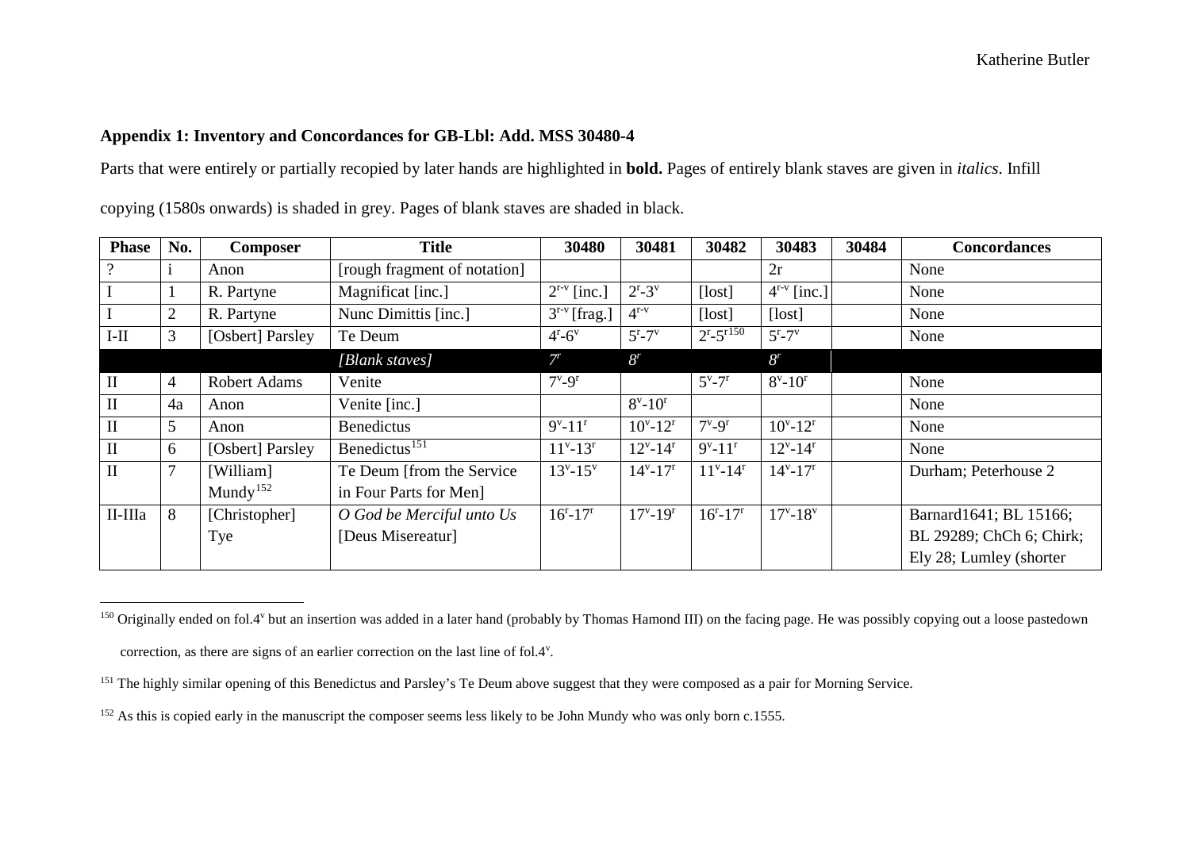**Appendix 1: Inventory and Concordances for GB-Lbl: Add. MSS 30480-4**

Parts that were entirely or partially recopied by later hands are highlighted in **bold.** Pages of entirely blank staves are given in *italics*. Infill copying (1580s onwards) is shaded in grey. Pages of blank staves are shaded in black.

| Phase | No. | Composer | Title | 30480 | 30481 | 30482 | 30483 | 30484 | Concordances |
|---|---|---|---|---|---|---|---|---|---|
| ? | i | Anon | [rough fragment of notation] | | | | 2r | | None |
| I | 1 | R. Partyne | Magnificat [inc.] | $2^{r-v}$ [inc.] | $2^r$-$3^v$ | [lost] | $4^{r-v}$ [inc.] | | None |
| I | 2 | R. Partyne | Nunc Dimittis [inc.] | $3^{r-v}$ [frag.] | $4^{r-v}$ | [lost] | [lost] | | None |
| I-II | 3 | [Osbert] Parsley | Te Deum | $4^r$-$6^v$ | $5^r$-$7^v$ | $2^r$-$5^r$[150] | $5^r$-$7^v$ | | None |
| | | | *[Blank staves]* | *$7^r$* | *$8^r$* | | *$8^r$* | | |
| II | 4 | Robert Adams | Venite | $7^v$-$9^r$ | | $5^v$-$7^r$ | $8^v$-$10^r$ | | None |
| II | 4a | Anon | Venite [inc.] | | $8^v$-$10^r$ | | | | None |
| II | 5 | Anon | Benedictus | $9^v$-$11^r$ | $10^v$-$12^r$ | $7^v$-$9^r$ | $10^v$-$12^r$ | | None |
| II | 6 | [Osbert] Parsley | Benedictus[151] | $11^v$-$13^r$ | $12^v$-$14^r$ | $9^v$-$11^r$ | $12^v$-$14^r$ | | None |
| II | 7 | [William] Mundy[152] | Te Deum [from the Service in Four Parts for Men] | $13^v$-$15^v$ | $14^v$-$17^r$ | $11^v$-$14^r$ | $14^v$-$17^r$ | | Durham; Peterhouse 2 |
| II-IIIa | 8 | [Christopher] Tye | *O God be Merciful unto Us* [Deus Misereatur] | $16^r$-$17^r$ | $17^v$-$19^r$ | $16^r$-$17^r$ | $17^v$-$18^v$ | | Barnard1641; BL 15166; BL 29289; ChCh 6; Chirk; Ely 28; Lumley (shorter |

[150] Originally ended on fol.4$^v$ but an insertion was added in a later hand (probably by Thomas Hamond III) on the facing page. He was possibly copying out a loose pastedown correction, as there are signs of an earlier correction on the last line of fol.4$^v$.

[151] The highly similar opening of this Benedictus and Parsley's Te Deum above suggest that they were composed as a pair for Morning Service.

[152] As this is copied early in the manuscript the composer seems less likely to be John Mundy who was only born c.1555.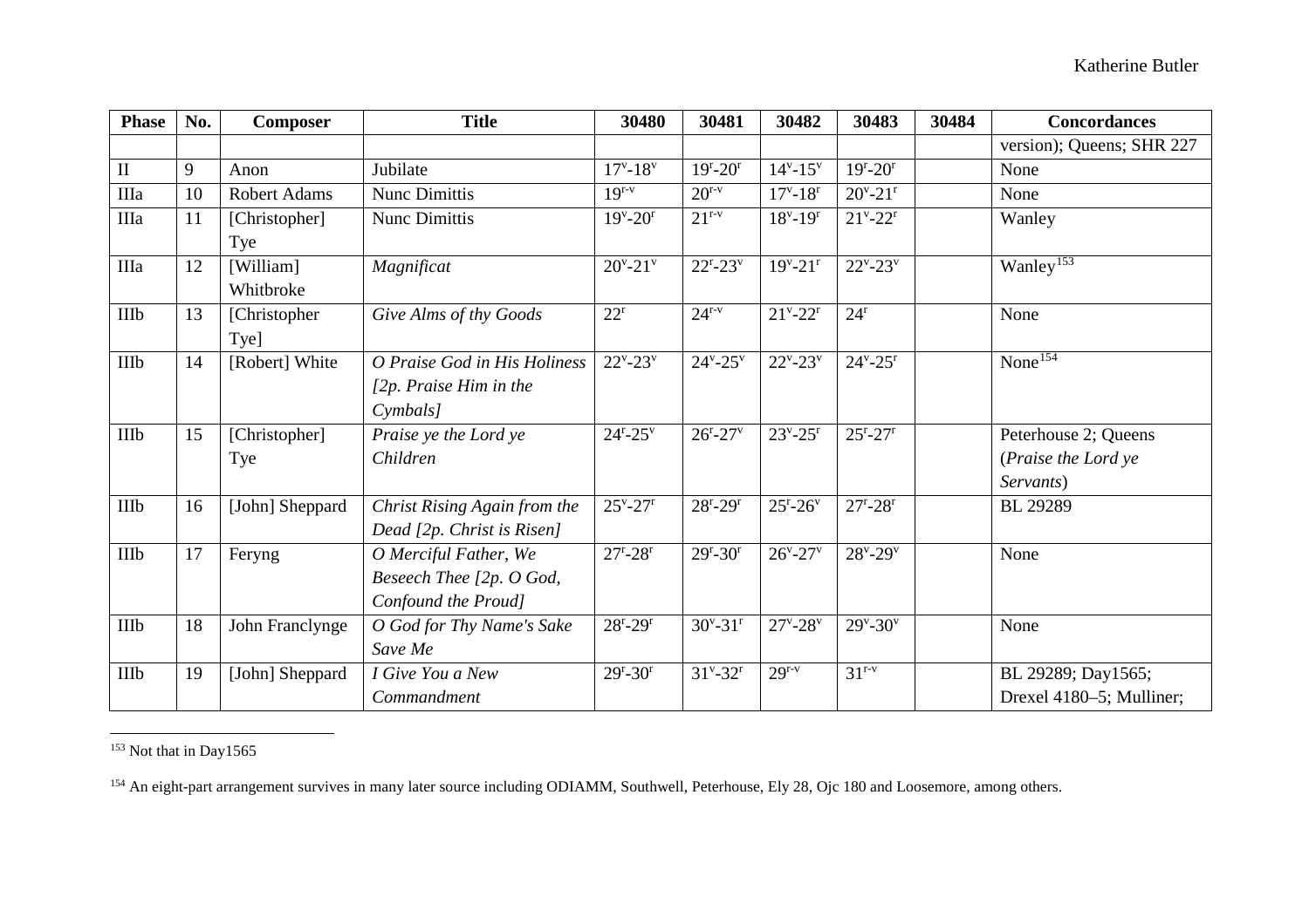| Phase | No. | Composer | Title | 30480 | 30481 | 30482 | 30483 | 30484 | Concordances |
|---|---|---|---|---|---|---|---|---|---|
| | | | | | | | | | version); Queens; SHR 227 |
| II | 9 | Anon | Jubilate | $17^{v}$-$18^{v}$ | $19^{r}$-$20^{r}$ | $14^{v}$-$15^{v}$ | $19^{r}$-$20^{r}$ | | None |
| IIIa | 10 | Robert Adams | Nunc Dimittis | $19^{r-v}$ | $20^{r-v}$ | $17^{v}$-$18^{r}$ | $20^{v}$-$21^{r}$ | | None |
| IIIa | 11 | [Christopher] Tye | Nunc Dimittis | $19^{v}$-$20^{r}$ | $21^{r-v}$ | $18^{v}$-$19^{r}$ | $21^{v}$-$22^{r}$ | | Wanley |
| IIIa | 12 | [William] Whitbroke | *Magnificat* | $20^{v}$-$21^{v}$ | $22^{r}$-$23^{v}$ | $19^{v}$-$21^{r}$ | $22^{v}$-$23^{v}$ | | Wanley[153] |
| IIIb | 13 | [Christopher Tye] | *Give Alms of thy Goods* | $22^{r}$ | $24^{r-v}$ | $21^{v}$-$22^{r}$ | $24^{r}$ | | None |
| IIIb | 14 | [Robert] White | *O Praise God in His Holiness [2p. Praise Him in the Cymbals]* | $22^{v}$-$23^{v}$ | $24^{v}$-$25^{v}$ | $22^{v}$-$23^{v}$ | $24^{v}$-$25^{r}$ | | None[154] |
| IIIb | 15 | [Christopher] Tye | *Praise ye the Lord ye Children* | $24^{r}$-$25^{v}$ | $26^{r}$-$27^{v}$ | $23^{v}$-$25^{r}$ | $25^{r}$-$27^{r}$ | | Peterhouse 2; Queens (*Praise the Lord ye Servants*) |
| IIIb | 16 | [John] Sheppard | *Christ Rising Again from the Dead [2p. Christ is Risen]* | $25^{v}$-$27^{r}$ | $28^{r}$-$29^{r}$ | $25^{r}$-$26^{v}$ | $27^{r}$-$28^{r}$ | | BL 29289 |
| IIIb | 17 | Feryng | *O Merciful Father, We Beseech Thee [2p. O God, Confound the Proud]* | $27^{r}$-$28^{r}$ | $29^{r}$-$30^{r}$ | $26^{v}$-$27^{v}$ | $28^{v}$-$29^{v}$ | | None |
| IIIb | 18 | John Franclynge | *O God for Thy Name's Sake Save Me* | $28^{r}$-$29^{r}$ | $30^{v}$-$31^{r}$ | $27^{v}$-$28^{v}$ | $29^{v}$-$30^{v}$ | | None |
| IIIb | 19 | [John] Sheppard | *I Give You a New Commandment* | $29^{r}$-$30^{r}$ | $31^{v}$-$32^{r}$ | $29^{r-v}$ | $31^{r-v}$ | | BL 29289; Day1565; Drexel 4180–5; Mulliner; |

[153] Not that in Day1565

[154] An eight-part arrangement survives in many later source including ODIAMM, Southwell, Peterhouse, Ely 28, Ojc 180 and Loosemore, among others.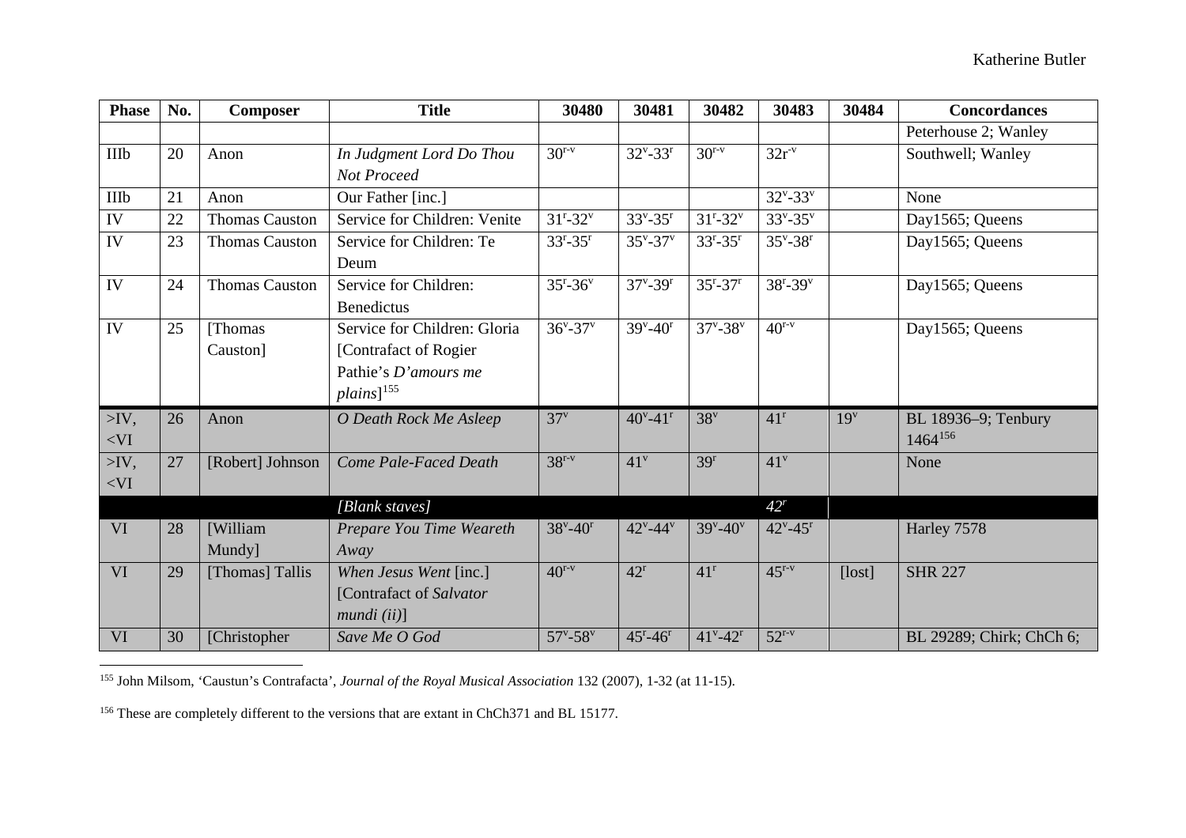| Phase | No. | Composer | Title | 30480 | 30481 | 30482 | 30483 | 30484 | Concordances |
|---|---|---|---|---|---|---|---|---|---|
| | | | | | | | | | Peterhouse 2; Wanley |
| IIIb | 20 | Anon | *In Judgment Lord Do Thou Not Proceed* | 30$^{r-v}$ | 32$^{v}$-33$^{r}$ | 30$^{r-v}$ | 32r$^{-v}$ | | Southwell; Wanley |
| IIIb | 21 | Anon | Our Father [inc.] | | | | 32$^{v}$-33$^{v}$ | | None |
| IV | 22 | Thomas Causton | Service for Children: Venite | 31$^{r}$-32$^{v}$ | 33$^{v}$-35$^{r}$ | 31$^{r}$-32$^{v}$ | 33$^{v}$-35$^{v}$ | | Day1565; Queens |
| IV | 23 | Thomas Causton | Service for Children: Te Deum | 33$^{r}$-35$^{r}$ | 35$^{v}$-37$^{v}$ | 33$^{r}$-35$^{r}$ | 35$^{v}$-38$^{r}$ | | Day1565; Queens |
| IV | 24 | Thomas Causton | Service for Children: Benedictus | 35$^{r}$-36$^{v}$ | 37$^{v}$-39$^{r}$ | 35$^{r}$-37$^{r}$ | 38$^{r}$-39$^{v}$ | | Day1565; Queens |
| IV | 25 | [Thomas Causton] | Service for Children: Gloria [Contrafact of Rogier Pathie's *D'amours me plains*][155] | 36$^{v}$-37$^{v}$ | 39$^{v}$-40$^{r}$ | 37$^{v}$-38$^{v}$ | 40$^{r-v}$ | | Day1565; Queens |
| >IV, <VI | 26 | Anon | *O Death Rock Me Asleep* | 37$^{v}$ | 40$^{v}$-41$^{r}$ | 38$^{v}$ | 41$^{r}$ | 19$^{v}$ | BL 18936–9; Tenbury 1464[156] |
| >IV, <VI | 27 | [Robert] Johnson | *Come Pale-Faced Death* | 38$^{r-v}$ | 41$^{v}$ | 39$^{r}$ | 41$^{v}$ | | None |
| | | | *[Blank staves]* | | | | *42$^{r}$* | | |
| VI | 28 | [William Mundy] | *Prepare You Time Weareth Away* | 38$^{v}$-40$^{r}$ | 42$^{v}$-44$^{v}$ | 39$^{v}$-40$^{v}$ | 42$^{v}$-45$^{r}$ | | Harley 7578 |
| VI | 29 | [Thomas] Tallis | *When Jesus Went* [inc.] [Contrafact of *Salvator mundi (ii)*] | 40$^{r-v}$ | 42$^{r}$ | 41$^{r}$ | 45$^{r-v}$ | [lost] | SHR 227 |
| VI | 30 | [Christopher | *Save Me O God* | 57$^{v}$-58$^{v}$ | 45$^{r}$-46$^{r}$ | 41$^{v}$-42$^{r}$ | 52$^{r-v}$ | | BL 29289; Chirk; ChCh 6; |

[155] John Milsom, 'Caustun's Contrafacta', *Journal of the Royal Musical Association* 132 (2007), 1-32 (at 11-15).

[156] These are completely different to the versions that are extant in ChCh371 and BL 15177.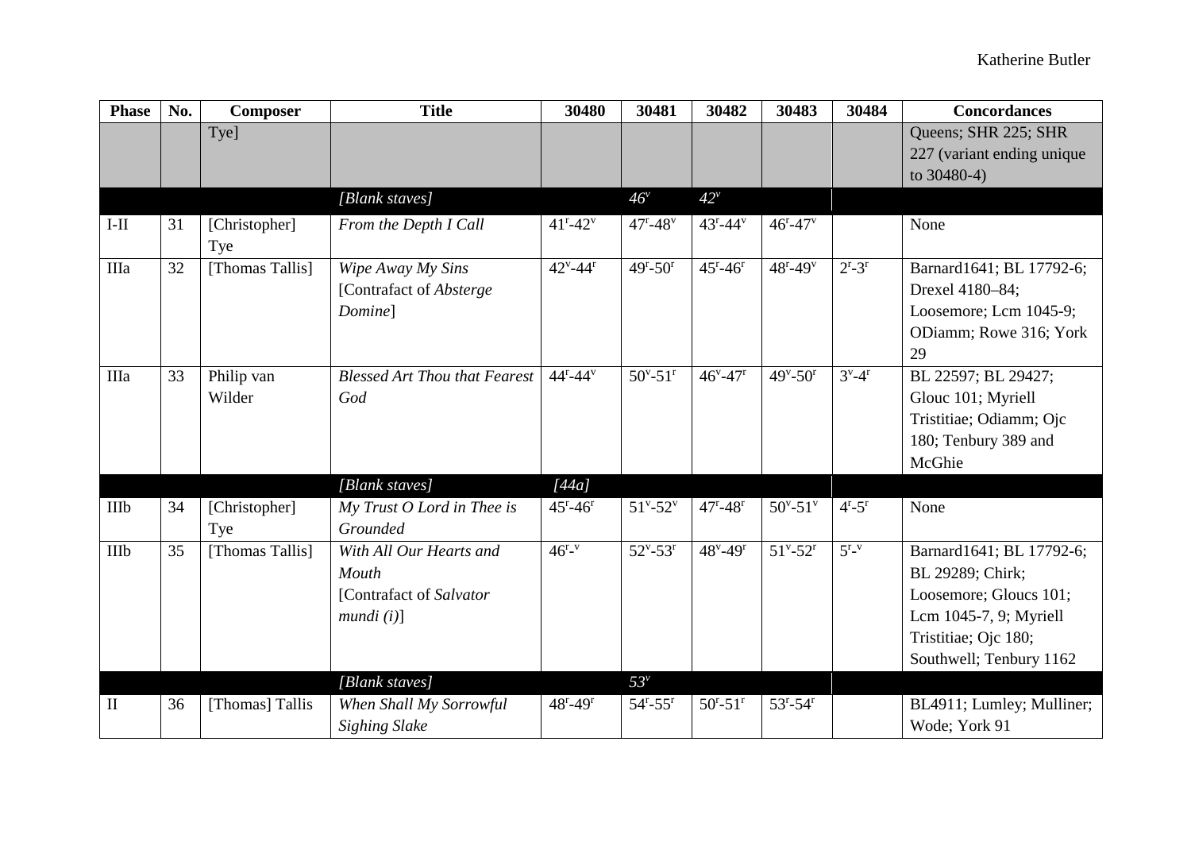| Phase | No. | Composer | Title | 30480 | 30481 | 30482 | 30483 | 30484 | Concordances |
|---|---|---|---|---|---|---|---|---|---|
| | | Tye] | | | | | | | Queens; SHR 225; SHR 227 (variant ending unique to 30480-4) |
| | | | *[Blank staves]* | | *46$^{v}$* | *42$^{v}$* | | | |
| I-II | 31 | [Christopher] Tye | *From the Depth I Call* | 41$^{r}$-42$^{v}$ | 47$^{r}$-48$^{v}$ | 43$^{r}$-44$^{v}$ | 46$^{r}$-47$^{v}$ | | None |
| IIIa | 32 | [Thomas Tallis] | *Wipe Away My Sins* [Contrafact of *Absterge Domine*] | 42$^{v}$-44$^{r}$ | 49$^{r}$-50$^{r}$ | 45$^{r}$-46$^{r}$ | 48$^{r}$-49$^{v}$ | 2$^{r}$-3$^{r}$ | Barnard1641; BL 17792-6; Drexel 4180–84; Loosemore; Lcm 1045-9; ODiamm; Rowe 316; York 29 |
| IIIa | 33 | Philip van Wilder | *Blessed Art Thou that Fearest God* | 44$^{r}$-44$^{v}$ | 50$^{v}$-51$^{r}$ | 46$^{v}$-47$^{r}$ | 49$^{v}$-50$^{r}$ | 3$^{v}$-4$^{r}$ | BL 22597; BL 29427; Glouc 101; Myriell Tristitiae; Odiamm; Ojc 180; Tenbury 389 and McGhie |
| | | | *[Blank staves]* | *[44a]* | | | | | |
| IIIb | 34 | [Christopher] Tye | *My Trust O Lord in Thee is Grounded* | 45$^{r}$-46$^{r}$ | 51$^{v}$-52$^{v}$ | 47$^{r}$-48$^{r}$ | 50$^{v}$-51$^{v}$ | 4$^{r}$-5$^{r}$ | None |
| IIIb | 35 | [Thomas Tallis] | *With All Our Hearts and Mouth* [Contrafact of *Salvator mundi (i)*] | 46$^{r-v}$ | 52$^{v}$-53$^{r}$ | 48$^{v}$-49$^{r}$ | 51$^{v}$-52$^{r}$ | 5$^{r-v}$ | Barnard1641; BL 17792-6; BL 29289; Chirk; Loosemore; Gloucs 101; Lcm 1045-7, 9; Myriell Tristitiae; Ojc 180; Southwell; Tenbury 1162 |
| | | | *[Blank staves]* | | *53$^{v}$* | | | | |
| II | 36 | [Thomas] Tallis | *When Shall My Sorrowful Sighing Slake* | 48$^{r}$-49$^{r}$ | 54$^{r}$-55$^{r}$ | 50$^{r}$-51$^{r}$ | 53$^{r}$-54$^{r}$ | | BL4911; Lumley; Mulliner; Wode; York 91 |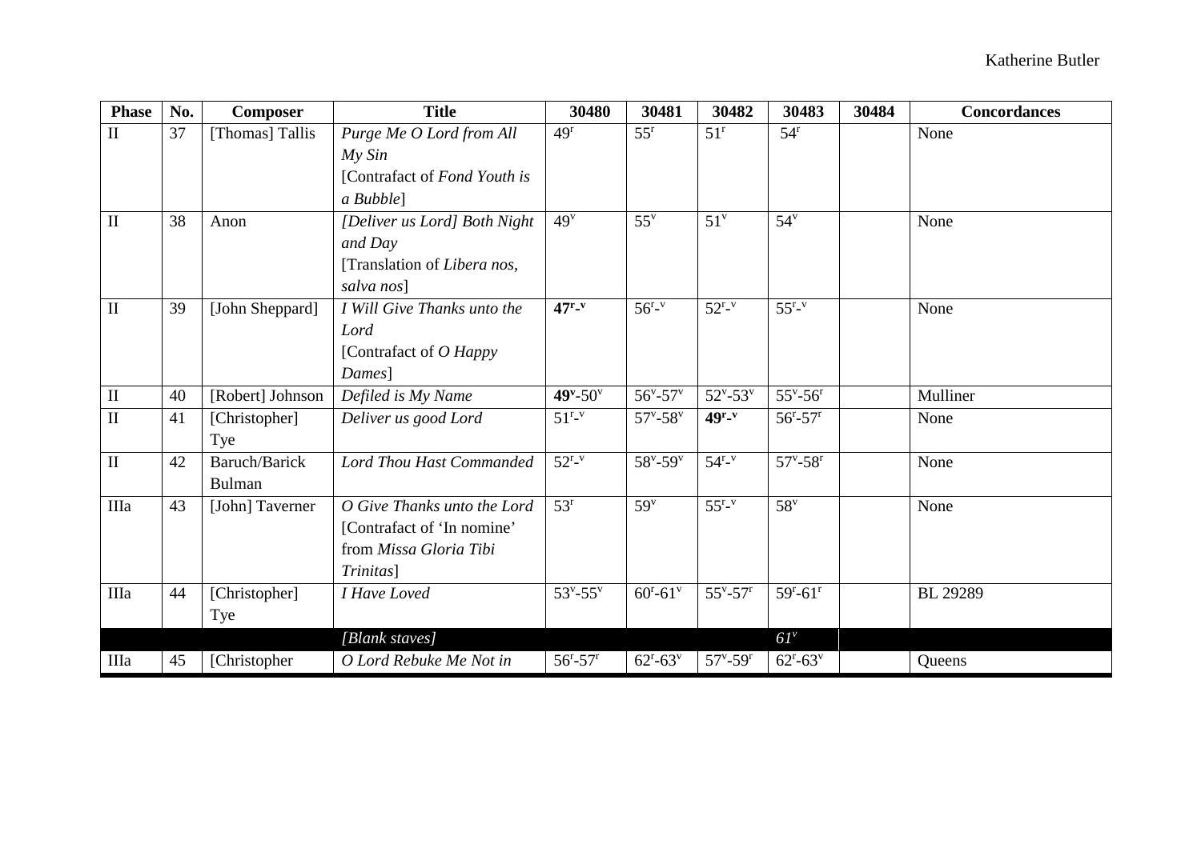| Phase | No. | Composer | Title | 30480 | 30481 | 30482 | 30483 | 30484 | Concordances |
|---|---|---|---|---|---|---|---|---|---|
| II | 37 | [Thomas] Tallis | *Purge Me O Lord from All My Sin* [Contrafact of *Fond Youth is a Bubble*] | $49^r$ | $55^r$ | $51^r$ | $54^r$ | | None |
| II | 38 | Anon | *[Deliver us Lord] Both Night and Day* [Translation of *Libera nos, salva nos*] | $49^v$ | $55^v$ | $51^v$ | $54^v$ | | None |
| II | 39 | [John Sheppard] | *I Will Give Thanks unto the Lord* [Contrafact of *O Happy Dames*] | **$47^{r}$-$^{v}$** | $56^r$-$^v$ | $52^r$-$^v$ | $55^r$-$^v$ | | None |
| II | 40 | [Robert] Johnson | *Defiled is My Name* | **$49^v$**-$50^v$ | $56^v$-$57^v$ | $52^v$-$53^v$ | $55^v$-$56^r$ | | Mulliner |
| II | 41 | [Christopher] Tye | *Deliver us good Lord* | $51^r$-$^v$ | $57^v$-$58^v$ | **$49^{r}$-$^{v}$** | $56^r$-$57^r$ | | None |
| II | 42 | Baruch/Barick Bulman | *Lord Thou Hast Commanded* | $52^r$-$^v$ | $58^v$-$59^v$ | $54^r$-$^v$ | $57^v$-$58^r$ | | None |
| IIIa | 43 | [John] Taverner | *O Give Thanks unto the Lord* [Contrafact of 'In nomine' from *Missa Gloria Tibi Trinitas*] | $53^r$ | $59^v$ | $55^r$-$^v$ | $58^v$ | | None |
| IIIa | 44 | [Christopher] Tye | *I Have Loved* | $53^v$-$55^v$ | $60^r$-$61^v$ | $55^v$-$57^r$ | $59^r$-$61^r$ | | BL 29289 |
| | | | *[Blank staves]* | | | | *$61^v$* | | |
| IIIa | 45 | [Christopher | *O Lord Rebuke Me Not in* | $56^r$-$57^r$ | $62^r$-$63^v$ | $57^v$-$59^r$ | $62^r$-$63^v$ | | Queens |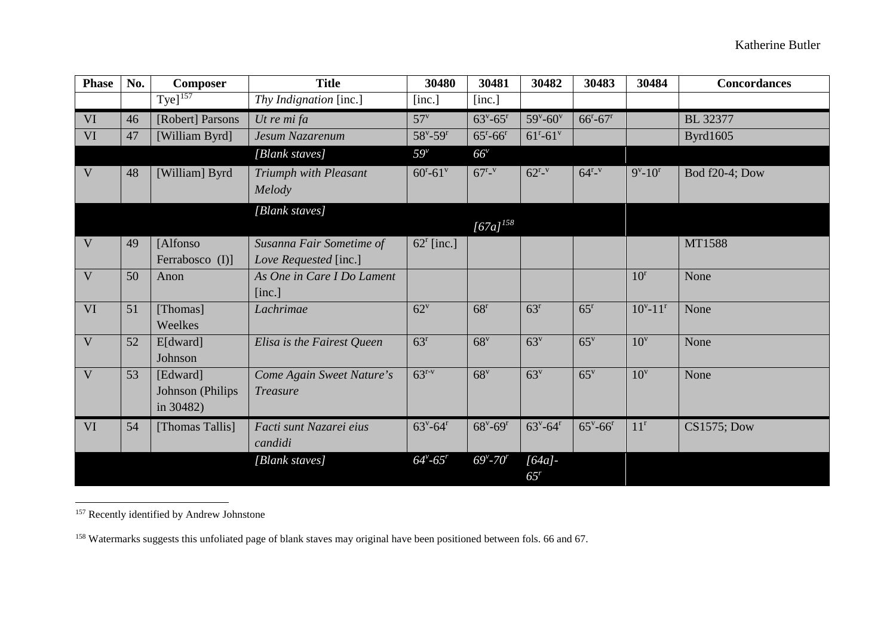| Phase | No. | Composer | Title | 30480 | 30481 | 30482 | 30483 | 30484 | Concordances |
|---|---|---|---|---|---|---|---|---|---|
| | | Tye][157] | *Thy Indignation* [inc.] | [inc.] | [inc.] | | | | |
| VI | 46 | [Robert] Parsons | *Ut re mi fa* | 57v | 63v-65r | 59v-60v | 66r-67r | | BL 32377 |
| VI | 47 | [William Byrd] | *Jesum Nazarenum* | 58v-59r | 65r-66r | 61r-61v | | | Byrd1605 |
| | | | *[Blank staves]* | *59v* | *66v* | | | | |
| V | 48 | [William] Byrd | *Triumph with Pleasant Melody* | 60r-61v | 67r-v | 62r-v | 64r-v | 9v-10r | Bod f20-4; Dow |
| | | | *[Blank staves]* | | *[67a]*[158] | | | | |
| V | 49 | [Alfonso Ferrabosco (I)] | *Susanna Fair Sometime of Love Requested* [inc.] | 62r [inc.] | | | | | MT1588 |
| V | 50 | Anon | *As One in Care I Do Lament* [inc.] | | | | | 10r | None |
| VI | 51 | [Thomas] Weelkes | *Lachrimae* | 62v | 68r | 63r | 65r | 10v-11r | None |
| V | 52 | E[dward] Johnson | *Elisa is the Fairest Queen* | 63r | 68v | 63v | 65v | 10v | None |
| V | 53 | [Edward] Johnson (Philips in 30482) | *Come Again Sweet Nature's Treasure* | 63r-v | 68v | 63v | 65v | 10v | None |
| VI | 54 | [Thomas Tallis] | *Facti sunt Nazarei eius candidi* | 63v-64r | 68v-69r | 63v-64r | 65v-66r | 11r | CS1575; Dow |
| | | | *[Blank staves]* | *64v-65r* | *69v-70r* | *[64a]-65r* | | | |

[157] Recently identified by Andrew Johnstone

[158] Watermarks suggests this unfoliated page of blank staves may original have been positioned between fols. 66 and 67.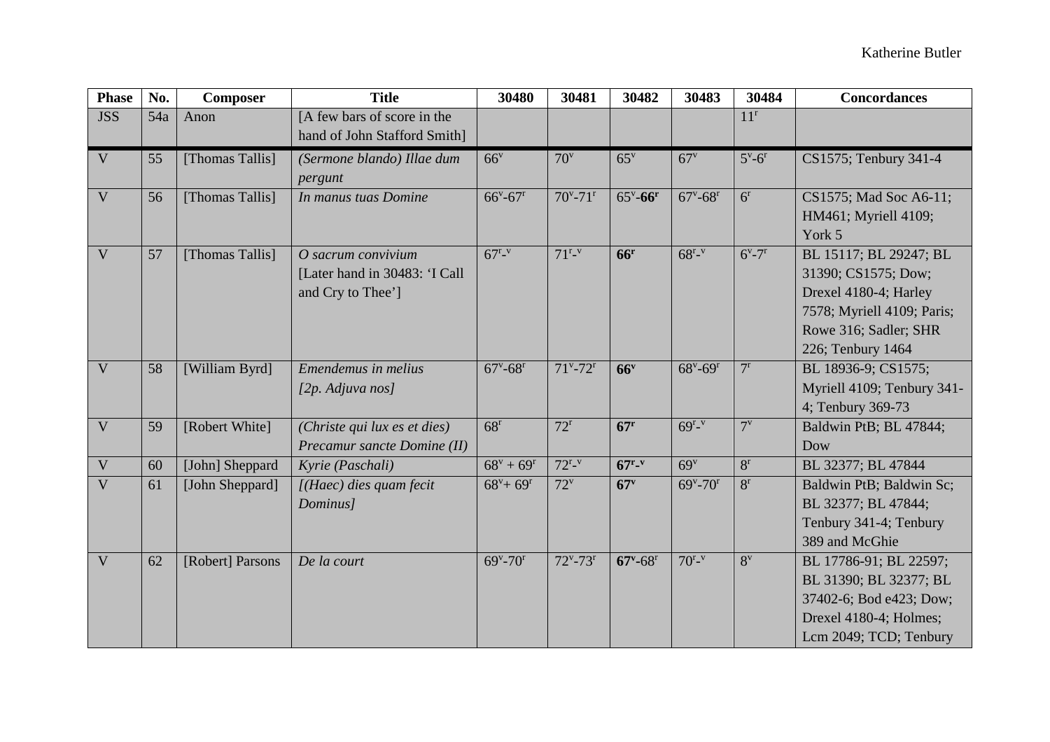| Phase | No. | Composer | Title | 30480 | 30481 | 30482 | 30483 | 30484 | Concordances |
|---|---|---|---|---|---|---|---|---|---|
| JSS | 54a | Anon | [A few bars of score in the hand of John Stafford Smith] | | | | | 11r | |
| V | 55 | [Thomas Tallis] | *(Sermone blando) Illae dum pergunt* | 66v | 70v | 65v | 67v | 5v-6r | CS1575; Tenbury 341-4 |
| V | 56 | [Thomas Tallis] | *In manus tuas Domine* | 66v-67r | 70v-71r | 65v-**66r** | 67v-68r | 6r | CS1575; Mad Soc A6-11; HM461; Myriell 4109; York 5 |
| V | 57 | [Thomas Tallis] | *O sacrum convivium* [Later hand in 30483: 'I Call and Cry to Thee'] | 67r-v | 71r-v | **66r** | 68r-v | 6v-7r | BL 15117; BL 29247; BL 31390; CS1575; Dow; Drexel 4180-4; Harley 7578; Myriell 4109; Paris; Rowe 316; Sadler; SHR 226; Tenbury 1464 |
| V | 58 | [William Byrd] | *Emendemus in melius [2p. Adjuva nos]* | 67v-68r | 71v-72r | **66v** | 68v-69r | 7r | BL 18936-9; CS1575; Myriell 4109; Tenbury 341-4; Tenbury 369-73 |
| V | 59 | [Robert White] | *(Christe qui lux es et dies) Precamur sancte Domine (II)* | 68r | 72r | **67r** | 69r-v | 7v | Baldwin PtB; BL 47844; Dow |
| V | 60 | [John] Sheppard | *Kyrie (Paschali)* | 68v + 69r | 72r-v | **67r-v** | 69v | 8r | BL 32377; BL 47844 |
| V | 61 | [John Sheppard] | *[(Haec) dies quam fecit Dominus]* | 68v+ 69r | 72v | **67v** | 69v-70r | 8r | Baldwin PtB; Baldwin Sc; BL 32377; BL 47844; Tenbury 341-4; Tenbury 389 and McGhie |
| V | 62 | [Robert] Parsons | *De la court* | 69v-70r | 72v-73r | **67v**-68r | 70r-v | 8v | BL 17786-91; BL 22597; BL 31390; BL 32377; BL 37402-6; Bod e423; Dow; Drexel 4180-4; Holmes; Lcm 2049; TCD; Tenbury |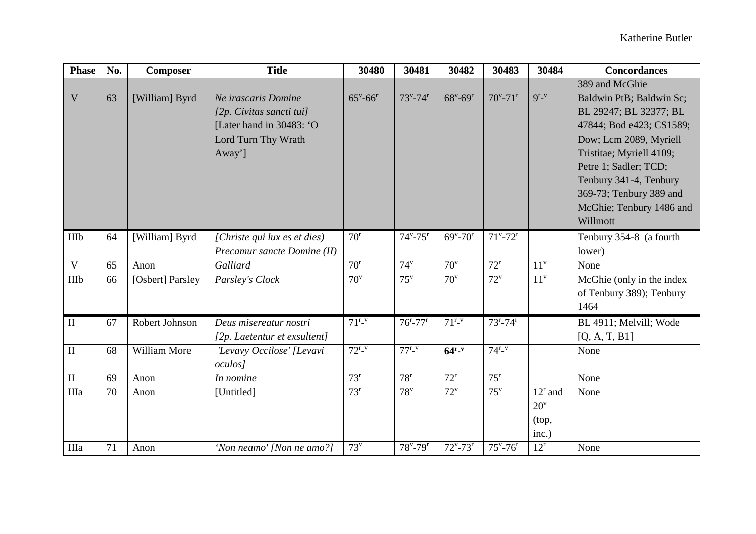| Phase | No. | Composer | Title | 30480 | 30481 | 30482 | 30483 | 30484 | Concordances |
|---|---|---|---|---|---|---|---|---|---|
| | | | | | | | | | 389 and McGhie |
| V | 63 | [William] Byrd | *Ne irascaris Domine [2p. Civitas sancti tui]* [Later hand in 30483: 'O Lord Turn Thy Wrath Away'] | $65^v$-$66^r$ | $73^v$-$74^r$ | $68^v$-$69^r$ | $70^v$-$71^r$ | $9^{r-v}$ | Baldwin PtB; Baldwin Sc; BL 29247; BL 32377; BL 47844; Bod e423; CS1589; Dow; Lcm 2089, Myriell Tristitae; Myriell 4109; Petre 1; Sadler; TCD; Tenbury 341-4, Tenbury 369-73; Tenbury 389 and McGhie; Tenbury 1486 and Willmott |
| IIIb | 64 | [William] Byrd | *[Christe qui lux es et dies) Precamur sancte Domine (II)* | $70^r$ | $74^v$-$75^r$ | $69^v$-$70^r$ | $71^v$-$72^r$ | | Tenbury 354-8 (a fourth lower) |
| V | 65 | Anon | *Galliard* | $70^r$ | $74^v$ | $70^v$ | $72^r$ | $11^v$ | None |
| IIIb | 66 | [Osbert] Parsley | *Parsley's Clock* | $70^v$ | $75^v$ | $70^v$ | $72^v$ | $11^v$ | McGhie (only in the index of Tenbury 389); Tenbury 1464 |
| II | 67 | Robert Johnson | *Deus misereatur nostri [2p. Laetentur et exsultent]* | $71^{r-v}$ | $76^r$-$77^r$ | $71^{r-v}$ | $73^r$-$74^r$ | | BL 4911; Melvill; Wode [Q, A, T, B1] |
| II | 68 | William More | *'Levavy Occilose' [Levavi oculos]* | $72^{r-v}$ | $77^{r-v}$ | **$64^{r-v}$** | $74^{r-v}$ | | None |
| II | 69 | Anon | *In nomine* | $73^r$ | $78^r$ | $72^r$ | $75^r$ | | None |
| IIIa | 70 | Anon | [Untitled] | $73^r$ | $78^v$ | $72^v$ | $75^v$ | $12^r$ and $20^v$ (top, inc.) | None |
| IIIa | 71 | Anon | *'Non neamo' [Non ne amo?]* | $73^v$ | $78^v$-$79^r$ | $72^v$-$73^r$ | $75^v$-$76^r$ | $12^r$ | None |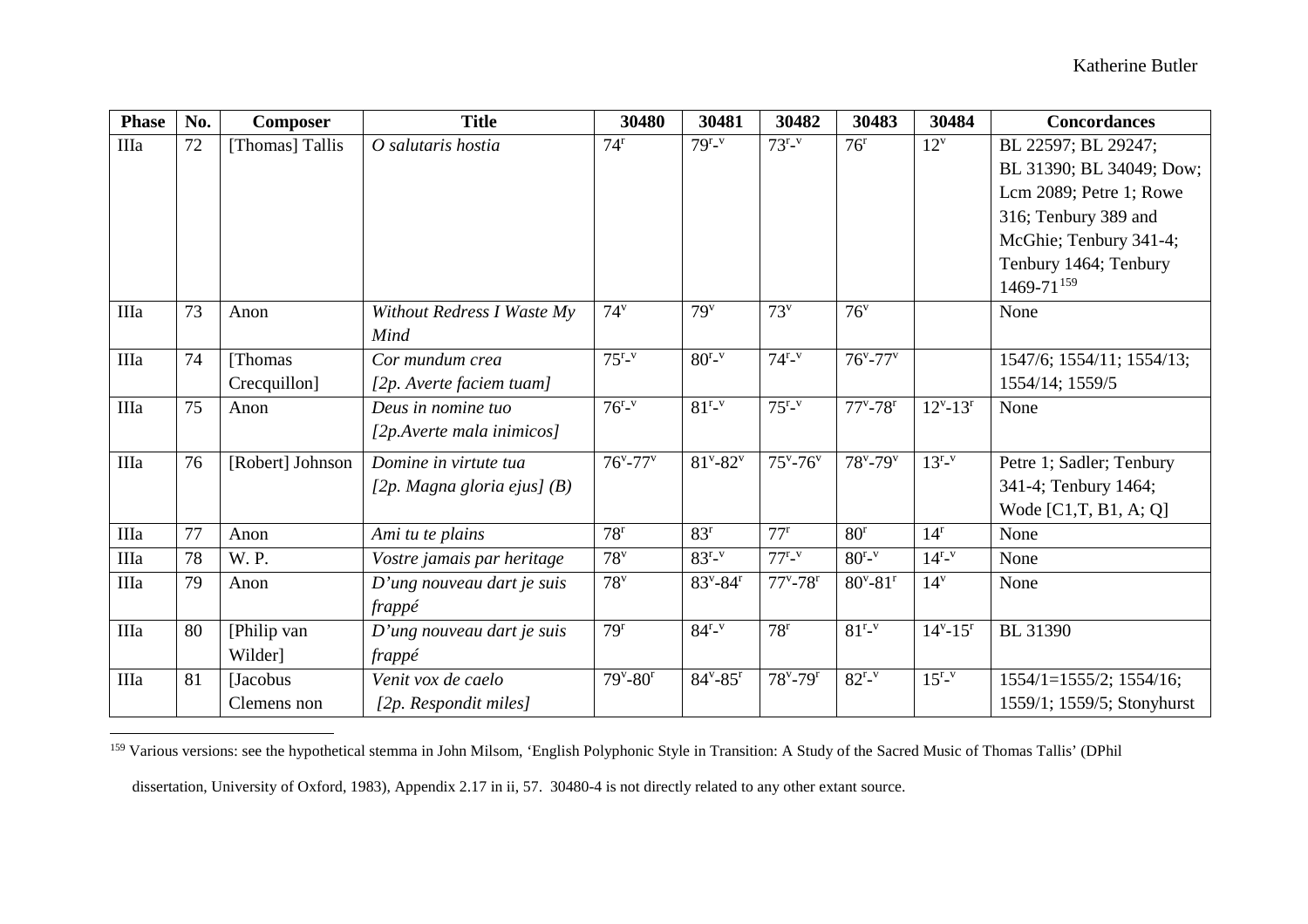| Phase | No. | Composer | Title | 30480 | 30481 | 30482 | 30483 | 30484 | Concordances |
|---|---|---|---|---|---|---|---|---|---|
| IIIa | 72 | [Thomas] Tallis | *O salutaris hostia* | 74r | 79r-v | 73r-v | 76r | 12v | BL 22597; BL 29247; BL 31390; BL 34049; Dow; Lcm 2089; Petre 1; Rowe 316; Tenbury 389 and McGhie; Tenbury 341-4; Tenbury 1464; Tenbury 1469-71[159] |
| IIIa | 73 | Anon | *Without Redress I Waste My Mind* | 74v | 79v | 73v | 76v | | None |
| IIIa | 74 | [Thomas Crecquillon] | *Cor mundum crea [2p. Averte faciem tuam]* | 75r-v | 80r-v | 74r-v | 76v-77v | | 1547/6; 1554/11; 1554/13; 1554/14; 1559/5 |
| IIIa | 75 | Anon | *Deus in nomine tuo [2p.Averte mala inimicos]* | 76r-v | 81r-v | 75r-v | 77v-78r | 12v-13r | None |
| IIIa | 76 | [Robert] Johnson | *Domine in virtute tua [2p. Magna gloria ejus] (B)* | 76v-77v | 81v-82v | 75v-76v | 78v-79v | 13r-v | Petre 1; Sadler; Tenbury 341-4; Tenbury 1464; Wode [C1,T, B1, A; Q] |
| IIIa | 77 | Anon | *Ami tu te plains* | 78r | 83r | 77r | 80r | 14r | None |
| IIIa | 78 | W. P. | *Vostre jamais par heritage* | 78v | 83r-v | 77r-v | 80r-v | 14r-v | None |
| IIIa | 79 | Anon | *D'ung nouveau dart je suis frappé* | 78v | 83v-84r | 77v-78r | 80v-81r | 14v | None |
| IIIa | 80 | [Philip van Wilder] | *D'ung nouveau dart je suis frappé* | 79r | 84r-v | 78r | 81r-v | 14v-15r | BL 31390 |
| IIIa | 81 | [Jacobus Clemens non | *Venit vox de caelo [2p. Respondit miles]* | 79v-80r | 84v-85r | 78v-79r | 82r-v | 15r-v | 1554/1=1555/2; 1554/16; 1559/1; 1559/5; Stonyhurst |

[159] Various versions: see the hypothetical stemma in John Milsom, 'English Polyphonic Style in Transition: A Study of the Sacred Music of Thomas Tallis' (DPhil dissertation, University of Oxford, 1983), Appendix 2.17 in ii, 57. 30480-4 is not directly related to any other extant source.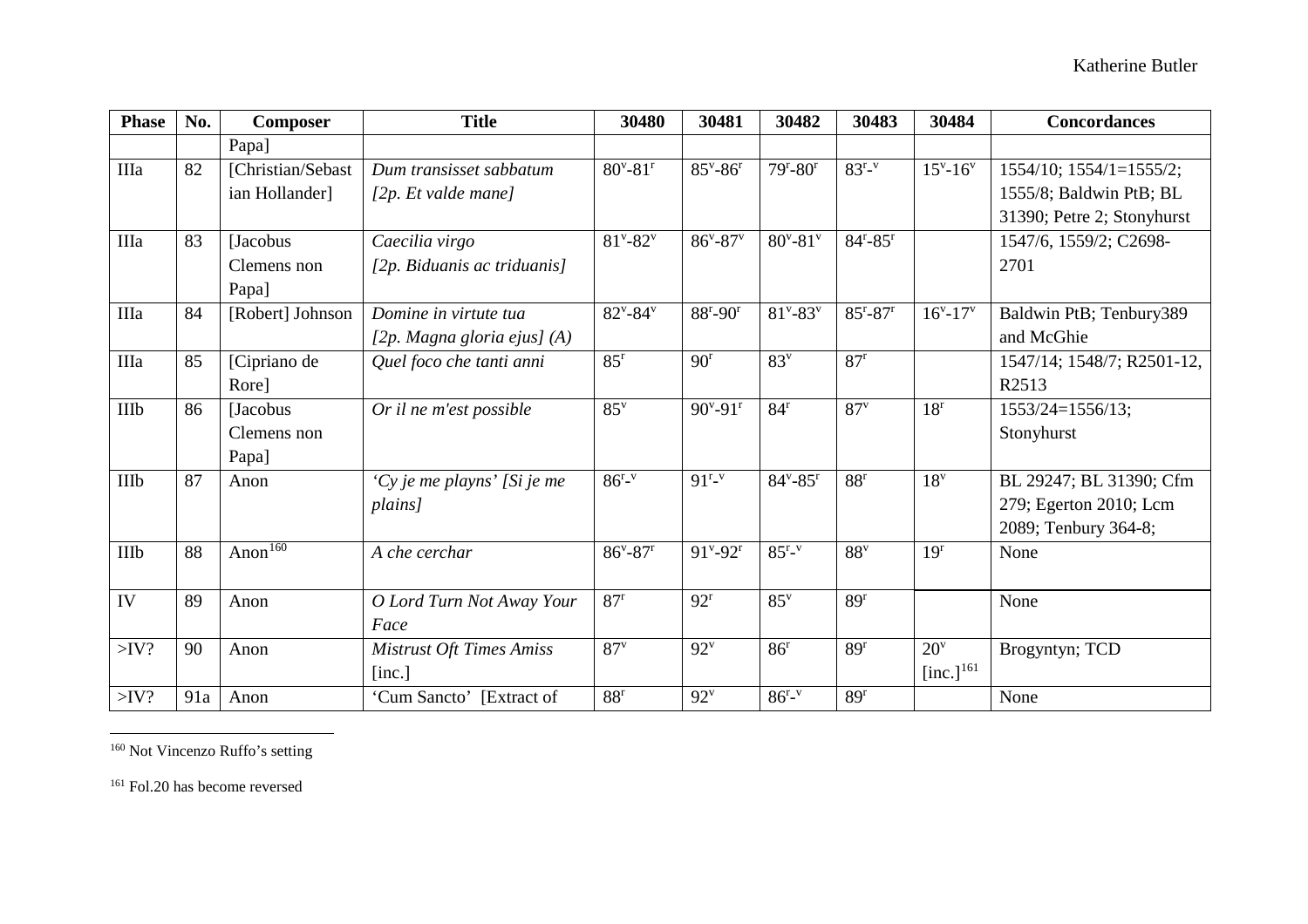| Phase | No. | Composer | Title | 30480 | 30481 | 30482 | 30483 | 30484 | Concordances |
|---|---|---|---|---|---|---|---|---|---|
| | | Papa] | | | | | | | |
| IIIa | 82 | [Christian/Sebastian Hollander] | *Dum transisset sabbatum [2p. Et valde mane]* | $80^{v}$-$81^{r}$ | $85^{v}$-$86^{r}$ | $79^{r}$-$80^{r}$ | $83^{r-v}$ | $15^{v}$-$16^{v}$ | 1554/10; 1554/1=1555/2; 1555/8; Baldwin PtB; BL 31390; Petre 2; Stonyhurst |
| IIIa | 83 | [Jacobus Clemens non Papa] | *Caecilia virgo [2p. Biduanis ac triduanis]* | $81^{v}$-$82^{v}$ | $86^{v}$-$87^{v}$ | $80^{v}$-$81^{v}$ | $84^{r}$-$85^{r}$ | | 1547/6, 1559/2; C2698-2701 |
| IIIa | 84 | [Robert] Johnson | *Domine in virtute tua [2p. Magna gloria ejus] (A)* | $82^{v}$-$84^{v}$ | $88^{r}$-$90^{r}$ | $81^{v}$-$83^{v}$ | $85^{r}$-$87^{r}$ | $16^{v}$-$17^{v}$ | Baldwin PtB; Tenbury389 and McGhie |
| IIIa | 85 | [Cipriano de Rore] | *Quel foco che tanti anni* | $85^{r}$ | $90^{r}$ | $83^{v}$ | $87^{r}$ | | 1547/14; 1548/7; R2501-12, R2513 |
| IIIb | 86 | [Jacobus Clemens non Papa] | *Or il ne m'est possible* | $85^{v}$ | $90^{v}$-$91^{r}$ | $84^{r}$ | $87^{v}$ | $18^{r}$ | 1553/24=1556/13; Stonyhurst |
| IIIb | 87 | Anon | *'Cy je me playns' [Si je me plains]* | $86^{r-v}$ | $91^{r-v}$ | $84^{v}$-$85^{r}$ | $88^{r}$ | $18^{v}$ | BL 29247; BL 31390; Cfm 279; Egerton 2010; Lcm 2089; Tenbury 364-8; |
| IIIb | 88 | Anon[160] | *A che cerchar* | $86^{v}$-$87^{r}$ | $91^{v}$-$92^{r}$ | $85^{r-v}$ | $88^{v}$ | $19^{r}$ | None |
| IV | 89 | Anon | *O Lord Turn Not Away Your Face* | $87^{r}$ | $92^{r}$ | $85^{v}$ | $89^{r}$ | | None |
| >IV? | 90 | Anon | *Mistrust Oft Times Amiss* [inc.] | $87^{v}$ | $92^{v}$ | $86^{r}$ | $89^{r}$ | $20^{v}$ [inc.][161] | Brogyntyn; TCD |
| >IV? | 91a | Anon | 'Cum Sancto' [Extract of | $88^{r}$ | $92^{v}$ | $86^{r-v}$ | $89^{r}$ | | None |

[160] Not Vincenzo Ruffo's setting

[161] Fol.20 has become reversed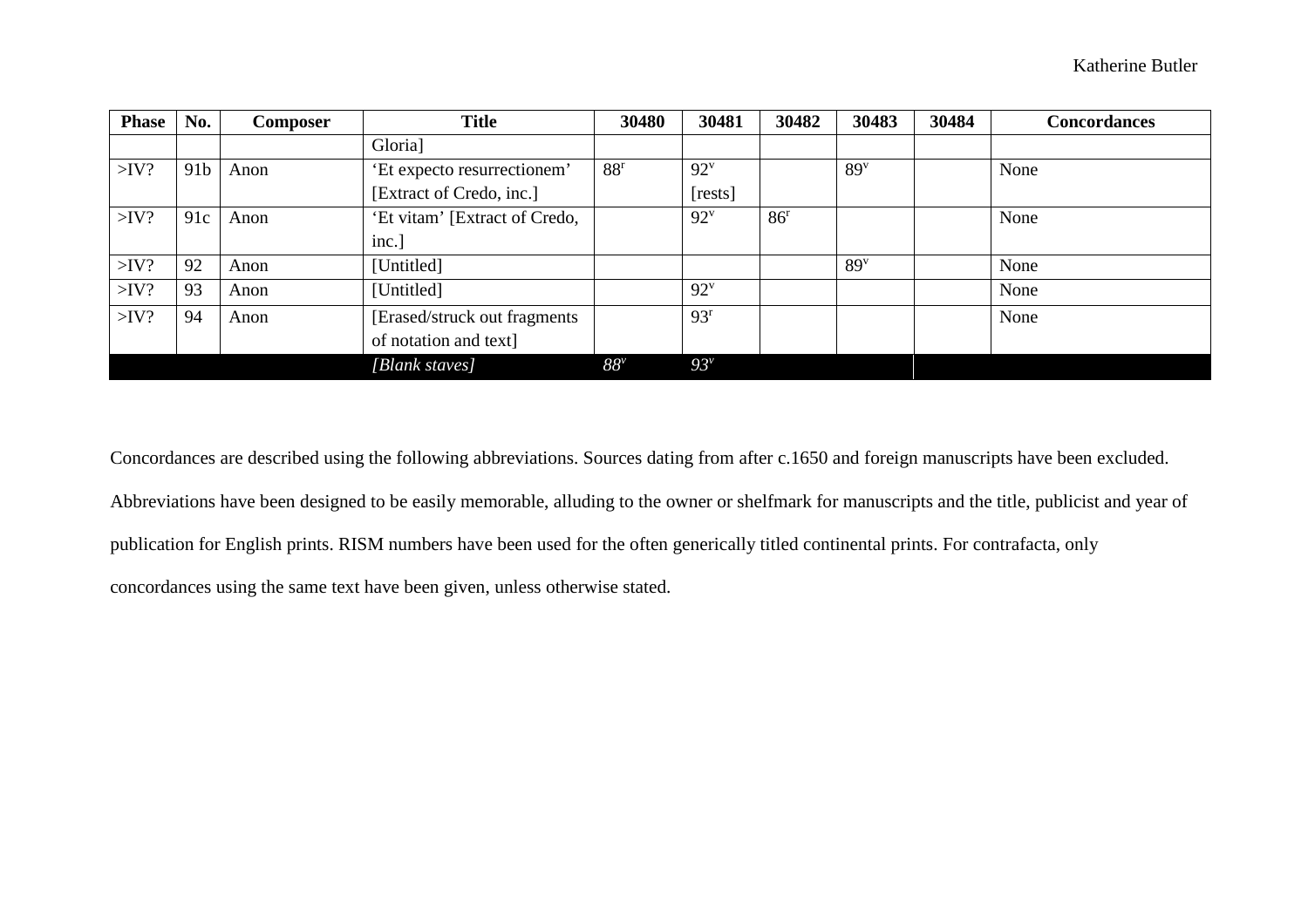| Phase | No. | Composer | Title | 30480 | 30481 | 30482 | 30483 | 30484 | Concordances |
|---|---|---|---|---|---|---|---|---|---|
| | | | Gloria] | | | | | | |
| >IV? | 91b | Anon | 'Et expecto resurrectionem' [Extract of Credo, inc.] | 88r | 92v [rests] | | 89v | | None |
| >IV? | 91c | Anon | 'Et vitam' [Extract of Credo, inc.] | | 92v | 86r | | | None |
| >IV? | 92 | Anon | [Untitled] | | | | 89v | | None |
| >IV? | 93 | Anon | [Untitled] | | 92v | | | | None |
| >IV? | 94 | Anon | [Erased/struck out fragments of notation and text] | | 93r | | | | None |
| | | | *[Blank staves]* | *88v* | *93v* | | | | |

Concordances are described using the following abbreviations. Sources dating from after c.1650 and foreign manuscripts have been excluded. Abbreviations have been designed to be easily memorable, alluding to the owner or shelfmark for manuscripts and the title, publicist and year of publication for English prints. RISM numbers have been used for the often generically titled continental prints. For contrafacta, only concordances using the same text have been given, unless otherwise stated.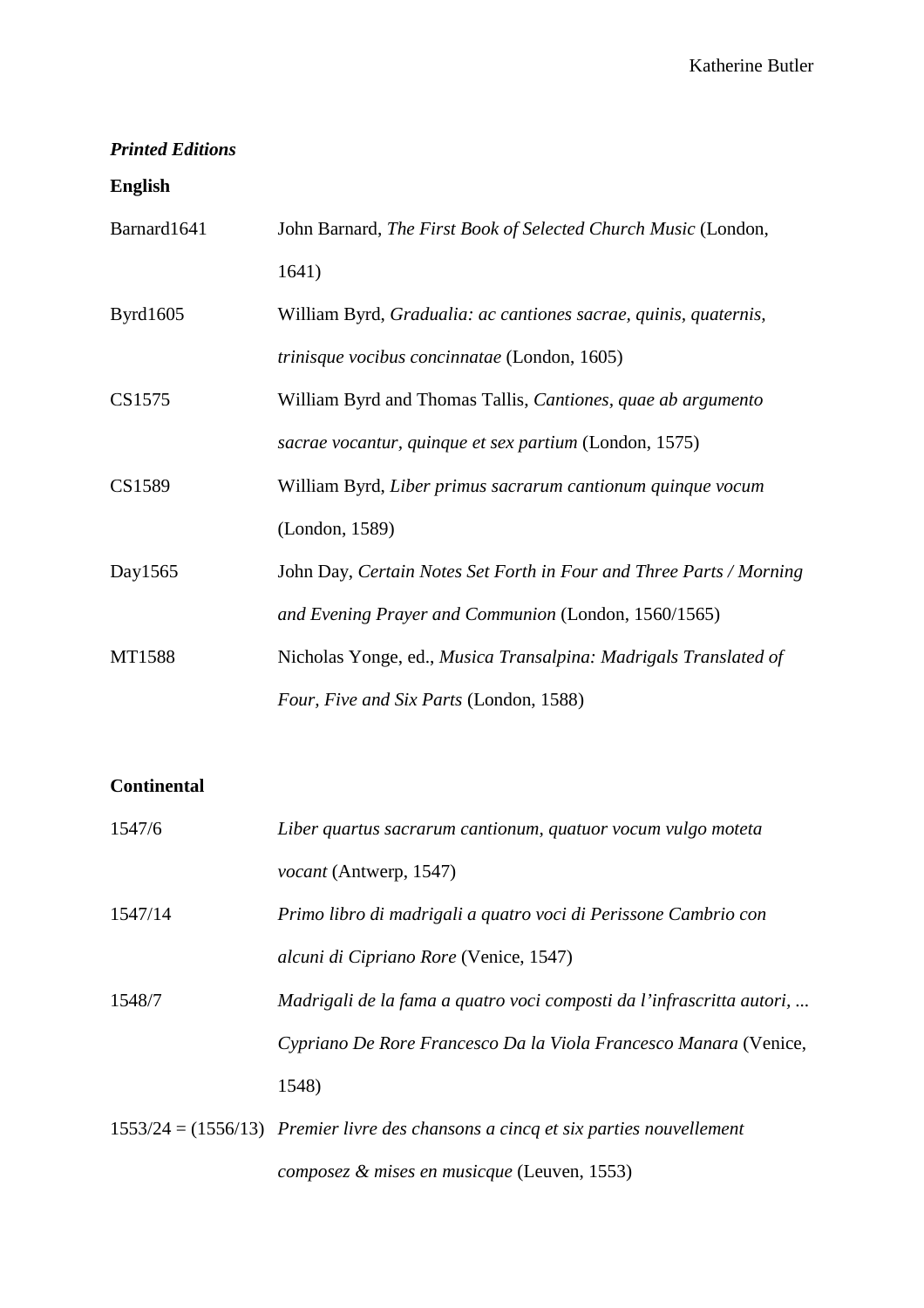***Printed Editions***

**English**

| | |
|---|---|
| Barnard1641 | John Barnard, *The First Book of Selected Church Music* (London, 1641) |
| Byrd1605 | William Byrd, *Gradualia: ac cantiones sacrae, quinis, quaternis, trinisque vocibus concinnatae* (London, 1605) |
| CS1575 | William Byrd and Thomas Tallis, *Cantiones, quae ab argumento sacrae vocantur, quinque et sex partium* (London, 1575) |
| CS1589 | William Byrd, *Liber primus sacrarum cantionum quinque vocum* (London, 1589) |
| Day1565 | John Day, *Certain Notes Set Forth in Four and Three Parts / Morning and Evening Prayer and Communion* (London, 1560/1565) |
| MT1588 | Nicholas Yonge, ed., *Musica Transalpina: Madrigals Translated of Four, Five and Six Parts* (London, 1588) |

**Continental**

| | |
|---|---|
| 1547/6 | *Liber quartus sacrarum cantionum, quatuor vocum vulgo moteta vocant* (Antwerp, 1547) |
| 1547/14 | *Primo libro di madrigali a quatro voci di Perissone Cambrio con alcuni di Cipriano Rore* (Venice, 1547) |
| 1548/7 | *Madrigali de la fama a quatro voci composti da l'infrascritta autori, ... Cypriano De Rore Francesco Da la Viola Francesco Manara* (Venice, 1548) |
| 1553/24 = (1556/13) | *Premier livre des chansons a cincq et six parties nouvellement composez & mises en musicque* (Leuven, 1553) |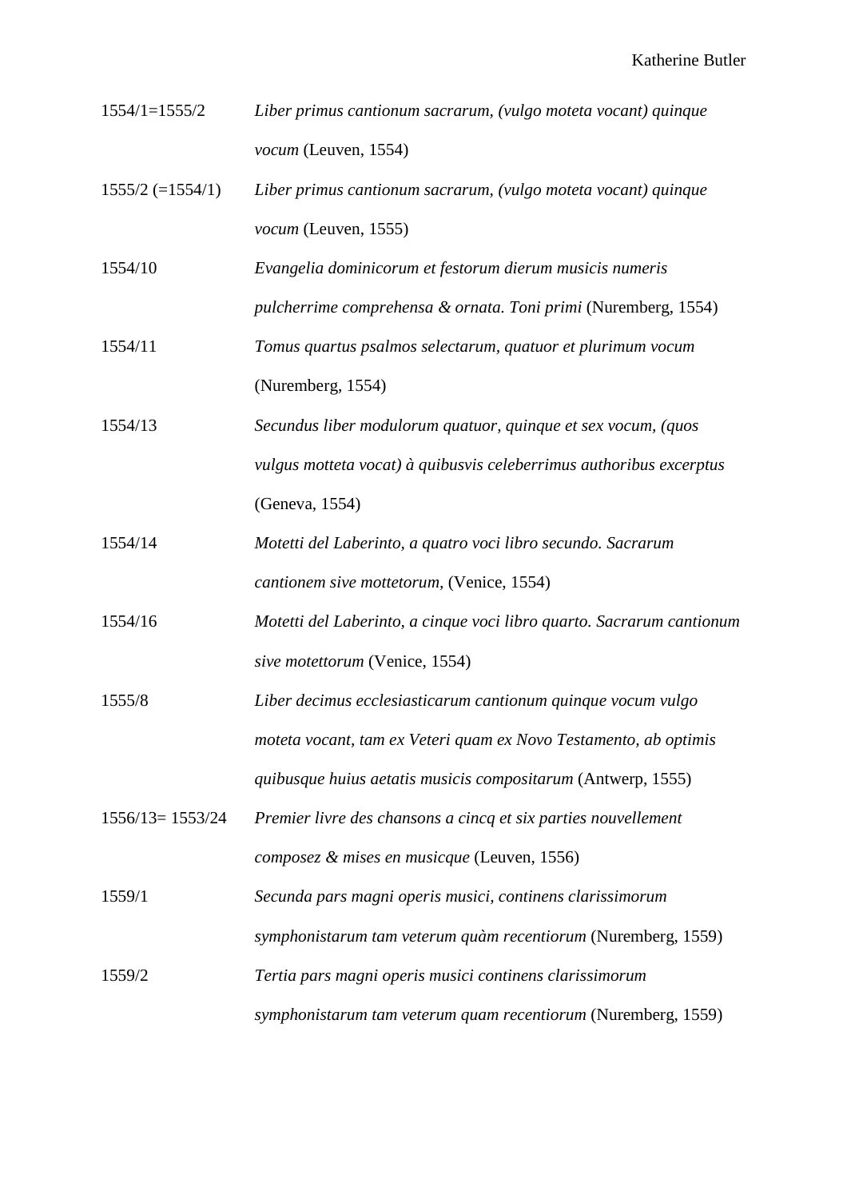| | |
|---|---|
| 1554/1=1555/2 | *Liber primus cantionum sacrarum, (vulgo moteta vocant) quinque vocum* (Leuven, 1554) |
| 1555/2 (=1554/1) | *Liber primus cantionum sacrarum, (vulgo moteta vocant) quinque vocum* (Leuven, 1555) |
| 1554/10 | *Evangelia dominicorum et festorum dierum musicis numeris pulcherrime comprehensa & ornata. Toni primi* (Nuremberg, 1554) |
| 1554/11 | *Tomus quartus psalmos selectarum, quatuor et plurimum vocum* (Nuremberg, 1554) |
| 1554/13 | *Secundus liber modulorum quatuor, quinque et sex vocum, (quos vulgus motteta vocat) à quibusvis celeberrimus authoribus excerptus* (Geneva, 1554) |
| 1554/14 | *Motetti del Laberinto, a quatro voci libro secundo. Sacrarum cantionem sive mottetorum,* (Venice, 1554) |
| 1554/16 | *Motetti del Laberinto, a cinque voci libro quarto. Sacrarum cantionum sive motettorum* (Venice, 1554) |
| 1555/8 | *Liber decimus ecclesiasticarum cantionum quinque vocum vulgo moteta vocant, tam ex Veteri quam ex Novo Testamento, ab optimis quibusque huius aetatis musicis compositarum* (Antwerp, 1555) |
| 1556/13= 1553/24 | *Premier livre des chansons a cincq et six parties nouvellement composez & mises en musicque* (Leuven, 1556) |
| 1559/1 | *Secunda pars magni operis musici, continens clarissimorum symphonistarum tam veterum quàm recentiorum* (Nuremberg, 1559) |
| 1559/2 | *Tertia pars magni operis musici continens clarissimorum symphonistarum tam veterum quam recentiorum* (Nuremberg, 1559) |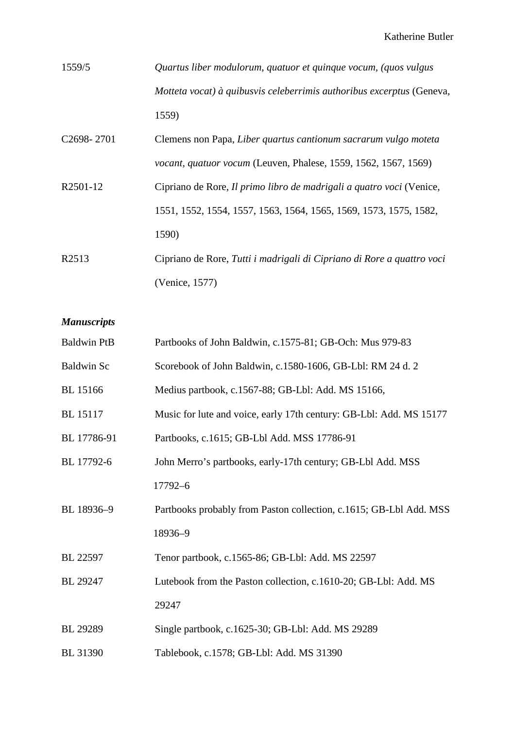| | |
|---|---|
| 1559/5 | *Quartus liber modulorum, quatuor et quinque vocum, (quos vulgus Motteta vocat) à quibusvis celeberrimis authoribus excerptus* (Geneva, 1559) |
| C2698- 2701 | Clemens non Papa, *Liber quartus cantionum sacrarum vulgo moteta vocant, quatuor vocum* (Leuven, Phalese, 1559, 1562, 1567, 1569) |
| R2501-12 | Cipriano de Rore, *Il primo libro de madrigali a quatro voci* (Venice, 1551, 1552, 1554, 1557, 1563, 1564, 1565, 1569, 1573, 1575, 1582, 1590) |
| R2513 | Cipriano de Rore, *Tutti i madrigali di Cipriano di Rore a quattro voci* (Venice, 1577) |

***Manuscripts***

| | |
|---|---|
| Baldwin PtB | Partbooks of John Baldwin, c.1575-81; GB-Och: Mus 979-83 |
| Baldwin Sc | Scorebook of John Baldwin, c.1580-1606, GB-Lbl: RM 24 d. 2 |
| BL 15166 | Medius partbook, c.1567-88; GB-Lbl: Add. MS 15166, |
| BL 15117 | Music for lute and voice, early 17th century: GB-Lbl: Add. MS 15177 |
| BL 17786-91 | Partbooks, c.1615; GB-Lbl Add. MSS 17786-91 |
| BL 17792-6 | John Merro's partbooks, early-17th century; GB-Lbl Add. MSS 17792–6 |
| BL 18936–9 | Partbooks probably from Paston collection, c.1615; GB-Lbl Add. MSS 18936–9 |
| BL 22597 | Tenor partbook, c.1565-86; GB-Lbl: Add. MS 22597 |
| BL 29247 | Lutebook from the Paston collection, c.1610-20; GB-Lbl: Add. MS 29247 |
| BL 29289 | Single partbook, c.1625-30; GB-Lbl: Add. MS 29289 |
| BL 31390 | Tablebook, c.1578; GB-Lbl: Add. MS 31390 |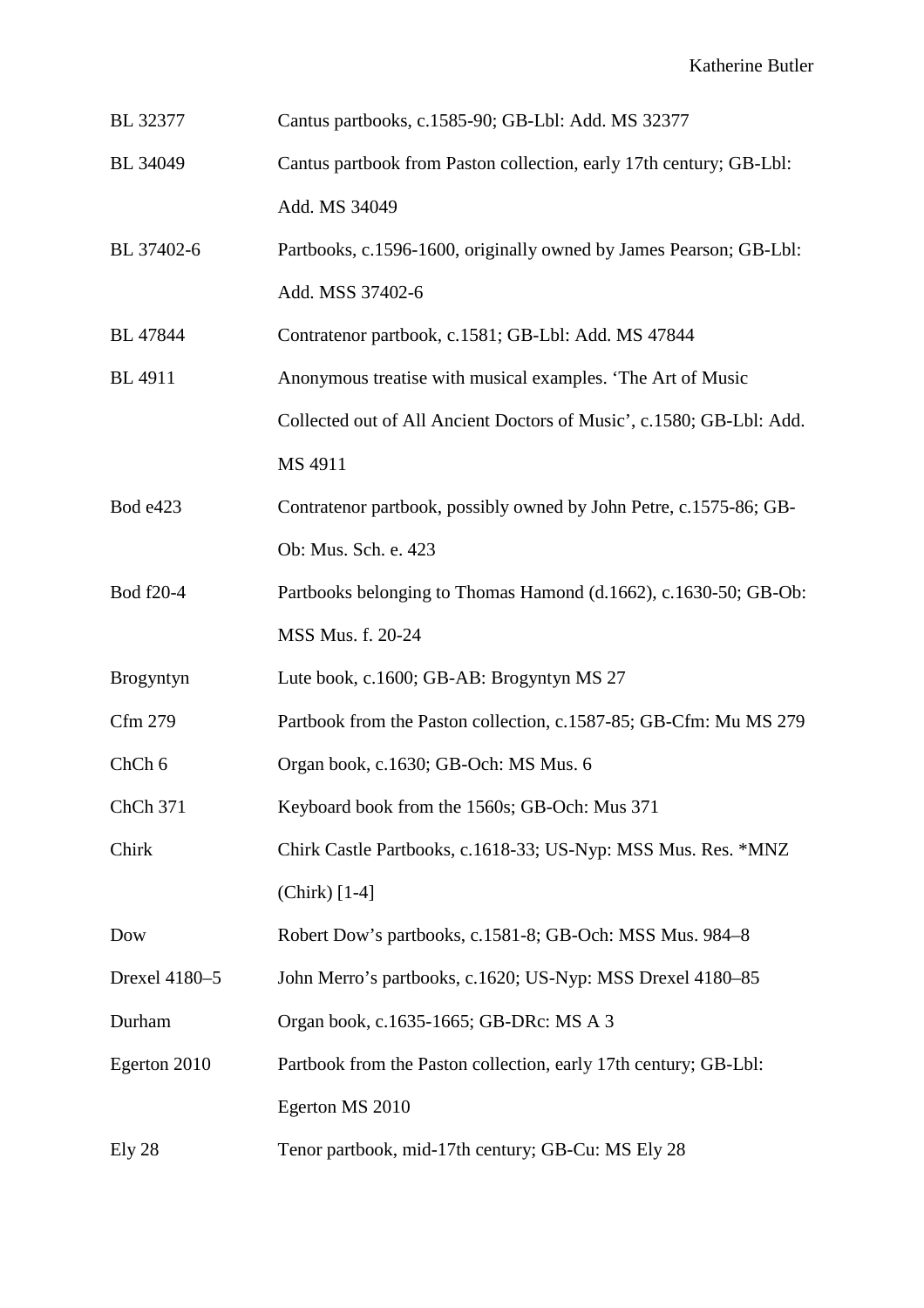| | |
|---|---|
| BL 32377 | Cantus partbooks, c.1585-90; GB-Lbl: Add. MS 32377 |
| BL 34049 | Cantus partbook from Paston collection, early 17th century; GB-Lbl: Add. MS 34049 |
| BL 37402-6 | Partbooks, c.1596-1600, originally owned by James Pearson; GB-Lbl: Add. MSS 37402-6 |
| BL 47844 | Contratenor partbook, c.1581; GB-Lbl: Add. MS 47844 |
| BL 4911 | Anonymous treatise with musical examples. 'The Art of Music Collected out of All Ancient Doctors of Music', c.1580; GB-Lbl: Add. MS 4911 |
| Bod e423 | Contratenor partbook, possibly owned by John Petre, c.1575-86; GB-Ob: Mus. Sch. e. 423 |
| Bod f20-4 | Partbooks belonging to Thomas Hamond (d.1662), c.1630-50; GB-Ob: MSS Mus. f. 20-24 |
| Brogyntyn | Lute book, c.1600; GB-AB: Brogyntyn MS 27 |
| Cfm 279 | Partbook from the Paston collection, c.1587-85; GB-Cfm: Mu MS 279 |
| ChCh 6 | Organ book, c.1630; GB-Och: MS Mus. 6 |
| ChCh 371 | Keyboard book from the 1560s; GB-Och: Mus 371 |
| Chirk | Chirk Castle Partbooks, c.1618-33; US-Nyp: MSS Mus. Res. *MNZ (Chirk) [1-4] |
| Dow | Robert Dow's partbooks, c.1581-8; GB-Och: MSS Mus. 984–8 |
| Drexel 4180–5 | John Merro's partbooks, c.1620; US-Nyp: MSS Drexel 4180–85 |
| Durham | Organ book, c.1635-1665; GB-DRc: MS A 3 |
| Egerton 2010 | Partbook from the Paston collection, early 17th century; GB-Lbl: Egerton MS 2010 |
| Ely 28 | Tenor partbook, mid-17th century; GB-Cu: MS Ely 28 |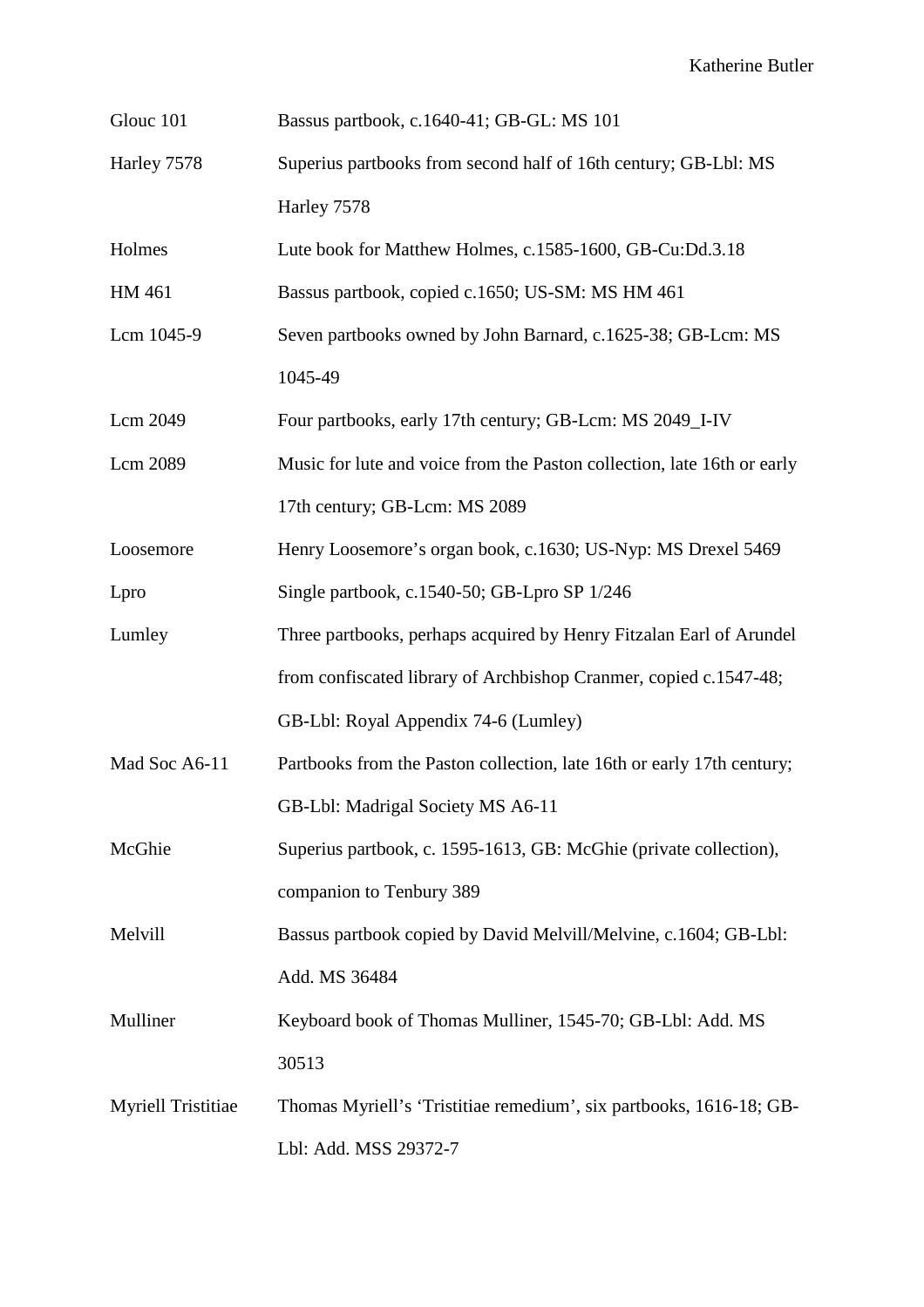| | |
|---|---|
| Glouc 101 | Bassus partbook, c.1640-41; GB-GL: MS 101 |
| Harley 7578 | Superius partbooks from second half of 16th century; GB-Lbl: MS Harley 7578 |
| Holmes | Lute book for Matthew Holmes, c.1585-1600, GB-Cu:Dd.3.18 |
| HM 461 | Bassus partbook, copied c.1650; US-SM: MS HM 461 |
| Lcm 1045-9 | Seven partbooks owned by John Barnard, c.1625-38; GB-Lcm: MS 1045-49 |
| Lcm 2049 | Four partbooks, early 17th century; GB-Lcm: MS 2049_I-IV |
| Lcm 2089 | Music for lute and voice from the Paston collection, late 16th or early 17th century; GB-Lcm: MS 2089 |
| Loosemore | Henry Loosemore's organ book, c.1630; US-Nyp: MS Drexel 5469 |
| Lpro | Single partbook, c.1540-50; GB-Lpro SP 1/246 |
| Lumley | Three partbooks, perhaps acquired by Henry Fitzalan Earl of Arundel from confiscated library of Archbishop Cranmer, copied c.1547-48; GB-Lbl: Royal Appendix 74-6 (Lumley) |
| Mad Soc A6-11 | Partbooks from the Paston collection, late 16th or early 17th century; GB-Lbl: Madrigal Society MS A6-11 |
| McGhie | Superius partbook, c. 1595-1613, GB: McGhie (private collection), companion to Tenbury 389 |
| Melvill | Bassus partbook copied by David Melvill/Melvine, c.1604; GB-Lbl: Add. MS 36484 |
| Mulliner | Keyboard book of Thomas Mulliner, 1545-70; GB-Lbl: Add. MS 30513 |
| Myriell Tristitiae | Thomas Myriell's 'Tristitiae remedium', six partbooks, 1616-18; GB-Lbl: Add. MSS 29372-7 |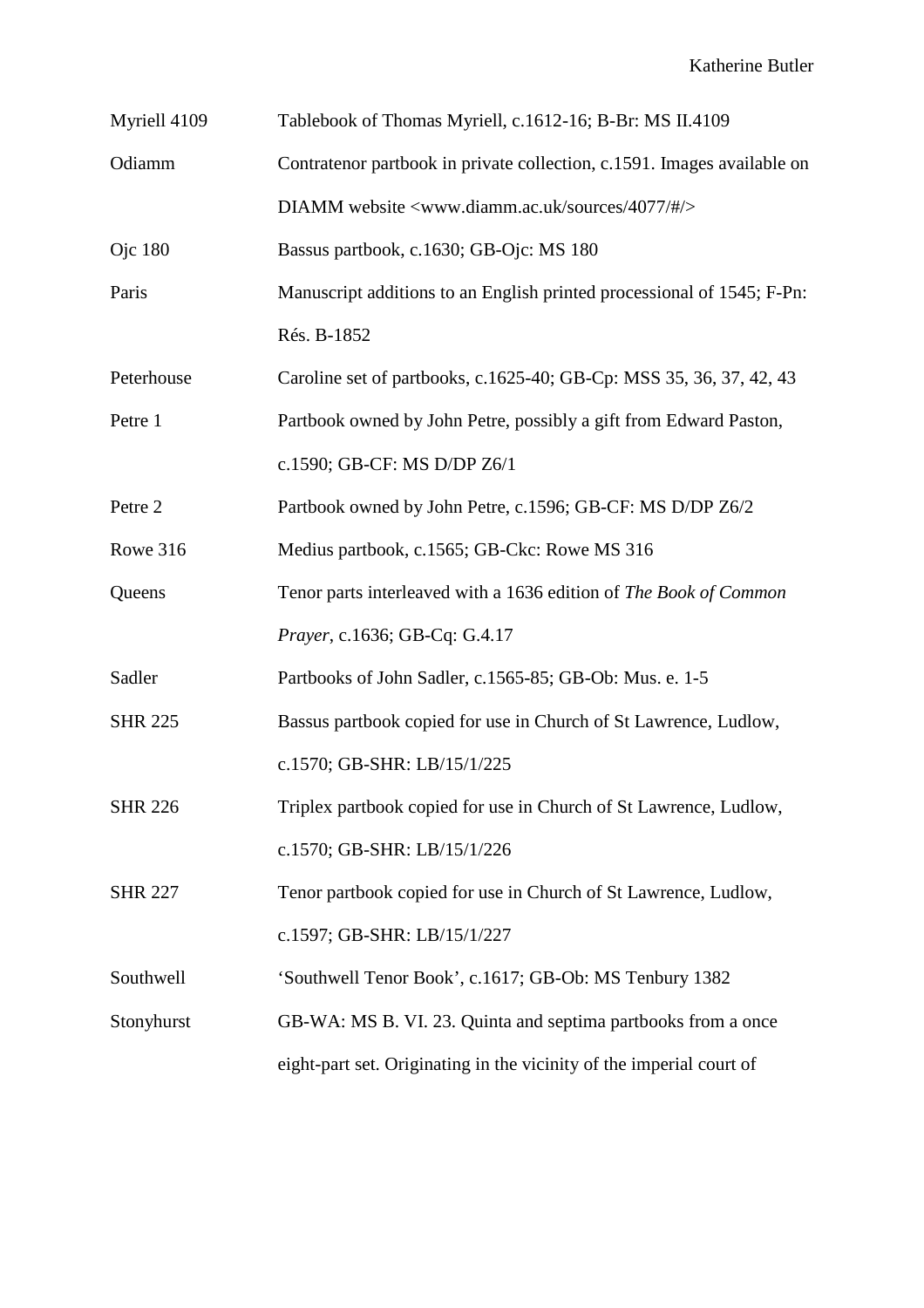| | |
|---|---|
| Myriell 4109 | Tablebook of Thomas Myriell, c.1612-16; B-Br: MS II.4109 |
| Odiamm | Contratenor partbook in private collection, c.1591. Images available on DIAMM website <www.diamm.ac.uk/sources/4077/#/> |
| Ojc 180 | Bassus partbook, c.1630; GB-Ojc: MS 180 |
| Paris | Manuscript additions to an English printed processional of 1545; F-Pn: Rés. B-1852 |
| Peterhouse | Caroline set of partbooks, c.1625-40; GB-Cp: MSS 35, 36, 37, 42, 43 |
| Petre 1 | Partbook owned by John Petre, possibly a gift from Edward Paston, c.1590; GB-CF: MS D/DP Z6/1 |
| Petre 2 | Partbook owned by John Petre, c.1596; GB-CF: MS D/DP Z6/2 |
| Rowe 316 | Medius partbook, c.1565; GB-Ckc: Rowe MS 316 |
| Queens | Tenor parts interleaved with a 1636 edition of *The Book of Common Prayer*, c.1636; GB-Cq: G.4.17 |
| Sadler | Partbooks of John Sadler, c.1565-85; GB-Ob: Mus. e. 1-5 |
| SHR 225 | Bassus partbook copied for use in Church of St Lawrence, Ludlow, c.1570; GB-SHR: LB/15/1/225 |
| SHR 226 | Triplex partbook copied for use in Church of St Lawrence, Ludlow, c.1570; GB-SHR: LB/15/1/226 |
| SHR 227 | Tenor partbook copied for use in Church of St Lawrence, Ludlow, c.1597; GB-SHR: LB/15/1/227 |
| Southwell | 'Southwell Tenor Book', c.1617; GB-Ob: MS Tenbury 1382 |
| Stonyhurst | GB-WA: MS B. VI. 23. Quinta and septima partbooks from a once eight-part set. Originating in the vicinity of the imperial court of |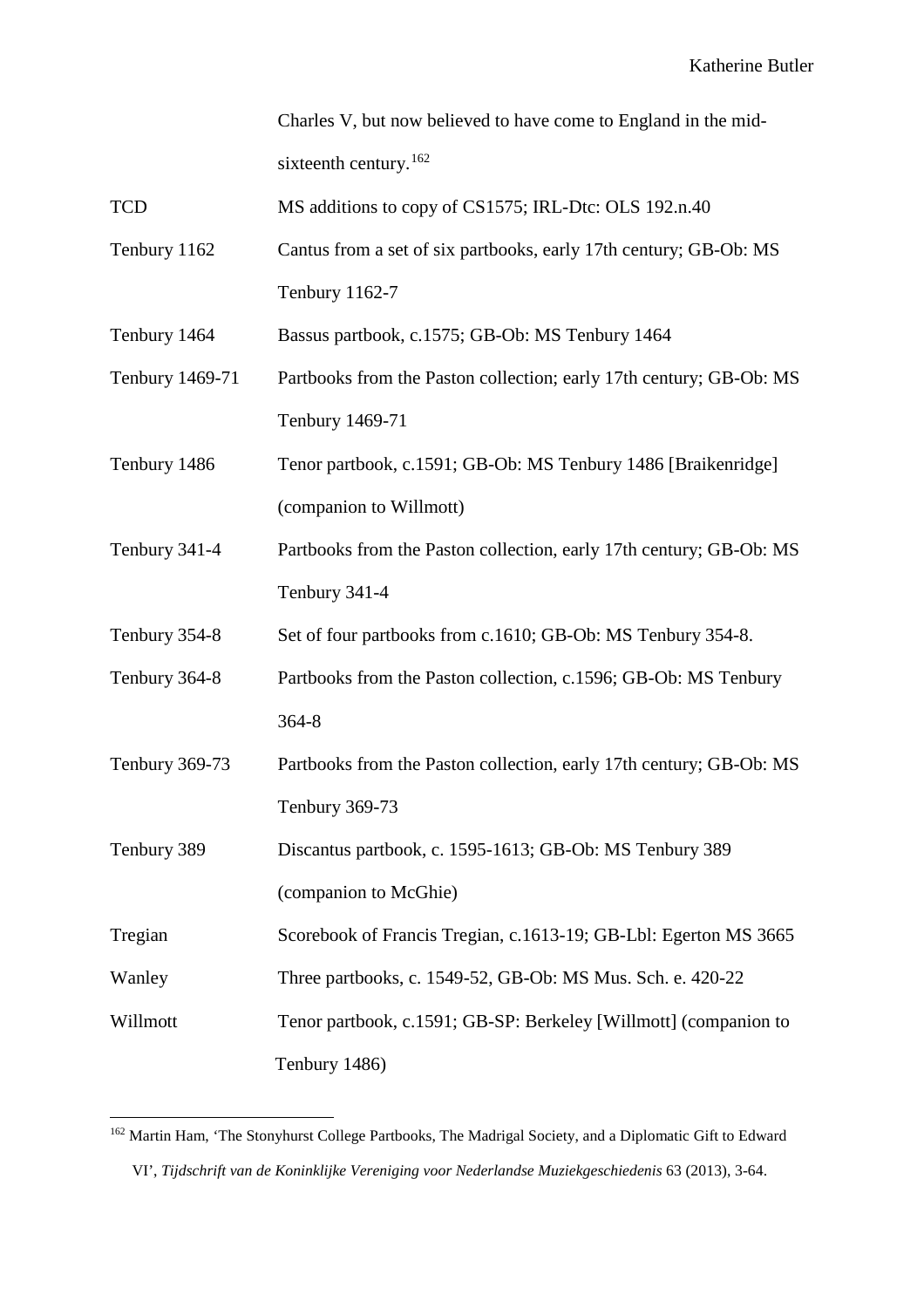| | |
|---|---|
| | Charles V, but now believed to have come to England in the mid-sixteenth century.[162] |
| TCD | MS additions to copy of CS1575; IRL-Dtc: OLS 192.n.40 |
| Tenbury 1162 | Cantus from a set of six partbooks, early 17th century; GB-Ob: MS Tenbury 1162-7 |
| Tenbury 1464 | Bassus partbook, c.1575; GB-Ob: MS Tenbury 1464 |
| Tenbury 1469-71 | Partbooks from the Paston collection; early 17th century; GB-Ob: MS Tenbury 1469-71 |
| Tenbury 1486 | Tenor partbook, c.1591; GB-Ob: MS Tenbury 1486 [Braikenridge] (companion to Willmott) |
| Tenbury 341-4 | Partbooks from the Paston collection, early 17th century; GB-Ob: MS Tenbury 341-4 |
| Tenbury 354-8 | Set of four partbooks from c.1610; GB-Ob: MS Tenbury 354-8. |
| Tenbury 364-8 | Partbooks from the Paston collection, c.1596; GB-Ob: MS Tenbury 364-8 |
| Tenbury 369-73 | Partbooks from the Paston collection, early 17th century; GB-Ob: MS Tenbury 369-73 |
| Tenbury 389 | Discantus partbook, c. 1595-1613; GB-Ob: MS Tenbury 389 (companion to McGhie) |
| Tregian | Scorebook of Francis Tregian, c.1613-19; GB-Lbl: Egerton MS 3665 |
| Wanley | Three partbooks, c. 1549-52, GB-Ob: MS Mus. Sch. e. 420-22 |
| Willmott | Tenor partbook, c.1591; GB-SP: Berkeley [Willmott] (companion to Tenbury 1486) |

[162] Martin Ham, 'The Stonyhurst College Partbooks, The Madrigal Society, and a Diplomatic Gift to Edward VI', *Tijdschrift van de Koninklijke Vereniging voor Nederlandse Muziekgeschiedenis* 63 (2013), 3-64.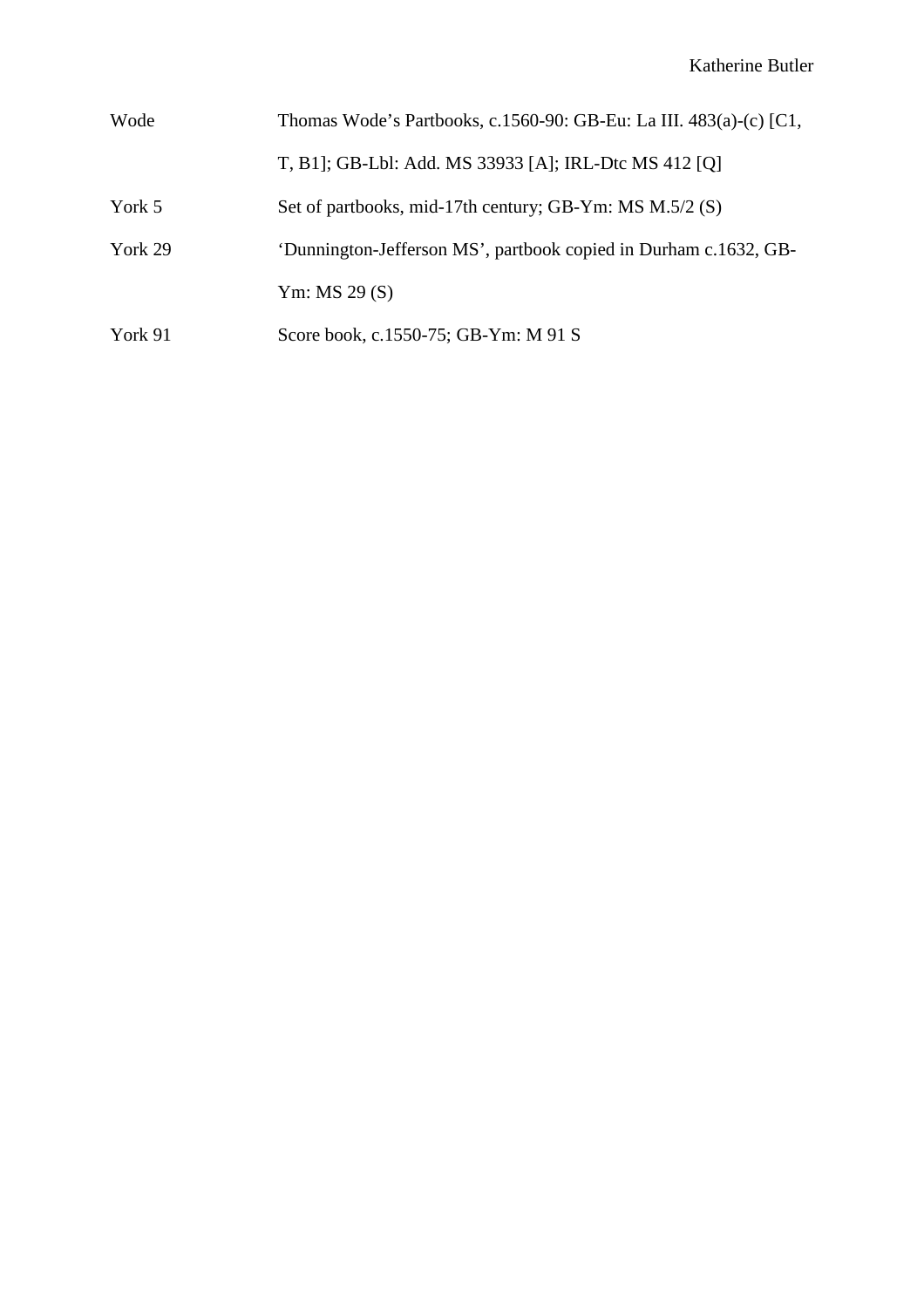| | |
|---|---|
| Wode | Thomas Wode’s Partbooks, c.1560-90: GB-Eu: La III. 483(a)-(c) [C1, T, B1]; GB-Lbl: Add. MS 33933 [A]; IRL-Dtc MS 412 [Q] |
| York 5 | Set of partbooks, mid-17th century; GB-Ym: MS M.5/2 (S) |
| York 29 | ‘Dunnington-Jefferson MS’, partbook copied in Durham c.1632, GB-Ym: MS 29 (S) |
| York 91 | Score book, c.1550-75; GB-Ym: M 91 S |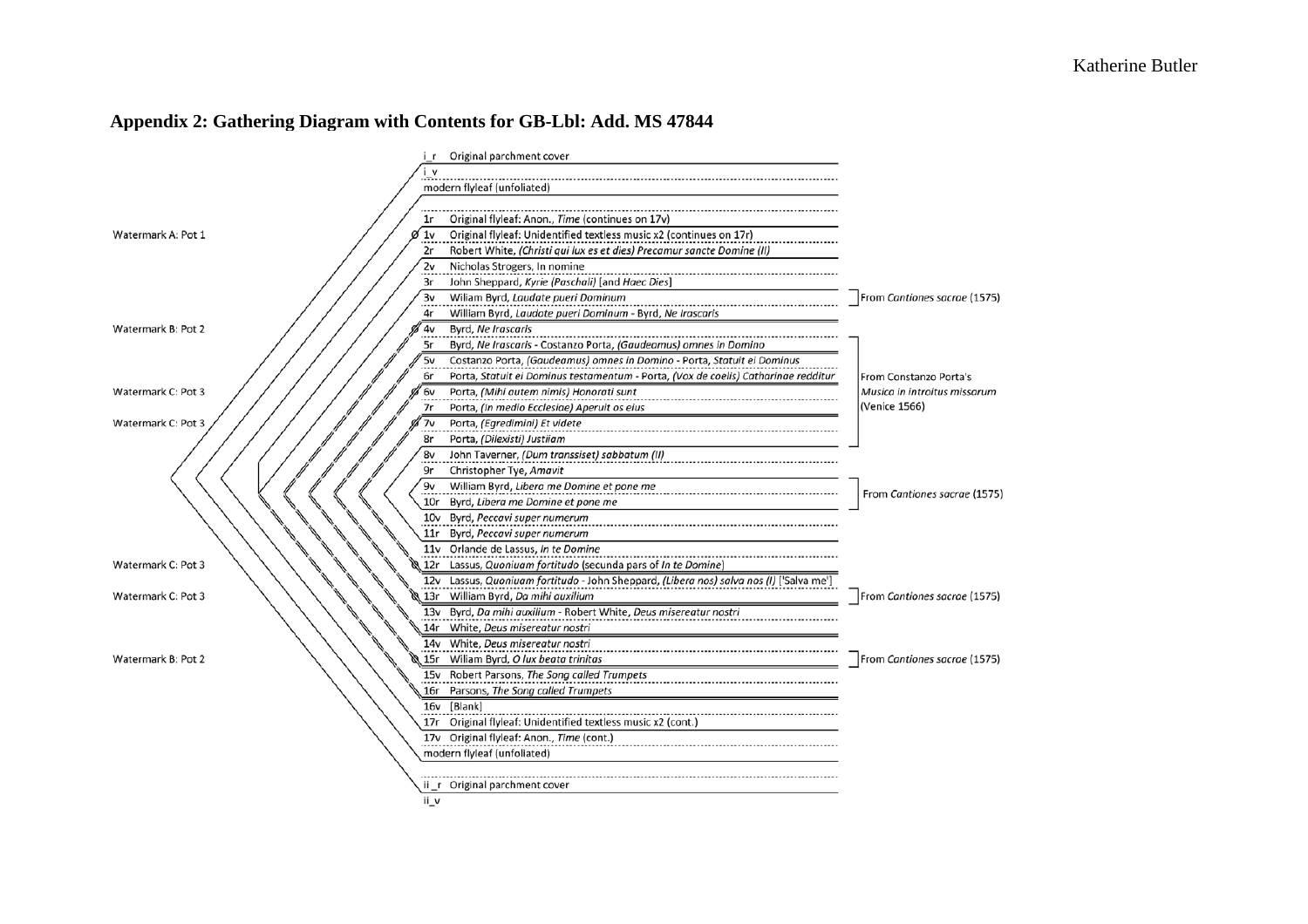## Appendix 2: Gathering Diagram with Contents for GB-Lbl: Add. MS 47844

i_r Original parchment cover

i_v

modern flyleaf (unfoliated)

1r Original flyleaf: Anon., *Time* (continues on 17v)

Watermark A: Pot 1

1v Original flyleaf: Unidentified textless music x2 (continues on 17r)

2r Robert White, *(Christi qui lux es et dies) Precamur sancte Domine (II)*

2v Nicholas Strogers, In nomine

3r John Sheppard, *Kyrie (Paschali)* [and *Haec Dies*]

3v Wiliam Byrd, *Laudate pueri Dominum* — From *Cantiones sacrae* (1575)

4r William Byrd, *Laudate pueri Dominum* - Byrd, *Ne irascaris*

Watermark B: Pot 2

4v Byrd, *Ne irascaris*

5r Byrd, *Ne irascaris* - Costanzo Porta, *(Gaudeamus) omnes in Domino*

5v Costanzo Porta, *(Gaudeamus) omnes in Domino* - Porta, *Statuit ei Dominus*

6r Porta, *Statuit ei Dominus testamentum* - Porta, *(Vox de coelis) Catharinae redditur*

Watermark C: Pot 3

6v Porta, *(Mihi autem nimis) Honorati sunt*

7r Porta, *(In medio Ecclesiae) Aperuit os eius*

Watermark C: Pot 3

7v Porta, *(Egredimini) Et videte*

8r Porta, *(Dilexisti) Justiiam*

(4v–8r: From Constanzo Porta's *Musica in introitus missarum* (Venice 1566))

8v John Taverner, *(Dum transsiset) sabbatum (II)*

9r Christopher Tye, *Amavit*

9v William Byrd, *Libera me Domine et pone me*

10r Byrd, *Libera me Domine et pone me*

(9v–10r: From *Cantiones sacrae* (1575))

10v Byrd, *Peccavi super numerum*

11r Byrd, *Peccavi super numerum*

11v Orlande de Lassus, *In te Domine*

Watermark C: Pot 3

12r Lassus, *Quoniam fortitudo* (secunda pars of *In te Domine*)

12v Lassus, *Quoniam fortitudo* - John Sheppard, *(Libera nos) salva nos (I)* ['Salva me']

Watermark C: Pot 3

13r William Byrd, *Da mihi auxilium* — From *Cantiones sacrae* (1575)

13v Byrd, *Da mihi auxilium* - Robert White, *Deus misereatur nostri*

14r White, *Deus misereatur nostri*

14v White, *Deus misereatur nostri*

Watermark B: Pot 2

15r Wiliam Byrd, *O lux beata trinitas* — From *Cantiones sacrae* (1575)

15v Robert Parsons, *The Song called Trumpets*

16r Parsons, *The Song called Trumpets*

16v [Blank]

17r Original flyleaf: Unidentified textless music x2 (cont.)

17v Original flyleaf: Anon., *Time* (cont.)

modern flyleaf (unfoliated)

ii_r Original parchment cover

ii_v